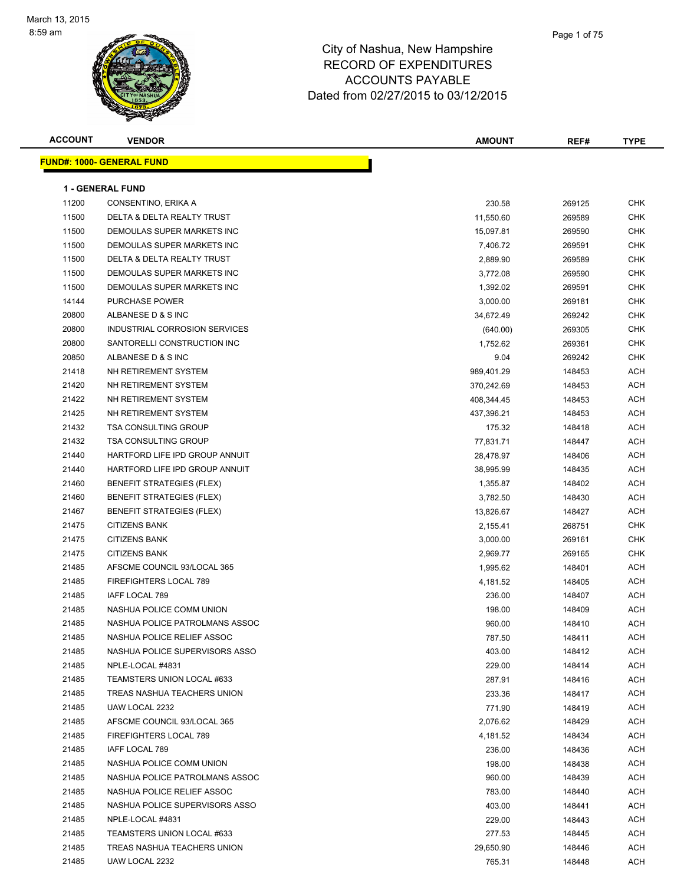March 13, 2015
8:59 am

# City of Nashua, New Hampshire
## RECORD OF EXPENDITURES
## ACCOUNTS PAYABLE
## Dated from 02/27/2015 to 03/12/2015

**FUND#: 1000- GENERAL FUND**

**1 - GENERAL FUND**

| ACCOUNT | VENDOR | AMOUNT | REF# | TYPE |
|---|---|---|---|---|
| 11200 | CONSENTINO, ERIKA A | 230.58 | 269125 | CHK |
| 11500 | DELTA & DELTA REALTY TRUST | 11,550.60 | 269589 | CHK |
| 11500 | DEMOULAS SUPER MARKETS INC | 15,097.81 | 269590 | CHK |
| 11500 | DEMOULAS SUPER MARKETS INC | 7,406.72 | 269591 | CHK |
| 11500 | DELTA & DELTA REALTY TRUST | 2,889.90 | 269589 | CHK |
| 11500 | DEMOULAS SUPER MARKETS INC | 3,772.08 | 269590 | CHK |
| 11500 | DEMOULAS SUPER MARKETS INC | 1,392.02 | 269591 | CHK |
| 14144 | PURCHASE POWER | 3,000.00 | 269181 | CHK |
| 20800 | ALBANESE D & S INC | 34,672.49 | 269242 | CHK |
| 20800 | INDUSTRIAL CORROSION SERVICES | (640.00) | 269305 | CHK |
| 20800 | SANTORELLI CONSTRUCTION INC | 1,752.62 | 269361 | CHK |
| 20850 | ALBANESE D & S INC | 9.04 | 269242 | CHK |
| 21418 | NH RETIREMENT SYSTEM | 989,401.29 | 148453 | ACH |
| 21420 | NH RETIREMENT SYSTEM | 370,242.69 | 148453 | ACH |
| 21422 | NH RETIREMENT SYSTEM | 408,344.45 | 148453 | ACH |
| 21425 | NH RETIREMENT SYSTEM | 437,396.21 | 148453 | ACH |
| 21432 | TSA CONSULTING GROUP | 175.32 | 148418 | ACH |
| 21432 | TSA CONSULTING GROUP | 77,831.71 | 148447 | ACH |
| 21440 | HARTFORD LIFE IPD GROUP ANNUIT | 28,478.97 | 148406 | ACH |
| 21440 | HARTFORD LIFE IPD GROUP ANNUIT | 38,995.99 | 148435 | ACH |
| 21460 | BENEFIT STRATEGIES (FLEX) | 1,355.87 | 148402 | ACH |
| 21460 | BENEFIT STRATEGIES (FLEX) | 3,782.50 | 148430 | ACH |
| 21467 | BENEFIT STRATEGIES (FLEX) | 13,826.67 | 148427 | ACH |
| 21475 | CITIZENS BANK | 2,155.41 | 268751 | CHK |
| 21475 | CITIZENS BANK | 3,000.00 | 269161 | CHK |
| 21475 | CITIZENS BANK | 2,969.77 | 269165 | CHK |
| 21485 | AFSCME COUNCIL 93/LOCAL 365 | 1,995.62 | 148401 | ACH |
| 21485 | FIREFIGHTERS LOCAL 789 | 4,181.52 | 148405 | ACH |
| 21485 | IAFF LOCAL 789 | 236.00 | 148407 | ACH |
| 21485 | NASHUA POLICE COMM UNION | 198.00 | 148409 | ACH |
| 21485 | NASHUA POLICE PATROLMANS ASSOC | 960.00 | 148410 | ACH |
| 21485 | NASHUA POLICE RELIEF ASSOC | 787.50 | 148411 | ACH |
| 21485 | NASHUA POLICE SUPERVISORS ASSO | 403.00 | 148412 | ACH |
| 21485 | NPLE-LOCAL #4831 | 229.00 | 148414 | ACH |
| 21485 | TEAMSTERS UNION LOCAL #633 | 287.91 | 148416 | ACH |
| 21485 | TREAS NASHUA TEACHERS UNION | 233.36 | 148417 | ACH |
| 21485 | UAW LOCAL 2232 | 771.90 | 148419 | ACH |
| 21485 | AFSCME COUNCIL 93/LOCAL 365 | 2,076.62 | 148429 | ACH |
| 21485 | FIREFIGHTERS LOCAL 789 | 4,181.52 | 148434 | ACH |
| 21485 | IAFF LOCAL 789 | 236.00 | 148436 | ACH |
| 21485 | NASHUA POLICE COMM UNION | 198.00 | 148438 | ACH |
| 21485 | NASHUA POLICE PATROLMANS ASSOC | 960.00 | 148439 | ACH |
| 21485 | NASHUA POLICE RELIEF ASSOC | 783.00 | 148440 | ACH |
| 21485 | NASHUA POLICE SUPERVISORS ASSO | 403.00 | 148441 | ACH |
| 21485 | NPLE-LOCAL #4831 | 229.00 | 148443 | ACH |
| 21485 | TEAMSTERS UNION LOCAL #633 | 277.53 | 148445 | ACH |
| 21485 | TREAS NASHUA TEACHERS UNION | 29,650.90 | 148446 | ACH |
| 21485 | UAW LOCAL 2232 | 765.31 | 148448 | ACH |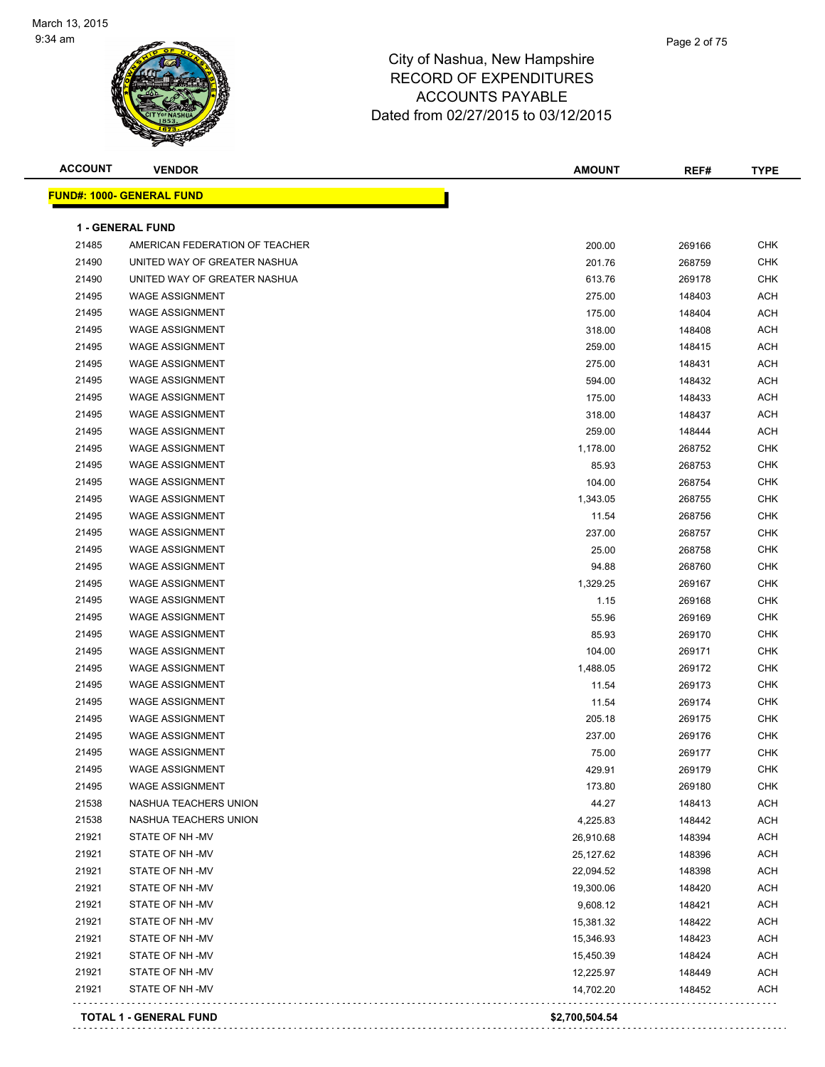# City of Nashua, New Hampshire
## RECORD OF EXPENDITURES
## ACCOUNTS PAYABLE
## Dated from 02/27/2015 to 03/12/2015

March 13, 2015
9:34 am

| ACCOUNT | VENDOR | AMOUNT | REF# | TYPE |
|---|---|---|---|---|
| **FUND#: 1000- GENERAL FUND** | | | | |
| **1 - GENERAL FUND** | | | | |
| 21485 | AMERICAN FEDERATION OF TEACHER | 200.00 | 269166 | CHK |
| 21490 | UNITED WAY OF GREATER NASHUA | 201.76 | 268759 | CHK |
| 21490 | UNITED WAY OF GREATER NASHUA | 613.76 | 269178 | CHK |
| 21495 | WAGE ASSIGNMENT | 275.00 | 148403 | ACH |
| 21495 | WAGE ASSIGNMENT | 175.00 | 148404 | ACH |
| 21495 | WAGE ASSIGNMENT | 318.00 | 148408 | ACH |
| 21495 | WAGE ASSIGNMENT | 259.00 | 148415 | ACH |
| 21495 | WAGE ASSIGNMENT | 275.00 | 148431 | ACH |
| 21495 | WAGE ASSIGNMENT | 594.00 | 148432 | ACH |
| 21495 | WAGE ASSIGNMENT | 175.00 | 148433 | ACH |
| 21495 | WAGE ASSIGNMENT | 318.00 | 148437 | ACH |
| 21495 | WAGE ASSIGNMENT | 259.00 | 148444 | ACH |
| 21495 | WAGE ASSIGNMENT | 1,178.00 | 268752 | CHK |
| 21495 | WAGE ASSIGNMENT | 85.93 | 268753 | CHK |
| 21495 | WAGE ASSIGNMENT | 104.00 | 268754 | CHK |
| 21495 | WAGE ASSIGNMENT | 1,343.05 | 268755 | CHK |
| 21495 | WAGE ASSIGNMENT | 11.54 | 268756 | CHK |
| 21495 | WAGE ASSIGNMENT | 237.00 | 268757 | CHK |
| 21495 | WAGE ASSIGNMENT | 25.00 | 268758 | CHK |
| 21495 | WAGE ASSIGNMENT | 94.88 | 268760 | CHK |
| 21495 | WAGE ASSIGNMENT | 1,329.25 | 269167 | CHK |
| 21495 | WAGE ASSIGNMENT | 1.15 | 269168 | CHK |
| 21495 | WAGE ASSIGNMENT | 55.96 | 269169 | CHK |
| 21495 | WAGE ASSIGNMENT | 85.93 | 269170 | CHK |
| 21495 | WAGE ASSIGNMENT | 104.00 | 269171 | CHK |
| 21495 | WAGE ASSIGNMENT | 1,488.05 | 269172 | CHK |
| 21495 | WAGE ASSIGNMENT | 11.54 | 269173 | CHK |
| 21495 | WAGE ASSIGNMENT | 11.54 | 269174 | CHK |
| 21495 | WAGE ASSIGNMENT | 205.18 | 269175 | CHK |
| 21495 | WAGE ASSIGNMENT | 237.00 | 269176 | CHK |
| 21495 | WAGE ASSIGNMENT | 75.00 | 269177 | CHK |
| 21495 | WAGE ASSIGNMENT | 429.91 | 269179 | CHK |
| 21495 | WAGE ASSIGNMENT | 173.80 | 269180 | CHK |
| 21538 | NASHUA TEACHERS UNION | 44.27 | 148413 | ACH |
| 21538 | NASHUA TEACHERS UNION | 4,225.83 | 148442 | ACH |
| 21921 | STATE OF NH -MV | 26,910.68 | 148394 | ACH |
| 21921 | STATE OF NH -MV | 25,127.62 | 148396 | ACH |
| 21921 | STATE OF NH -MV | 22,094.52 | 148398 | ACH |
| 21921 | STATE OF NH -MV | 19,300.06 | 148420 | ACH |
| 21921 | STATE OF NH -MV | 9,608.12 | 148421 | ACH |
| 21921 | STATE OF NH -MV | 15,381.32 | 148422 | ACH |
| 21921 | STATE OF NH -MV | 15,346.93 | 148423 | ACH |
| 21921 | STATE OF NH -MV | 15,450.39 | 148424 | ACH |
| 21921 | STATE OF NH -MV | 12,225.97 | 148449 | ACH |
| 21921 | STATE OF NH -MV | 14,702.20 | 148452 | ACH |
| **TOTAL 1 - GENERAL FUND** | | **$2,700,504.54** | | |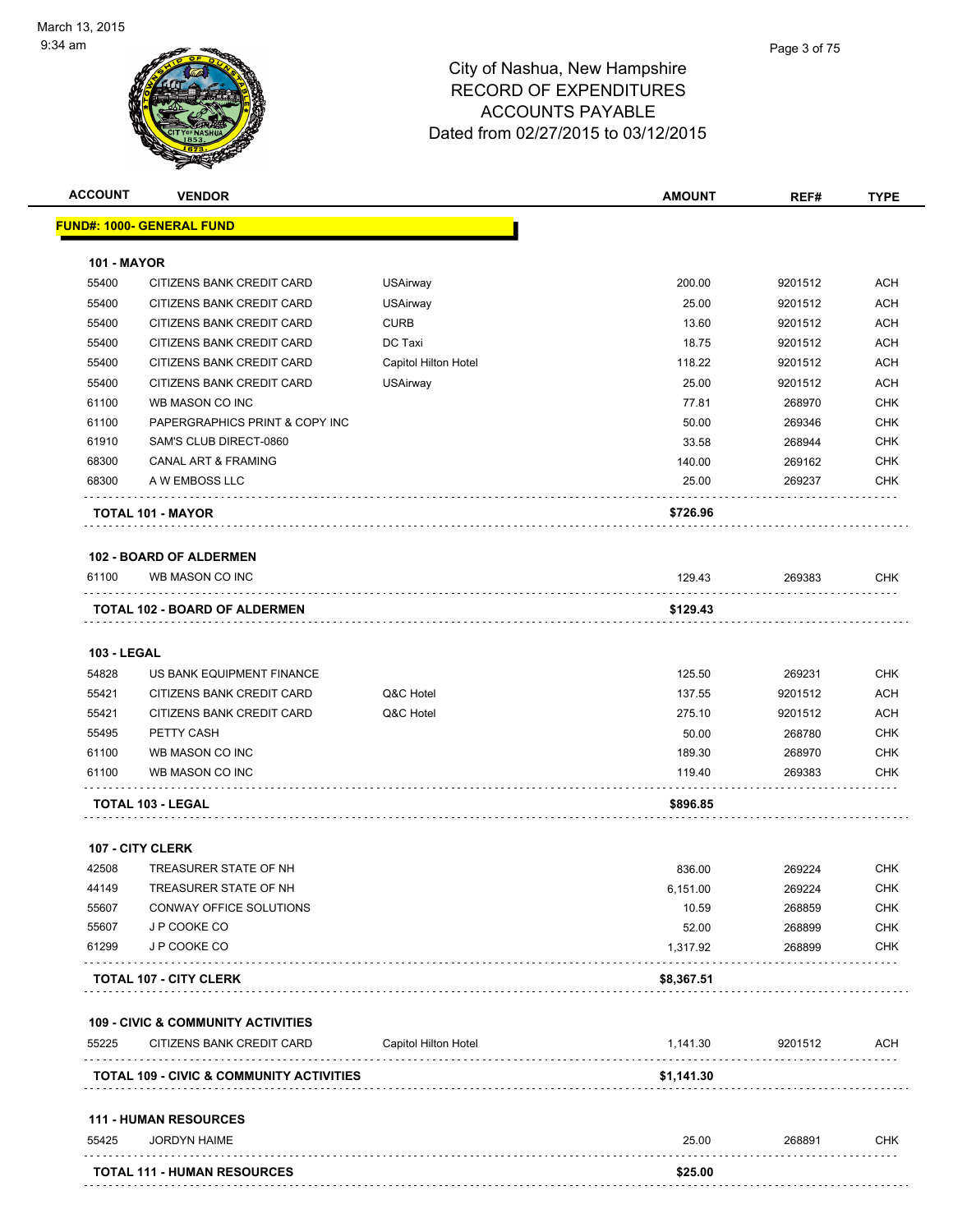March 13, 2015
9:34 am

# City of Nashua, New Hampshire
## RECORD OF EXPENDITURES
## ACCOUNTS PAYABLE
## Dated from 02/27/2015 to 03/12/2015

| ACCOUNT | VENDOR | | AMOUNT | REF# | TYPE |
|---|---|---|---|---|---|
| **FUND#: 1000- GENERAL FUND** | | | | | |
| **101 - MAYOR** | | | | | |
| 55400 | CITIZENS BANK CREDIT CARD | USAirway | 200.00 | 9201512 | ACH |
| 55400 | CITIZENS BANK CREDIT CARD | USAirway | 25.00 | 9201512 | ACH |
| 55400 | CITIZENS BANK CREDIT CARD | CURB | 13.60 | 9201512 | ACH |
| 55400 | CITIZENS BANK CREDIT CARD | DC Taxi | 18.75 | 9201512 | ACH |
| 55400 | CITIZENS BANK CREDIT CARD | Capitol Hilton Hotel | 118.22 | 9201512 | ACH |
| 55400 | CITIZENS BANK CREDIT CARD | USAirway | 25.00 | 9201512 | ACH |
| 61100 | WB MASON CO INC | | 77.81 | 268970 | CHK |
| 61100 | PAPERGRAPHICS PRINT & COPY INC | | 50.00 | 269346 | CHK |
| 61910 | SAM'S CLUB DIRECT-0860 | | 33.58 | 268944 | CHK |
| 68300 | CANAL ART & FRAMING | | 140.00 | 269162 | CHK |
| 68300 | A W EMBOSS LLC | | 25.00 | 269237 | CHK |
| **TOTAL 101 - MAYOR** | | | **$726.96** | | |
| **102 - BOARD OF ALDERMEN** | | | | | |
| 61100 | WB MASON CO INC | | 129.43 | 269383 | CHK |
| **TOTAL 102 - BOARD OF ALDERMEN** | | | **$129.43** | | |
| **103 - LEGAL** | | | | | |
| 54828 | US BANK EQUIPMENT FINANCE | | 125.50 | 269231 | CHK |
| 55421 | CITIZENS BANK CREDIT CARD | Q&C Hotel | 137.55 | 9201512 | ACH |
| 55421 | CITIZENS BANK CREDIT CARD | Q&C Hotel | 275.10 | 9201512 | ACH |
| 55495 | PETTY CASH | | 50.00 | 268780 | CHK |
| 61100 | WB MASON CO INC | | 189.30 | 268970 | CHK |
| 61100 | WB MASON CO INC | | 119.40 | 269383 | CHK |
| **TOTAL 103 - LEGAL** | | | **$896.85** | | |
| **107 - CITY CLERK** | | | | | |
| 42508 | TREASURER STATE OF NH | | 836.00 | 269224 | CHK |
| 44149 | TREASURER STATE OF NH | | 6,151.00 | 269224 | CHK |
| 55607 | CONWAY OFFICE SOLUTIONS | | 10.59 | 268859 | CHK |
| 55607 | J P COOKE CO | | 52.00 | 268899 | CHK |
| 61299 | J P COOKE CO | | 1,317.92 | 268899 | CHK |
| **TOTAL 107 - CITY CLERK** | | | **$8,367.51** | | |
| **109 - CIVIC & COMMUNITY ACTIVITIES** | | | | | |
| 55225 | CITIZENS BANK CREDIT CARD | Capitol Hilton Hotel | 1,141.30 | 9201512 | ACH |
| **TOTAL 109 - CIVIC & COMMUNITY ACTIVITIES** | | | **$1,141.30** | | |
| **111 - HUMAN RESOURCES** | | | | | |
| 55425 | JORDYN HAIME | | 25.00 | 268891 | CHK |
| **TOTAL 111 - HUMAN RESOURCES** | | | **$25.00** | | |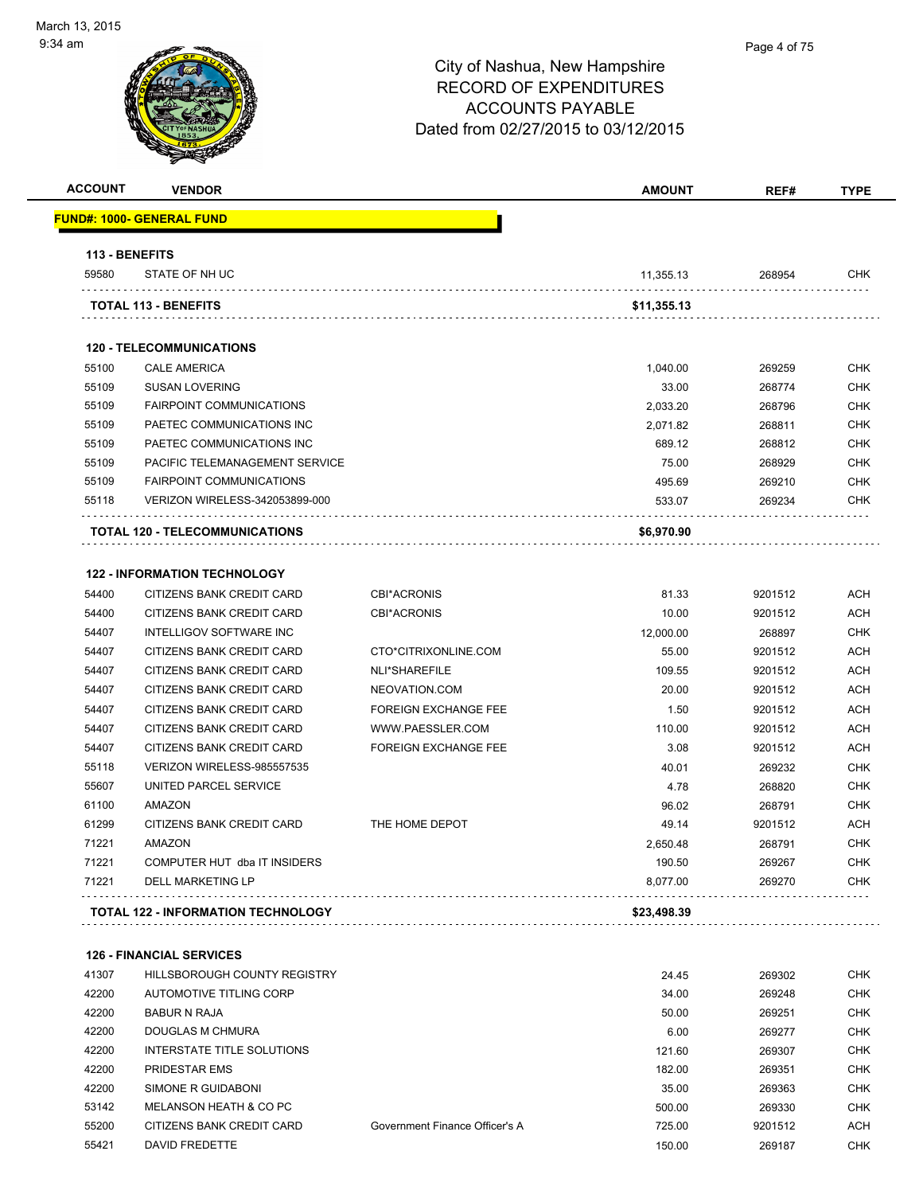March 13, 2015
9:34 am

# City of Nashua, New Hampshire
## RECORD OF EXPENDITURES
## ACCOUNTS PAYABLE
## Dated from 02/27/2015 to 03/12/2015

| ACCOUNT | VENDOR | | AMOUNT | REF# | TYPE |
|---|---|---|---|---|---|
| **FUND#: 1000- GENERAL FUND** | | | | | |
| **113 - BENEFITS** | | | | | |
| 59580 | STATE OF NH UC | | 11,355.13 | 268954 | CHK |
| | **TOTAL 113 - BENEFITS** | | **$11,355.13** | | |
| **120 - TELECOMMUNICATIONS** | | | | | |
| 55100 | CALE AMERICA | | 1,040.00 | 269259 | CHK |
| 55109 | SUSAN LOVERING | | 33.00 | 268774 | CHK |
| 55109 | FAIRPOINT COMMUNICATIONS | | 2,033.20 | 268796 | CHK |
| 55109 | PAETEC COMMUNICATIONS INC | | 2,071.82 | 268811 | CHK |
| 55109 | PAETEC COMMUNICATIONS INC | | 689.12 | 268812 | CHK |
| 55109 | PACIFIC TELEMANAGEMENT SERVICE | | 75.00 | 268929 | CHK |
| 55109 | FAIRPOINT COMMUNICATIONS | | 495.69 | 269210 | CHK |
| 55118 | VERIZON WIRELESS-342053899-000 | | 533.07 | 269234 | CHK |
| | **TOTAL 120 - TELECOMMUNICATIONS** | | **$6,970.90** | | |
| **122 - INFORMATION TECHNOLOGY** | | | | | |
| 54400 | CITIZENS BANK CREDIT CARD | CBI*ACRONIS | 81.33 | 9201512 | ACH |
| 54400 | CITIZENS BANK CREDIT CARD | CBI*ACRONIS | 10.00 | 9201512 | ACH |
| 54407 | INTELLIGOV SOFTWARE INC | | 12,000.00 | 268897 | CHK |
| 54407 | CITIZENS BANK CREDIT CARD | CTO*CITRIXONLINE.COM | 55.00 | 9201512 | ACH |
| 54407 | CITIZENS BANK CREDIT CARD | NLI*SHAREFILE | 109.55 | 9201512 | ACH |
| 54407 | CITIZENS BANK CREDIT CARD | NEOVATION.COM | 20.00 | 9201512 | ACH |
| 54407 | CITIZENS BANK CREDIT CARD | FOREIGN EXCHANGE FEE | 1.50 | 9201512 | ACH |
| 54407 | CITIZENS BANK CREDIT CARD | WWW.PAESSLER.COM | 110.00 | 9201512 | ACH |
| 54407 | CITIZENS BANK CREDIT CARD | FOREIGN EXCHANGE FEE | 3.08 | 9201512 | ACH |
| 55118 | VERIZON WIRELESS-985557535 | | 40.01 | 269232 | CHK |
| 55607 | UNITED PARCEL SERVICE | | 4.78 | 268820 | CHK |
| 61100 | AMAZON | | 96.02 | 268791 | CHK |
| 61299 | CITIZENS BANK CREDIT CARD | THE HOME DEPOT | 49.14 | 9201512 | ACH |
| 71221 | AMAZON | | 2,650.48 | 268791 | CHK |
| 71221 | COMPUTER HUT dba IT INSIDERS | | 190.50 | 269267 | CHK |
| 71221 | DELL MARKETING LP | | 8,077.00 | 269270 | CHK |
| | **TOTAL 122 - INFORMATION TECHNOLOGY** | | **$23,498.39** | | |
| **126 - FINANCIAL SERVICES** | | | | | |
| 41307 | HILLSBOROUGH COUNTY REGISTRY | | 24.45 | 269302 | CHK |
| 42200 | AUTOMOTIVE TITLING CORP | | 34.00 | 269248 | CHK |
| 42200 | BABUR N RAJA | | 50.00 | 269251 | CHK |
| 42200 | DOUGLAS M CHMURA | | 6.00 | 269277 | CHK |
| 42200 | INTERSTATE TITLE SOLUTIONS | | 121.60 | 269307 | CHK |
| 42200 | PRIDESTAR EMS | | 182.00 | 269351 | CHK |
| 42200 | SIMONE R GUIDABONI | | 35.00 | 269363 | CHK |
| 53142 | MELANSON HEATH & CO PC | | 500.00 | 269330 | CHK |
| 55200 | CITIZENS BANK CREDIT CARD | Government Finance Officer's A | 725.00 | 9201512 | ACH |
| 55421 | DAVID FREDETTE | | 150.00 | 269187 | CHK |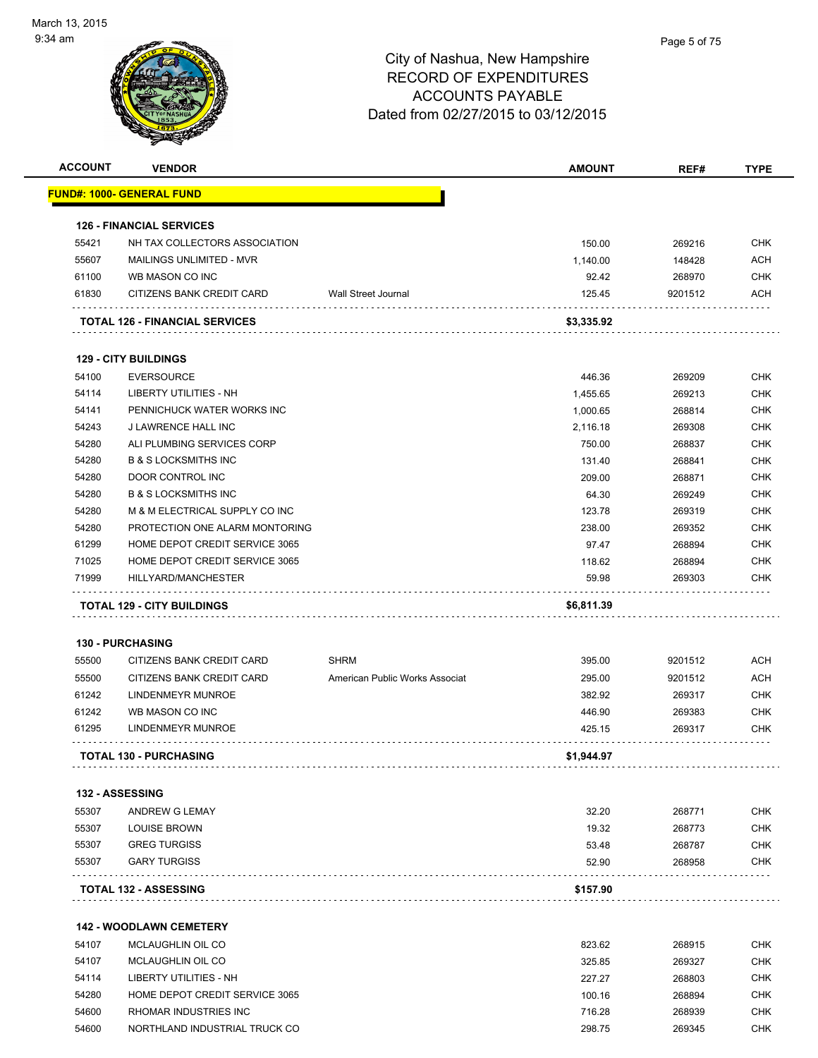March 13, 2015
9:34 am

# City of Nashua, New Hampshire
## RECORD OF EXPENDITURES
## ACCOUNTS PAYABLE
## Dated from 02/27/2015 to 03/12/2015

| ACCOUNT | VENDOR | | AMOUNT | REF# | TYPE |
|---|---|---|---|---|---|
| **FUND#: 1000- GENERAL FUND** | | | | | |
| **126 - FINANCIAL SERVICES** | | | | | |
| 55421 | NH TAX COLLECTORS ASSOCIATION | | 150.00 | 269216 | CHK |
| 55607 | MAILINGS UNLIMITED - MVR | | 1,140.00 | 148428 | ACH |
| 61100 | WB MASON CO INC | | 92.42 | 268970 | CHK |
| 61830 | CITIZENS BANK CREDIT CARD | Wall Street Journal | 125.45 | 9201512 | ACH |
| **TOTAL 126 - FINANCIAL SERVICES** | | | **$3,335.92** | | |
| **129 - CITY BUILDINGS** | | | | | |
| 54100 | EVERSOURCE | | 446.36 | 269209 | CHK |
| 54114 | LIBERTY UTILITIES - NH | | 1,455.65 | 269213 | CHK |
| 54141 | PENNICHUCK WATER WORKS INC | | 1,000.65 | 268814 | CHK |
| 54243 | J LAWRENCE HALL INC | | 2,116.18 | 269308 | CHK |
| 54280 | ALI PLUMBING SERVICES CORP | | 750.00 | 268837 | CHK |
| 54280 | B & S LOCKSMITHS INC | | 131.40 | 268841 | CHK |
| 54280 | DOOR CONTROL INC | | 209.00 | 268871 | CHK |
| 54280 | B & S LOCKSMITHS INC | | 64.30 | 269249 | CHK |
| 54280 | M & M ELECTRICAL SUPPLY CO INC | | 123.78 | 269319 | CHK |
| 54280 | PROTECTION ONE ALARM MONTORING | | 238.00 | 269352 | CHK |
| 61299 | HOME DEPOT CREDIT SERVICE 3065 | | 97.47 | 268894 | CHK |
| 71025 | HOME DEPOT CREDIT SERVICE 3065 | | 118.62 | 268894 | CHK |
| 71999 | HILLYARD/MANCHESTER | | 59.98 | 269303 | CHK |
| **TOTAL 129 - CITY BUILDINGS** | | | **$6,811.39** | | |
| **130 - PURCHASING** | | | | | |
| 55500 | CITIZENS BANK CREDIT CARD | SHRM | 395.00 | 9201512 | ACH |
| 55500 | CITIZENS BANK CREDIT CARD | American Public Works Associat | 295.00 | 9201512 | ACH |
| 61242 | LINDENMEYR MUNROE | | 382.92 | 269317 | CHK |
| 61242 | WB MASON CO INC | | 446.90 | 269383 | CHK |
| 61295 | LINDENMEYR MUNROE | | 425.15 | 269317 | CHK |
| **TOTAL 130 - PURCHASING** | | | **$1,944.97** | | |
| **132 - ASSESSING** | | | | | |
| 55307 | ANDREW G LEMAY | | 32.20 | 268771 | CHK |
| 55307 | LOUISE BROWN | | 19.32 | 268773 | CHK |
| 55307 | GREG TURGISS | | 53.48 | 268787 | CHK |
| 55307 | GARY TURGISS | | 52.90 | 268958 | CHK |
| **TOTAL 132 - ASSESSING** | | | **$157.90** | | |
| **142 - WOODLAWN CEMETERY** | | | | | |
| 54107 | MCLAUGHLIN OIL CO | | 823.62 | 268915 | CHK |
| 54107 | MCLAUGHLIN OIL CO | | 325.85 | 269327 | CHK |
| 54114 | LIBERTY UTILITIES - NH | | 227.27 | 268803 | CHK |
| 54280 | HOME DEPOT CREDIT SERVICE 3065 | | 100.16 | 268894 | CHK |
| 54600 | RHOMAR INDUSTRIES INC | | 716.28 | 268939 | CHK |
| 54600 | NORTHLAND INDUSTRIAL TRUCK CO | | 298.75 | 269345 | CHK |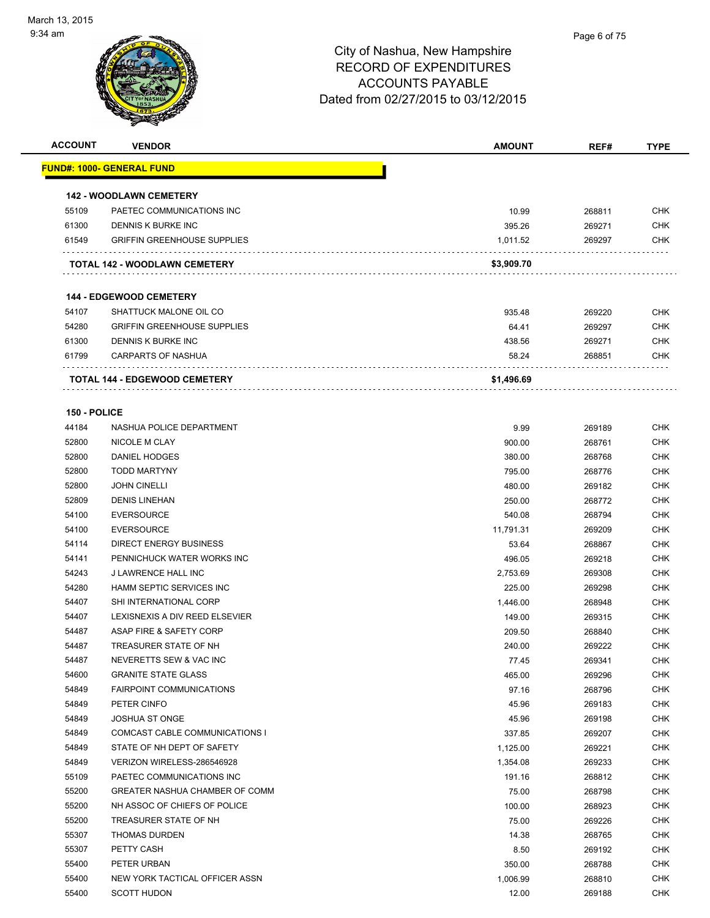City of Nashua, New Hampshire
RECORD OF EXPENDITURES
ACCOUNTS PAYABLE
Dated from 02/27/2015 to 03/12/2015

March 13, 2015
9:34 am

| ACCOUNT | VENDOR | AMOUNT | REF# | TYPE |
|---|---|---|---|---|
| **FUND#: 1000- GENERAL FUND** | | | | |
| **142 - WOODLAWN CEMETERY** | | | | |
| 55109 | PAETEC COMMUNICATIONS INC | 10.99 | 268811 | CHK |
| 61300 | DENNIS K BURKE INC | 395.26 | 269271 | CHK |
| 61549 | GRIFFIN GREENHOUSE SUPPLIES | 1,011.52 | 269297 | CHK |
| | **TOTAL 142 - WOODLAWN CEMETERY** | **$3,909.70** | | |
| **144 - EDGEWOOD CEMETERY** | | | | |
| 54107 | SHATTUCK MALONE OIL CO | 935.48 | 269220 | CHK |
| 54280 | GRIFFIN GREENHOUSE SUPPLIES | 64.41 | 269297 | CHK |
| 61300 | DENNIS K BURKE INC | 438.56 | 269271 | CHK |
| 61799 | CARPARTS OF NASHUA | 58.24 | 268851 | CHK |
| | **TOTAL 144 - EDGEWOOD CEMETERY** | **$1,496.69** | | |
| **150 - POLICE** | | | | |
| 44184 | NASHUA POLICE DEPARTMENT | 9.99 | 269189 | CHK |
| 52800 | NICOLE M CLAY | 900.00 | 268761 | CHK |
| 52800 | DANIEL HODGES | 380.00 | 268768 | CHK |
| 52800 | TODD MARTYNY | 795.00 | 268776 | CHK |
| 52800 | JOHN CINELLI | 480.00 | 269182 | CHK |
| 52809 | DENIS LINEHAN | 250.00 | 268772 | CHK |
| 54100 | EVERSOURCE | 540.08 | 268794 | CHK |
| 54100 | EVERSOURCE | 11,791.31 | 269209 | CHK |
| 54114 | DIRECT ENERGY BUSINESS | 53.64 | 268867 | CHK |
| 54141 | PENNICHUCK WATER WORKS INC | 496.05 | 269218 | CHK |
| 54243 | J LAWRENCE HALL INC | 2,753.69 | 269308 | CHK |
| 54280 | HAMM SEPTIC SERVICES INC | 225.00 | 269298 | CHK |
| 54407 | SHI INTERNATIONAL CORP | 1,446.00 | 268948 | CHK |
| 54407 | LEXISNEXIS A DIV REED ELSEVIER | 149.00 | 269315 | CHK |
| 54487 | ASAP FIRE & SAFETY CORP | 209.50 | 268840 | CHK |
| 54487 | TREASURER STATE OF NH | 240.00 | 269222 | CHK |
| 54487 | NEVERETTS SEW & VAC INC | 77.45 | 269341 | CHK |
| 54600 | GRANITE STATE GLASS | 465.00 | 269296 | CHK |
| 54849 | FAIRPOINT COMMUNICATIONS | 97.16 | 268796 | CHK |
| 54849 | PETER CINFO | 45.96 | 269183 | CHK |
| 54849 | JOSHUA ST ONGE | 45.96 | 269198 | CHK |
| 54849 | COMCAST CABLE COMMUNICATIONS I | 337.85 | 269207 | CHK |
| 54849 | STATE OF NH DEPT OF SAFETY | 1,125.00 | 269221 | CHK |
| 54849 | VERIZON WIRELESS-286546928 | 1,354.08 | 269233 | CHK |
| 55109 | PAETEC COMMUNICATIONS INC | 191.16 | 268812 | CHK |
| 55200 | GREATER NASHUA CHAMBER OF COMM | 75.00 | 268798 | CHK |
| 55200 | NH ASSOC OF CHIEFS OF POLICE | 100.00 | 268923 | CHK |
| 55200 | TREASURER STATE OF NH | 75.00 | 269226 | CHK |
| 55307 | THOMAS DURDEN | 14.38 | 268765 | CHK |
| 55307 | PETTY CASH | 8.50 | 269192 | CHK |
| 55400 | PETER URBAN | 350.00 | 268788 | CHK |
| 55400 | NEW YORK TACTICAL OFFICER ASSN | 1,006.99 | 268810 | CHK |
| 55400 | SCOTT HUDON | 12.00 | 269188 | CHK |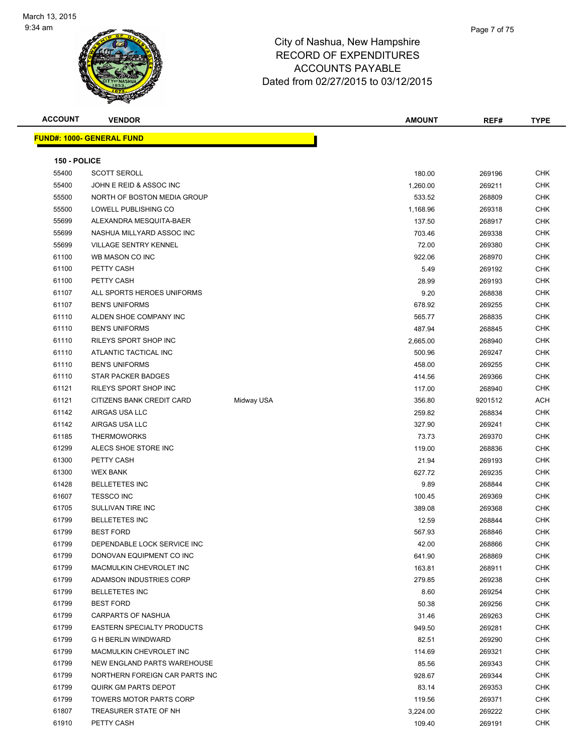March 13, 2015
9:34 am

# City of Nashua, New Hampshire
## RECORD OF EXPENDITURES
## ACCOUNTS PAYABLE
## Dated from 02/27/2015 to 03/12/2015

| ACCOUNT | VENDOR | | AMOUNT | REF# | TYPE |
|---|---|---|---|---|---|
| **FUND#: 1000- GENERAL FUND** | | | | | |
| **150 - POLICE** | | | | | |
| 55400 | SCOTT SEROLL | | 180.00 | 269196 | CHK |
| 55400 | JOHN E REID & ASSOC INC | | 1,260.00 | 269211 | CHK |
| 55500 | NORTH OF BOSTON MEDIA GROUP | | 533.52 | 268809 | CHK |
| 55500 | LOWELL PUBLISHING CO | | 1,168.96 | 269318 | CHK |
| 55699 | ALEXANDRA MESQUITA-BAER | | 137.50 | 268917 | CHK |
| 55699 | NASHUA MILLYARD ASSOC INC | | 703.46 | 269338 | CHK |
| 55699 | VILLAGE SENTRY KENNEL | | 72.00 | 269380 | CHK |
| 61100 | WB MASON CO INC | | 922.06 | 268970 | CHK |
| 61100 | PETTY CASH | | 5.49 | 269192 | CHK |
| 61100 | PETTY CASH | | 28.99 | 269193 | CHK |
| 61107 | ALL SPORTS HEROES UNIFORMS | | 9.20 | 268838 | CHK |
| 61107 | BEN'S UNIFORMS | | 678.92 | 269255 | CHK |
| 61110 | ALDEN SHOE COMPANY INC | | 565.77 | 268835 | CHK |
| 61110 | BEN'S UNIFORMS | | 487.94 | 268845 | CHK |
| 61110 | RILEYS SPORT SHOP INC | | 2,665.00 | 268940 | CHK |
| 61110 | ATLANTIC TACTICAL INC | | 500.96 | 269247 | CHK |
| 61110 | BEN'S UNIFORMS | | 458.00 | 269255 | CHK |
| 61110 | STAR PACKER BADGES | | 414.56 | 269366 | CHK |
| 61121 | RILEYS SPORT SHOP INC | | 117.00 | 268940 | CHK |
| 61121 | CITIZENS BANK CREDIT CARD | Midway USA | 356.80 | 9201512 | ACH |
| 61142 | AIRGAS USA LLC | | 259.82 | 268834 | CHK |
| 61142 | AIRGAS USA LLC | | 327.90 | 269241 | CHK |
| 61185 | THERMOWORKS | | 73.73 | 269370 | CHK |
| 61299 | ALECS SHOE STORE INC | | 119.00 | 268836 | CHK |
| 61300 | PETTY CASH | | 21.94 | 269193 | CHK |
| 61300 | WEX BANK | | 627.72 | 269235 | CHK |
| 61428 | BELLETETES INC | | 9.89 | 268844 | CHK |
| 61607 | TESSCO INC | | 100.45 | 269369 | CHK |
| 61705 | SULLIVAN TIRE INC | | 389.08 | 269368 | CHK |
| 61799 | BELLETETES INC | | 12.59 | 268844 | CHK |
| 61799 | BEST FORD | | 567.93 | 268846 | CHK |
| 61799 | DEPENDABLE LOCK SERVICE INC | | 42.00 | 268866 | CHK |
| 61799 | DONOVAN EQUIPMENT CO INC | | 641.90 | 268869 | CHK |
| 61799 | MACMULKIN CHEVROLET INC | | 163.81 | 268911 | CHK |
| 61799 | ADAMSON INDUSTRIES CORP | | 279.85 | 269238 | CHK |
| 61799 | BELLETETES INC | | 8.60 | 269254 | CHK |
| 61799 | BEST FORD | | 50.38 | 269256 | CHK |
| 61799 | CARPARTS OF NASHUA | | 31.46 | 269263 | CHK |
| 61799 | EASTERN SPECIALTY PRODUCTS | | 949.50 | 269281 | CHK |
| 61799 | G H BERLIN WINDWARD | | 82.51 | 269290 | CHK |
| 61799 | MACMULKIN CHEVROLET INC | | 114.69 | 269321 | CHK |
| 61799 | NEW ENGLAND PARTS WAREHOUSE | | 85.56 | 269343 | CHK |
| 61799 | NORTHERN FOREIGN CAR PARTS INC | | 928.67 | 269344 | CHK |
| 61799 | QUIRK GM PARTS DEPOT | | 83.14 | 269353 | CHK |
| 61799 | TOWERS MOTOR PARTS CORP | | 119.56 | 269371 | CHK |
| 61807 | TREASURER STATE OF NH | | 3,224.00 | 269222 | CHK |
| 61910 | PETTY CASH | | 109.40 | 269191 | CHK |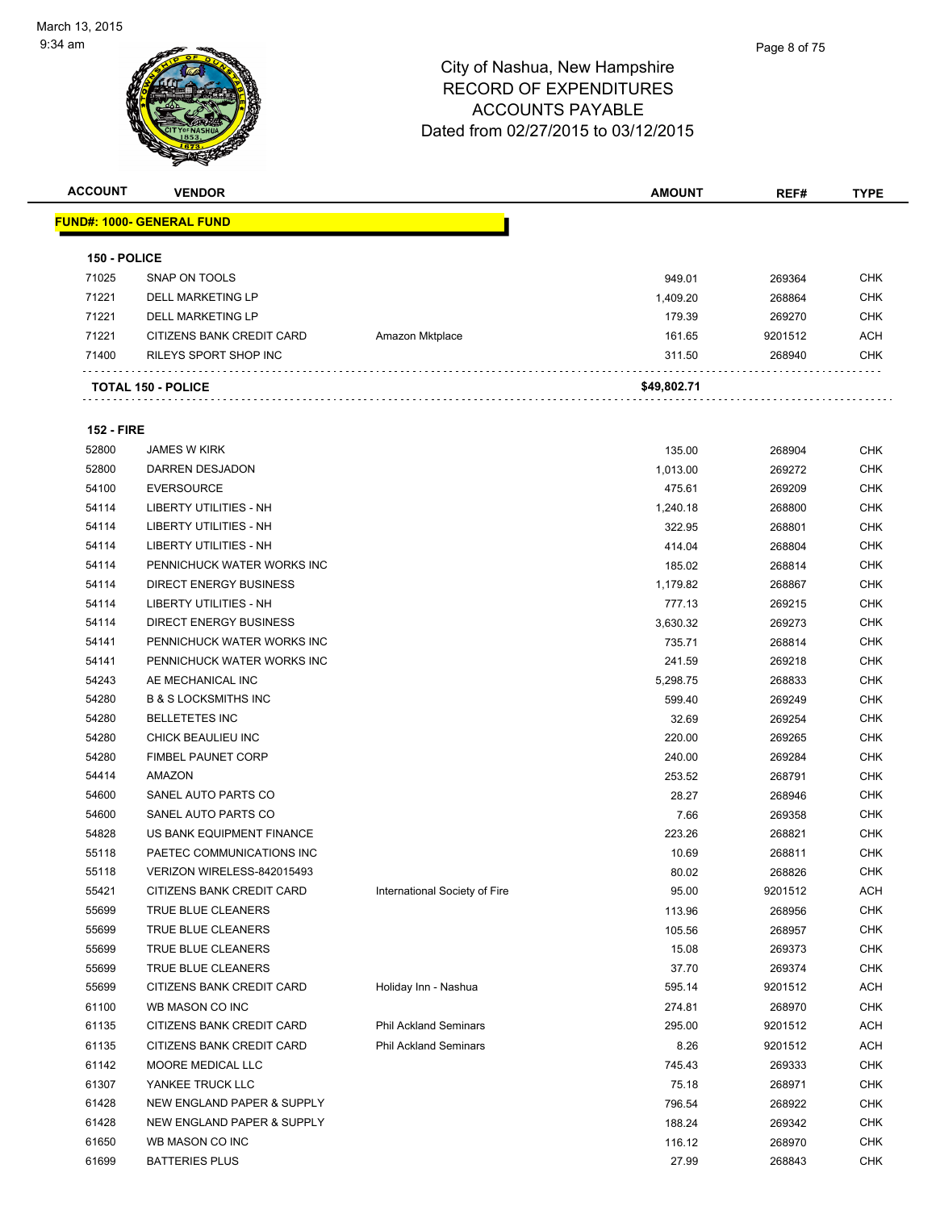# City of Nashua, New Hampshire
## RECORD OF EXPENDITURES
## ACCOUNTS PAYABLE
## Dated from 02/27/2015 to 03/12/2015

| ACCOUNT | VENDOR | | AMOUNT | REF# | TYPE |
|---|---|---|---|---|---|
| **FUND#: 1000- GENERAL FUND** | | | | | |
| **150 - POLICE** | | | | | |
| 71025 | SNAP ON TOOLS | | 949.01 | 269364 | CHK |
| 71221 | DELL MARKETING LP | | 1,409.20 | 268864 | CHK |
| 71221 | DELL MARKETING LP | | 179.39 | 269270 | CHK |
| 71221 | CITIZENS BANK CREDIT CARD | Amazon Mktplace | 161.65 | 9201512 | ACH |
| 71400 | RILEYS SPORT SHOP INC | | 311.50 | 268940 | CHK |
| **TOTAL 150 - POLICE** | | | **$49,802.71** | | |
| **152 - FIRE** | | | | | |
| 52800 | JAMES W KIRK | | 135.00 | 268904 | CHK |
| 52800 | DARREN DESJADON | | 1,013.00 | 269272 | CHK |
| 54100 | EVERSOURCE | | 475.61 | 269209 | CHK |
| 54114 | LIBERTY UTILITIES - NH | | 1,240.18 | 268800 | CHK |
| 54114 | LIBERTY UTILITIES - NH | | 322.95 | 268801 | CHK |
| 54114 | LIBERTY UTILITIES - NH | | 414.04 | 268804 | CHK |
| 54114 | PENNICHUCK WATER WORKS INC | | 185.02 | 268814 | CHK |
| 54114 | DIRECT ENERGY BUSINESS | | 1,179.82 | 268867 | CHK |
| 54114 | LIBERTY UTILITIES - NH | | 777.13 | 269215 | CHK |
| 54114 | DIRECT ENERGY BUSINESS | | 3,630.32 | 269273 | CHK |
| 54141 | PENNICHUCK WATER WORKS INC | | 735.71 | 268814 | CHK |
| 54141 | PENNICHUCK WATER WORKS INC | | 241.59 | 269218 | CHK |
| 54243 | AE MECHANICAL INC | | 5,298.75 | 268833 | CHK |
| 54280 | B & S LOCKSMITHS INC | | 599.40 | 269249 | CHK |
| 54280 | BELLETETES INC | | 32.69 | 269254 | CHK |
| 54280 | CHICK BEAULIEU INC | | 220.00 | 269265 | CHK |
| 54280 | FIMBEL PAUNET CORP | | 240.00 | 269284 | CHK |
| 54414 | AMAZON | | 253.52 | 268791 | CHK |
| 54600 | SANEL AUTO PARTS CO | | 28.27 | 268946 | CHK |
| 54600 | SANEL AUTO PARTS CO | | 7.66 | 269358 | CHK |
| 54828 | US BANK EQUIPMENT FINANCE | | 223.26 | 268821 | CHK |
| 55118 | PAETEC COMMUNICATIONS INC | | 10.69 | 268811 | CHK |
| 55118 | VERIZON WIRELESS-842015493 | | 80.02 | 268826 | CHK |
| 55421 | CITIZENS BANK CREDIT CARD | International Society of Fire | 95.00 | 9201512 | ACH |
| 55699 | TRUE BLUE CLEANERS | | 113.96 | 268956 | CHK |
| 55699 | TRUE BLUE CLEANERS | | 105.56 | 268957 | CHK |
| 55699 | TRUE BLUE CLEANERS | | 15.08 | 269373 | CHK |
| 55699 | TRUE BLUE CLEANERS | | 37.70 | 269374 | CHK |
| 55699 | CITIZENS BANK CREDIT CARD | Holiday Inn - Nashua | 595.14 | 9201512 | ACH |
| 61100 | WB MASON CO INC | | 274.81 | 268970 | CHK |
| 61135 | CITIZENS BANK CREDIT CARD | Phil Ackland Seminars | 295.00 | 9201512 | ACH |
| 61135 | CITIZENS BANK CREDIT CARD | Phil Ackland Seminars | 8.26 | 9201512 | ACH |
| 61142 | MOORE MEDICAL LLC | | 745.43 | 269333 | CHK |
| 61307 | YANKEE TRUCK LLC | | 75.18 | 268971 | CHK |
| 61428 | NEW ENGLAND PAPER & SUPPLY | | 796.54 | 268922 | CHK |
| 61428 | NEW ENGLAND PAPER & SUPPLY | | 188.24 | 269342 | CHK |
| 61650 | WB MASON CO INC | | 116.12 | 268970 | CHK |
| 61699 | BATTERIES PLUS | | 27.99 | 268843 | CHK |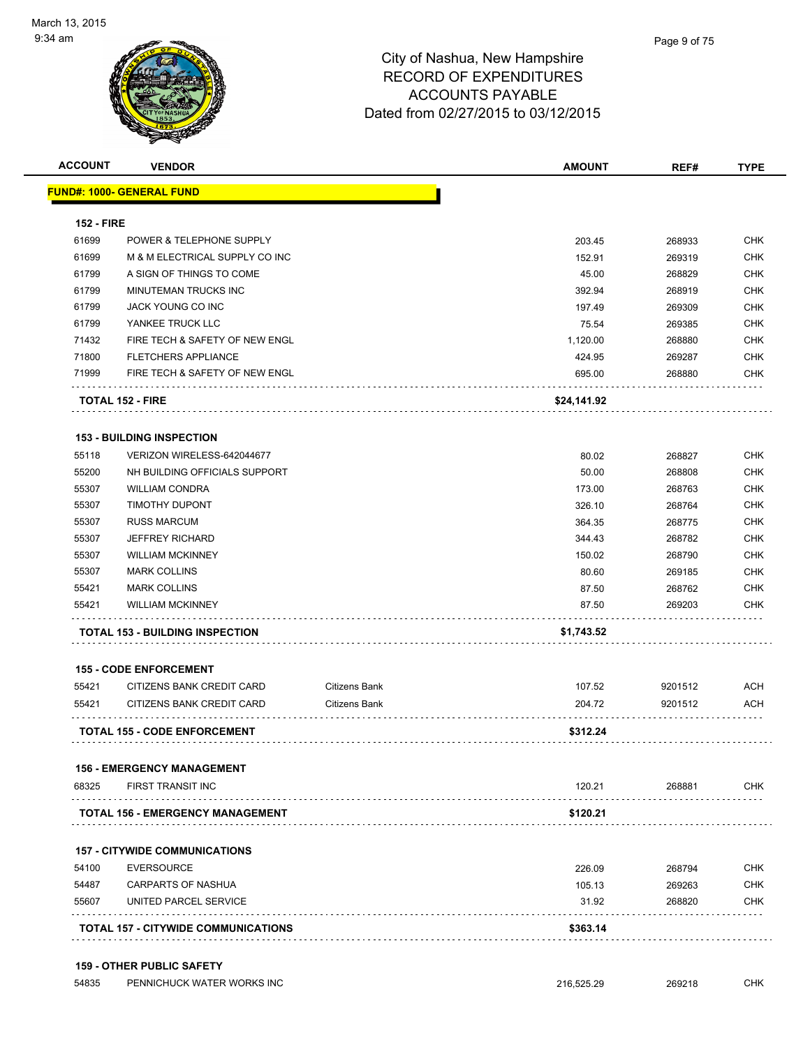# City of Nashua, New Hampshire
## RECORD OF EXPENDITURES
## ACCOUNTS PAYABLE
## Dated from 02/27/2015 to 03/12/2015

March 13, 2015
9:34 am

| ACCOUNT | VENDOR | | AMOUNT | REF# | TYPE |
|---|---|---|---|---|---|
| **FUND#: 1000- GENERAL FUND** | | | | | |
| **152 - FIRE** | | | | | |
| 61699 | POWER & TELEPHONE SUPPLY | | 203.45 | 268933 | CHK |
| 61699 | M & M ELECTRICAL SUPPLY CO INC | | 152.91 | 269319 | CHK |
| 61799 | A SIGN OF THINGS TO COME | | 45.00 | 268829 | CHK |
| 61799 | MINUTEMAN TRUCKS INC | | 392.94 | 268919 | CHK |
| 61799 | JACK YOUNG CO INC | | 197.49 | 269309 | CHK |
| 61799 | YANKEE TRUCK LLC | | 75.54 | 269385 | CHK |
| 71432 | FIRE TECH & SAFETY OF NEW ENGL | | 1,120.00 | 268880 | CHK |
| 71800 | FLETCHERS APPLIANCE | | 424.95 | 269287 | CHK |
| 71999 | FIRE TECH & SAFETY OF NEW ENGL | | 695.00 | 268880 | CHK |
| **TOTAL 152 - FIRE** | | | **$24,141.92** | | |
| **153 - BUILDING INSPECTION** | | | | | |
| 55118 | VERIZON WIRELESS-642044677 | | 80.02 | 268827 | CHK |
| 55200 | NH BUILDING OFFICIALS SUPPORT | | 50.00 | 268808 | CHK |
| 55307 | WILLIAM CONDRA | | 173.00 | 268763 | CHK |
| 55307 | TIMOTHY DUPONT | | 326.10 | 268764 | CHK |
| 55307 | RUSS MARCUM | | 364.35 | 268775 | CHK |
| 55307 | JEFFREY RICHARD | | 344.43 | 268782 | CHK |
| 55307 | WILLIAM MCKINNEY | | 150.02 | 268790 | CHK |
| 55307 | MARK COLLINS | | 80.60 | 269185 | CHK |
| 55421 | MARK COLLINS | | 87.50 | 268762 | CHK |
| 55421 | WILLIAM MCKINNEY | | 87.50 | 269203 | CHK |
| **TOTAL 153 - BUILDING INSPECTION** | | | **$1,743.52** | | |
| **155 - CODE ENFORCEMENT** | | | | | |
| 55421 | CITIZENS BANK CREDIT CARD | Citizens Bank | 107.52 | 9201512 | ACH |
| 55421 | CITIZENS BANK CREDIT CARD | Citizens Bank | 204.72 | 9201512 | ACH |
| **TOTAL 155 - CODE ENFORCEMENT** | | | **$312.24** | | |
| **156 - EMERGENCY MANAGEMENT** | | | | | |
| 68325 | FIRST TRANSIT INC | | 120.21 | 268881 | CHK |
| **TOTAL 156 - EMERGENCY MANAGEMENT** | | | **$120.21** | | |
| **157 - CITYWIDE COMMUNICATIONS** | | | | | |
| 54100 | EVERSOURCE | | 226.09 | 268794 | CHK |
| 54487 | CARPARTS OF NASHUA | | 105.13 | 269263 | CHK |
| 55607 | UNITED PARCEL SERVICE | | 31.92 | 268820 | CHK |
| **TOTAL 157 - CITYWIDE COMMUNICATIONS** | | | **$363.14** | | |
| **159 - OTHER PUBLIC SAFETY** | | | | | |
| 54835 | PENNICHUCK WATER WORKS INC | | 216,525.29 | 269218 | CHK |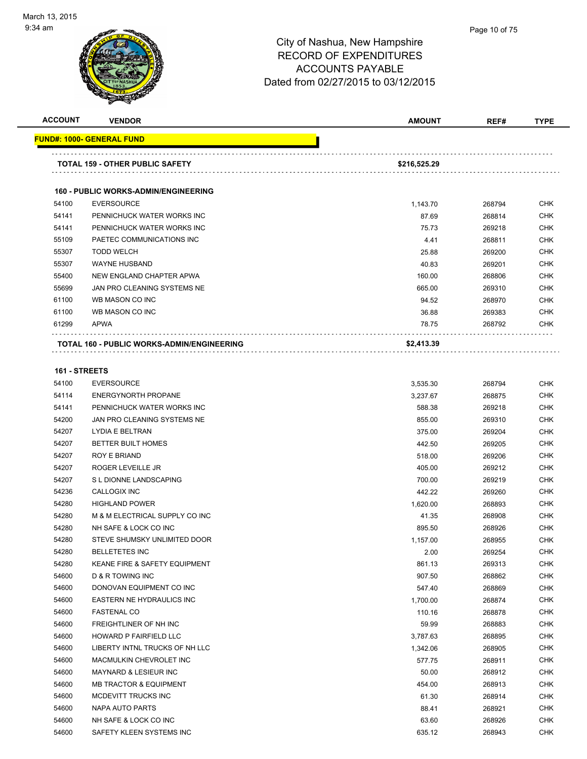City of Nashua, New Hampshire
RECORD OF EXPENDITURES
ACCOUNTS PAYABLE
Dated from 02/27/2015 to 03/12/2015

| ACCOUNT | VENDOR | AMOUNT | REF# | TYPE |
|---|---|---|---|---|
| **FUND#: 1000- GENERAL FUND** | | | | |
| **TOTAL 159 - OTHER PUBLIC SAFETY** | | **$216,525.29** | | |
| **160 - PUBLIC WORKS-ADMIN/ENGINEERING** | | | | |
| 54100 | EVERSOURCE | 1,143.70 | 268794 | CHK |
| 54141 | PENNICHUCK WATER WORKS INC | 87.69 | 268814 | CHK |
| 54141 | PENNICHUCK WATER WORKS INC | 75.73 | 269218 | CHK |
| 55109 | PAETEC COMMUNICATIONS INC | 4.41 | 268811 | CHK |
| 55307 | TODD WELCH | 25.88 | 269200 | CHK |
| 55307 | WAYNE HUSBAND | 40.83 | 269201 | CHK |
| 55400 | NEW ENGLAND CHAPTER APWA | 160.00 | 268806 | CHK |
| 55699 | JAN PRO CLEANING SYSTEMS NE | 665.00 | 269310 | CHK |
| 61100 | WB MASON CO INC | 94.52 | 268970 | CHK |
| 61100 | WB MASON CO INC | 36.88 | 269383 | CHK |
| 61299 | APWA | 78.75 | 268792 | CHK |
| **TOTAL 160 - PUBLIC WORKS-ADMIN/ENGINEERING** | | **$2,413.39** | | |
| **161 - STREETS** | | | | |
| 54100 | EVERSOURCE | 3,535.30 | 268794 | CHK |
| 54114 | ENERGYNORTH PROPANE | 3,237.67 | 268875 | CHK |
| 54141 | PENNICHUCK WATER WORKS INC | 588.38 | 269218 | CHK |
| 54200 | JAN PRO CLEANING SYSTEMS NE | 855.00 | 269310 | CHK |
| 54207 | LYDIA E BELTRAN | 375.00 | 269204 | CHK |
| 54207 | BETTER BUILT HOMES | 442.50 | 269205 | CHK |
| 54207 | ROY E BRIAND | 518.00 | 269206 | CHK |
| 54207 | ROGER LEVEILLE JR | 405.00 | 269212 | CHK |
| 54207 | S L DIONNE LANDSCAPING | 700.00 | 269219 | CHK |
| 54236 | CALLOGIX INC | 442.22 | 269260 | CHK |
| 54280 | HIGHLAND POWER | 1,620.00 | 268893 | CHK |
| 54280 | M & M ELECTRICAL SUPPLY CO INC | 41.35 | 268908 | CHK |
| 54280 | NH SAFE & LOCK CO INC | 895.50 | 268926 | CHK |
| 54280 | STEVE SHUMSKY UNLIMITED DOOR | 1,157.00 | 268955 | CHK |
| 54280 | BELLETETES INC | 2.00 | 269254 | CHK |
| 54280 | KEANE FIRE & SAFETY EQUIPMENT | 861.13 | 269313 | CHK |
| 54600 | D & R TOWING INC | 907.50 | 268862 | CHK |
| 54600 | DONOVAN EQUIPMENT CO INC | 547.40 | 268869 | CHK |
| 54600 | EASTERN NE HYDRAULICS INC | 1,700.00 | 268874 | CHK |
| 54600 | FASTENAL CO | 110.16 | 268878 | CHK |
| 54600 | FREIGHTLINER OF NH INC | 59.99 | 268883 | CHK |
| 54600 | HOWARD P FAIRFIELD LLC | 3,787.63 | 268895 | CHK |
| 54600 | LIBERTY INTNL TRUCKS OF NH LLC | 1,342.06 | 268905 | CHK |
| 54600 | MACMULKIN CHEVROLET INC | 577.75 | 268911 | CHK |
| 54600 | MAYNARD & LESIEUR INC | 50.00 | 268912 | CHK |
| 54600 | MB TRACTOR & EQUIPMENT | 454.00 | 268913 | CHK |
| 54600 | MCDEVITT TRUCKS INC | 61.30 | 268914 | CHK |
| 54600 | NAPA AUTO PARTS | 88.41 | 268921 | CHK |
| 54600 | NH SAFE & LOCK CO INC | 63.60 | 268926 | CHK |
| 54600 | SAFETY KLEEN SYSTEMS INC | 635.12 | 268943 | CHK |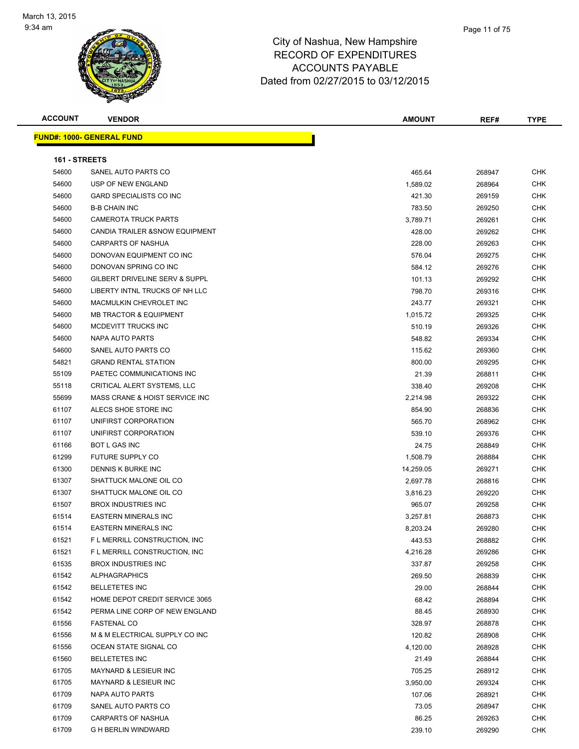City of Nashua, New Hampshire
RECORD OF EXPENDITURES
ACCOUNTS PAYABLE
Dated from 02/27/2015 to 03/12/2015

March 13, 2015
9:34 am

| ACCOUNT | VENDOR | AMOUNT | REF# | TYPE |
|---|---|---|---|---|

**FUND#: 1000- GENERAL FUND**

**161 - STREETS**

| ACCOUNT | VENDOR | AMOUNT | REF# | TYPE |
|---|---|---|---|---|
| 54600 | SANEL AUTO PARTS CO | 465.64 | 268947 | CHK |
| 54600 | USP OF NEW ENGLAND | 1,589.02 | 268964 | CHK |
| 54600 | GARD SPECIALISTS CO INC | 421.30 | 269159 | CHK |
| 54600 | B-B CHAIN INC | 783.50 | 269250 | CHK |
| 54600 | CAMEROTA TRUCK PARTS | 3,789.71 | 269261 | CHK |
| 54600 | CANDIA TRAILER &SNOW EQUIPMENT | 428.00 | 269262 | CHK |
| 54600 | CARPARTS OF NASHUA | 228.00 | 269263 | CHK |
| 54600 | DONOVAN EQUIPMENT CO INC | 576.04 | 269275 | CHK |
| 54600 | DONOVAN SPRING CO INC | 584.12 | 269276 | CHK |
| 54600 | GILBERT DRIVELINE SERV & SUPPL | 101.13 | 269292 | CHK |
| 54600 | LIBERTY INTNL TRUCKS OF NH LLC | 798.70 | 269316 | CHK |
| 54600 | MACMULKIN CHEVROLET INC | 243.77 | 269321 | CHK |
| 54600 | MB TRACTOR & EQUIPMENT | 1,015.72 | 269325 | CHK |
| 54600 | MCDEVITT TRUCKS INC | 510.19 | 269326 | CHK |
| 54600 | NAPA AUTO PARTS | 548.82 | 269334 | CHK |
| 54600 | SANEL AUTO PARTS CO | 115.62 | 269360 | CHK |
| 54821 | GRAND RENTAL STATION | 800.00 | 269295 | CHK |
| 55109 | PAETEC COMMUNICATIONS INC | 21.39 | 268811 | CHK |
| 55118 | CRITICAL ALERT SYSTEMS, LLC | 338.40 | 269208 | CHK |
| 55699 | MASS CRANE & HOIST SERVICE INC | 2,214.98 | 269322 | CHK |
| 61107 | ALECS SHOE STORE INC | 854.90 | 268836 | CHK |
| 61107 | UNIFIRST CORPORATION | 565.70 | 268962 | CHK |
| 61107 | UNIFIRST CORPORATION | 539.10 | 269376 | CHK |
| 61166 | BOT L GAS INC | 24.75 | 268849 | CHK |
| 61299 | FUTURE SUPPLY CO | 1,508.79 | 268884 | CHK |
| 61300 | DENNIS K BURKE INC | 14,259.05 | 269271 | CHK |
| 61307 | SHATTUCK MALONE OIL CO | 2,697.78 | 268816 | CHK |
| 61307 | SHATTUCK MALONE OIL CO | 3,816.23 | 269220 | CHK |
| 61507 | BROX INDUSTRIES INC | 965.07 | 269258 | CHK |
| 61514 | EASTERN MINERALS INC | 3,257.81 | 268873 | CHK |
| 61514 | EASTERN MINERALS INC | 8,203.24 | 269280 | CHK |
| 61521 | F L MERRILL CONSTRUCTION, INC | 443.53 | 268882 | CHK |
| 61521 | F L MERRILL CONSTRUCTION, INC | 4,216.28 | 269286 | CHK |
| 61535 | BROX INDUSTRIES INC | 337.87 | 269258 | CHK |
| 61542 | ALPHAGRAPHICS | 269.50 | 268839 | CHK |
| 61542 | BELLETETES INC | 29.00 | 268844 | CHK |
| 61542 | HOME DEPOT CREDIT SERVICE 3065 | 68.42 | 268894 | CHK |
| 61542 | PERMA LINE CORP OF NEW ENGLAND | 88.45 | 268930 | CHK |
| 61556 | FASTENAL CO | 328.97 | 268878 | CHK |
| 61556 | M & M ELECTRICAL SUPPLY CO INC | 120.82 | 268908 | CHK |
| 61556 | OCEAN STATE SIGNAL CO | 4,120.00 | 268928 | CHK |
| 61560 | BELLETETES INC | 21.49 | 268844 | CHK |
| 61705 | MAYNARD & LESIEUR INC | 705.25 | 268912 | CHK |
| 61705 | MAYNARD & LESIEUR INC | 3,950.00 | 269324 | CHK |
| 61709 | NAPA AUTO PARTS | 107.06 | 268921 | CHK |
| 61709 | SANEL AUTO PARTS CO | 73.05 | 268947 | CHK |
| 61709 | CARPARTS OF NASHUA | 86.25 | 269263 | CHK |
| 61709 | G H BERLIN WINDWARD | 239.10 | 269290 | CHK |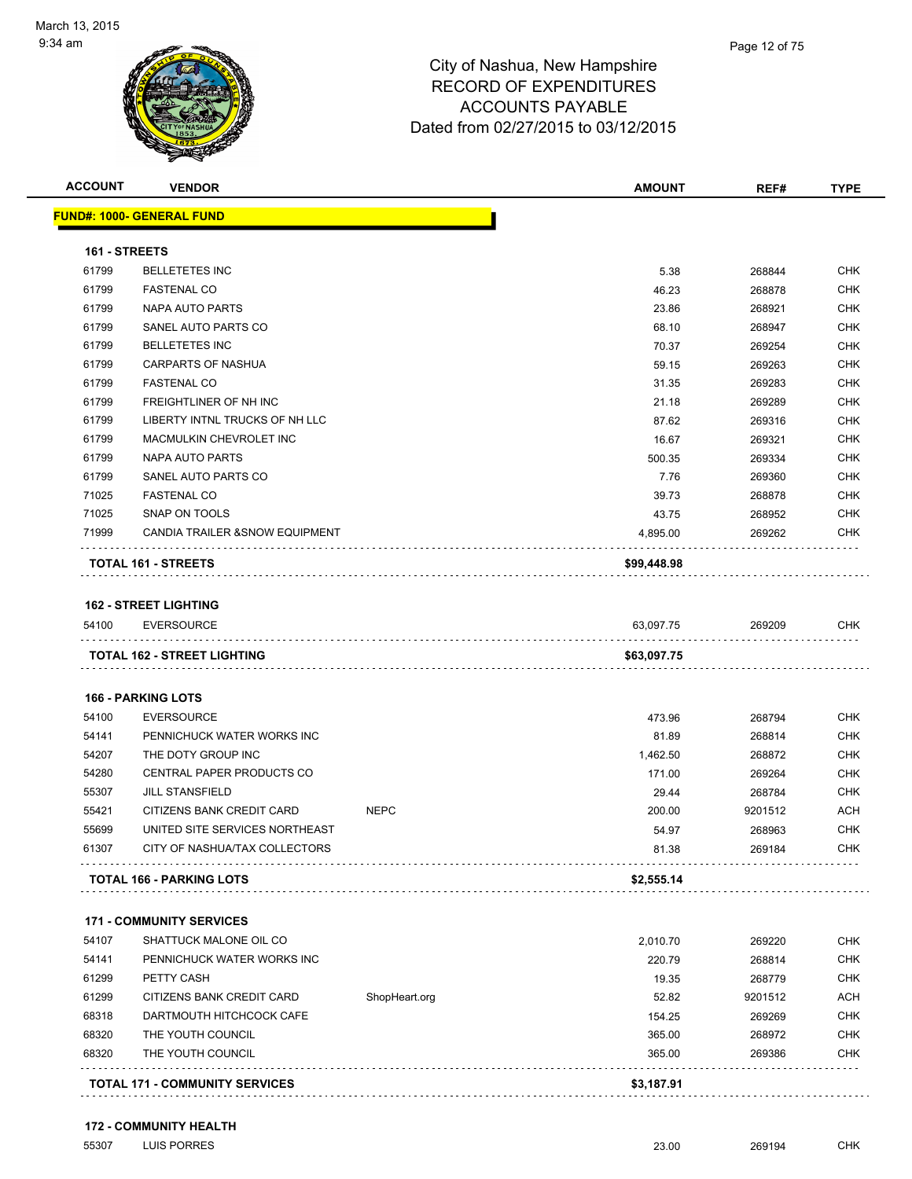# City of Nashua, New Hampshire
## RECORD OF EXPENDITURES
## ACCOUNTS PAYABLE
## Dated from 02/27/2015 to 03/12/2015

March 13, 2015
9:34 am

| ACCOUNT | VENDOR | | AMOUNT | REF# | TYPE |
|---|---|---|---|---|---|
| **FUND#: 1000- GENERAL FUND** | | | | | |
| **161 - STREETS** | | | | | |
| 61799 | BELLETETES INC | | 5.38 | 268844 | CHK |
| 61799 | FASTENAL CO | | 46.23 | 268878 | CHK |
| 61799 | NAPA AUTO PARTS | | 23.86 | 268921 | CHK |
| 61799 | SANEL AUTO PARTS CO | | 68.10 | 268947 | CHK |
| 61799 | BELLETETES INC | | 70.37 | 269254 | CHK |
| 61799 | CARPARTS OF NASHUA | | 59.15 | 269263 | CHK |
| 61799 | FASTENAL CO | | 31.35 | 269283 | CHK |
| 61799 | FREIGHTLINER OF NH INC | | 21.18 | 269289 | CHK |
| 61799 | LIBERTY INTNL TRUCKS OF NH LLC | | 87.62 | 269316 | CHK |
| 61799 | MACMULKIN CHEVROLET INC | | 16.67 | 269321 | CHK |
| 61799 | NAPA AUTO PARTS | | 500.35 | 269334 | CHK |
| 61799 | SANEL AUTO PARTS CO | | 7.76 | 269360 | CHK |
| 71025 | FASTENAL CO | | 39.73 | 268878 | CHK |
| 71025 | SNAP ON TOOLS | | 43.75 | 268952 | CHK |
| 71999 | CANDIA TRAILER &SNOW EQUIPMENT | | 4,895.00 | 269262 | CHK |
| **TOTAL 161 - STREETS** | | | **$99,448.98** | | |
| **162 - STREET LIGHTING** | | | | | |
| 54100 | EVERSOURCE | | 63,097.75 | 269209 | CHK |
| **TOTAL 162 - STREET LIGHTING** | | | **$63,097.75** | | |
| **166 - PARKING LOTS** | | | | | |
| 54100 | EVERSOURCE | | 473.96 | 268794 | CHK |
| 54141 | PENNICHUCK WATER WORKS INC | | 81.89 | 268814 | CHK |
| 54207 | THE DOTY GROUP INC | | 1,462.50 | 268872 | CHK |
| 54280 | CENTRAL PAPER PRODUCTS CO | | 171.00 | 269264 | CHK |
| 55307 | JILL STANSFIELD | | 29.44 | 268784 | CHK |
| 55421 | CITIZENS BANK CREDIT CARD | NEPC | 200.00 | 9201512 | ACH |
| 55699 | UNITED SITE SERVICES NORTHEAST | | 54.97 | 268963 | CHK |
| 61307 | CITY OF NASHUA/TAX COLLECTORS | | 81.38 | 269184 | CHK |
| **TOTAL 166 - PARKING LOTS** | | | **$2,555.14** | | |
| **171 - COMMUNITY SERVICES** | | | | | |
| 54107 | SHATTUCK MALONE OIL CO | | 2,010.70 | 269220 | CHK |
| 54141 | PENNICHUCK WATER WORKS INC | | 220.79 | 268814 | CHK |
| 61299 | PETTY CASH | | 19.35 | 268779 | CHK |
| 61299 | CITIZENS BANK CREDIT CARD | ShopHeart.org | 52.82 | 9201512 | ACH |
| 68318 | DARTMOUTH HITCHCOCK CAFE | | 154.25 | 269269 | CHK |
| 68320 | THE YOUTH COUNCIL | | 365.00 | 268972 | CHK |
| 68320 | THE YOUTH COUNCIL | | 365.00 | 269386 | CHK |
| **TOTAL 171 - COMMUNITY SERVICES** | | | **$3,187.91** | | |
| **172 - COMMUNITY HEALTH** | | | | | |
| 55307 | LUIS PORRES | | 23.00 | 269194 | CHK |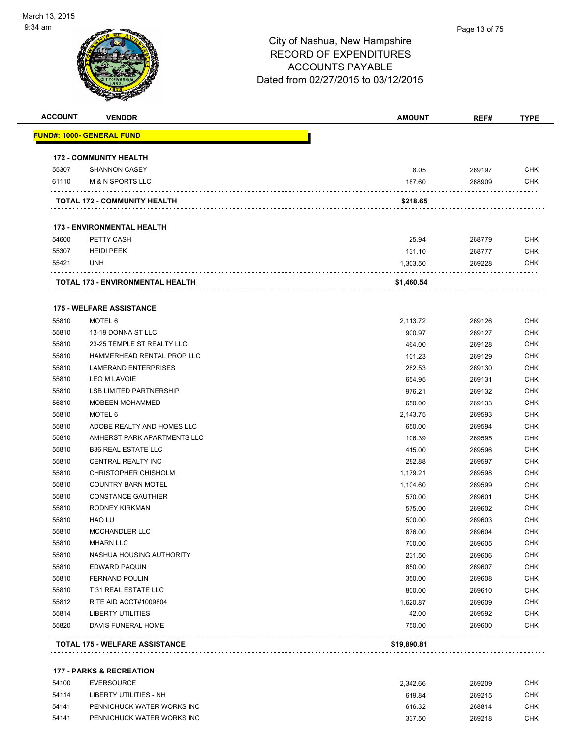March 13, 2015
9:34 am

# City of Nashua, New Hampshire
## RECORD OF EXPENDITURES
## ACCOUNTS PAYABLE
## Dated from 02/27/2015 to 03/12/2015

| ACCOUNT | VENDOR | AMOUNT | REF# | TYPE |
|---|---|---|---|---|
| **FUND#: 1000- GENERAL FUND** | | | | |
| **172 - COMMUNITY HEALTH** | | | | |
| 55307 | SHANNON CASEY | 8.05 | 269197 | CHK |
| 61110 | M & N SPORTS LLC | 187.60 | 268909 | CHK |
| | **TOTAL 172 - COMMUNITY HEALTH** | **$218.65** | | |
| **173 - ENVIRONMENTAL HEALTH** | | | | |
| 54600 | PETTY CASH | 25.94 | 268779 | CHK |
| 55307 | HEIDI PEEK | 131.10 | 268777 | CHK |
| 55421 | UNH | 1,303.50 | 269228 | CHK |
| | **TOTAL 173 - ENVIRONMENTAL HEALTH** | **$1,460.54** | | |
| **175 - WELFARE ASSISTANCE** | | | | |
| 55810 | MOTEL 6 | 2,113.72 | 269126 | CHK |
| 55810 | 13-19 DONNA ST LLC | 900.97 | 269127 | CHK |
| 55810 | 23-25 TEMPLE ST REALTY LLC | 464.00 | 269128 | CHK |
| 55810 | HAMMERHEAD RENTAL PROP LLC | 101.23 | 269129 | CHK |
| 55810 | LAMERAND ENTERPRISES | 282.53 | 269130 | CHK |
| 55810 | LEO M LAVOIE | 654.95 | 269131 | CHK |
| 55810 | LSB LIMITED PARTNERSHIP | 976.21 | 269132 | CHK |
| 55810 | MOBEEN MOHAMMED | 650.00 | 269133 | CHK |
| 55810 | MOTEL 6 | 2,143.75 | 269593 | CHK |
| 55810 | ADOBE REALTY AND HOMES LLC | 650.00 | 269594 | CHK |
| 55810 | AMHERST PARK APARTMENTS LLC | 106.39 | 269595 | CHK |
| 55810 | B36 REAL ESTATE LLC | 415.00 | 269596 | CHK |
| 55810 | CENTRAL REALTY INC | 282.88 | 269597 | CHK |
| 55810 | CHRISTOPHER CHISHOLM | 1,179.21 | 269598 | CHK |
| 55810 | COUNTRY BARN MOTEL | 1,104.60 | 269599 | CHK |
| 55810 | CONSTANCE GAUTHIER | 570.00 | 269601 | CHK |
| 55810 | RODNEY KIRKMAN | 575.00 | 269602 | CHK |
| 55810 | HAO LU | 500.00 | 269603 | CHK |
| 55810 | MCCHANDLER LLC | 876.00 | 269604 | CHK |
| 55810 | MHARN LLC | 700.00 | 269605 | CHK |
| 55810 | NASHUA HOUSING AUTHORITY | 231.50 | 269606 | CHK |
| 55810 | EDWARD PAQUIN | 850.00 | 269607 | CHK |
| 55810 | FERNAND POULIN | 350.00 | 269608 | CHK |
| 55810 | T 31 REAL ESTATE LLC | 800.00 | 269610 | CHK |
| 55812 | RITE AID ACCT#1009804 | 1,620.87 | 269609 | CHK |
| 55814 | LIBERTY UTILITIES | 42.00 | 269592 | CHK |
| 55820 | DAVIS FUNERAL HOME | 750.00 | 269600 | CHK |
| | **TOTAL 175 - WELFARE ASSISTANCE** | **$19,890.81** | | |
| **177 - PARKS & RECREATION** | | | | |
| 54100 | EVERSOURCE | 2,342.66 | 269209 | CHK |
| 54114 | LIBERTY UTILITIES - NH | 619.84 | 269215 | CHK |
| 54141 | PENNICHUCK WATER WORKS INC | 616.32 | 268814 | CHK |
| 54141 | PENNICHUCK WATER WORKS INC | 337.50 | 269218 | CHK |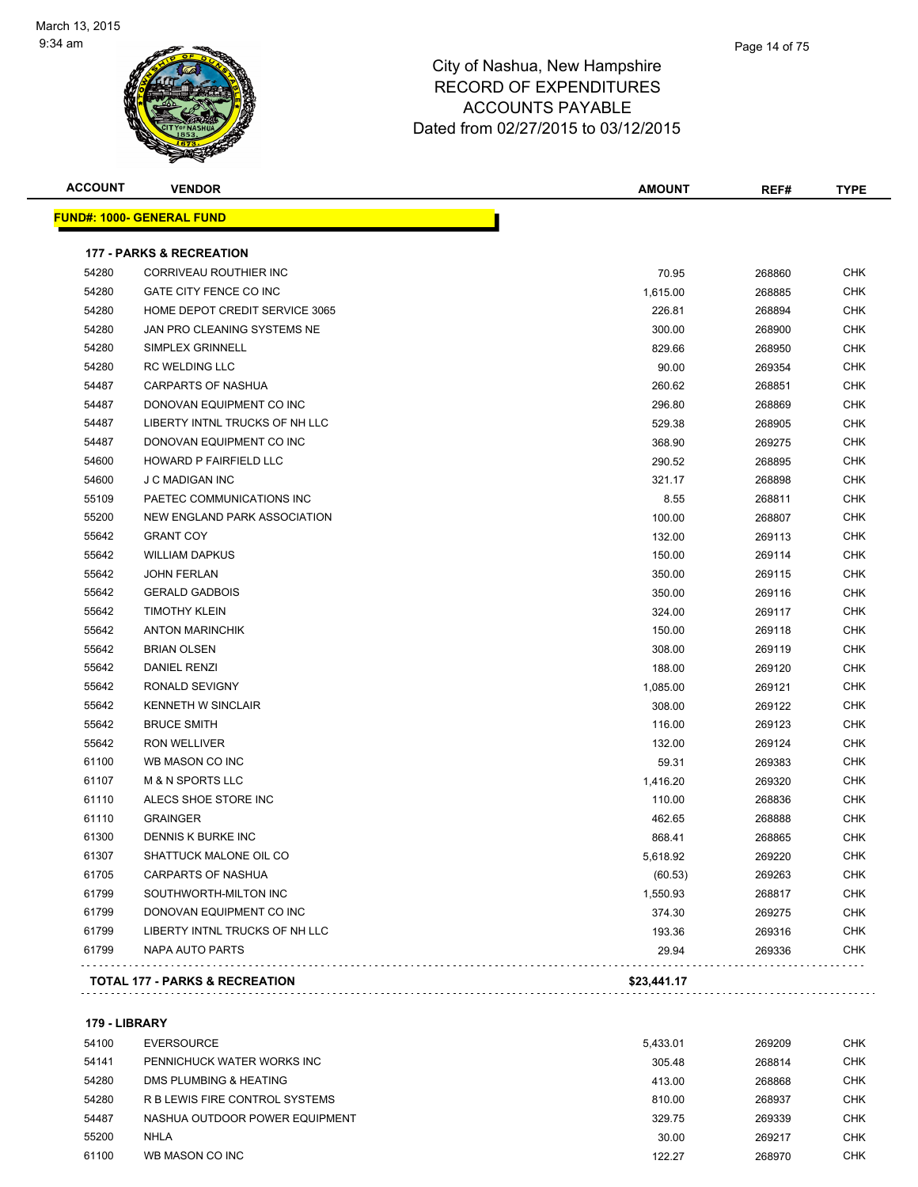# City of Nashua, New Hampshire
## RECORD OF EXPENDITURES
## ACCOUNTS PAYABLE
## Dated from 02/27/2015 to 03/12/2015

| ACCOUNT | VENDOR | AMOUNT | REF# | TYPE |
|---|---|---|---|---|
| **FUND#: 1000- GENERAL FUND** | | | | |
| **177 - PARKS & RECREATION** | | | | |
| 54280 | CORRIVEAU ROUTHIER INC | 70.95 | 268860 | CHK |
| 54280 | GATE CITY FENCE CO INC | 1,615.00 | 268885 | CHK |
| 54280 | HOME DEPOT CREDIT SERVICE 3065 | 226.81 | 268894 | CHK |
| 54280 | JAN PRO CLEANING SYSTEMS NE | 300.00 | 268900 | CHK |
| 54280 | SIMPLEX GRINNELL | 829.66 | 268950 | CHK |
| 54280 | RC WELDING LLC | 90.00 | 269354 | CHK |
| 54487 | CARPARTS OF NASHUA | 260.62 | 268851 | CHK |
| 54487 | DONOVAN EQUIPMENT CO INC | 296.80 | 268869 | CHK |
| 54487 | LIBERTY INTNL TRUCKS OF NH LLC | 529.38 | 268905 | CHK |
| 54487 | DONOVAN EQUIPMENT CO INC | 368.90 | 269275 | CHK |
| 54600 | HOWARD P FAIRFIELD LLC | 290.52 | 268895 | CHK |
| 54600 | J C MADIGAN INC | 321.17 | 268898 | CHK |
| 55109 | PAETEC COMMUNICATIONS INC | 8.55 | 268811 | CHK |
| 55200 | NEW ENGLAND PARK ASSOCIATION | 100.00 | 268807 | CHK |
| 55642 | GRANT COY | 132.00 | 269113 | CHK |
| 55642 | WILLIAM DAPKUS | 150.00 | 269114 | CHK |
| 55642 | JOHN FERLAN | 350.00 | 269115 | CHK |
| 55642 | GERALD GADBOIS | 350.00 | 269116 | CHK |
| 55642 | TIMOTHY KLEIN | 324.00 | 269117 | CHK |
| 55642 | ANTON MARINCHIK | 150.00 | 269118 | CHK |
| 55642 | BRIAN OLSEN | 308.00 | 269119 | CHK |
| 55642 | DANIEL RENZI | 188.00 | 269120 | CHK |
| 55642 | RONALD SEVIGNY | 1,085.00 | 269121 | CHK |
| 55642 | KENNETH W SINCLAIR | 308.00 | 269122 | CHK |
| 55642 | BRUCE SMITH | 116.00 | 269123 | CHK |
| 55642 | RON WELLIVER | 132.00 | 269124 | CHK |
| 61100 | WB MASON CO INC | 59.31 | 269383 | CHK |
| 61107 | M & N SPORTS LLC | 1,416.20 | 269320 | CHK |
| 61110 | ALECS SHOE STORE INC | 110.00 | 268836 | CHK |
| 61110 | GRAINGER | 462.65 | 268888 | CHK |
| 61300 | DENNIS K BURKE INC | 868.41 | 268865 | CHK |
| 61307 | SHATTUCK MALONE OIL CO | 5,618.92 | 269220 | CHK |
| 61705 | CARPARTS OF NASHUA | (60.53) | 269263 | CHK |
| 61799 | SOUTHWORTH-MILTON INC | 1,550.93 | 268817 | CHK |
| 61799 | DONOVAN EQUIPMENT CO INC | 374.30 | 269275 | CHK |
| 61799 | LIBERTY INTNL TRUCKS OF NH LLC | 193.36 | 269316 | CHK |
| 61799 | NAPA AUTO PARTS | 29.94 | 269336 | CHK |
| **TOTAL 177 - PARKS & RECREATION** | | **$23,441.17** | | |
| **179 - LIBRARY** | | | | |
| 54100 | EVERSOURCE | 5,433.01 | 269209 | CHK |
| 54141 | PENNICHUCK WATER WORKS INC | 305.48 | 268814 | CHK |
| 54280 | DMS PLUMBING & HEATING | 413.00 | 268868 | CHK |
| 54280 | R B LEWIS FIRE CONTROL SYSTEMS | 810.00 | 268937 | CHK |
| 54487 | NASHUA OUTDOOR POWER EQUIPMENT | 329.75 | 269339 | CHK |
| 55200 | NHLA | 30.00 | 269217 | CHK |
| 61100 | WB MASON CO INC | 122.27 | 268970 | CHK |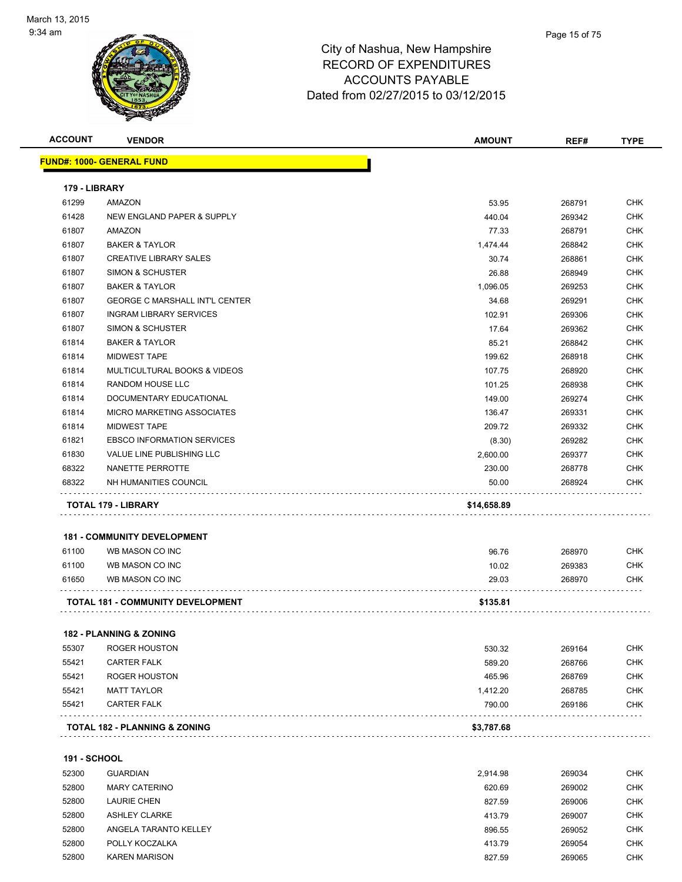City of Nashua, New Hampshire
RECORD OF EXPENDITURES
ACCOUNTS PAYABLE
Dated from 02/27/2015 to 03/12/2015

| ACCOUNT | VENDOR | AMOUNT | REF# | TYPE |
|---|---|---|---|---|
| **FUND#: 1000- GENERAL FUND** | | | | |
| **179 - LIBRARY** | | | | |
| 61299 | AMAZON | 53.95 | 268791 | CHK |
| 61428 | NEW ENGLAND PAPER & SUPPLY | 440.04 | 269342 | CHK |
| 61807 | AMAZON | 77.33 | 268791 | CHK |
| 61807 | BAKER & TAYLOR | 1,474.44 | 268842 | CHK |
| 61807 | CREATIVE LIBRARY SALES | 30.74 | 268861 | CHK |
| 61807 | SIMON & SCHUSTER | 26.88 | 268949 | CHK |
| 61807 | BAKER & TAYLOR | 1,096.05 | 269253 | CHK |
| 61807 | GEORGE C MARSHALL INT'L CENTER | 34.68 | 269291 | CHK |
| 61807 | INGRAM LIBRARY SERVICES | 102.91 | 269306 | CHK |
| 61807 | SIMON & SCHUSTER | 17.64 | 269362 | CHK |
| 61814 | BAKER & TAYLOR | 85.21 | 268842 | CHK |
| 61814 | MIDWEST TAPE | 199.62 | 268918 | CHK |
| 61814 | MULTICULTURAL BOOKS & VIDEOS | 107.75 | 268920 | CHK |
| 61814 | RANDOM HOUSE LLC | 101.25 | 268938 | CHK |
| 61814 | DOCUMENTARY EDUCATIONAL | 149.00 | 269274 | CHK |
| 61814 | MICRO MARKETING ASSOCIATES | 136.47 | 269331 | CHK |
| 61814 | MIDWEST TAPE | 209.72 | 269332 | CHK |
| 61821 | EBSCO INFORMATION SERVICES | (8.30) | 269282 | CHK |
| 61830 | VALUE LINE PUBLISHING LLC | 2,600.00 | 269377 | CHK |
| 68322 | NANETTE PERROTTE | 230.00 | 268778 | CHK |
| 68322 | NH HUMANITIES COUNCIL | 50.00 | 268924 | CHK |
| | **TOTAL 179 - LIBRARY** | **$14,658.89** | | |
| **181 - COMMUNITY DEVELOPMENT** | | | | |
| 61100 | WB MASON CO INC | 96.76 | 268970 | CHK |
| 61100 | WB MASON CO INC | 10.02 | 269383 | CHK |
| 61650 | WB MASON CO INC | 29.03 | 268970 | CHK |
| | **TOTAL 181 - COMMUNITY DEVELOPMENT** | **$135.81** | | |
| **182 - PLANNING & ZONING** | | | | |
| 55307 | ROGER HOUSTON | 530.32 | 269164 | CHK |
| 55421 | CARTER FALK | 589.20 | 268766 | CHK |
| 55421 | ROGER HOUSTON | 465.96 | 268769 | CHK |
| 55421 | MATT TAYLOR | 1,412.20 | 268785 | CHK |
| 55421 | CARTER FALK | 790.00 | 269186 | CHK |
| | **TOTAL 182 - PLANNING & ZONING** | **$3,787.68** | | |
| **191 - SCHOOL** | | | | |
| 52300 | GUARDIAN | 2,914.98 | 269034 | CHK |
| 52800 | MARY CATERINO | 620.69 | 269002 | CHK |
| 52800 | LAURIE CHEN | 827.59 | 269006 | CHK |
| 52800 | ASHLEY CLARKE | 413.79 | 269007 | CHK |
| 52800 | ANGELA TARANTO KELLEY | 896.55 | 269052 | CHK |
| 52800 | POLLY KOCZALKA | 413.79 | 269054 | CHK |
| 52800 | KAREN MARISON | 827.59 | 269065 | CHK |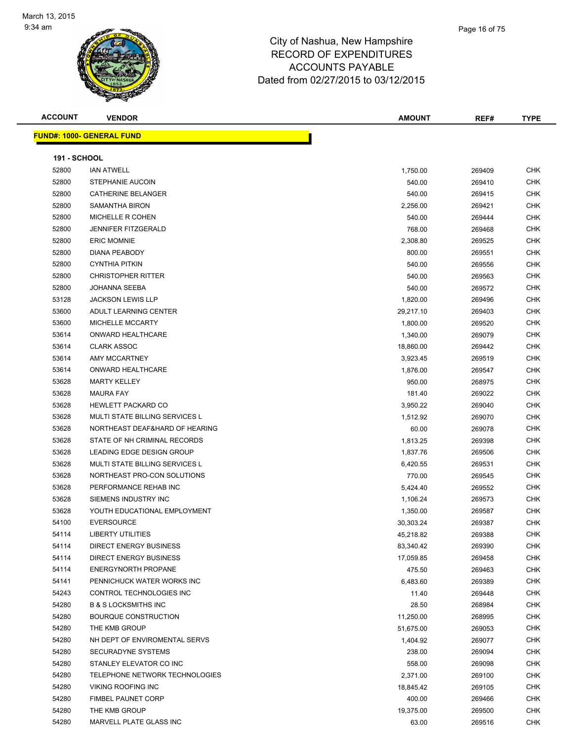March 13, 2015
9:34 am

# City of Nashua, New Hampshire
## RECORD OF EXPENDITURES
## ACCOUNTS PAYABLE
### Dated from 02/27/2015 to 03/12/2015

| ACCOUNT | VENDOR | AMOUNT | REF# | TYPE |
|---|---|---|---|---|

**FUND#: 1000- GENERAL FUND**

**191 - SCHOOL**

| ACCOUNT | VENDOR | AMOUNT | REF# | TYPE |
|---|---|---|---|---|
| 52800 | IAN ATWELL | 1,750.00 | 269409 | CHK |
| 52800 | STEPHANIE AUCOIN | 540.00 | 269410 | CHK |
| 52800 | CATHERINE BELANGER | 540.00 | 269415 | CHK |
| 52800 | SAMANTHA BIRON | 2,256.00 | 269421 | CHK |
| 52800 | MICHELLE R COHEN | 540.00 | 269444 | CHK |
| 52800 | JENNIFER FITZGERALD | 768.00 | 269468 | CHK |
| 52800 | ERIC MOMNIE | 2,308.80 | 269525 | CHK |
| 52800 | DIANA PEABODY | 800.00 | 269551 | CHK |
| 52800 | CYNTHIA PITKIN | 540.00 | 269556 | CHK |
| 52800 | CHRISTOPHER RITTER | 540.00 | 269563 | CHK |
| 52800 | JOHANNA SEEBA | 540.00 | 269572 | CHK |
| 53128 | JACKSON LEWIS LLP | 1,820.00 | 269496 | CHK |
| 53600 | ADULT LEARNING CENTER | 29,217.10 | 269403 | CHK |
| 53600 | MICHELLE MCCARTY | 1,800.00 | 269520 | CHK |
| 53614 | ONWARD HEALTHCARE | 1,340.00 | 269079 | CHK |
| 53614 | CLARK ASSOC | 18,860.00 | 269442 | CHK |
| 53614 | AMY MCCARTNEY | 3,923.45 | 269519 | CHK |
| 53614 | ONWARD HEALTHCARE | 1,876.00 | 269547 | CHK |
| 53628 | MARTY KELLEY | 950.00 | 268975 | CHK |
| 53628 | MAURA FAY | 181.40 | 269022 | CHK |
| 53628 | HEWLETT PACKARD CO | 3,950.22 | 269040 | CHK |
| 53628 | MULTI STATE BILLING SERVICES L | 1,512.92 | 269070 | CHK |
| 53628 | NORTHEAST DEAF&HARD OF HEARING | 60.00 | 269078 | CHK |
| 53628 | STATE OF NH CRIMINAL RECORDS | 1,813.25 | 269398 | CHK |
| 53628 | LEADING EDGE DESIGN GROUP | 1,837.76 | 269506 | CHK |
| 53628 | MULTI STATE BILLING SERVICES L | 6,420.55 | 269531 | CHK |
| 53628 | NORTHEAST PRO-CON SOLUTIONS | 770.00 | 269545 | CHK |
| 53628 | PERFORMANCE REHAB INC | 5,424.40 | 269552 | CHK |
| 53628 | SIEMENS INDUSTRY INC | 1,106.24 | 269573 | CHK |
| 53628 | YOUTH EDUCATIONAL EMPLOYMENT | 1,350.00 | 269587 | CHK |
| 54100 | EVERSOURCE | 30,303.24 | 269387 | CHK |
| 54114 | LIBERTY UTILITIES | 45,218.82 | 269388 | CHK |
| 54114 | DIRECT ENERGY BUSINESS | 83,340.42 | 269390 | CHK |
| 54114 | DIRECT ENERGY BUSINESS | 17,059.85 | 269458 | CHK |
| 54114 | ENERGYNORTH PROPANE | 475.50 | 269463 | CHK |
| 54141 | PENNICHUCK WATER WORKS INC | 6,483.60 | 269389 | CHK |
| 54243 | CONTROL TECHNOLOGIES INC | 11.40 | 269448 | CHK |
| 54280 | B & S LOCKSMITHS INC | 28.50 | 268984 | CHK |
| 54280 | BOURQUE CONSTRUCTION | 11,250.00 | 268995 | CHK |
| 54280 | THE KMB GROUP | 51,675.00 | 269053 | CHK |
| 54280 | NH DEPT OF ENVIROMENTAL SERVS | 1,404.92 | 269077 | CHK |
| 54280 | SECURADYNE SYSTEMS | 238.00 | 269094 | CHK |
| 54280 | STANLEY ELEVATOR CO INC | 558.00 | 269098 | CHK |
| 54280 | TELEPHONE NETWORK TECHNOLOGIES | 2,371.00 | 269100 | CHK |
| 54280 | VIKING ROOFING INC | 18,845.42 | 269105 | CHK |
| 54280 | FIMBEL PAUNET CORP | 400.00 | 269466 | CHK |
| 54280 | THE KMB GROUP | 19,375.00 | 269500 | CHK |
| 54280 | MARVELL PLATE GLASS INC | 63.00 | 269516 | CHK |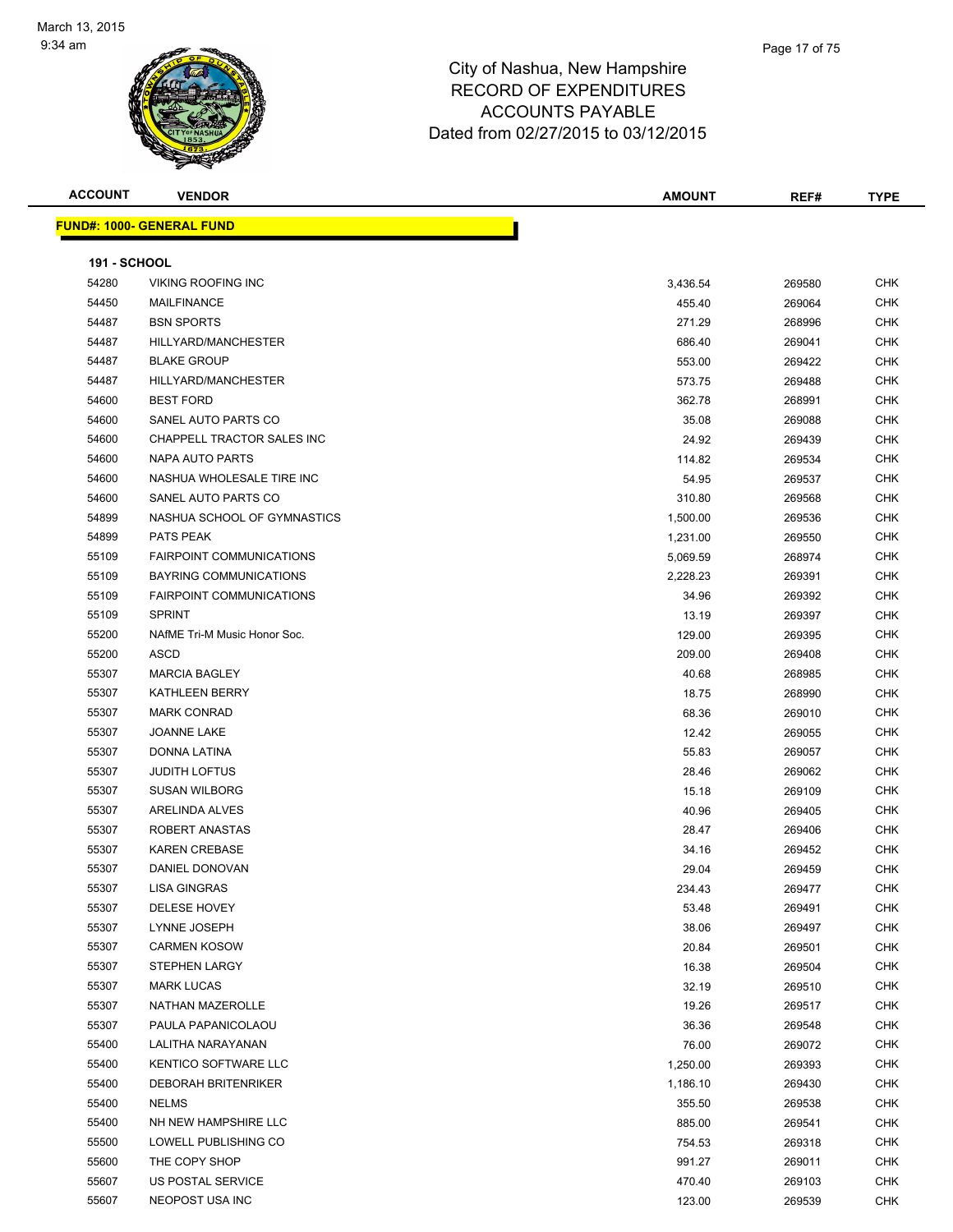City of Nashua, New Hampshire
RECORD OF EXPENDITURES
ACCOUNTS PAYABLE
Dated from 02/27/2015 to 03/12/2015

**FUND#: 1000- GENERAL FUND**

**191 - SCHOOL**

| ACCOUNT | VENDOR | AMOUNT | REF# | TYPE |
|---|---|---|---|---|
| 54280 | VIKING ROOFING INC | 3,436.54 | 269580 | CHK |
| 54450 | MAILFINANCE | 455.40 | 269064 | CHK |
| 54487 | BSN SPORTS | 271.29 | 268996 | CHK |
| 54487 | HILLYARD/MANCHESTER | 686.40 | 269041 | CHK |
| 54487 | BLAKE GROUP | 553.00 | 269422 | CHK |
| 54487 | HILLYARD/MANCHESTER | 573.75 | 269488 | CHK |
| 54600 | BEST FORD | 362.78 | 268991 | CHK |
| 54600 | SANEL AUTO PARTS CO | 35.08 | 269088 | CHK |
| 54600 | CHAPPELL TRACTOR SALES INC | 24.92 | 269439 | CHK |
| 54600 | NAPA AUTO PARTS | 114.82 | 269534 | CHK |
| 54600 | NASHUA WHOLESALE TIRE INC | 54.95 | 269537 | CHK |
| 54600 | SANEL AUTO PARTS CO | 310.80 | 269568 | CHK |
| 54899 | NASHUA SCHOOL OF GYMNASTICS | 1,500.00 | 269536 | CHK |
| 54899 | PATS PEAK | 1,231.00 | 269550 | CHK |
| 55109 | FAIRPOINT COMMUNICATIONS | 5,069.59 | 268974 | CHK |
| 55109 | BAYRING COMMUNICATIONS | 2,228.23 | 269391 | CHK |
| 55109 | FAIRPOINT COMMUNICATIONS | 34.96 | 269392 | CHK |
| 55109 | SPRINT | 13.19 | 269397 | CHK |
| 55200 | NAfME Tri-M Music Honor Soc. | 129.00 | 269395 | CHK |
| 55200 | ASCD | 209.00 | 269408 | CHK |
| 55307 | MARCIA BAGLEY | 40.68 | 268985 | CHK |
| 55307 | KATHLEEN BERRY | 18.75 | 268990 | CHK |
| 55307 | MARK CONRAD | 68.36 | 269010 | CHK |
| 55307 | JOANNE LAKE | 12.42 | 269055 | CHK |
| 55307 | DONNA LATINA | 55.83 | 269057 | CHK |
| 55307 | JUDITH LOFTUS | 28.46 | 269062 | CHK |
| 55307 | SUSAN WILBORG | 15.18 | 269109 | CHK |
| 55307 | ARELINDA ALVES | 40.96 | 269405 | CHK |
| 55307 | ROBERT ANASTAS | 28.47 | 269406 | CHK |
| 55307 | KAREN CREBASE | 34.16 | 269452 | CHK |
| 55307 | DANIEL DONOVAN | 29.04 | 269459 | CHK |
| 55307 | LISA GINGRAS | 234.43 | 269477 | CHK |
| 55307 | DELESE HOVEY | 53.48 | 269491 | CHK |
| 55307 | LYNNE JOSEPH | 38.06 | 269497 | CHK |
| 55307 | CARMEN KOSOW | 20.84 | 269501 | CHK |
| 55307 | STEPHEN LARGY | 16.38 | 269504 | CHK |
| 55307 | MARK LUCAS | 32.19 | 269510 | CHK |
| 55307 | NATHAN MAZEROLLE | 19.26 | 269517 | CHK |
| 55307 | PAULA PAPANICOLAOU | 36.36 | 269548 | CHK |
| 55400 | LALITHA NARAYANAN | 76.00 | 269072 | CHK |
| 55400 | KENTICO SOFTWARE LLC | 1,250.00 | 269393 | CHK |
| 55400 | DEBORAH BRITENRIKER | 1,186.10 | 269430 | CHK |
| 55400 | NELMS | 355.50 | 269538 | CHK |
| 55400 | NH NEW HAMPSHIRE LLC | 885.00 | 269541 | CHK |
| 55500 | LOWELL PUBLISHING CO | 754.53 | 269318 | CHK |
| 55600 | THE COPY SHOP | 991.27 | 269011 | CHK |
| 55607 | US POSTAL SERVICE | 470.40 | 269103 | CHK |
| 55607 | NEOPOST USA INC | 123.00 | 269539 | CHK |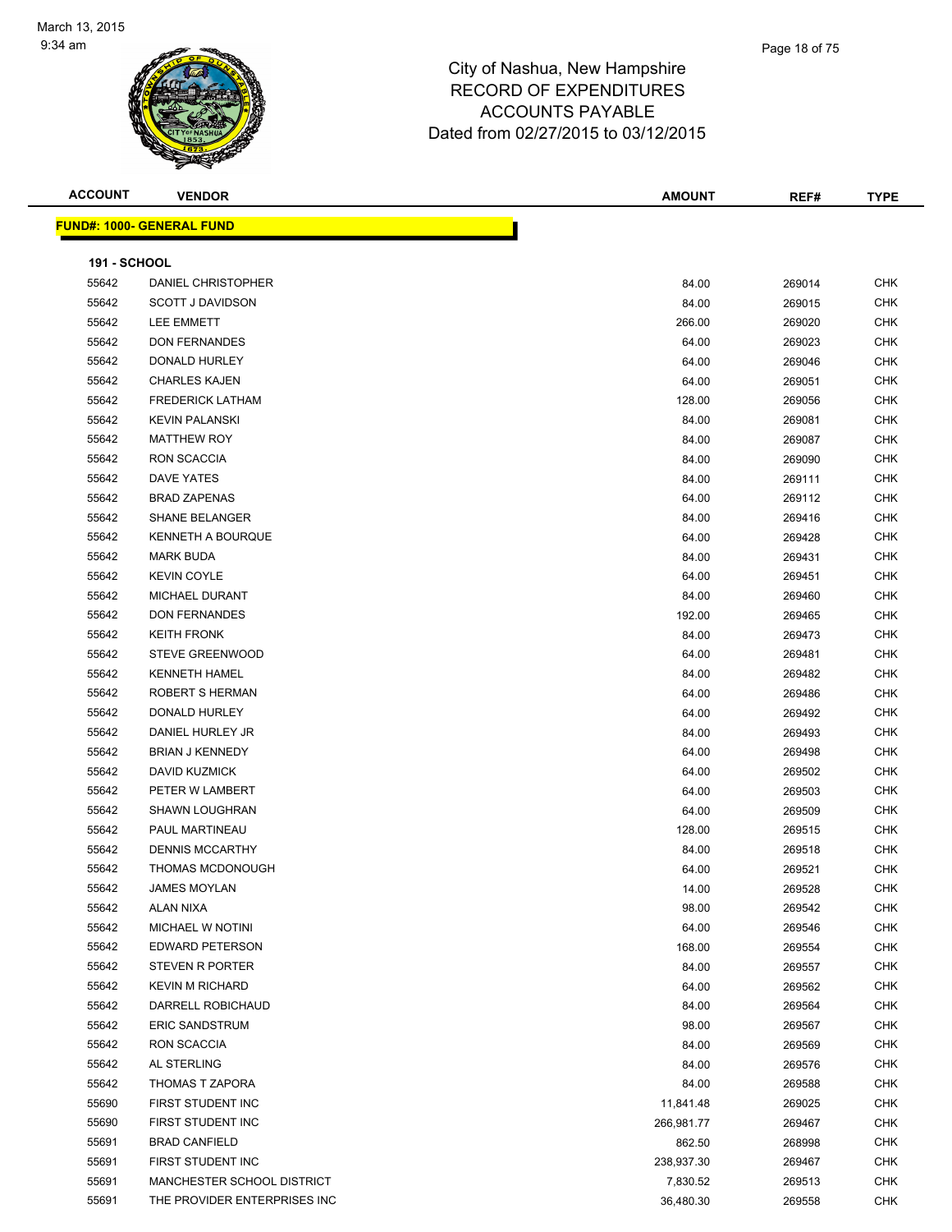# City of Nashua, New Hampshire
## RECORD OF EXPENDITURES
## ACCOUNTS PAYABLE
## Dated from 02/27/2015 to 03/12/2015

| ACCOUNT | VENDOR | AMOUNT | REF# | TYPE |
|---|---|---|---|---|
| **FUND#: 1000- GENERAL FUND** | | | | |
| **191 - SCHOOL** | | | | |
| 55642 | DANIEL CHRISTOPHER | 84.00 | 269014 | CHK |
| 55642 | SCOTT J DAVIDSON | 84.00 | 269015 | CHK |
| 55642 | LEE EMMETT | 266.00 | 269020 | CHK |
| 55642 | DON FERNANDES | 64.00 | 269023 | CHK |
| 55642 | DONALD HURLEY | 64.00 | 269046 | CHK |
| 55642 | CHARLES KAJEN | 64.00 | 269051 | CHK |
| 55642 | FREDERICK LATHAM | 128.00 | 269056 | CHK |
| 55642 | KEVIN PALANSKI | 84.00 | 269081 | CHK |
| 55642 | MATTHEW ROY | 84.00 | 269087 | CHK |
| 55642 | RON SCACCIA | 84.00 | 269090 | CHK |
| 55642 | DAVE YATES | 84.00 | 269111 | CHK |
| 55642 | BRAD ZAPENAS | 64.00 | 269112 | CHK |
| 55642 | SHANE BELANGER | 84.00 | 269416 | CHK |
| 55642 | KENNETH A BOURQUE | 64.00 | 269428 | CHK |
| 55642 | MARK BUDA | 84.00 | 269431 | CHK |
| 55642 | KEVIN COYLE | 64.00 | 269451 | CHK |
| 55642 | MICHAEL DURANT | 84.00 | 269460 | CHK |
| 55642 | DON FERNANDES | 192.00 | 269465 | CHK |
| 55642 | KEITH FRONK | 84.00 | 269473 | CHK |
| 55642 | STEVE GREENWOOD | 64.00 | 269481 | CHK |
| 55642 | KENNETH HAMEL | 84.00 | 269482 | CHK |
| 55642 | ROBERT S HERMAN | 64.00 | 269486 | CHK |
| 55642 | DONALD HURLEY | 64.00 | 269492 | CHK |
| 55642 | DANIEL HURLEY JR | 84.00 | 269493 | CHK |
| 55642 | BRIAN J KENNEDY | 64.00 | 269498 | CHK |
| 55642 | DAVID KUZMICK | 64.00 | 269502 | CHK |
| 55642 | PETER W LAMBERT | 64.00 | 269503 | CHK |
| 55642 | SHAWN LOUGHRAN | 64.00 | 269509 | CHK |
| 55642 | PAUL MARTINEAU | 128.00 | 269515 | CHK |
| 55642 | DENNIS MCCARTHY | 84.00 | 269518 | CHK |
| 55642 | THOMAS MCDONOUGH | 64.00 | 269521 | CHK |
| 55642 | JAMES MOYLAN | 14.00 | 269528 | CHK |
| 55642 | ALAN NIXA | 98.00 | 269542 | CHK |
| 55642 | MICHAEL W NOTINI | 64.00 | 269546 | CHK |
| 55642 | EDWARD PETERSON | 168.00 | 269554 | CHK |
| 55642 | STEVEN R PORTER | 84.00 | 269557 | CHK |
| 55642 | KEVIN M RICHARD | 64.00 | 269562 | CHK |
| 55642 | DARRELL ROBICHAUD | 84.00 | 269564 | CHK |
| 55642 | ERIC SANDSTRUM | 98.00 | 269567 | CHK |
| 55642 | RON SCACCIA | 84.00 | 269569 | CHK |
| 55642 | AL STERLING | 84.00 | 269576 | CHK |
| 55642 | THOMAS T ZAPORA | 84.00 | 269588 | CHK |
| 55690 | FIRST STUDENT INC | 11,841.48 | 269025 | CHK |
| 55690 | FIRST STUDENT INC | 266,981.77 | 269467 | CHK |
| 55691 | BRAD CANFIELD | 862.50 | 268998 | CHK |
| 55691 | FIRST STUDENT INC | 238,937.30 | 269467 | CHK |
| 55691 | MANCHESTER SCHOOL DISTRICT | 7,830.52 | 269513 | CHK |
| 55691 | THE PROVIDER ENTERPRISES INC | 36,480.30 | 269558 | CHK |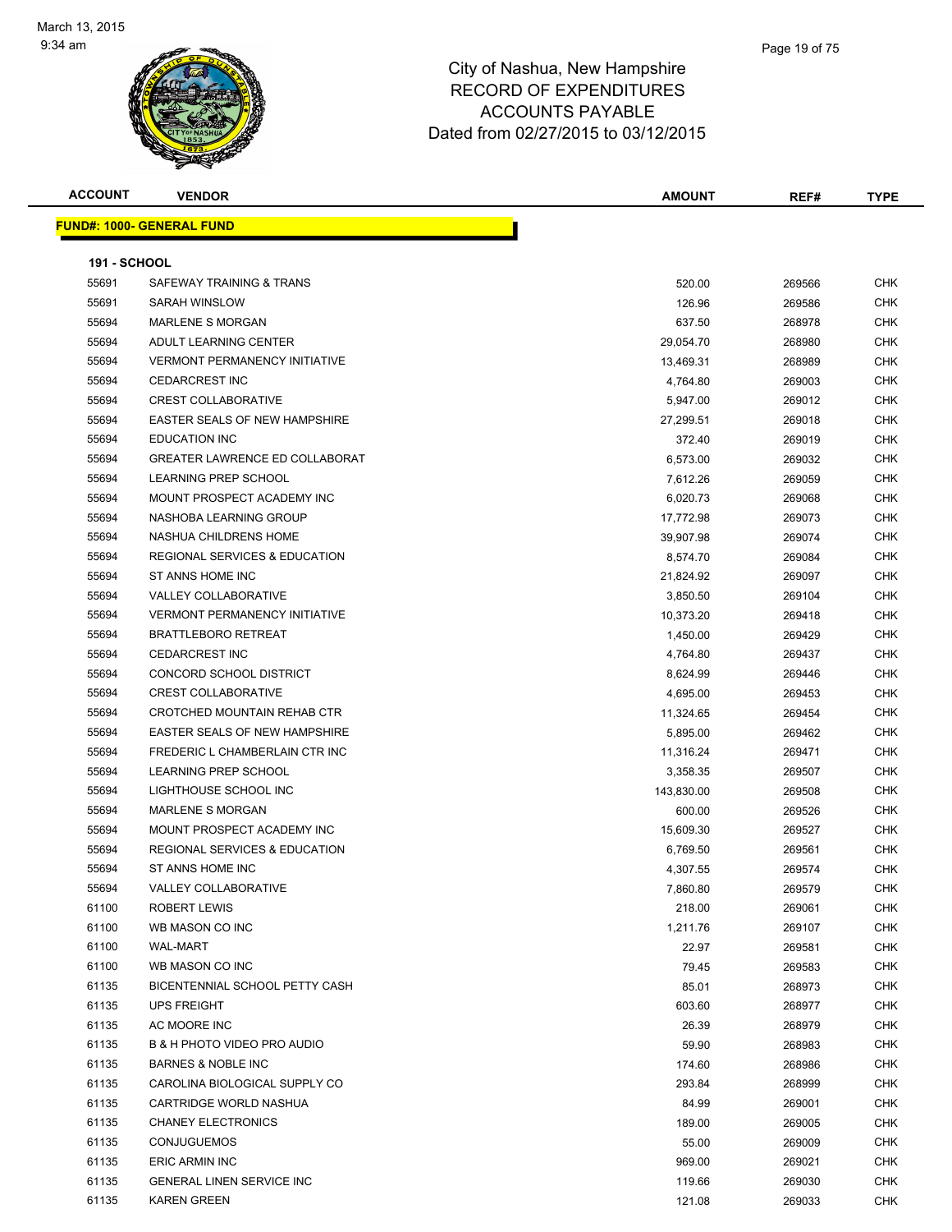# City of Nashua, New Hampshire
## RECORD OF EXPENDITURES
## ACCOUNTS PAYABLE
## Dated from 02/27/2015 to 03/12/2015

March 13, 2015
9:34 am

**FUND#: 1000- GENERAL FUND**

**191 - SCHOOL**

| ACCOUNT | VENDOR | AMOUNT | REF# | TYPE |
|---|---|---|---|---|
| 55691 | SAFEWAY TRAINING & TRANS | 520.00 | 269566 | CHK |
| 55691 | SARAH WINSLOW | 126.96 | 269586 | CHK |
| 55694 | MARLENE S MORGAN | 637.50 | 268978 | CHK |
| 55694 | ADULT LEARNING CENTER | 29,054.70 | 268980 | CHK |
| 55694 | VERMONT PERMANENCY INITIATIVE | 13,469.31 | 268989 | CHK |
| 55694 | CEDARCREST INC | 4,764.80 | 269003 | CHK |
| 55694 | CREST COLLABORATIVE | 5,947.00 | 269012 | CHK |
| 55694 | EASTER SEALS OF NEW HAMPSHIRE | 27,299.51 | 269018 | CHK |
| 55694 | EDUCATION INC | 372.40 | 269019 | CHK |
| 55694 | GREATER LAWRENCE ED COLLABORAT | 6,573.00 | 269032 | CHK |
| 55694 | LEARNING PREP SCHOOL | 7,612.26 | 269059 | CHK |
| 55694 | MOUNT PROSPECT ACADEMY INC | 6,020.73 | 269068 | CHK |
| 55694 | NASHOBA LEARNING GROUP | 17,772.98 | 269073 | CHK |
| 55694 | NASHUA CHILDRENS HOME | 39,907.98 | 269074 | CHK |
| 55694 | REGIONAL SERVICES & EDUCATION | 8,574.70 | 269084 | CHK |
| 55694 | ST ANNS HOME INC | 21,824.92 | 269097 | CHK |
| 55694 | VALLEY COLLABORATIVE | 3,850.50 | 269104 | CHK |
| 55694 | VERMONT PERMANENCY INITIATIVE | 10,373.20 | 269418 | CHK |
| 55694 | BRATTLEBORO RETREAT | 1,450.00 | 269429 | CHK |
| 55694 | CEDARCREST INC | 4,764.80 | 269437 | CHK |
| 55694 | CONCORD SCHOOL DISTRICT | 8,624.99 | 269446 | CHK |
| 55694 | CREST COLLABORATIVE | 4,695.00 | 269453 | CHK |
| 55694 | CROTCHED MOUNTAIN REHAB CTR | 11,324.65 | 269454 | CHK |
| 55694 | EASTER SEALS OF NEW HAMPSHIRE | 5,895.00 | 269462 | CHK |
| 55694 | FREDERIC L CHAMBERLAIN CTR INC | 11,316.24 | 269471 | CHK |
| 55694 | LEARNING PREP SCHOOL | 3,358.35 | 269507 | CHK |
| 55694 | LIGHTHOUSE SCHOOL INC | 143,830.00 | 269508 | CHK |
| 55694 | MARLENE S MORGAN | 600.00 | 269526 | CHK |
| 55694 | MOUNT PROSPECT ACADEMY INC | 15,609.30 | 269527 | CHK |
| 55694 | REGIONAL SERVICES & EDUCATION | 6,769.50 | 269561 | CHK |
| 55694 | ST ANNS HOME INC | 4,307.55 | 269574 | CHK |
| 55694 | VALLEY COLLABORATIVE | 7,860.80 | 269579 | CHK |
| 61100 | ROBERT LEWIS | 218.00 | 269061 | CHK |
| 61100 | WB MASON CO INC | 1,211.76 | 269107 | CHK |
| 61100 | WAL-MART | 22.97 | 269581 | CHK |
| 61100 | WB MASON CO INC | 79.45 | 269583 | CHK |
| 61135 | BICENTENNIAL SCHOOL PETTY CASH | 85.01 | 268973 | CHK |
| 61135 | UPS FREIGHT | 603.60 | 268977 | CHK |
| 61135 | AC MOORE INC | 26.39 | 268979 | CHK |
| 61135 | B & H PHOTO VIDEO PRO AUDIO | 59.90 | 268983 | CHK |
| 61135 | BARNES & NOBLE INC | 174.60 | 268986 | CHK |
| 61135 | CAROLINA BIOLOGICAL SUPPLY CO | 293.84 | 268999 | CHK |
| 61135 | CARTRIDGE WORLD NASHUA | 84.99 | 269001 | CHK |
| 61135 | CHANEY ELECTRONICS | 189.00 | 269005 | CHK |
| 61135 | CONJUGUEMOS | 55.00 | 269009 | CHK |
| 61135 | ERIC ARMIN INC | 969.00 | 269021 | CHK |
| 61135 | GENERAL LINEN SERVICE INC | 119.66 | 269030 | CHK |
| 61135 | KAREN GREEN | 121.08 | 269033 | CHK |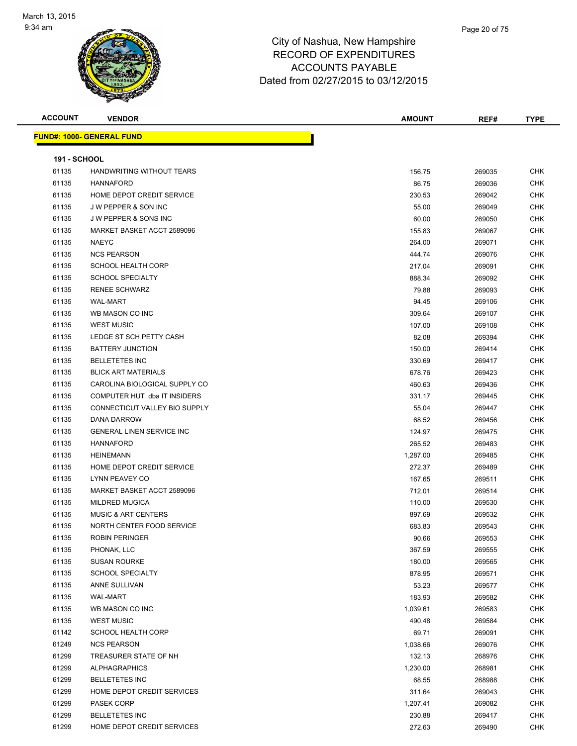March 13, 2015
9:34 am

# City of Nashua, New Hampshire
## RECORD OF EXPENDITURES
## ACCOUNTS PAYABLE
Dated from 02/27/2015 to 03/12/2015

**FUND#: 1000- GENERAL FUND**

**191 - SCHOOL**

| ACCOUNT | VENDOR | AMOUNT | REF# | TYPE |
|---|---|---|---|---|
| 61135 | HANDWRITING WITHOUT TEARS | 156.75 | 269035 | CHK |
| 61135 | HANNAFORD | 86.75 | 269036 | CHK |
| 61135 | HOME DEPOT CREDIT SERVICE | 230.53 | 269042 | CHK |
| 61135 | J W PEPPER & SON INC | 55.00 | 269049 | CHK |
| 61135 | J W PEPPER & SONS INC | 60.00 | 269050 | CHK |
| 61135 | MARKET BASKET ACCT 2589096 | 155.83 | 269067 | CHK |
| 61135 | NAEYC | 264.00 | 269071 | CHK |
| 61135 | NCS PEARSON | 444.74 | 269076 | CHK |
| 61135 | SCHOOL HEALTH CORP | 217.04 | 269091 | CHK |
| 61135 | SCHOOL SPECIALTY | 888.34 | 269092 | CHK |
| 61135 | RENEE SCHWARZ | 79.88 | 269093 | CHK |
| 61135 | WAL-MART | 94.45 | 269106 | CHK |
| 61135 | WB MASON CO INC | 309.64 | 269107 | CHK |
| 61135 | WEST MUSIC | 107.00 | 269108 | CHK |
| 61135 | LEDGE ST SCH PETTY CASH | 82.08 | 269394 | CHK |
| 61135 | BATTERY JUNCTION | 150.00 | 269414 | CHK |
| 61135 | BELLETETES INC | 330.69 | 269417 | CHK |
| 61135 | BLICK ART MATERIALS | 678.76 | 269423 | CHK |
| 61135 | CAROLINA BIOLOGICAL SUPPLY CO | 460.63 | 269436 | CHK |
| 61135 | COMPUTER HUT dba IT INSIDERS | 331.17 | 269445 | CHK |
| 61135 | CONNECTICUT VALLEY BIO SUPPLY | 55.04 | 269447 | CHK |
| 61135 | DANA DARROW | 68.52 | 269456 | CHK |
| 61135 | GENERAL LINEN SERVICE INC | 124.97 | 269475 | CHK |
| 61135 | HANNAFORD | 265.52 | 269483 | CHK |
| 61135 | HEINEMANN | 1,287.00 | 269485 | CHK |
| 61135 | HOME DEPOT CREDIT SERVICE | 272.37 | 269489 | CHK |
| 61135 | LYNN PEAVEY CO | 167.65 | 269511 | CHK |
| 61135 | MARKET BASKET ACCT 2589096 | 712.01 | 269514 | CHK |
| 61135 | MILDRED MUGICA | 110.00 | 269530 | CHK |
| 61135 | MUSIC & ART CENTERS | 897.69 | 269532 | CHK |
| 61135 | NORTH CENTER FOOD SERVICE | 683.83 | 269543 | CHK |
| 61135 | ROBIN PERINGER | 90.66 | 269553 | CHK |
| 61135 | PHONAK, LLC | 367.59 | 269555 | CHK |
| 61135 | SUSAN ROURKE | 180.00 | 269565 | CHK |
| 61135 | SCHOOL SPECIALTY | 878.95 | 269571 | CHK |
| 61135 | ANNE SULLIVAN | 53.23 | 269577 | CHK |
| 61135 | WAL-MART | 183.93 | 269582 | CHK |
| 61135 | WB MASON CO INC | 1,039.61 | 269583 | CHK |
| 61135 | WEST MUSIC | 490.48 | 269584 | CHK |
| 61142 | SCHOOL HEALTH CORP | 69.71 | 269091 | CHK |
| 61249 | NCS PEARSON | 1,038.66 | 269076 | CHK |
| 61299 | TREASURER STATE OF NH | 132.13 | 268976 | CHK |
| 61299 | ALPHAGRAPHICS | 1,230.00 | 268981 | CHK |
| 61299 | BELLETETES INC | 68.55 | 268988 | CHK |
| 61299 | HOME DEPOT CREDIT SERVICES | 311.64 | 269043 | CHK |
| 61299 | PASEK CORP | 1,207.41 | 269082 | CHK |
| 61299 | BELLETETES INC | 230.88 | 269417 | CHK |
| 61299 | HOME DEPOT CREDIT SERVICES | 272.63 | 269490 | CHK |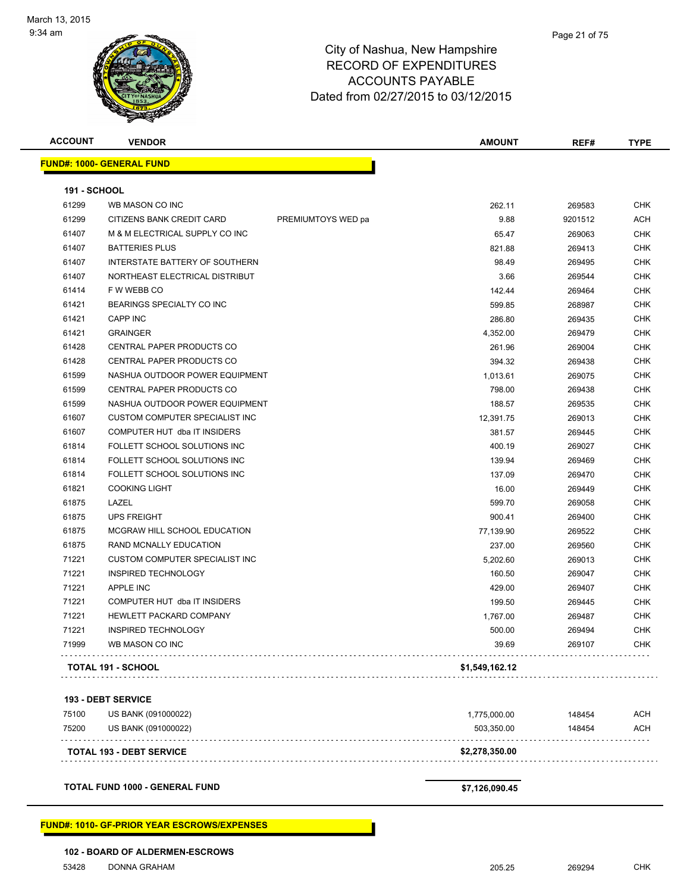City of Nashua, New Hampshire
RECORD OF EXPENDITURES
ACCOUNTS PAYABLE
Dated from 02/27/2015 to 03/12/2015

March 13, 2015
9:34 am

| ACCOUNT | VENDOR | | AMOUNT | REF# | TYPE |
|---|---|---|---|---|---|

**FUND#: 1000- GENERAL FUND**

**191 - SCHOOL**

| ACCOUNT | VENDOR | | AMOUNT | REF# | TYPE |
|---|---|---|---|---|---|
| 61299 | WB MASON CO INC | | 262.11 | 269583 | CHK |
| 61299 | CITIZENS BANK CREDIT CARD | PREMIUMTOYS WED pa | 9.88 | 9201512 | ACH |
| 61407 | M & M ELECTRICAL SUPPLY CO INC | | 65.47 | 269063 | CHK |
| 61407 | BATTERIES PLUS | | 821.88 | 269413 | CHK |
| 61407 | INTERSTATE BATTERY OF SOUTHERN | | 98.49 | 269495 | CHK |
| 61407 | NORTHEAST ELECTRICAL DISTRIBUT | | 3.66 | 269544 | CHK |
| 61414 | F W WEBB CO | | 142.44 | 269464 | CHK |
| 61421 | BEARINGS SPECIALTY CO INC | | 599.85 | 268987 | CHK |
| 61421 | CAPP INC | | 286.80 | 269435 | CHK |
| 61421 | GRAINGER | | 4,352.00 | 269479 | CHK |
| 61428 | CENTRAL PAPER PRODUCTS CO | | 261.96 | 269004 | CHK |
| 61428 | CENTRAL PAPER PRODUCTS CO | | 394.32 | 269438 | CHK |
| 61599 | NASHUA OUTDOOR POWER EQUIPMENT | | 1,013.61 | 269075 | CHK |
| 61599 | CENTRAL PAPER PRODUCTS CO | | 798.00 | 269438 | CHK |
| 61599 | NASHUA OUTDOOR POWER EQUIPMENT | | 188.57 | 269535 | CHK |
| 61607 | CUSTOM COMPUTER SPECIALIST INC | | 12,391.75 | 269013 | CHK |
| 61607 | COMPUTER HUT dba IT INSIDERS | | 381.57 | 269445 | CHK |
| 61814 | FOLLETT SCHOOL SOLUTIONS INC | | 400.19 | 269027 | CHK |
| 61814 | FOLLETT SCHOOL SOLUTIONS INC | | 139.94 | 269469 | CHK |
| 61814 | FOLLETT SCHOOL SOLUTIONS INC | | 137.09 | 269470 | CHK |
| 61821 | COOKING LIGHT | | 16.00 | 269449 | CHK |
| 61875 | LAZEL | | 599.70 | 269058 | CHK |
| 61875 | UPS FREIGHT | | 900.41 | 269400 | CHK |
| 61875 | MCGRAW HILL SCHOOL EDUCATION | | 77,139.90 | 269522 | CHK |
| 61875 | RAND MCNALLY EDUCATION | | 237.00 | 269560 | CHK |
| 71221 | CUSTOM COMPUTER SPECIALIST INC | | 5,202.60 | 269013 | CHK |
| 71221 | INSPIRED TECHNOLOGY | | 160.50 | 269047 | CHK |
| 71221 | APPLE INC | | 429.00 | 269407 | CHK |
| 71221 | COMPUTER HUT dba IT INSIDERS | | 199.50 | 269445 | CHK |
| 71221 | HEWLETT PACKARD COMPANY | | 1,767.00 | 269487 | CHK |
| 71221 | INSPIRED TECHNOLOGY | | 500.00 | 269494 | CHK |
| 71999 | WB MASON CO INC | | 39.69 | 269107 | CHK |
| | **TOTAL 191 - SCHOOL** | | **$1,549,162.12** | | |

**193 - DEBT SERVICE**

| ACCOUNT | VENDOR | | AMOUNT | REF# | TYPE |
|---|---|---|---|---|---|
| 75100 | US BANK (091000022) | | 1,775,000.00 | 148454 | ACH |
| 75200 | US BANK (091000022) | | 503,350.00 | 148454 | ACH |
| | **TOTAL 193 - DEBT SERVICE** | | **$2,278,350.00** | | |

**TOTAL FUND 1000 - GENERAL FUND** — **$7,126,090.45**

**FUND#: 1010- GF-PRIOR YEAR ESCROWS/EXPENSES**

**102 - BOARD OF ALDERMEN-ESCROWS**

| ACCOUNT | VENDOR | | AMOUNT | REF# | TYPE |
|---|---|---|---|---|---|
| 53428 | DONNA GRAHAM | | 205.25 | 269294 | CHK |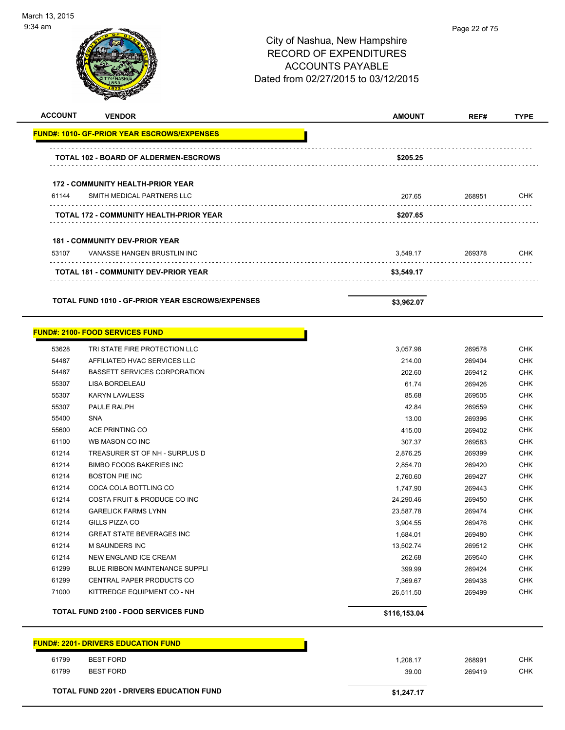City of Nashua, New Hampshire
RECORD OF EXPENDITURES
ACCOUNTS PAYABLE
Dated from 02/27/2015 to 03/12/2015

| ACCOUNT | VENDOR | AMOUNT | REF# | TYPE |
|---|---|---|---|---|
| **FUND#: 1010- GF-PRIOR YEAR ESCROWS/EXPENSES** | | | | |
| | **TOTAL 102 - BOARD OF ALDERMEN-ESCROWS** | **$205.25** | | |
| | **172 - COMMUNITY HEALTH-PRIOR YEAR** | | | |
| 61144 | SMITH MEDICAL PARTNERS LLC | 207.65 | 268951 | CHK |
| | **TOTAL 172 - COMMUNITY HEALTH-PRIOR YEAR** | **$207.65** | | |
| | **181 - COMMUNITY DEV-PRIOR YEAR** | | | |
| 53107 | VANASSE HANGEN BRUSTLIN INC | 3,549.17 | 269378 | CHK |
| | **TOTAL 181 - COMMUNITY DEV-PRIOR YEAR** | **$3,549.17** | | |
| | **TOTAL FUND 1010 - GF-PRIOR YEAR ESCROWS/EXPENSES** | **$3,962.07** | | |
| **FUND#: 2100- FOOD SERVICES FUND** | | | | |
| 53628 | TRI STATE FIRE PROTECTION LLC | 3,057.98 | 269578 | CHK |
| 54487 | AFFILIATED HVAC SERVICES LLC | 214.00 | 269404 | CHK |
| 54487 | BASSETT SERVICES CORPORATION | 202.60 | 269412 | CHK |
| 55307 | LISA BORDELEAU | 61.74 | 269426 | CHK |
| 55307 | KARYN LAWLESS | 85.68 | 269505 | CHK |
| 55307 | PAULE RALPH | 42.84 | 269559 | CHK |
| 55400 | SNA | 13.00 | 269396 | CHK |
| 55600 | ACE PRINTING CO | 415.00 | 269402 | CHK |
| 61100 | WB MASON CO INC | 307.37 | 269583 | CHK |
| 61214 | TREASURER ST OF NH - SURPLUS D | 2,876.25 | 269399 | CHK |
| 61214 | BIMBO FOODS BAKERIES INC | 2,854.70 | 269420 | CHK |
| 61214 | BOSTON PIE INC | 2,760.60 | 269427 | CHK |
| 61214 | COCA COLA BOTTLING CO | 1,747.90 | 269443 | CHK |
| 61214 | COSTA FRUIT & PRODUCE CO INC | 24,290.46 | 269450 | CHK |
| 61214 | GARELICK FARMS LYNN | 23,587.78 | 269474 | CHK |
| 61214 | GILLS PIZZA CO | 3,904.55 | 269476 | CHK |
| 61214 | GREAT STATE BEVERAGES INC | 1,684.01 | 269480 | CHK |
| 61214 | M SAUNDERS INC | 13,502.74 | 269512 | CHK |
| 61214 | NEW ENGLAND ICE CREAM | 262.68 | 269540 | CHK |
| 61299 | BLUE RIBBON MAINTENANCE SUPPLI | 399.99 | 269424 | CHK |
| 61299 | CENTRAL PAPER PRODUCTS CO | 7,369.67 | 269438 | CHK |
| 71000 | KITTREDGE EQUIPMENT CO - NH | 26,511.50 | 269499 | CHK |
| | **TOTAL FUND 2100 - FOOD SERVICES FUND** | **$116,153.04** | | |
| **FUND#: 2201- DRIVERS EDUCATION FUND** | | | | |
| 61799 | BEST FORD | 1,208.17 | 268991 | CHK |
| 61799 | BEST FORD | 39.00 | 269419 | CHK |
| | **TOTAL FUND 2201 - DRIVERS EDUCATION FUND** | **$1,247.17** | | |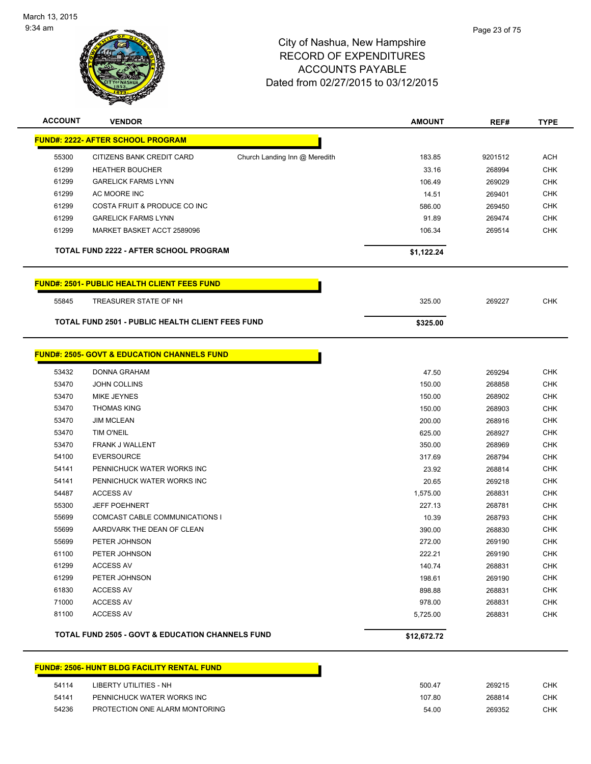# City of Nashua, New Hampshire
## RECORD OF EXPENDITURES
## ACCOUNTS PAYABLE
## Dated from 02/27/2015 to 03/12/2015

| ACCOUNT | VENDOR | | AMOUNT | REF# | TYPE |
|---|---|---|---|---|---|
| **FUND#: 2222- AFTER SCHOOL PROGRAM** | | | | | |
| 55300 | CITIZENS BANK CREDIT CARD | Church Landing Inn @ Meredith | 183.85 | 9201512 | ACH |
| 61299 | HEATHER BOUCHER | | 33.16 | 268994 | CHK |
| 61299 | GARELICK FARMS LYNN | | 106.49 | 269029 | CHK |
| 61299 | AC MOORE INC | | 14.51 | 269401 | CHK |
| 61299 | COSTA FRUIT & PRODUCE CO INC | | 586.00 | 269450 | CHK |
| 61299 | GARELICK FARMS LYNN | | 91.89 | 269474 | CHK |
| 61299 | MARKET BASKET ACCT 2589096 | | 106.34 | 269514 | CHK |
| **TOTAL FUND 2222 - AFTER SCHOOL PROGRAM** | | | **$1,122.24** | | |
| **FUND#: 2501- PUBLIC HEALTH CLIENT FEES FUND** | | | | | |
| 55845 | TREASURER STATE OF NH | | 325.00 | 269227 | CHK |
| **TOTAL FUND 2501 - PUBLIC HEALTH CLIENT FEES FUND** | | | **$325.00** | | |
| **FUND#: 2505- GOVT & EDUCATION CHANNELS FUND** | | | | | |
| 53432 | DONNA GRAHAM | | 47.50 | 269294 | CHK |
| 53470 | JOHN COLLINS | | 150.00 | 268858 | CHK |
| 53470 | MIKE JEYNES | | 150.00 | 268902 | CHK |
| 53470 | THOMAS KING | | 150.00 | 268903 | CHK |
| 53470 | JIM MCLEAN | | 200.00 | 268916 | CHK |
| 53470 | TIM O'NEIL | | 625.00 | 268927 | CHK |
| 53470 | FRANK J WALLENT | | 350.00 | 268969 | CHK |
| 54100 | EVERSOURCE | | 317.69 | 268794 | CHK |
| 54141 | PENNICHUCK WATER WORKS INC | | 23.92 | 268814 | CHK |
| 54141 | PENNICHUCK WATER WORKS INC | | 20.65 | 269218 | CHK |
| 54487 | ACCESS AV | | 1,575.00 | 268831 | CHK |
| 55300 | JEFF POEHNERT | | 227.13 | 268781 | CHK |
| 55699 | COMCAST CABLE COMMUNICATIONS I | | 10.39 | 268793 | CHK |
| 55699 | AARDVARK THE DEAN OF CLEAN | | 390.00 | 268830 | CHK |
| 55699 | PETER JOHNSON | | 272.00 | 269190 | CHK |
| 61100 | PETER JOHNSON | | 222.21 | 269190 | CHK |
| 61299 | ACCESS AV | | 140.74 | 268831 | CHK |
| 61299 | PETER JOHNSON | | 198.61 | 269190 | CHK |
| 61830 | ACCESS AV | | 898.88 | 268831 | CHK |
| 71000 | ACCESS AV | | 978.00 | 268831 | CHK |
| 81100 | ACCESS AV | | 5,725.00 | 268831 | CHK |
| **TOTAL FUND 2505 - GOVT & EDUCATION CHANNELS FUND** | | | **$12,672.72** | | |
| **FUND#: 2506- HUNT BLDG FACILITY RENTAL FUND** | | | | | |
| 54114 | LIBERTY UTILITIES - NH | | 500.47 | 269215 | CHK |
| 54141 | PENNICHUCK WATER WORKS INC | | 107.80 | 268814 | CHK |
| 54236 | PROTECTION ONE ALARM MONTORING | | 54.00 | 269352 | CHK |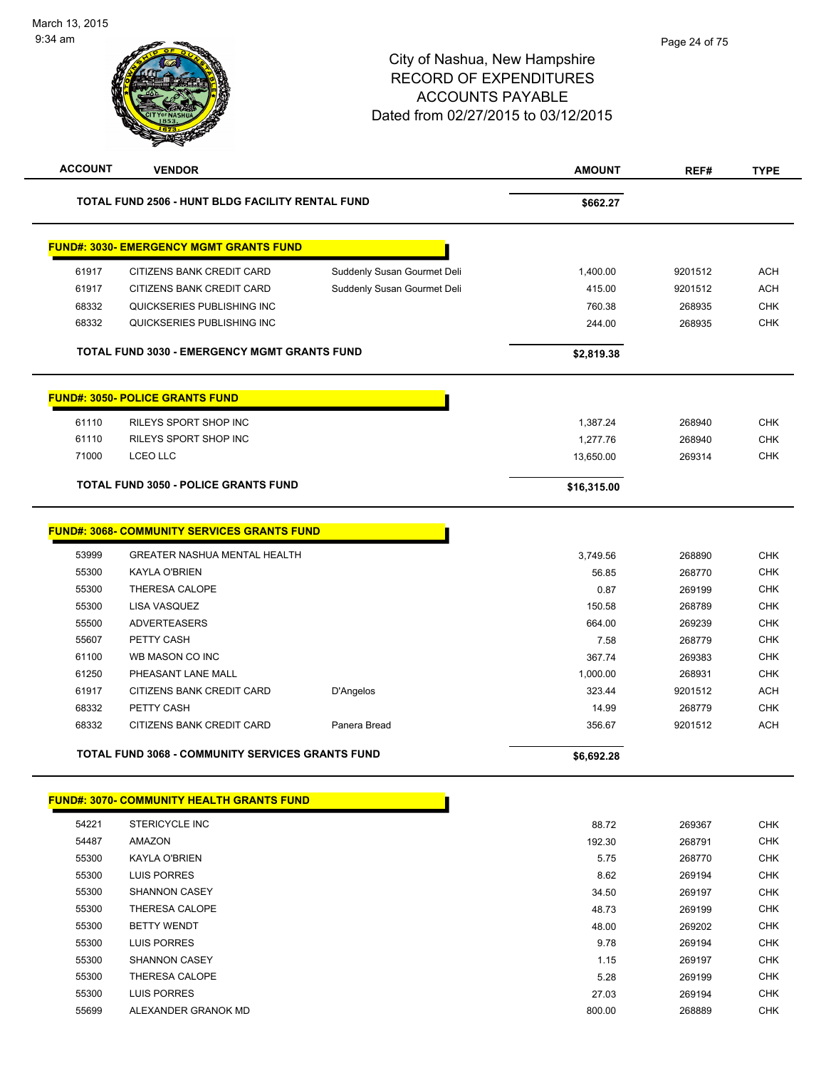City of Nashua, New Hampshire
RECORD OF EXPENDITURES
ACCOUNTS PAYABLE
Dated from 02/27/2015 to 03/12/2015

| ACCOUNT | VENDOR | | AMOUNT | REF# | TYPE |
|---|---|---|---|---|---|
| | **TOTAL FUND 2506 - HUNT BLDG FACILITY RENTAL FUND** | | **$662.27** | | |

**FUND#: 3030- EMERGENCY MGMT GRANTS FUND**

| ACCOUNT | VENDOR | | AMOUNT | REF# | TYPE |
|---|---|---|---|---|---|
| 61917 | CITIZENS BANK CREDIT CARD | Suddenly Susan Gourmet Deli | 1,400.00 | 9201512 | ACH |
| 61917 | CITIZENS BANK CREDIT CARD | Suddenly Susan Gourmet Deli | 415.00 | 9201512 | ACH |
| 68332 | QUICKSERIES PUBLISHING INC | | 760.38 | 268935 | CHK |
| 68332 | QUICKSERIES PUBLISHING INC | | 244.00 | 268935 | CHK |
| | **TOTAL FUND 3030 - EMERGENCY MGMT GRANTS FUND** | | **$2,819.38** | | |

**FUND#: 3050- POLICE GRANTS FUND**

| ACCOUNT | VENDOR | | AMOUNT | REF# | TYPE |
|---|---|---|---|---|---|
| 61110 | RILEYS SPORT SHOP INC | | 1,387.24 | 268940 | CHK |
| 61110 | RILEYS SPORT SHOP INC | | 1,277.76 | 268940 | CHK |
| 71000 | LCEO LLC | | 13,650.00 | 269314 | CHK |
| | **TOTAL FUND 3050 - POLICE GRANTS FUND** | | **$16,315.00** | | |

**FUND#: 3068- COMMUNITY SERVICES GRANTS FUND**

| ACCOUNT | VENDOR | | AMOUNT | REF# | TYPE |
|---|---|---|---|---|---|
| 53999 | GREATER NASHUA MENTAL HEALTH | | 3,749.56 | 268890 | CHK |
| 55300 | KAYLA O'BRIEN | | 56.85 | 268770 | CHK |
| 55300 | THERESA CALOPE | | 0.87 | 269199 | CHK |
| 55300 | LISA VASQUEZ | | 150.58 | 268789 | CHK |
| 55500 | ADVERTEASERS | | 664.00 | 269239 | CHK |
| 55607 | PETTY CASH | | 7.58 | 268779 | CHK |
| 61100 | WB MASON CO INC | | 367.74 | 269383 | CHK |
| 61250 | PHEASANT LANE MALL | | 1,000.00 | 268931 | CHK |
| 61917 | CITIZENS BANK CREDIT CARD | D'Angelos | 323.44 | 9201512 | ACH |
| 68332 | PETTY CASH | | 14.99 | 268779 | CHK |
| 68332 | CITIZENS BANK CREDIT CARD | Panera Bread | 356.67 | 9201512 | ACH |
| | **TOTAL FUND 3068 - COMMUNITY SERVICES GRANTS FUND** | | **$6,692.28** | | |

**FUND#: 3070- COMMUNITY HEALTH GRANTS FUND**

| ACCOUNT | VENDOR | | AMOUNT | REF# | TYPE |
|---|---|---|---|---|---|
| 54221 | STERICYCLE INC | | 88.72 | 269367 | CHK |
| 54487 | AMAZON | | 192.30 | 268791 | CHK |
| 55300 | KAYLA O'BRIEN | | 5.75 | 268770 | CHK |
| 55300 | LUIS PORRES | | 8.62 | 269194 | CHK |
| 55300 | SHANNON CASEY | | 34.50 | 269197 | CHK |
| 55300 | THERESA CALOPE | | 48.73 | 269199 | CHK |
| 55300 | BETTY WENDT | | 48.00 | 269202 | CHK |
| 55300 | LUIS PORRES | | 9.78 | 269194 | CHK |
| 55300 | SHANNON CASEY | | 1.15 | 269197 | CHK |
| 55300 | THERESA CALOPE | | 5.28 | 269199 | CHK |
| 55300 | LUIS PORRES | | 27.03 | 269194 | CHK |
| 55699 | ALEXANDER GRANOK MD | | 800.00 | 268889 | CHK |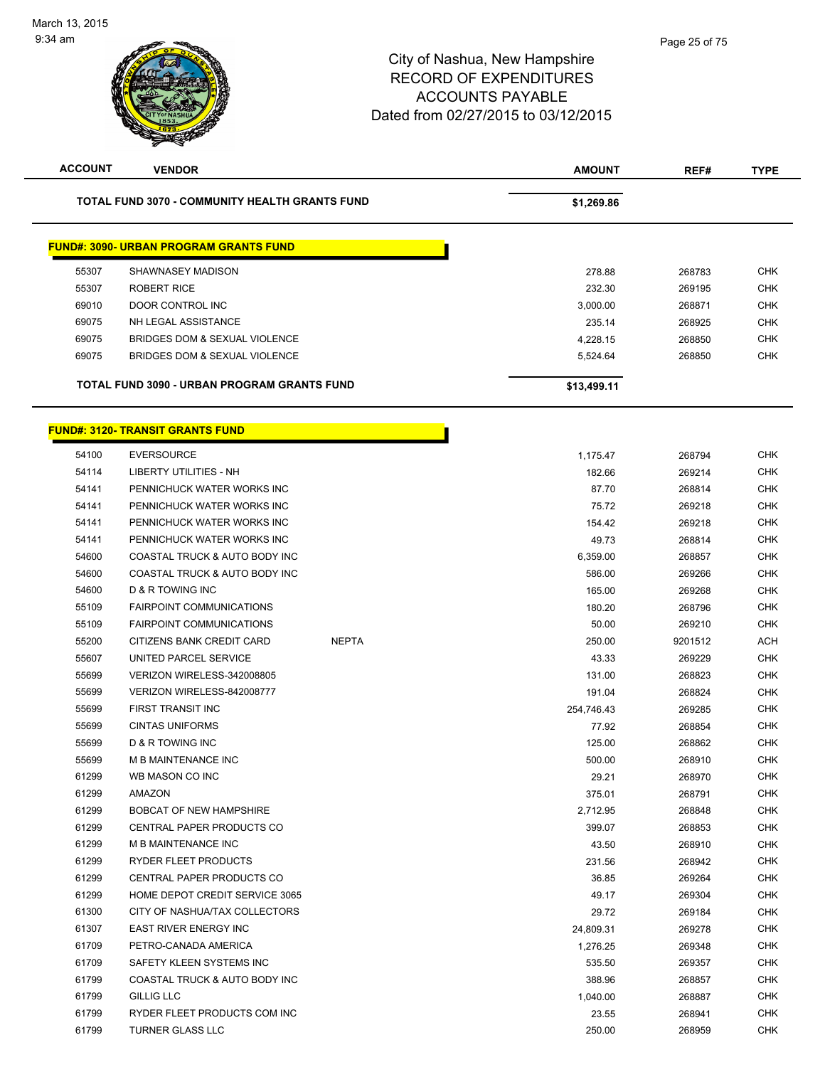# City of Nashua, New Hampshire
## RECORD OF EXPENDITURES
## ACCOUNTS PAYABLE
## Dated from 02/27/2015 to 03/12/2015

| ACCOUNT | VENDOR | | AMOUNT | REF# | TYPE |
|---|---|---|---|---|---|
| **TOTAL FUND 3070 - COMMUNITY HEALTH GRANTS FUND** | | | **$1,269.86** | | |

**FUND#: 3090- URBAN PROGRAM GRANTS FUND**

| ACCOUNT | VENDOR | | AMOUNT | REF# | TYPE |
|---|---|---|---|---|---|
| 55307 | SHAWNASEY MADISON | | 278.88 | 268783 | CHK |
| 55307 | ROBERT RICE | | 232.30 | 269195 | CHK |
| 69010 | DOOR CONTROL INC | | 3,000.00 | 268871 | CHK |
| 69075 | NH LEGAL ASSISTANCE | | 235.14 | 268925 | CHK |
| 69075 | BRIDGES DOM & SEXUAL VIOLENCE | | 4,228.15 | 268850 | CHK |
| 69075 | BRIDGES DOM & SEXUAL VIOLENCE | | 5,524.64 | 268850 | CHK |
| **TOTAL FUND 3090 - URBAN PROGRAM GRANTS FUND** | | | **$13,499.11** | | |

**FUND#: 3120- TRANSIT GRANTS FUND**

| ACCOUNT | VENDOR | | AMOUNT | REF# | TYPE |
|---|---|---|---|---|---|
| 54100 | EVERSOURCE | | 1,175.47 | 268794 | CHK |
| 54114 | LIBERTY UTILITIES - NH | | 182.66 | 269214 | CHK |
| 54141 | PENNICHUCK WATER WORKS INC | | 87.70 | 268814 | CHK |
| 54141 | PENNICHUCK WATER WORKS INC | | 75.72 | 269218 | CHK |
| 54141 | PENNICHUCK WATER WORKS INC | | 154.42 | 269218 | CHK |
| 54141 | PENNICHUCK WATER WORKS INC | | 49.73 | 268814 | CHK |
| 54600 | COASTAL TRUCK & AUTO BODY INC | | 6,359.00 | 268857 | CHK |
| 54600 | COASTAL TRUCK & AUTO BODY INC | | 586.00 | 269266 | CHK |
| 54600 | D & R TOWING INC | | 165.00 | 269268 | CHK |
| 55109 | FAIRPOINT COMMUNICATIONS | | 180.20 | 268796 | CHK |
| 55109 | FAIRPOINT COMMUNICATIONS | | 50.00 | 269210 | CHK |
| 55200 | CITIZENS BANK CREDIT CARD | NEPTA | 250.00 | 9201512 | ACH |
| 55607 | UNITED PARCEL SERVICE | | 43.33 | 269229 | CHK |
| 55699 | VERIZON WIRELESS-342008805 | | 131.00 | 268823 | CHK |
| 55699 | VERIZON WIRELESS-842008777 | | 191.04 | 268824 | CHK |
| 55699 | FIRST TRANSIT INC | | 254,746.43 | 269285 | CHK |
| 55699 | CINTAS UNIFORMS | | 77.92 | 268854 | CHK |
| 55699 | D & R TOWING INC | | 125.00 | 268862 | CHK |
| 55699 | M B MAINTENANCE INC | | 500.00 | 268910 | CHK |
| 61299 | WB MASON CO INC | | 29.21 | 268970 | CHK |
| 61299 | AMAZON | | 375.01 | 268791 | CHK |
| 61299 | BOBCAT OF NEW HAMPSHIRE | | 2,712.95 | 268848 | CHK |
| 61299 | CENTRAL PAPER PRODUCTS CO | | 399.07 | 268853 | CHK |
| 61299 | M B MAINTENANCE INC | | 43.50 | 268910 | CHK |
| 61299 | RYDER FLEET PRODUCTS | | 231.56 | 268942 | CHK |
| 61299 | CENTRAL PAPER PRODUCTS CO | | 36.85 | 269264 | CHK |
| 61299 | HOME DEPOT CREDIT SERVICE 3065 | | 49.17 | 269304 | CHK |
| 61300 | CITY OF NASHUA/TAX COLLECTORS | | 29.72 | 269184 | CHK |
| 61307 | EAST RIVER ENERGY INC | | 24,809.31 | 269278 | CHK |
| 61709 | PETRO-CANADA AMERICA | | 1,276.25 | 269348 | CHK |
| 61709 | SAFETY KLEEN SYSTEMS INC | | 535.50 | 269357 | CHK |
| 61799 | COASTAL TRUCK & AUTO BODY INC | | 388.96 | 268857 | CHK |
| 61799 | GILLIG LLC | | 1,040.00 | 268887 | CHK |
| 61799 | RYDER FLEET PRODUCTS COM INC | | 23.55 | 268941 | CHK |
| 61799 | TURNER GLASS LLC | | 250.00 | 268959 | CHK |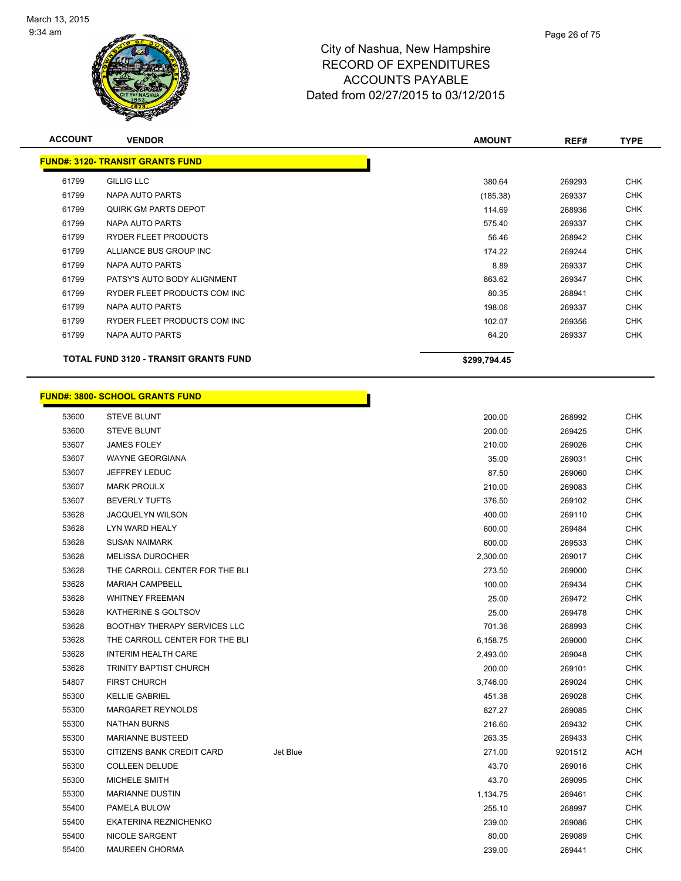# City of Nashua, New Hampshire
## RECORD OF EXPENDITURES
## ACCOUNTS PAYABLE
## Dated from 02/27/2015 to 03/12/2015

| ACCOUNT | VENDOR | | AMOUNT | REF# | TYPE |
|---|---|---|---|---|---|
| **FUND#: 3120- TRANSIT GRANTS FUND** | | | | | |
| 61799 | GILLIG LLC | | 380.64 | 269293 | CHK |
| 61799 | NAPA AUTO PARTS | | (185.38) | 269337 | CHK |
| 61799 | QUIRK GM PARTS DEPOT | | 114.69 | 268936 | CHK |
| 61799 | NAPA AUTO PARTS | | 575.40 | 269337 | CHK |
| 61799 | RYDER FLEET PRODUCTS | | 56.46 | 268942 | CHK |
| 61799 | ALLIANCE BUS GROUP INC | | 174.22 | 269244 | CHK |
| 61799 | NAPA AUTO PARTS | | 8.89 | 269337 | CHK |
| 61799 | PATSY'S AUTO BODY ALIGNMENT | | 863.62 | 269347 | CHK |
| 61799 | RYDER FLEET PRODUCTS COM INC | | 80.35 | 268941 | CHK |
| 61799 | NAPA AUTO PARTS | | 198.06 | 269337 | CHK |
| 61799 | RYDER FLEET PRODUCTS COM INC | | 102.07 | 269356 | CHK |
| 61799 | NAPA AUTO PARTS | | 64.20 | 269337 | CHK |
| | **TOTAL FUND 3120 - TRANSIT GRANTS FUND** | | **$299,794.45** | | |

| ACCOUNT | VENDOR | | AMOUNT | REF# | TYPE |
|---|---|---|---|---|---|
| **FUND#: 3800- SCHOOL GRANTS FUND** | | | | | |
| 53600 | STEVE BLUNT | | 200.00 | 268992 | CHK |
| 53600 | STEVE BLUNT | | 200.00 | 269425 | CHK |
| 53607 | JAMES FOLEY | | 210.00 | 269026 | CHK |
| 53607 | WAYNE GEORGIANA | | 35.00 | 269031 | CHK |
| 53607 | JEFFREY LEDUC | | 87.50 | 269060 | CHK |
| 53607 | MARK PROULX | | 210.00 | 269083 | CHK |
| 53607 | BEVERLY TUFTS | | 376.50 | 269102 | CHK |
| 53628 | JACQUELYN WILSON | | 400.00 | 269110 | CHK |
| 53628 | LYN WARD HEALY | | 600.00 | 269484 | CHK |
| 53628 | SUSAN NAIMARK | | 600.00 | 269533 | CHK |
| 53628 | MELISSA DUROCHER | | 2,300.00 | 269017 | CHK |
| 53628 | THE CARROLL CENTER FOR THE BLI | | 273.50 | 269000 | CHK |
| 53628 | MARIAH CAMPBELL | | 100.00 | 269434 | CHK |
| 53628 | WHITNEY FREEMAN | | 25.00 | 269472 | CHK |
| 53628 | KATHERINE S GOLTSOV | | 25.00 | 269478 | CHK |
| 53628 | BOOTHBY THERAPY SERVICES LLC | | 701.36 | 268993 | CHK |
| 53628 | THE CARROLL CENTER FOR THE BLI | | 6,158.75 | 269000 | CHK |
| 53628 | INTERIM HEALTH CARE | | 2,493.00 | 269048 | CHK |
| 53628 | TRINITY BAPTIST CHURCH | | 200.00 | 269101 | CHK |
| 54807 | FIRST CHURCH | | 3,746.00 | 269024 | CHK |
| 55300 | KELLIE GABRIEL | | 451.38 | 269028 | CHK |
| 55300 | MARGARET REYNOLDS | | 827.27 | 269085 | CHK |
| 55300 | NATHAN BURNS | | 216.60 | 269432 | CHK |
| 55300 | MARIANNE BUSTEED | | 263.35 | 269433 | CHK |
| 55300 | CITIZENS BANK CREDIT CARD | Jet Blue | 271.00 | 9201512 | ACH |
| 55300 | COLLEEN DELUDE | | 43.70 | 269016 | CHK |
| 55300 | MICHELE SMITH | | 43.70 | 269095 | CHK |
| 55300 | MARIANNE DUSTIN | | 1,134.75 | 269461 | CHK |
| 55400 | PAMELA BULOW | | 255.10 | 268997 | CHK |
| 55400 | EKATERINA REZNICHENKO | | 239.00 | 269086 | CHK |
| 55400 | NICOLE SARGENT | | 80.00 | 269089 | CHK |
| 55400 | MAUREEN CHORMA | | 239.00 | 269441 | CHK |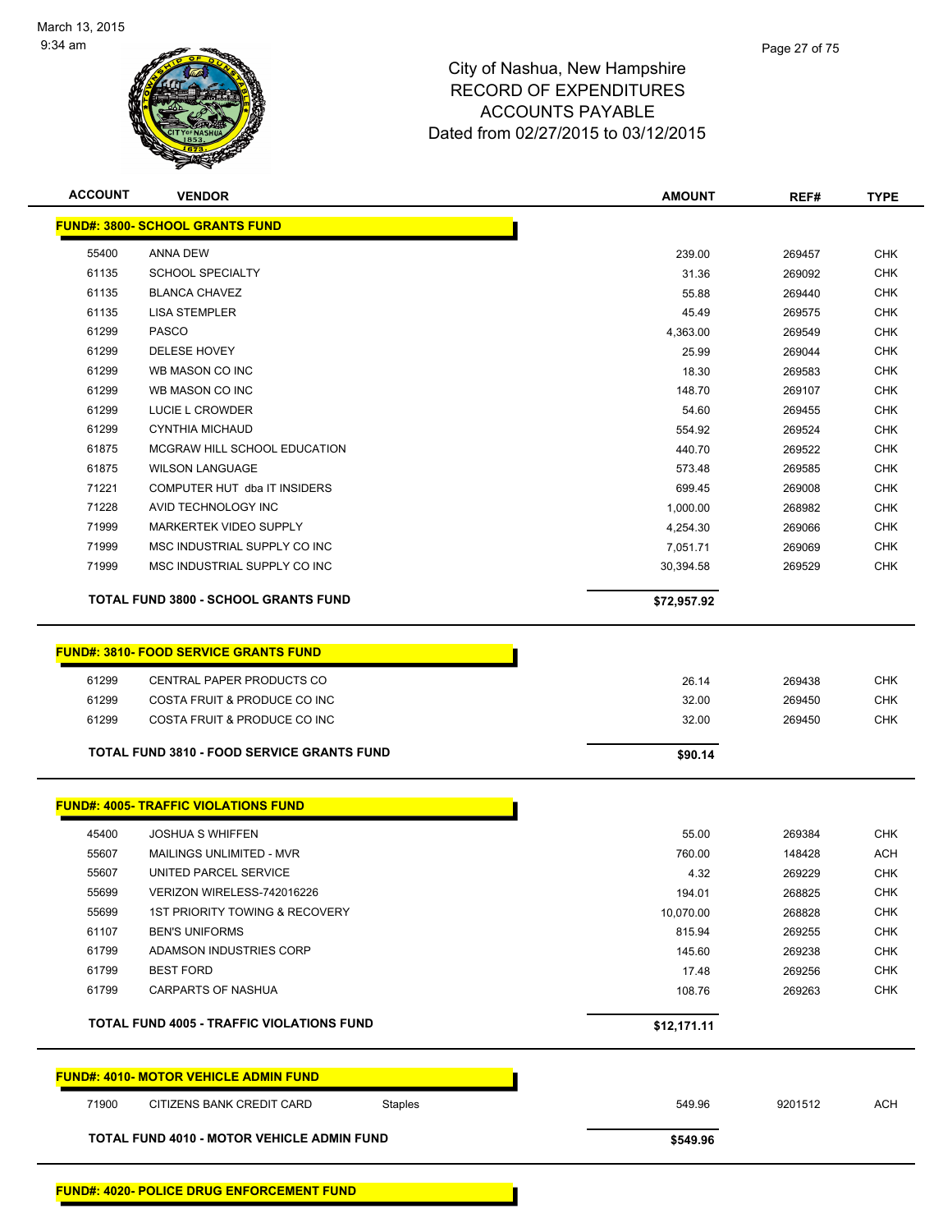March 13, 2015
9:34 am

# City of Nashua, New Hampshire
## RECORD OF EXPENDITURES
## ACCOUNTS PAYABLE
## Dated from 02/27/2015 to 03/12/2015

| ACCOUNT | VENDOR | | AMOUNT | REF# | TYPE |
|---|---|---|---|---|---|
| **FUND#: 3800- SCHOOL GRANTS FUND** | | | | | |
| 55400 | ANNA DEW | | 239.00 | 269457 | CHK |
| 61135 | SCHOOL SPECIALTY | | 31.36 | 269092 | CHK |
| 61135 | BLANCA CHAVEZ | | 55.88 | 269440 | CHK |
| 61135 | LISA STEMPLER | | 45.49 | 269575 | CHK |
| 61299 | PASCO | | 4,363.00 | 269549 | CHK |
| 61299 | DELESE HOVEY | | 25.99 | 269044 | CHK |
| 61299 | WB MASON CO INC | | 18.30 | 269583 | CHK |
| 61299 | WB MASON CO INC | | 148.70 | 269107 | CHK |
| 61299 | LUCIE L CROWDER | | 54.60 | 269455 | CHK |
| 61299 | CYNTHIA MICHAUD | | 554.92 | 269524 | CHK |
| 61875 | MCGRAW HILL SCHOOL EDUCATION | | 440.70 | 269522 | CHK |
| 61875 | WILSON LANGUAGE | | 573.48 | 269585 | CHK |
| 71221 | COMPUTER HUT dba IT INSIDERS | | 699.45 | 269008 | CHK |
| 71228 | AVID TECHNOLOGY INC | | 1,000.00 | 268982 | CHK |
| 71999 | MARKERTEK VIDEO SUPPLY | | 4,254.30 | 269066 | CHK |
| 71999 | MSC INDUSTRIAL SUPPLY CO INC | | 7,051.71 | 269069 | CHK |
| 71999 | MSC INDUSTRIAL SUPPLY CO INC | | 30,394.58 | 269529 | CHK |
| **TOTAL FUND 3800 - SCHOOL GRANTS FUND** | | | **$72,957.92** | | |
| **FUND#: 3810- FOOD SERVICE GRANTS FUND** | | | | | |
| 61299 | CENTRAL PAPER PRODUCTS CO | | 26.14 | 269438 | CHK |
| 61299 | COSTA FRUIT & PRODUCE CO INC | | 32.00 | 269450 | CHK |
| 61299 | COSTA FRUIT & PRODUCE CO INC | | 32.00 | 269450 | CHK |
| **TOTAL FUND 3810 - FOOD SERVICE GRANTS FUND** | | | **$90.14** | | |
| **FUND#: 4005- TRAFFIC VIOLATIONS FUND** | | | | | |
| 45400 | JOSHUA S WHIFFEN | | 55.00 | 269384 | CHK |
| 55607 | MAILINGS UNLIMITED - MVR | | 760.00 | 148428 | ACH |
| 55607 | UNITED PARCEL SERVICE | | 4.32 | 269229 | CHK |
| 55699 | VERIZON WIRELESS-742016226 | | 194.01 | 268825 | CHK |
| 55699 | 1ST PRIORITY TOWING & RECOVERY | | 10,070.00 | 268828 | CHK |
| 61107 | BEN'S UNIFORMS | | 815.94 | 269255 | CHK |
| 61799 | ADAMSON INDUSTRIES CORP | | 145.60 | 269238 | CHK |
| 61799 | BEST FORD | | 17.48 | 269256 | CHK |
| 61799 | CARPARTS OF NASHUA | | 108.76 | 269263 | CHK |
| **TOTAL FUND 4005 - TRAFFIC VIOLATIONS FUND** | | | **$12,171.11** | | |
| **FUND#: 4010- MOTOR VEHICLE ADMIN FUND** | | | | | |
| 71900 | CITIZENS BANK CREDIT CARD | Staples | 549.96 | 9201512 | ACH |
| **TOTAL FUND 4010 - MOTOR VEHICLE ADMIN FUND** | | | **$549.96** | | |
| **FUND#: 4020- POLICE DRUG ENFORCEMENT FUND** | | | | | |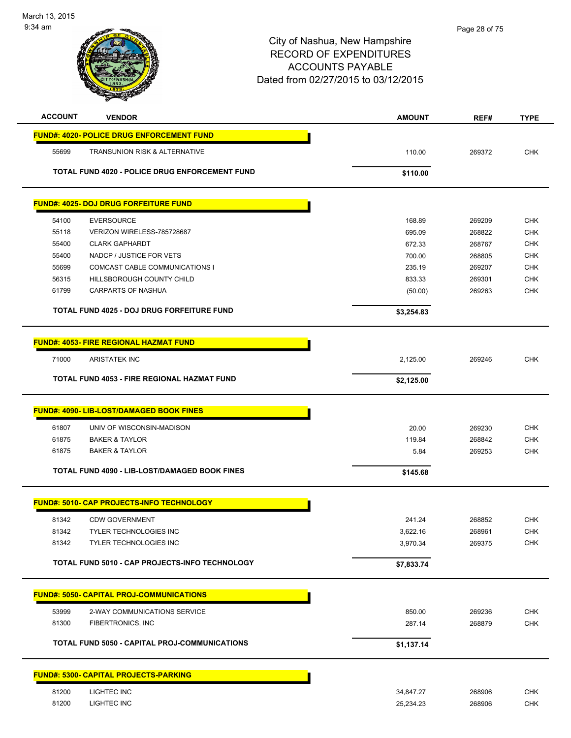# City of Nashua, New Hampshire
## RECORD OF EXPENDITURES
## ACCOUNTS PAYABLE
## Dated from 02/27/2015 to 03/12/2015

March 13, 2015
9:34 am

| ACCOUNT | VENDOR | AMOUNT | REF# | TYPE |
|---|---|---|---|---|
| **FUND#: 4020- POLICE DRUG ENFORCEMENT FUND** | | | | |
| 55699 | TRANSUNION RISK & ALTERNATIVE | 110.00 | 269372 | CHK |
| | **TOTAL FUND 4020 - POLICE DRUG ENFORCEMENT FUND** | **$110.00** | | |
| **FUND#: 4025- DOJ DRUG FORFEITURE FUND** | | | | |
| 54100 | EVERSOURCE | 168.89 | 269209 | CHK |
| 55118 | VERIZON WIRELESS-785728687 | 695.09 | 268822 | CHK |
| 55400 | CLARK GAPHARDT | 672.33 | 268767 | CHK |
| 55400 | NADCP / JUSTICE FOR VETS | 700.00 | 268805 | CHK |
| 55699 | COMCAST CABLE COMMUNICATIONS I | 235.19 | 269207 | CHK |
| 56315 | HILLSBOROUGH COUNTY CHILD | 833.33 | 269301 | CHK |
| 61799 | CARPARTS OF NASHUA | (50.00) | 269263 | CHK |
| | **TOTAL FUND 4025 - DOJ DRUG FORFEITURE FUND** | **$3,254.83** | | |
| **FUND#: 4053- FIRE REGIONAL HAZMAT FUND** | | | | |
| 71000 | ARISTATEK INC | 2,125.00 | 269246 | CHK |
| | **TOTAL FUND 4053 - FIRE REGIONAL HAZMAT FUND** | **$2,125.00** | | |
| **FUND#: 4090- LIB-LOST/DAMAGED BOOK FINES** | | | | |
| 61807 | UNIV OF WISCONSIN-MADISON | 20.00 | 269230 | CHK |
| 61875 | BAKER & TAYLOR | 119.84 | 268842 | CHK |
| 61875 | BAKER & TAYLOR | 5.84 | 269253 | CHK |
| | **TOTAL FUND 4090 - LIB-LOST/DAMAGED BOOK FINES** | **$145.68** | | |
| **FUND#: 5010- CAP PROJECTS-INFO TECHNOLOGY** | | | | |
| 81342 | CDW GOVERNMENT | 241.24 | 268852 | CHK |
| 81342 | TYLER TECHNOLOGIES INC | 3,622.16 | 268961 | CHK |
| 81342 | TYLER TECHNOLOGIES INC | 3,970.34 | 269375 | CHK |
| | **TOTAL FUND 5010 - CAP PROJECTS-INFO TECHNOLOGY** | **$7,833.74** | | |
| **FUND#: 5050- CAPITAL PROJ-COMMUNICATIONS** | | | | |
| 53999 | 2-WAY COMMUNICATIONS SERVICE | 850.00 | 269236 | CHK |
| 81300 | FIBERTRONICS, INC | 287.14 | 268879 | CHK |
| | **TOTAL FUND 5050 - CAPITAL PROJ-COMMUNICATIONS** | **$1,137.14** | | |
| **FUND#: 5300- CAPITAL PROJECTS-PARKING** | | | | |
| 81200 | LIGHTEC INC | 34,847.27 | 268906 | CHK |
| 81200 | LIGHTEC INC | 25,234.23 | 268906 | CHK |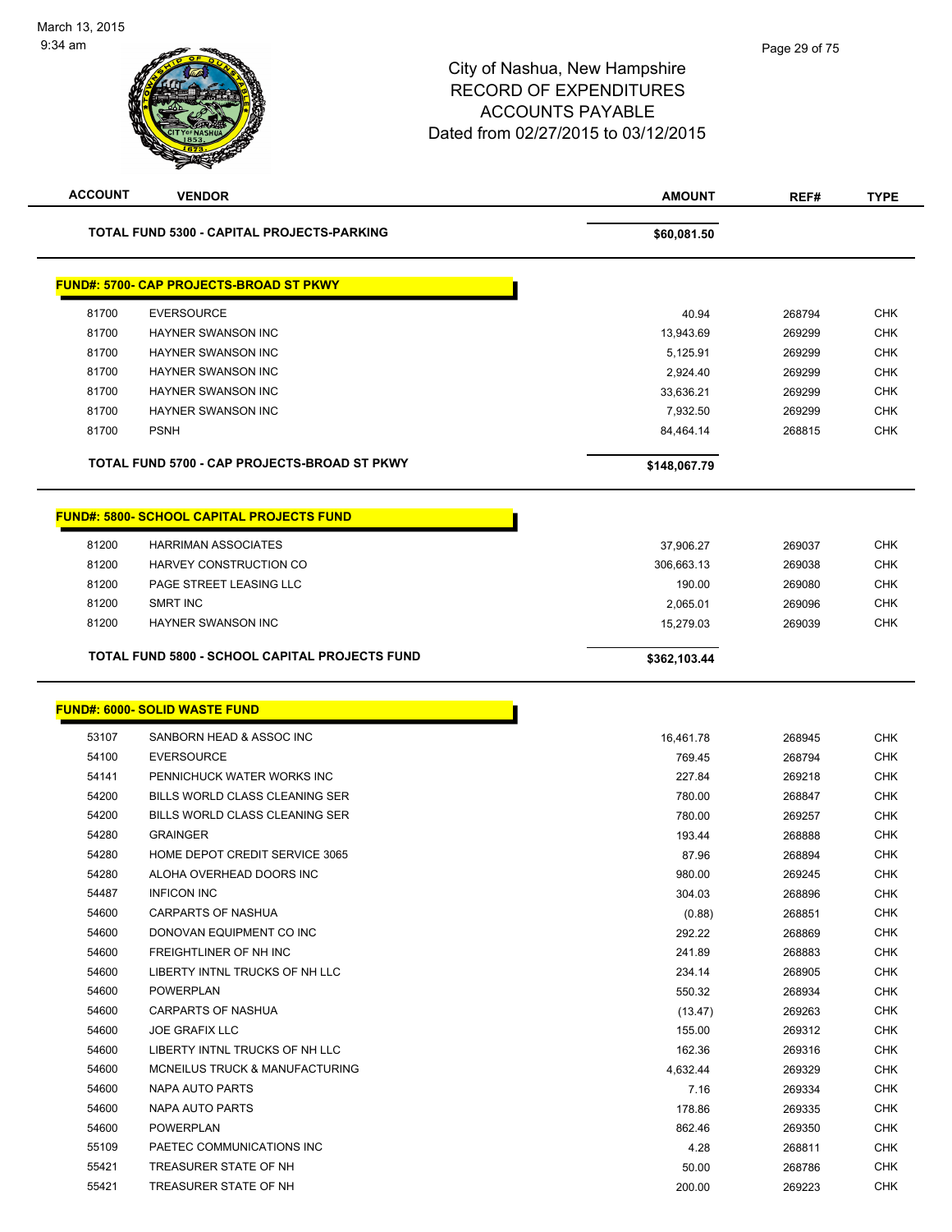March 13, 2015
9:34 am

# City of Nashua, New Hampshire
## RECORD OF EXPENDITURES
## ACCOUNTS PAYABLE
## Dated from 02/27/2015 to 03/12/2015

| ACCOUNT | VENDOR | AMOUNT | REF# | TYPE |
|---|---|---|---|---|
| | **TOTAL FUND 5300 - CAPITAL PROJECTS-PARKING** | **$60,081.50** | | |
| | **FUND#: 5700- CAP PROJECTS-BROAD ST PKWY** | | | |
| 81700 | EVERSOURCE | 40.94 | 268794 | CHK |
| 81700 | HAYNER SWANSON INC | 13,943.69 | 269299 | CHK |
| 81700 | HAYNER SWANSON INC | 5,125.91 | 269299 | CHK |
| 81700 | HAYNER SWANSON INC | 2,924.40 | 269299 | CHK |
| 81700 | HAYNER SWANSON INC | 33,636.21 | 269299 | CHK |
| 81700 | HAYNER SWANSON INC | 7,932.50 | 269299 | CHK |
| 81700 | PSNH | 84,464.14 | 268815 | CHK |
| | **TOTAL FUND 5700 - CAP PROJECTS-BROAD ST PKWY** | **$148,067.79** | | |
| | **FUND#: 5800- SCHOOL CAPITAL PROJECTS FUND** | | | |
| 81200 | HARRIMAN ASSOCIATES | 37,906.27 | 269037 | CHK |
| 81200 | HARVEY CONSTRUCTION CO | 306,663.13 | 269038 | CHK |
| 81200 | PAGE STREET LEASING LLC | 190.00 | 269080 | CHK |
| 81200 | SMRT INC | 2,065.01 | 269096 | CHK |
| 81200 | HAYNER SWANSON INC | 15,279.03 | 269039 | CHK |
| | **TOTAL FUND 5800 - SCHOOL CAPITAL PROJECTS FUND** | **$362,103.44** | | |
| | **FUND#: 6000- SOLID WASTE FUND** | | | |
| 53107 | SANBORN HEAD & ASSOC INC | 16,461.78 | 268945 | CHK |
| 54100 | EVERSOURCE | 769.45 | 268794 | CHK |
| 54141 | PENNICHUCK WATER WORKS INC | 227.84 | 269218 | CHK |
| 54200 | BILLS WORLD CLASS CLEANING SER | 780.00 | 268847 | CHK |
| 54200 | BILLS WORLD CLASS CLEANING SER | 780.00 | 269257 | CHK |
| 54280 | GRAINGER | 193.44 | 268888 | CHK |
| 54280 | HOME DEPOT CREDIT SERVICE 3065 | 87.96 | 268894 | CHK |
| 54280 | ALOHA OVERHEAD DOORS INC | 980.00 | 269245 | CHK |
| 54487 | INFICON INC | 304.03 | 268896 | CHK |
| 54600 | CARPARTS OF NASHUA | (0.88) | 268851 | CHK |
| 54600 | DONOVAN EQUIPMENT CO INC | 292.22 | 268869 | CHK |
| 54600 | FREIGHTLINER OF NH INC | 241.89 | 268883 | CHK |
| 54600 | LIBERTY INTNL TRUCKS OF NH LLC | 234.14 | 268905 | CHK |
| 54600 | POWERPLAN | 550.32 | 268934 | CHK |
| 54600 | CARPARTS OF NASHUA | (13.47) | 269263 | CHK |
| 54600 | JOE GRAFIX LLC | 155.00 | 269312 | CHK |
| 54600 | LIBERTY INTNL TRUCKS OF NH LLC | 162.36 | 269316 | CHK |
| 54600 | MCNEILUS TRUCK & MANUFACTURING | 4,632.44 | 269329 | CHK |
| 54600 | NAPA AUTO PARTS | 7.16 | 269334 | CHK |
| 54600 | NAPA AUTO PARTS | 178.86 | 269335 | CHK |
| 54600 | POWERPLAN | 862.46 | 269350 | CHK |
| 55109 | PAETEC COMMUNICATIONS INC | 4.28 | 268811 | CHK |
| 55421 | TREASURER STATE OF NH | 50.00 | 268786 | CHK |
| 55421 | TREASURER STATE OF NH | 200.00 | 269223 | CHK |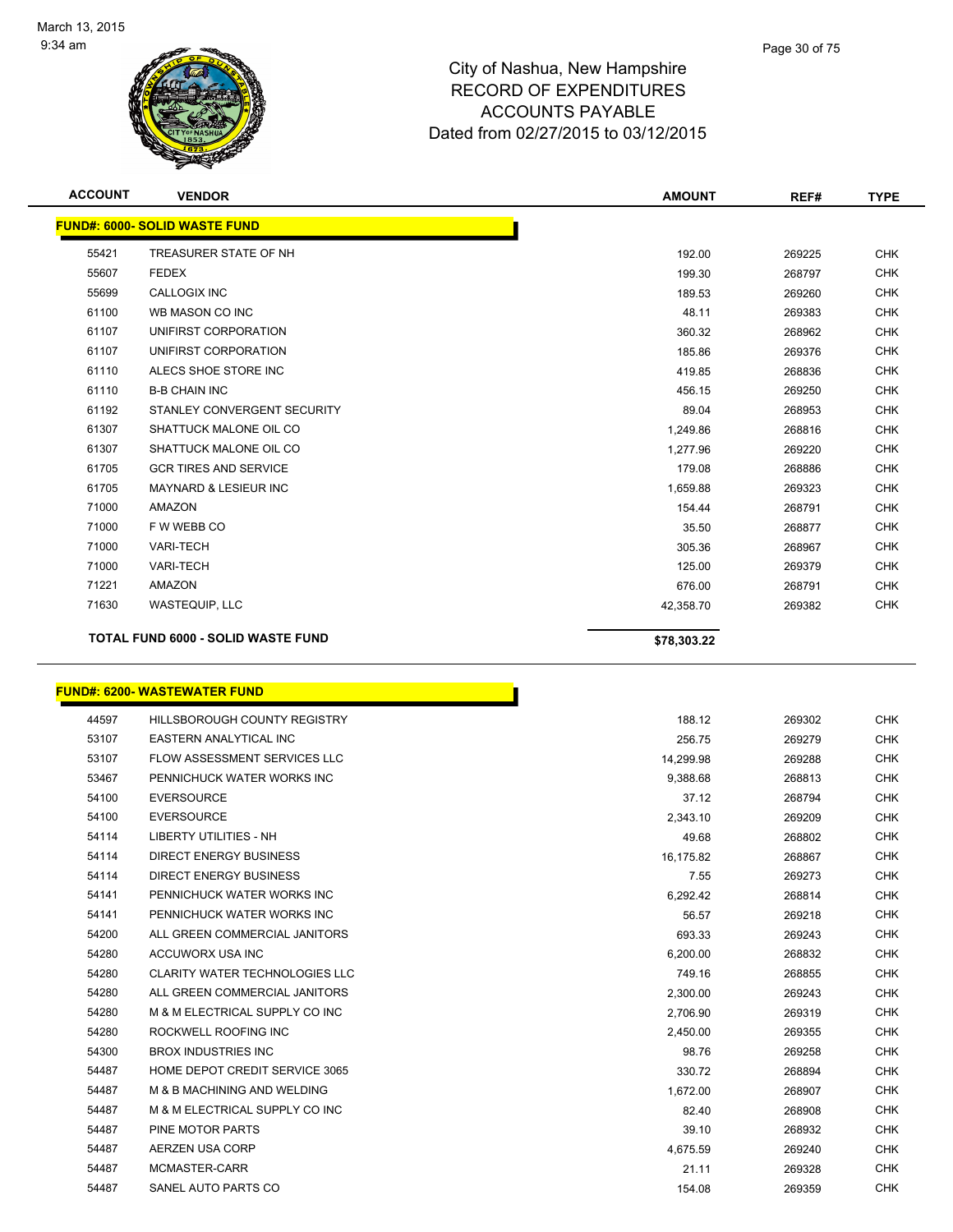March 13, 2015
9:34 am

# City of Nashua, New Hampshire
## RECORD OF EXPENDITURES
## ACCOUNTS PAYABLE
## Dated from 02/27/2015 to 03/12/2015

| ACCOUNT | VENDOR | AMOUNT | REF# | TYPE |
|---|---|---|---|---|
| **FUND#: 6000- SOLID WASTE FUND** | | | | |
| 55421 | TREASURER STATE OF NH | 192.00 | 269225 | CHK |
| 55607 | FEDEX | 199.30 | 268797 | CHK |
| 55699 | CALLOGIX INC | 189.53 | 269260 | CHK |
| 61100 | WB MASON CO INC | 48.11 | 269383 | CHK |
| 61107 | UNIFIRST CORPORATION | 360.32 | 268962 | CHK |
| 61107 | UNIFIRST CORPORATION | 185.86 | 269376 | CHK |
| 61110 | ALECS SHOE STORE INC | 419.85 | 268836 | CHK |
| 61110 | B-B CHAIN INC | 456.15 | 269250 | CHK |
| 61192 | STANLEY CONVERGENT SECURITY | 89.04 | 268953 | CHK |
| 61307 | SHATTUCK MALONE OIL CO | 1,249.86 | 268816 | CHK |
| 61307 | SHATTUCK MALONE OIL CO | 1,277.96 | 269220 | CHK |
| 61705 | GCR TIRES AND SERVICE | 179.08 | 268886 | CHK |
| 61705 | MAYNARD & LESIEUR INC | 1,659.88 | 269323 | CHK |
| 71000 | AMAZON | 154.44 | 268791 | CHK |
| 71000 | F W WEBB CO | 35.50 | 268877 | CHK |
| 71000 | VARI-TECH | 305.36 | 268967 | CHK |
| 71000 | VARI-TECH | 125.00 | 269379 | CHK |
| 71221 | AMAZON | 676.00 | 268791 | CHK |
| 71630 | WASTEQUIP, LLC | 42,358.70 | 269382 | CHK |
| **TOTAL FUND 6000 - SOLID WASTE FUND** | | **$78,303.22** | | |

| ACCOUNT | VENDOR | AMOUNT | REF# | TYPE |
|---|---|---|---|---|
| **FUND#: 6200- WASTEWATER FUND** | | | | |
| 44597 | HILLSBOROUGH COUNTY REGISTRY | 188.12 | 269302 | CHK |
| 53107 | EASTERN ANALYTICAL INC | 256.75 | 269279 | CHK |
| 53107 | FLOW ASSESSMENT SERVICES LLC | 14,299.98 | 269288 | CHK |
| 53467 | PENNICHUCK WATER WORKS INC | 9,388.68 | 268813 | CHK |
| 54100 | EVERSOURCE | 37.12 | 268794 | CHK |
| 54100 | EVERSOURCE | 2,343.10 | 269209 | CHK |
| 54114 | LIBERTY UTILITIES - NH | 49.68 | 268802 | CHK |
| 54114 | DIRECT ENERGY BUSINESS | 16,175.82 | 268867 | CHK |
| 54114 | DIRECT ENERGY BUSINESS | 7.55 | 269273 | CHK |
| 54141 | PENNICHUCK WATER WORKS INC | 6,292.42 | 268814 | CHK |
| 54141 | PENNICHUCK WATER WORKS INC | 56.57 | 269218 | CHK |
| 54200 | ALL GREEN COMMERCIAL JANITORS | 693.33 | 269243 | CHK |
| 54280 | ACCUWORX USA INC | 6,200.00 | 268832 | CHK |
| 54280 | CLARITY WATER TECHNOLOGIES LLC | 749.16 | 268855 | CHK |
| 54280 | ALL GREEN COMMERCIAL JANITORS | 2,300.00 | 269243 | CHK |
| 54280 | M & M ELECTRICAL SUPPLY CO INC | 2,706.90 | 269319 | CHK |
| 54280 | ROCKWELL ROOFING INC | 2,450.00 | 269355 | CHK |
| 54300 | BROX INDUSTRIES INC | 98.76 | 269258 | CHK |
| 54487 | HOME DEPOT CREDIT SERVICE 3065 | 330.72 | 268894 | CHK |
| 54487 | M & B MACHINING AND WELDING | 1,672.00 | 268907 | CHK |
| 54487 | M & M ELECTRICAL SUPPLY CO INC | 82.40 | 268908 | CHK |
| 54487 | PINE MOTOR PARTS | 39.10 | 268932 | CHK |
| 54487 | AERZEN USA CORP | 4,675.59 | 269240 | CHK |
| 54487 | MCMASTER-CARR | 21.11 | 269328 | CHK |
| 54487 | SANEL AUTO PARTS CO | 154.08 | 269359 | CHK |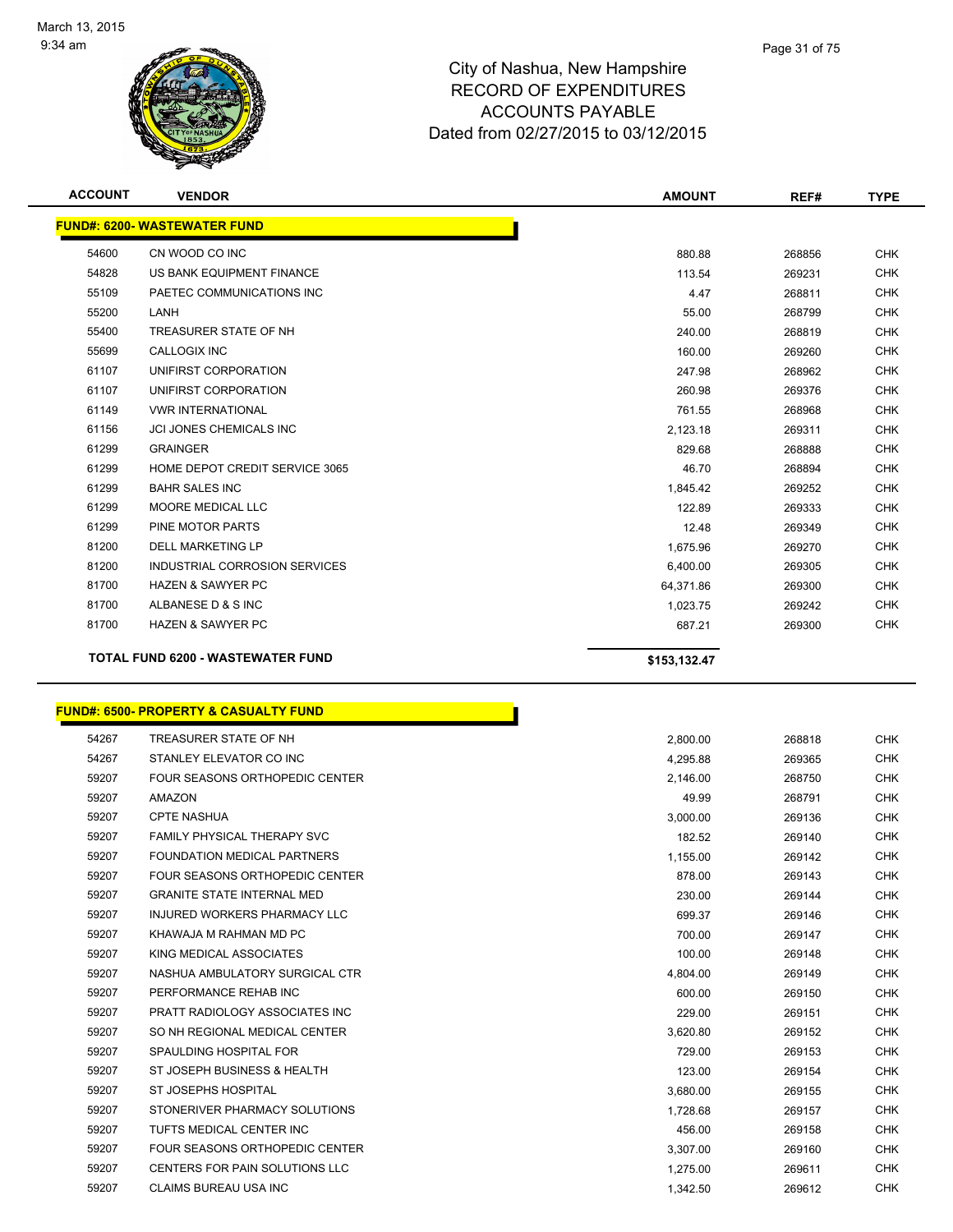# City of Nashua, New Hampshire
## RECORD OF EXPENDITURES
## ACCOUNTS PAYABLE
## Dated from 02/27/2015 to 03/12/2015

| ACCOUNT | VENDOR | AMOUNT | REF# | TYPE |
|---|---|---|---|---|
| **FUND#: 6200- WASTEWATER FUND** | | | | |
| 54600 | CN WOOD CO INC | 880.88 | 268856 | CHK |
| 54828 | US BANK EQUIPMENT FINANCE | 113.54 | 269231 | CHK |
| 55109 | PAETEC COMMUNICATIONS INC | 4.47 | 268811 | CHK |
| 55200 | LANH | 55.00 | 268799 | CHK |
| 55400 | TREASURER STATE OF NH | 240.00 | 268819 | CHK |
| 55699 | CALLOGIX INC | 160.00 | 269260 | CHK |
| 61107 | UNIFIRST CORPORATION | 247.98 | 268962 | CHK |
| 61107 | UNIFIRST CORPORATION | 260.98 | 269376 | CHK |
| 61149 | VWR INTERNATIONAL | 761.55 | 268968 | CHK |
| 61156 | JCI JONES CHEMICALS INC | 2,123.18 | 269311 | CHK |
| 61299 | GRAINGER | 829.68 | 268888 | CHK |
| 61299 | HOME DEPOT CREDIT SERVICE 3065 | 46.70 | 268894 | CHK |
| 61299 | BAHR SALES INC | 1,845.42 | 269252 | CHK |
| 61299 | MOORE MEDICAL LLC | 122.89 | 269333 | CHK |
| 61299 | PINE MOTOR PARTS | 12.48 | 269349 | CHK |
| 81200 | DELL MARKETING LP | 1,675.96 | 269270 | CHK |
| 81200 | INDUSTRIAL CORROSION SERVICES | 6,400.00 | 269305 | CHK |
| 81700 | HAZEN & SAWYER PC | 64,371.86 | 269300 | CHK |
| 81700 | ALBANESE D & S INC | 1,023.75 | 269242 | CHK |
| 81700 | HAZEN & SAWYER PC | 687.21 | 269300 | CHK |
| **TOTAL FUND 6200 - WASTEWATER FUND** | | **$153,132.47** | | |

| ACCOUNT | VENDOR | AMOUNT | REF# | TYPE |
|---|---|---|---|---|
| **FUND#: 6500- PROPERTY & CASUALTY FUND** | | | | |
| 54267 | TREASURER STATE OF NH | 2,800.00 | 268818 | CHK |
| 54267 | STANLEY ELEVATOR CO INC | 4,295.88 | 269365 | CHK |
| 59207 | FOUR SEASONS ORTHOPEDIC CENTER | 2,146.00 | 268750 | CHK |
| 59207 | AMAZON | 49.99 | 268791 | CHK |
| 59207 | CPTE NASHUA | 3,000.00 | 269136 | CHK |
| 59207 | FAMILY PHYSICAL THERAPY SVC | 182.52 | 269140 | CHK |
| 59207 | FOUNDATION MEDICAL PARTNERS | 1,155.00 | 269142 | CHK |
| 59207 | FOUR SEASONS ORTHOPEDIC CENTER | 878.00 | 269143 | CHK |
| 59207 | GRANITE STATE INTERNAL MED | 230.00 | 269144 | CHK |
| 59207 | INJURED WORKERS PHARMACY LLC | 699.37 | 269146 | CHK |
| 59207 | KHAWAJA M RAHMAN MD PC | 700.00 | 269147 | CHK |
| 59207 | KING MEDICAL ASSOCIATES | 100.00 | 269148 | CHK |
| 59207 | NASHUA AMBULATORY SURGICAL CTR | 4,804.00 | 269149 | CHK |
| 59207 | PERFORMANCE REHAB INC | 600.00 | 269150 | CHK |
| 59207 | PRATT RADIOLOGY ASSOCIATES INC | 229.00 | 269151 | CHK |
| 59207 | SO NH REGIONAL MEDICAL CENTER | 3,620.80 | 269152 | CHK |
| 59207 | SPAULDING HOSPITAL FOR | 729.00 | 269153 | CHK |
| 59207 | ST JOSEPH BUSINESS & HEALTH | 123.00 | 269154 | CHK |
| 59207 | ST JOSEPHS HOSPITAL | 3,680.00 | 269155 | CHK |
| 59207 | STONERIVER PHARMACY SOLUTIONS | 1,728.68 | 269157 | CHK |
| 59207 | TUFTS MEDICAL CENTER INC | 456.00 | 269158 | CHK |
| 59207 | FOUR SEASONS ORTHOPEDIC CENTER | 3,307.00 | 269160 | CHK |
| 59207 | CENTERS FOR PAIN SOLUTIONS LLC | 1,275.00 | 269611 | CHK |
| 59207 | CLAIMS BUREAU USA INC | 1,342.50 | 269612 | CHK |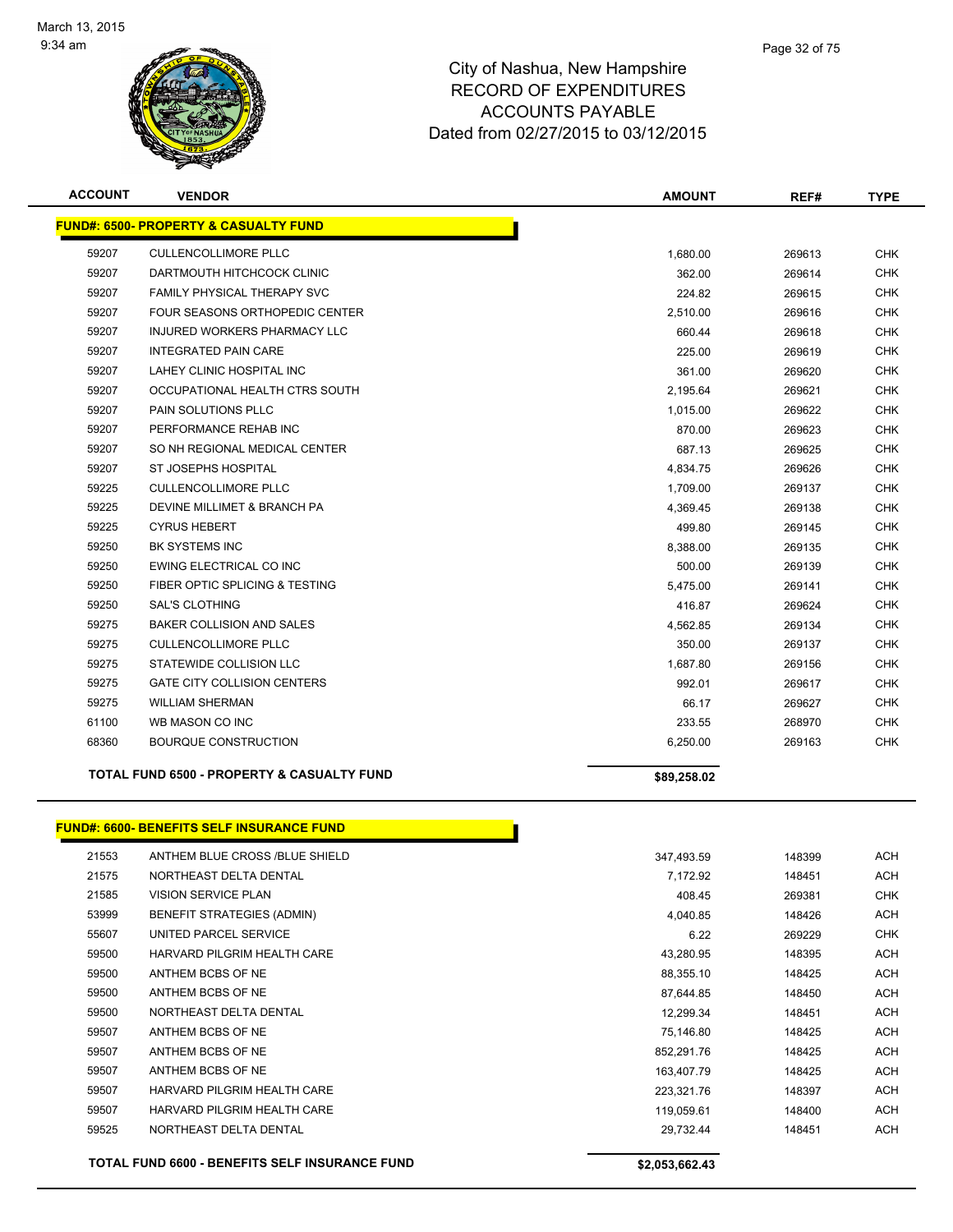# City of Nashua, New Hampshire
## RECORD OF EXPENDITURES
## ACCOUNTS PAYABLE
## Dated from 02/27/2015 to 03/12/2015

March 13, 2015
9:34 am

**FUND#: 6500- PROPERTY & CASUALTY FUND**

| ACCOUNT | VENDOR | AMOUNT | REF# | TYPE |
|---|---|---|---|---|
| 59207 | CULLENCOLLIMORE PLLC | 1,680.00 | 269613 | CHK |
| 59207 | DARTMOUTH HITCHCOCK CLINIC | 362.00 | 269614 | CHK |
| 59207 | FAMILY PHYSICAL THERAPY SVC | 224.82 | 269615 | CHK |
| 59207 | FOUR SEASONS ORTHOPEDIC CENTER | 2,510.00 | 269616 | CHK |
| 59207 | INJURED WORKERS PHARMACY LLC | 660.44 | 269618 | CHK |
| 59207 | INTEGRATED PAIN CARE | 225.00 | 269619 | CHK |
| 59207 | LAHEY CLINIC HOSPITAL INC | 361.00 | 269620 | CHK |
| 59207 | OCCUPATIONAL HEALTH CTRS SOUTH | 2,195.64 | 269621 | CHK |
| 59207 | PAIN SOLUTIONS PLLC | 1,015.00 | 269622 | CHK |
| 59207 | PERFORMANCE REHAB INC | 870.00 | 269623 | CHK |
| 59207 | SO NH REGIONAL MEDICAL CENTER | 687.13 | 269625 | CHK |
| 59207 | ST JOSEPHS HOSPITAL | 4,834.75 | 269626 | CHK |
| 59225 | CULLENCOLLIMORE PLLC | 1,709.00 | 269137 | CHK |
| 59225 | DEVINE MILLIMET & BRANCH PA | 4,369.45 | 269138 | CHK |
| 59225 | CYRUS HEBERT | 499.80 | 269145 | CHK |
| 59250 | BK SYSTEMS INC | 8,388.00 | 269135 | CHK |
| 59250 | EWING ELECTRICAL CO INC | 500.00 | 269139 | CHK |
| 59250 | FIBER OPTIC SPLICING & TESTING | 5,475.00 | 269141 | CHK |
| 59250 | SAL'S CLOTHING | 416.87 | 269624 | CHK |
| 59275 | BAKER COLLISION AND SALES | 4,562.85 | 269134 | CHK |
| 59275 | CULLENCOLLIMORE PLLC | 350.00 | 269137 | CHK |
| 59275 | STATEWIDE COLLISION LLC | 1,687.80 | 269156 | CHK |
| 59275 | GATE CITY COLLISION CENTERS | 992.01 | 269617 | CHK |
| 59275 | WILLIAM SHERMAN | 66.17 | 269627 | CHK |
| 61100 | WB MASON CO INC | 233.55 | 268970 | CHK |
| 68360 | BOURQUE CONSTRUCTION | 6,250.00 | 269163 | CHK |
| | **TOTAL FUND 6500 - PROPERTY & CASUALTY FUND** | **$89,258.02** | | |

**FUND#: 6600- BENEFITS SELF INSURANCE FUND**

| ACCOUNT | VENDOR | AMOUNT | REF# | TYPE |
|---|---|---|---|---|
| 21553 | ANTHEM BLUE CROSS /BLUE SHIELD | 347,493.59 | 148399 | ACH |
| 21575 | NORTHEAST DELTA DENTAL | 7,172.92 | 148451 | ACH |
| 21585 | VISION SERVICE PLAN | 408.45 | 269381 | CHK |
| 53999 | BENEFIT STRATEGIES (ADMIN) | 4,040.85 | 148426 | ACH |
| 55607 | UNITED PARCEL SERVICE | 6.22 | 269229 | CHK |
| 59500 | HARVARD PILGRIM HEALTH CARE | 43,280.95 | 148395 | ACH |
| 59500 | ANTHEM BCBS OF NE | 88,355.10 | 148425 | ACH |
| 59500 | ANTHEM BCBS OF NE | 87,644.85 | 148450 | ACH |
| 59500 | NORTHEAST DELTA DENTAL | 12,299.34 | 148451 | ACH |
| 59507 | ANTHEM BCBS OF NE | 75,146.80 | 148425 | ACH |
| 59507 | ANTHEM BCBS OF NE | 852,291.76 | 148425 | ACH |
| 59507 | ANTHEM BCBS OF NE | 163,407.79 | 148425 | ACH |
| 59507 | HARVARD PILGRIM HEALTH CARE | 223,321.76 | 148397 | ACH |
| 59507 | HARVARD PILGRIM HEALTH CARE | 119,059.61 | 148400 | ACH |
| 59525 | NORTHEAST DELTA DENTAL | 29,732.44 | 148451 | ACH |
| | **TOTAL FUND 6600 - BENEFITS SELF INSURANCE FUND** | **$2,053,662.43** | | |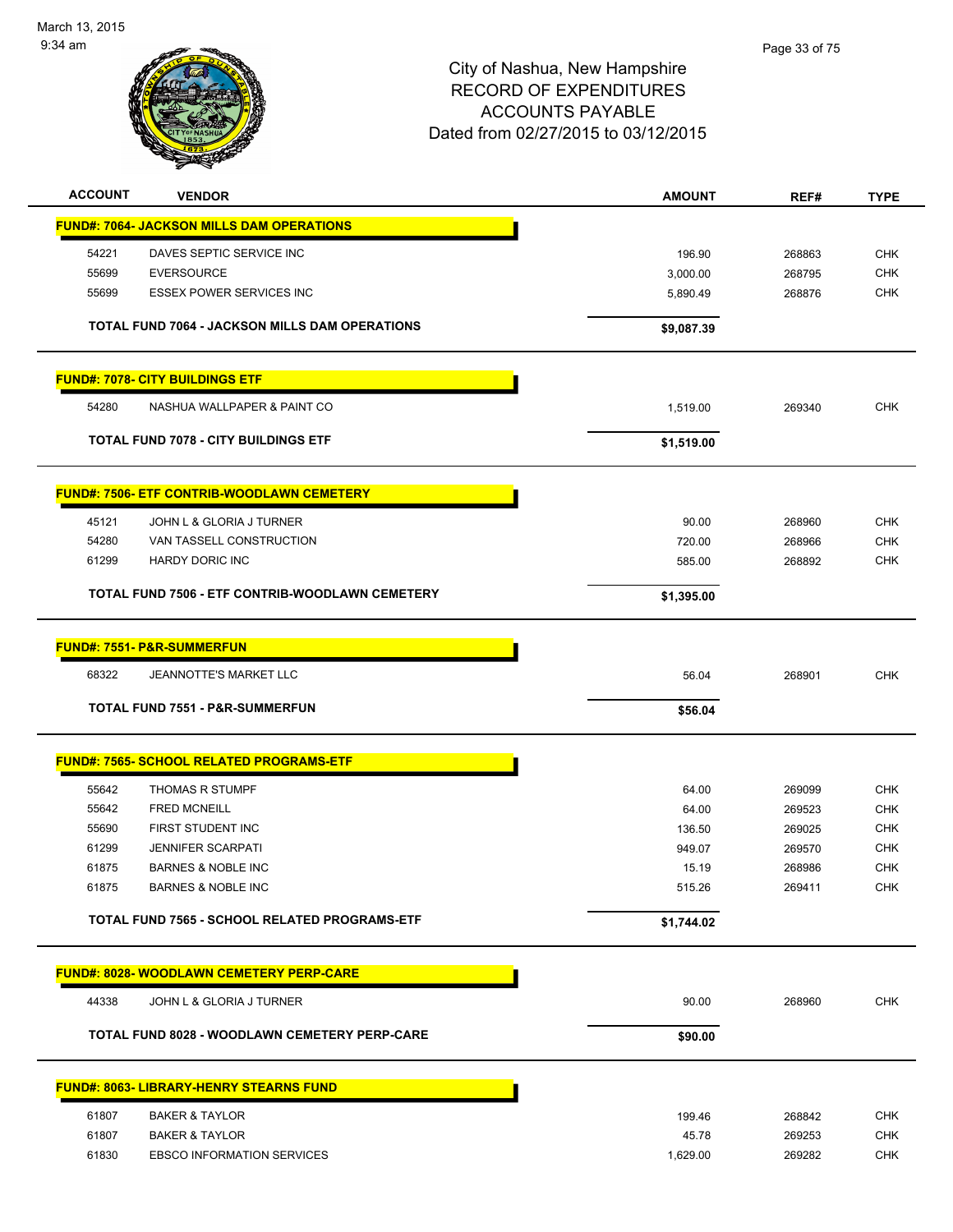City of Nashua, New Hampshire
RECORD OF EXPENDITURES
ACCOUNTS PAYABLE
Dated from 02/27/2015 to 03/12/2015

March 13, 2015
9:34 am

| ACCOUNT | VENDOR | AMOUNT | REF# | TYPE |
|---|---|---|---|---|
| **FUND#: 7064- JACKSON MILLS DAM OPERATIONS** | | | | |
| 54221 | DAVES SEPTIC SERVICE INC | 196.90 | 268863 | CHK |
| 55699 | EVERSOURCE | 3,000.00 | 268795 | CHK |
| 55699 | ESSEX POWER SERVICES INC | 5,890.49 | 268876 | CHK |
| | **TOTAL FUND 7064 - JACKSON MILLS DAM OPERATIONS** | **$9,087.39** | | |
| **FUND#: 7078- CITY BUILDINGS ETF** | | | | |
| 54280 | NASHUA WALLPAPER & PAINT CO | 1,519.00 | 269340 | CHK |
| | **TOTAL FUND 7078 - CITY BUILDINGS ETF** | **$1,519.00** | | |
| **FUND#: 7506- ETF CONTRIB-WOODLAWN CEMETERY** | | | | |
| 45121 | JOHN L & GLORIA J TURNER | 90.00 | 268960 | CHK |
| 54280 | VAN TASSELL CONSTRUCTION | 720.00 | 268966 | CHK |
| 61299 | HARDY DORIC INC | 585.00 | 268892 | CHK |
| | **TOTAL FUND 7506 - ETF CONTRIB-WOODLAWN CEMETERY** | **$1,395.00** | | |
| **FUND#: 7551- P&R-SUMMERFUN** | | | | |
| 68322 | JEANNOTTE'S MARKET LLC | 56.04 | 268901 | CHK |
| | **TOTAL FUND 7551 - P&R-SUMMERFUN** | **$56.04** | | |
| **FUND#: 7565- SCHOOL RELATED PROGRAMS-ETF** | | | | |
| 55642 | THOMAS R STUMPF | 64.00 | 269099 | CHK |
| 55642 | FRED MCNEILL | 64.00 | 269523 | CHK |
| 55690 | FIRST STUDENT INC | 136.50 | 269025 | CHK |
| 61299 | JENNIFER SCARPATI | 949.07 | 269570 | CHK |
| 61875 | BARNES & NOBLE INC | 15.19 | 268986 | CHK |
| 61875 | BARNES & NOBLE INC | 515.26 | 269411 | CHK |
| | **TOTAL FUND 7565 - SCHOOL RELATED PROGRAMS-ETF** | **$1,744.02** | | |
| **FUND#: 8028- WOODLAWN CEMETERY PERP-CARE** | | | | |
| 44338 | JOHN L & GLORIA J TURNER | 90.00 | 268960 | CHK |
| | **TOTAL FUND 8028 - WOODLAWN CEMETERY PERP-CARE** | **$90.00** | | |
| **FUND#: 8063- LIBRARY-HENRY STEARNS FUND** | | | | |
| 61807 | BAKER & TAYLOR | 199.46 | 268842 | CHK |
| 61807 | BAKER & TAYLOR | 45.78 | 269253 | CHK |
| 61830 | EBSCO INFORMATION SERVICES | 1,629.00 | 269282 | CHK |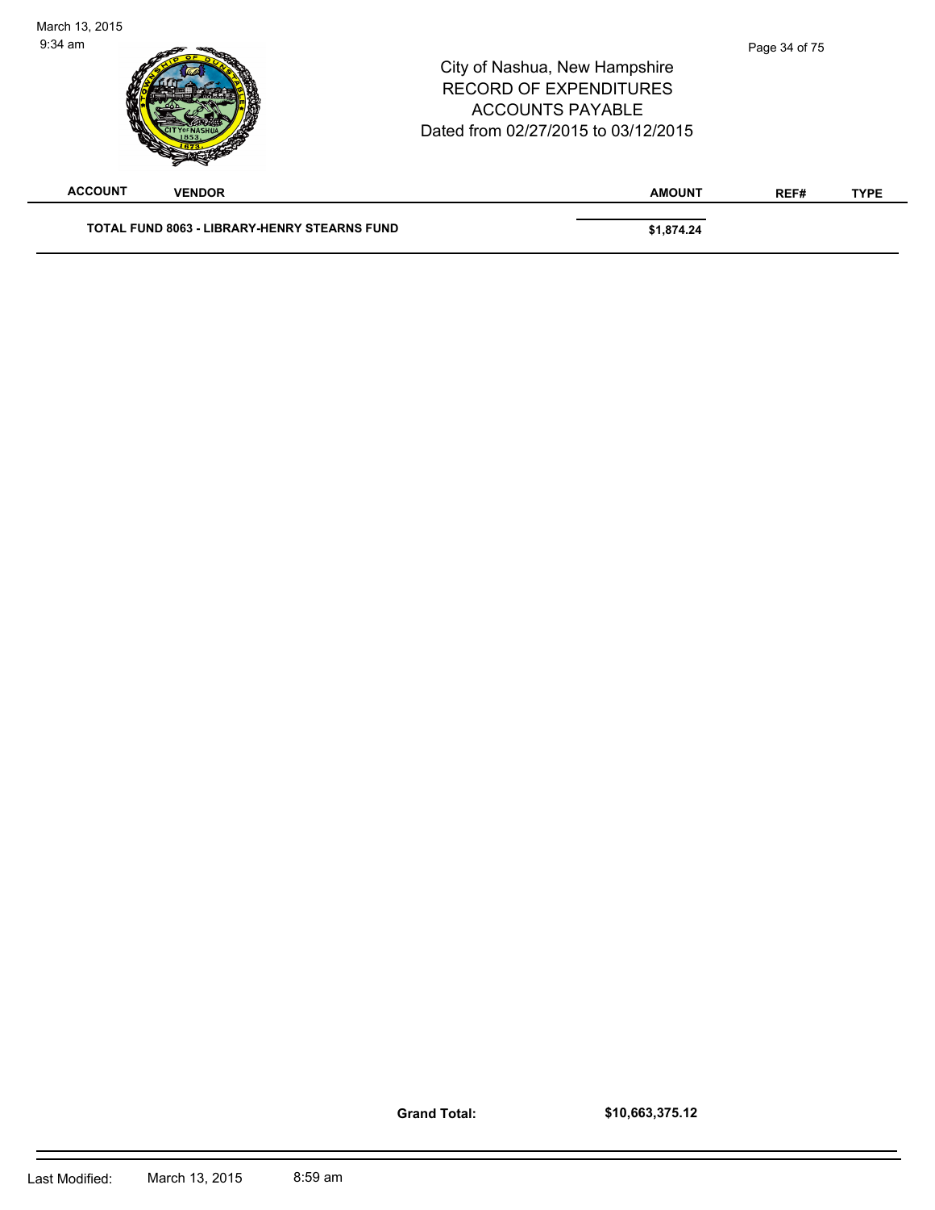| ACCOUNT | VENDOR | AMOUNT | REF# | TYPE |
|---|---|---|---|---|
| **TOTAL FUND 8063 - LIBRARY-HENRY STEARNS FUND** | | **$1,874.24** | | |

**Grand Total:** **$10,663,375.12**

Last Modified: March 13, 2015 8:59 am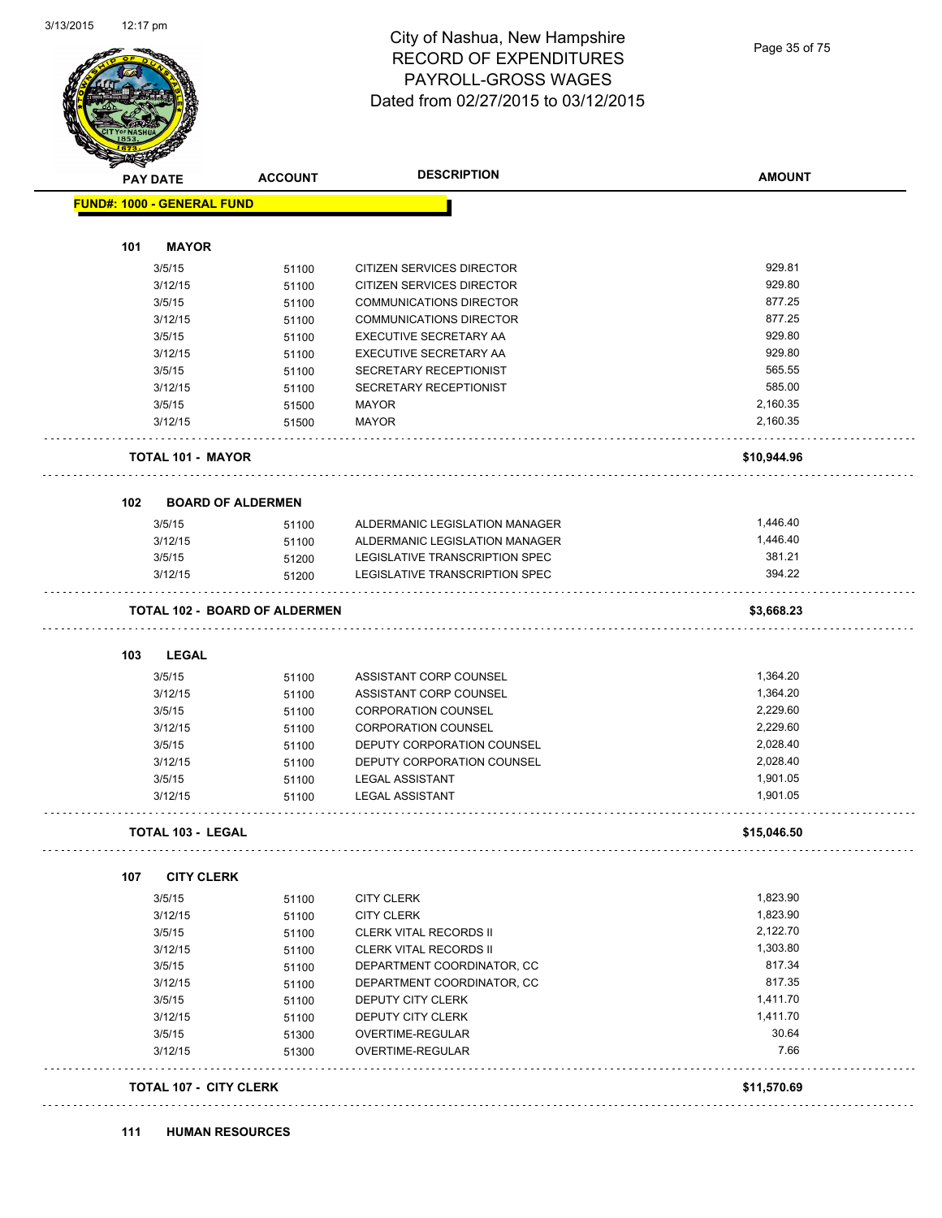# City of Nashua, New Hampshire
## RECORD OF EXPENDITURES
## PAYROLL-GROSS WAGES
## Dated from 02/27/2015 to 03/12/2015

**FUND#: 1000 - GENERAL FUND**

| PAY DATE | ACCOUNT | DESCRIPTION | AMOUNT |
|---|---|---|---|
| **101 MAYOR** | | | |
| 3/5/15 | 51100 | CITIZEN SERVICES DIRECTOR | 929.81 |
| 3/12/15 | 51100 | CITIZEN SERVICES DIRECTOR | 929.80 |
| 3/5/15 | 51100 | COMMUNICATIONS DIRECTOR | 877.25 |
| 3/12/15 | 51100 | COMMUNICATIONS DIRECTOR | 877.25 |
| 3/5/15 | 51100 | EXECUTIVE SECRETARY AA | 929.80 |
| 3/12/15 | 51100 | EXECUTIVE SECRETARY AA | 929.80 |
| 3/5/15 | 51100 | SECRETARY RECEPTIONIST | 565.55 |
| 3/12/15 | 51100 | SECRETARY RECEPTIONIST | 585.00 |
| 3/5/15 | 51500 | MAYOR | 2,160.35 |
| 3/12/15 | 51500 | MAYOR | 2,160.35 |
| **TOTAL 101 - MAYOR** | | | **$10,944.96** |
| **102 BOARD OF ALDERMEN** | | | |
| 3/5/15 | 51100 | ALDERMANIC LEGISLATION MANAGER | 1,446.40 |
| 3/12/15 | 51100 | ALDERMANIC LEGISLATION MANAGER | 1,446.40 |
| 3/5/15 | 51200 | LEGISLATIVE TRANSCRIPTION SPEC | 381.21 |
| 3/12/15 | 51200 | LEGISLATIVE TRANSCRIPTION SPEC | 394.22 |
| **TOTAL 102 - BOARD OF ALDERMEN** | | | **$3,668.23** |
| **103 LEGAL** | | | |
| 3/5/15 | 51100 | ASSISTANT CORP COUNSEL | 1,364.20 |
| 3/12/15 | 51100 | ASSISTANT CORP COUNSEL | 1,364.20 |
| 3/5/15 | 51100 | CORPORATION COUNSEL | 2,229.60 |
| 3/12/15 | 51100 | CORPORATION COUNSEL | 2,229.60 |
| 3/5/15 | 51100 | DEPUTY CORPORATION COUNSEL | 2,028.40 |
| 3/12/15 | 51100 | DEPUTY CORPORATION COUNSEL | 2,028.40 |
| 3/5/15 | 51100 | LEGAL ASSISTANT | 1,901.05 |
| 3/12/15 | 51100 | LEGAL ASSISTANT | 1,901.05 |
| **TOTAL 103 - LEGAL** | | | **$15,046.50** |
| **107 CITY CLERK** | | | |
| 3/5/15 | 51100 | CITY CLERK | 1,823.90 |
| 3/12/15 | 51100 | CITY CLERK | 1,823.90 |
| 3/5/15 | 51100 | CLERK VITAL RECORDS II | 2,122.70 |
| 3/12/15 | 51100 | CLERK VITAL RECORDS II | 1,303.80 |
| 3/5/15 | 51100 | DEPARTMENT COORDINATOR, CC | 817.34 |
| 3/12/15 | 51100 | DEPARTMENT COORDINATOR, CC | 817.35 |
| 3/5/15 | 51100 | DEPUTY CITY CLERK | 1,411.70 |
| 3/12/15 | 51100 | DEPUTY CITY CLERK | 1,411.70 |
| 3/5/15 | 51300 | OVERTIME-REGULAR | 30.64 |
| 3/12/15 | 51300 | OVERTIME-REGULAR | 7.66 |
| **TOTAL 107 - CITY CLERK** | | | **$11,570.69** |

**111 HUMAN RESOURCES**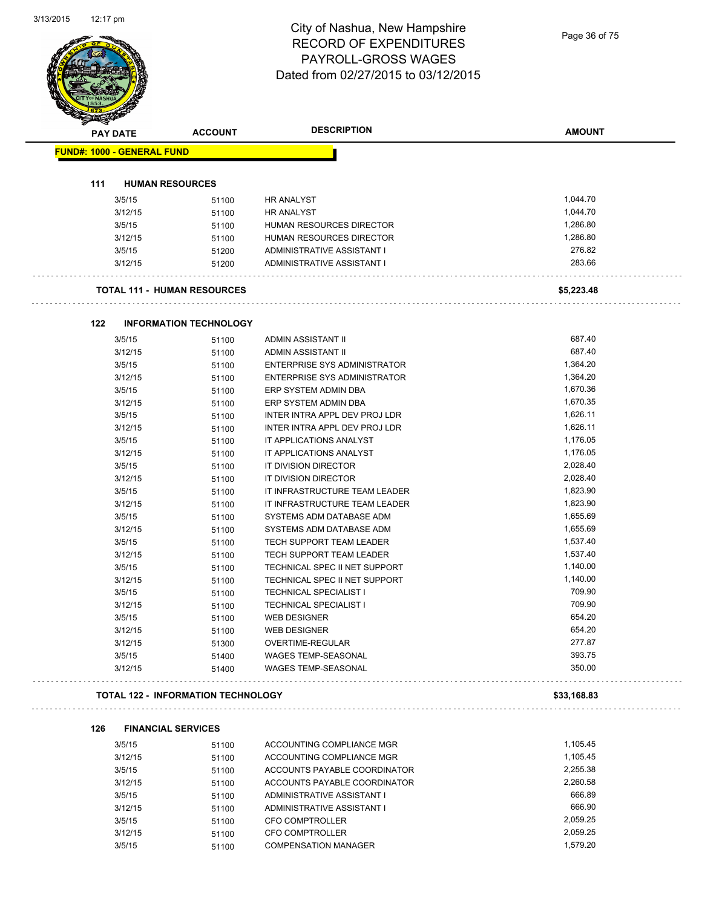# City of Nashua, New Hampshire
## RECORD OF EXPENDITURES
## PAYROLL-GROSS WAGES
## Dated from 02/27/2015 to 03/12/2015

| PAY DATE | ACCOUNT | DESCRIPTION | AMOUNT |
|---|---|---|---|

**FUND#: 1000 - GENERAL FUND**

### 111 HUMAN RESOURCES

| PAY DATE | ACCOUNT | DESCRIPTION | AMOUNT |
|---|---|---|---|
| 3/5/15 | 51100 | HR ANALYST | 1,044.70 |
| 3/12/15 | 51100 | HR ANALYST | 1,044.70 |
| 3/5/15 | 51100 | HUMAN RESOURCES DIRECTOR | 1,286.80 |
| 3/12/15 | 51100 | HUMAN RESOURCES DIRECTOR | 1,286.80 |
| 3/5/15 | 51200 | ADMINISTRATIVE ASSISTANT I | 276.82 |
| 3/12/15 | 51200 | ADMINISTRATIVE ASSISTANT I | 283.66 |

**TOTAL 111 - HUMAN RESOURCES** **$5,223.48**

### 122 INFORMATION TECHNOLOGY

| PAY DATE | ACCOUNT | DESCRIPTION | AMOUNT |
|---|---|---|---|
| 3/5/15 | 51100 | ADMIN ASSISTANT II | 687.40 |
| 3/12/15 | 51100 | ADMIN ASSISTANT II | 687.40 |
| 3/5/15 | 51100 | ENTERPRISE SYS ADMINISTRATOR | 1,364.20 |
| 3/12/15 | 51100 | ENTERPRISE SYS ADMINISTRATOR | 1,364.20 |
| 3/5/15 | 51100 | ERP SYSTEM ADMIN DBA | 1,670.36 |
| 3/12/15 | 51100 | ERP SYSTEM ADMIN DBA | 1,670.35 |
| 3/5/15 | 51100 | INTER INTRA APPL DEV PROJ LDR | 1,626.11 |
| 3/12/15 | 51100 | INTER INTRA APPL DEV PROJ LDR | 1,626.11 |
| 3/5/15 | 51100 | IT APPLICATIONS ANALYST | 1,176.05 |
| 3/12/15 | 51100 | IT APPLICATIONS ANALYST | 1,176.05 |
| 3/5/15 | 51100 | IT DIVISION DIRECTOR | 2,028.40 |
| 3/12/15 | 51100 | IT DIVISION DIRECTOR | 2,028.40 |
| 3/5/15 | 51100 | IT INFRASTRUCTURE TEAM LEADER | 1,823.90 |
| 3/12/15 | 51100 | IT INFRASTRUCTURE TEAM LEADER | 1,823.90 |
| 3/5/15 | 51100 | SYSTEMS ADM DATABASE ADM | 1,655.69 |
| 3/12/15 | 51100 | SYSTEMS ADM DATABASE ADM | 1,655.69 |
| 3/5/15 | 51100 | TECH SUPPORT TEAM LEADER | 1,537.40 |
| 3/12/15 | 51100 | TECH SUPPORT TEAM LEADER | 1,537.40 |
| 3/5/15 | 51100 | TECHNICAL SPEC II NET SUPPORT | 1,140.00 |
| 3/12/15 | 51100 | TECHNICAL SPEC II NET SUPPORT | 1,140.00 |
| 3/5/15 | 51100 | TECHNICAL SPECIALIST I | 709.90 |
| 3/12/15 | 51100 | TECHNICAL SPECIALIST I | 709.90 |
| 3/5/15 | 51100 | WEB DESIGNER | 654.20 |
| 3/12/15 | 51100 | WEB DESIGNER | 654.20 |
| 3/12/15 | 51300 | OVERTIME-REGULAR | 277.87 |
| 3/5/15 | 51400 | WAGES TEMP-SEASONAL | 393.75 |
| 3/12/15 | 51400 | WAGES TEMP-SEASONAL | 350.00 |

**TOTAL 122 - INFORMATION TECHNOLOGY** **$33,168.83**

### 126 FINANCIAL SERVICES

| PAY DATE | ACCOUNT | DESCRIPTION | AMOUNT |
|---|---|---|---|
| 3/5/15 | 51100 | ACCOUNTING COMPLIANCE MGR | 1,105.45 |
| 3/12/15 | 51100 | ACCOUNTING COMPLIANCE MGR | 1,105.45 |
| 3/5/15 | 51100 | ACCOUNTS PAYABLE COORDINATOR | 2,255.38 |
| 3/12/15 | 51100 | ACCOUNTS PAYABLE COORDINATOR | 2,260.58 |
| 3/5/15 | 51100 | ADMINISTRATIVE ASSISTANT I | 666.89 |
| 3/12/15 | 51100 | ADMINISTRATIVE ASSISTANT I | 666.90 |
| 3/5/15 | 51100 | CFO COMPTROLLER | 2,059.25 |
| 3/12/15 | 51100 | CFO COMPTROLLER | 2,059.25 |
| 3/5/15 | 51100 | COMPENSATION MANAGER | 1,579.20 |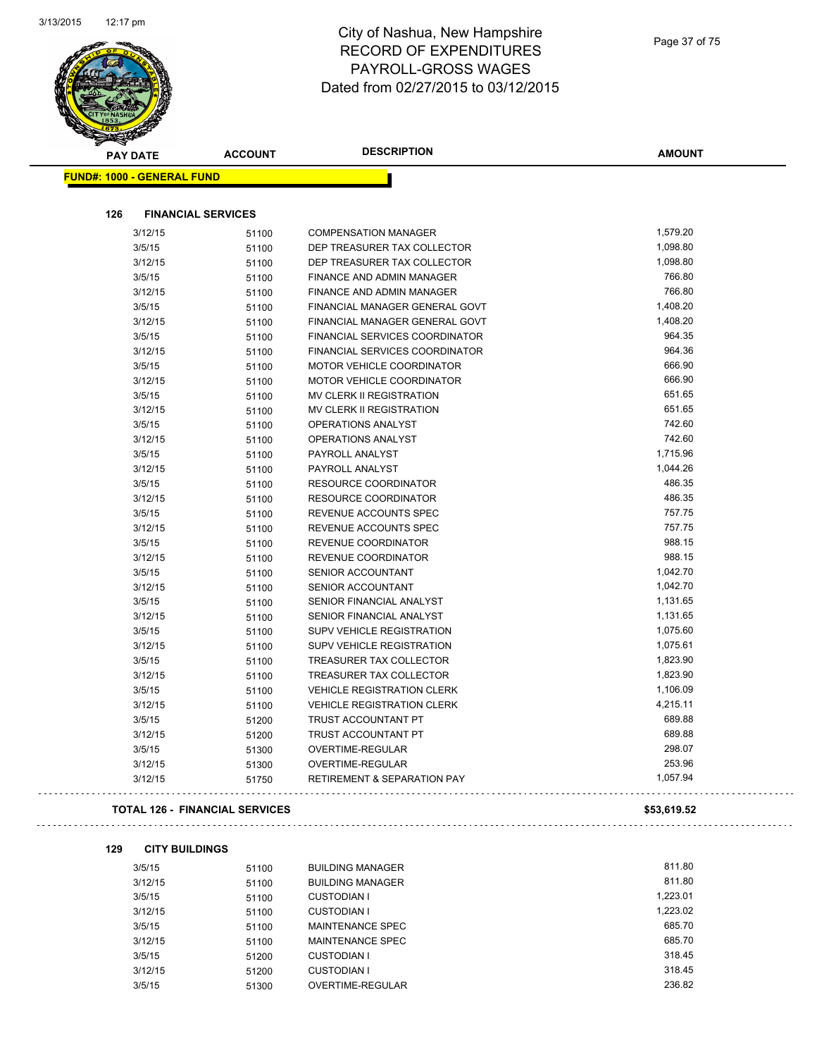# City of Nashua, New Hampshire
## RECORD OF EXPENDITURES
## PAYROLL-GROSS WAGES
## Dated from 02/27/2015 to 03/12/2015

**FUND#: 1000 - GENERAL FUND**

### 126 FINANCIAL SERVICES

| PAY DATE | ACCOUNT | DESCRIPTION | AMOUNT |
|---|---|---|---|
| 3/12/15 | 51100 | COMPENSATION MANAGER | 1,579.20 |
| 3/5/15 | 51100 | DEP TREASURER TAX COLLECTOR | 1,098.80 |
| 3/12/15 | 51100 | DEP TREASURER TAX COLLECTOR | 1,098.80 |
| 3/5/15 | 51100 | FINANCE AND ADMIN MANAGER | 766.80 |
| 3/12/15 | 51100 | FINANCE AND ADMIN MANAGER | 766.80 |
| 3/5/15 | 51100 | FINANCIAL MANAGER GENERAL GOVT | 1,408.20 |
| 3/12/15 | 51100 | FINANCIAL MANAGER GENERAL GOVT | 1,408.20 |
| 3/5/15 | 51100 | FINANCIAL SERVICES COORDINATOR | 964.35 |
| 3/12/15 | 51100 | FINANCIAL SERVICES COORDINATOR | 964.36 |
| 3/5/15 | 51100 | MOTOR VEHICLE COORDINATOR | 666.90 |
| 3/12/15 | 51100 | MOTOR VEHICLE COORDINATOR | 666.90 |
| 3/5/15 | 51100 | MV CLERK II REGISTRATION | 651.65 |
| 3/12/15 | 51100 | MV CLERK II REGISTRATION | 651.65 |
| 3/5/15 | 51100 | OPERATIONS ANALYST | 742.60 |
| 3/12/15 | 51100 | OPERATIONS ANALYST | 742.60 |
| 3/5/15 | 51100 | PAYROLL ANALYST | 1,715.96 |
| 3/12/15 | 51100 | PAYROLL ANALYST | 1,044.26 |
| 3/5/15 | 51100 | RESOURCE COORDINATOR | 486.35 |
| 3/12/15 | 51100 | RESOURCE COORDINATOR | 486.35 |
| 3/5/15 | 51100 | REVENUE ACCOUNTS SPEC | 757.75 |
| 3/12/15 | 51100 | REVENUE ACCOUNTS SPEC | 757.75 |
| 3/5/15 | 51100 | REVENUE COORDINATOR | 988.15 |
| 3/12/15 | 51100 | REVENUE COORDINATOR | 988.15 |
| 3/5/15 | 51100 | SENIOR ACCOUNTANT | 1,042.70 |
| 3/12/15 | 51100 | SENIOR ACCOUNTANT | 1,042.70 |
| 3/5/15 | 51100 | SENIOR FINANCIAL ANALYST | 1,131.65 |
| 3/12/15 | 51100 | SENIOR FINANCIAL ANALYST | 1,131.65 |
| 3/5/15 | 51100 | SUPV VEHICLE REGISTRATION | 1,075.60 |
| 3/12/15 | 51100 | SUPV VEHICLE REGISTRATION | 1,075.61 |
| 3/5/15 | 51100 | TREASURER TAX COLLECTOR | 1,823.90 |
| 3/12/15 | 51100 | TREASURER TAX COLLECTOR | 1,823.90 |
| 3/5/15 | 51100 | VEHICLE REGISTRATION CLERK | 1,106.09 |
| 3/12/15 | 51100 | VEHICLE REGISTRATION CLERK | 4,215.11 |
| 3/5/15 | 51200 | TRUST ACCOUNTANT PT | 689.88 |
| 3/12/15 | 51200 | TRUST ACCOUNTANT PT | 689.88 |
| 3/5/15 | 51300 | OVERTIME-REGULAR | 298.07 |
| 3/12/15 | 51300 | OVERTIME-REGULAR | 253.96 |
| 3/12/15 | 51750 | RETIREMENT & SEPARATION PAY | 1,057.94 |

**TOTAL 126 - FINANCIAL SERVICES** **$53,619.52**

### 129 CITY BUILDINGS

| PAY DATE | ACCOUNT | DESCRIPTION | AMOUNT |
|---|---|---|---|
| 3/5/15 | 51100 | BUILDING MANAGER | 811.80 |
| 3/12/15 | 51100 | BUILDING MANAGER | 811.80 |
| 3/5/15 | 51100 | CUSTODIAN I | 1,223.01 |
| 3/12/15 | 51100 | CUSTODIAN I | 1,223.02 |
| 3/5/15 | 51100 | MAINTENANCE SPEC | 685.70 |
| 3/12/15 | 51100 | MAINTENANCE SPEC | 685.70 |
| 3/5/15 | 51200 | CUSTODIAN I | 318.45 |
| 3/12/15 | 51200 | CUSTODIAN I | 318.45 |
| 3/5/15 | 51300 | OVERTIME-REGULAR | 236.82 |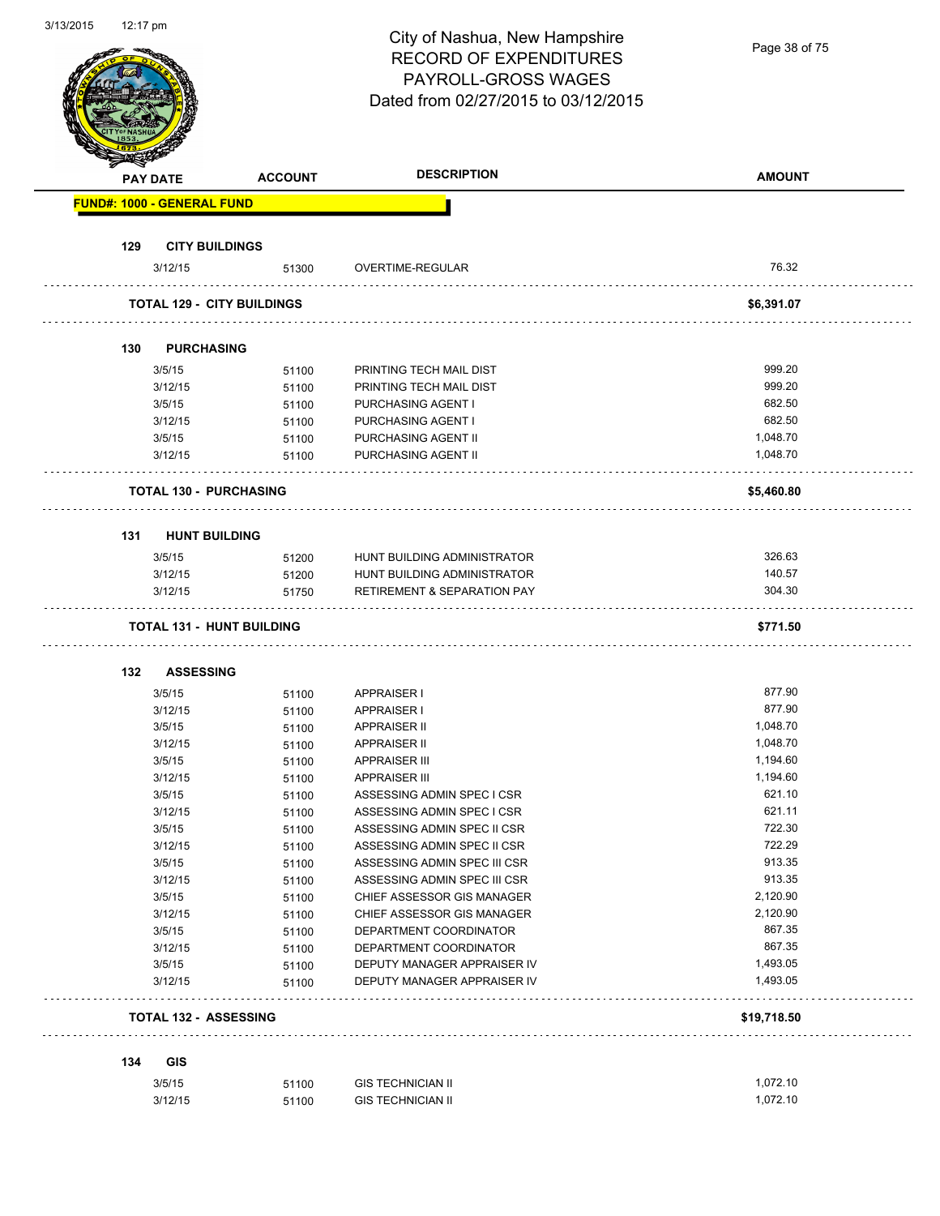# City of Nashua, New Hampshire
## RECORD OF EXPENDITURES
## PAYROLL-GROSS WAGES
## Dated from 02/27/2015 to 03/12/2015

| PAY DATE | ACCOUNT | DESCRIPTION | AMOUNT |
|---|---|---|---|
| **FUND#: 1000 - GENERAL FUND** | | | |
| **129 CITY BUILDINGS** | | | |
| 3/12/15 | 51300 | OVERTIME-REGULAR | 76.32 |
| **TOTAL 129 - CITY BUILDINGS** | | | **$6,391.07** |
| **130 PURCHASING** | | | |
| 3/5/15 | 51100 | PRINTING TECH MAIL DIST | 999.20 |
| 3/12/15 | 51100 | PRINTING TECH MAIL DIST | 999.20 |
| 3/5/15 | 51100 | PURCHASING AGENT I | 682.50 |
| 3/12/15 | 51100 | PURCHASING AGENT I | 682.50 |
| 3/5/15 | 51100 | PURCHASING AGENT II | 1,048.70 |
| 3/12/15 | 51100 | PURCHASING AGENT II | 1,048.70 |
| **TOTAL 130 - PURCHASING** | | | **$5,460.80** |
| **131 HUNT BUILDING** | | | |
| 3/5/15 | 51200 | HUNT BUILDING ADMINISTRATOR | 326.63 |
| 3/12/15 | 51200 | HUNT BUILDING ADMINISTRATOR | 140.57 |
| 3/12/15 | 51750 | RETIREMENT & SEPARATION PAY | 304.30 |
| **TOTAL 131 - HUNT BUILDING** | | | **$771.50** |
| **132 ASSESSING** | | | |
| 3/5/15 | 51100 | APPRAISER I | 877.90 |
| 3/12/15 | 51100 | APPRAISER I | 877.90 |
| 3/5/15 | 51100 | APPRAISER II | 1,048.70 |
| 3/12/15 | 51100 | APPRAISER II | 1,048.70 |
| 3/5/15 | 51100 | APPRAISER III | 1,194.60 |
| 3/12/15 | 51100 | APPRAISER III | 1,194.60 |
| 3/5/15 | 51100 | ASSESSING ADMIN SPEC I CSR | 621.10 |
| 3/12/15 | 51100 | ASSESSING ADMIN SPEC I CSR | 621.11 |
| 3/5/15 | 51100 | ASSESSING ADMIN SPEC II CSR | 722.30 |
| 3/12/15 | 51100 | ASSESSING ADMIN SPEC II CSR | 722.29 |
| 3/5/15 | 51100 | ASSESSING ADMIN SPEC III CSR | 913.35 |
| 3/12/15 | 51100 | ASSESSING ADMIN SPEC III CSR | 913.35 |
| 3/5/15 | 51100 | CHIEF ASSESSOR GIS MANAGER | 2,120.90 |
| 3/12/15 | 51100 | CHIEF ASSESSOR GIS MANAGER | 2,120.90 |
| 3/5/15 | 51100 | DEPARTMENT COORDINATOR | 867.35 |
| 3/12/15 | 51100 | DEPARTMENT COORDINATOR | 867.35 |
| 3/5/15 | 51100 | DEPUTY MANAGER APPRAISER IV | 1,493.05 |
| 3/12/15 | 51100 | DEPUTY MANAGER APPRAISER IV | 1,493.05 |
| **TOTAL 132 - ASSESSING** | | | **$19,718.50** |
| **134 GIS** | | | |
| 3/5/15 | 51100 | GIS TECHNICIAN II | 1,072.10 |
| 3/12/15 | 51100 | GIS TECHNICIAN II | 1,072.10 |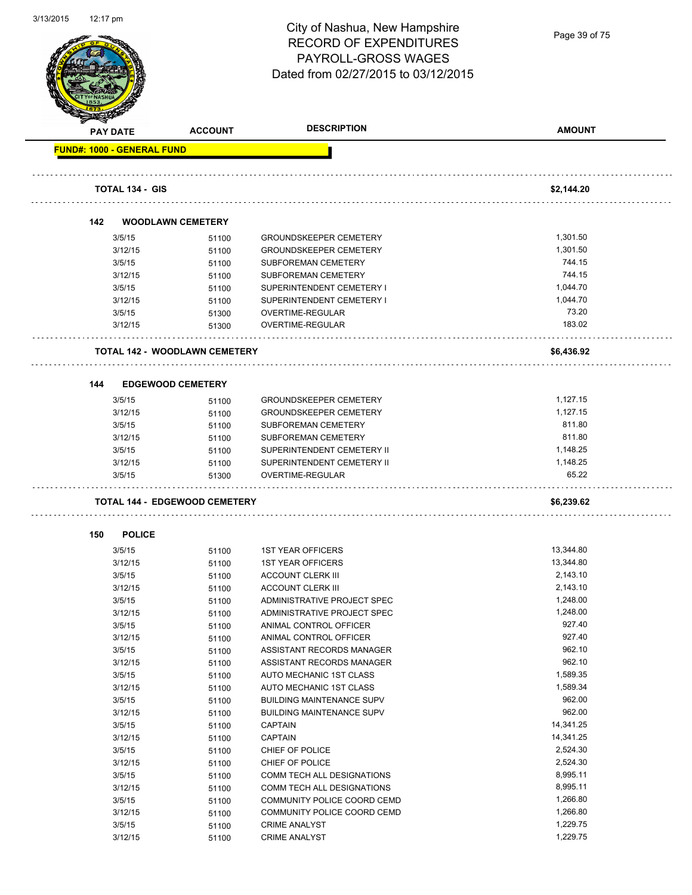# City of Nashua, New Hampshire
# RECORD OF EXPENDITURES
# PAYROLL-GROSS WAGES
# Dated from 02/27/2015 to 03/12/2015

| PAY DATE | ACCOUNT | DESCRIPTION | AMOUNT |
|---|---|---|---|
| **FUND#: 1000 - GENERAL FUND** | | | |
| **TOTAL 134 - GIS** | | | **$2,144.20** |
| **142 WOODLAWN CEMETERY** | | | |
| 3/5/15 | 51100 | GROUNDSKEEPER CEMETERY | 1,301.50 |
| 3/12/15 | 51100 | GROUNDSKEEPER CEMETERY | 1,301.50 |
| 3/5/15 | 51100 | SUBFOREMAN CEMETERY | 744.15 |
| 3/12/15 | 51100 | SUBFOREMAN CEMETERY | 744.15 |
| 3/5/15 | 51100 | SUPERINTENDENT CEMETERY I | 1,044.70 |
| 3/12/15 | 51100 | SUPERINTENDENT CEMETERY I | 1,044.70 |
| 3/5/15 | 51300 | OVERTIME-REGULAR | 73.20 |
| 3/12/15 | 51300 | OVERTIME-REGULAR | 183.02 |
| **TOTAL 142 - WOODLAWN CEMETERY** | | | **$6,436.92** |
| **144 EDGEWOOD CEMETERY** | | | |
| 3/5/15 | 51100 | GROUNDSKEEPER CEMETERY | 1,127.15 |
| 3/12/15 | 51100 | GROUNDSKEEPER CEMETERY | 1,127.15 |
| 3/5/15 | 51100 | SUBFOREMAN CEMETERY | 811.80 |
| 3/12/15 | 51100 | SUBFOREMAN CEMETERY | 811.80 |
| 3/5/15 | 51100 | SUPERINTENDENT CEMETERY II | 1,148.25 |
| 3/12/15 | 51100 | SUPERINTENDENT CEMETERY II | 1,148.25 |
| 3/5/15 | 51300 | OVERTIME-REGULAR | 65.22 |
| **TOTAL 144 - EDGEWOOD CEMETERY** | | | **$6,239.62** |
| **150 POLICE** | | | |
| 3/5/15 | 51100 | 1ST YEAR OFFICERS | 13,344.80 |
| 3/12/15 | 51100 | 1ST YEAR OFFICERS | 13,344.80 |
| 3/5/15 | 51100 | ACCOUNT CLERK III | 2,143.10 |
| 3/12/15 | 51100 | ACCOUNT CLERK III | 2,143.10 |
| 3/5/15 | 51100 | ADMINISTRATIVE PROJECT SPEC | 1,248.00 |
| 3/12/15 | 51100 | ADMINISTRATIVE PROJECT SPEC | 1,248.00 |
| 3/5/15 | 51100 | ANIMAL CONTROL OFFICER | 927.40 |
| 3/12/15 | 51100 | ANIMAL CONTROL OFFICER | 927.40 |
| 3/5/15 | 51100 | ASSISTANT RECORDS MANAGER | 962.10 |
| 3/12/15 | 51100 | ASSISTANT RECORDS MANAGER | 962.10 |
| 3/5/15 | 51100 | AUTO MECHANIC 1ST CLASS | 1,589.35 |
| 3/12/15 | 51100 | AUTO MECHANIC 1ST CLASS | 1,589.34 |
| 3/5/15 | 51100 | BUILDING MAINTENANCE SUPV | 962.00 |
| 3/12/15 | 51100 | BUILDING MAINTENANCE SUPV | 962.00 |
| 3/5/15 | 51100 | CAPTAIN | 14,341.25 |
| 3/12/15 | 51100 | CAPTAIN | 14,341.25 |
| 3/5/15 | 51100 | CHIEF OF POLICE | 2,524.30 |
| 3/12/15 | 51100 | CHIEF OF POLICE | 2,524.30 |
| 3/5/15 | 51100 | COMM TECH ALL DESIGNATIONS | 8,995.11 |
| 3/12/15 | 51100 | COMM TECH ALL DESIGNATIONS | 8,995.11 |
| 3/5/15 | 51100 | COMMUNITY POLICE COORD CEMD | 1,266.80 |
| 3/12/15 | 51100 | COMMUNITY POLICE COORD CEMD | 1,266.80 |
| 3/5/15 | 51100 | CRIME ANALYST | 1,229.75 |
| 3/12/15 | 51100 | CRIME ANALYST | 1,229.75 |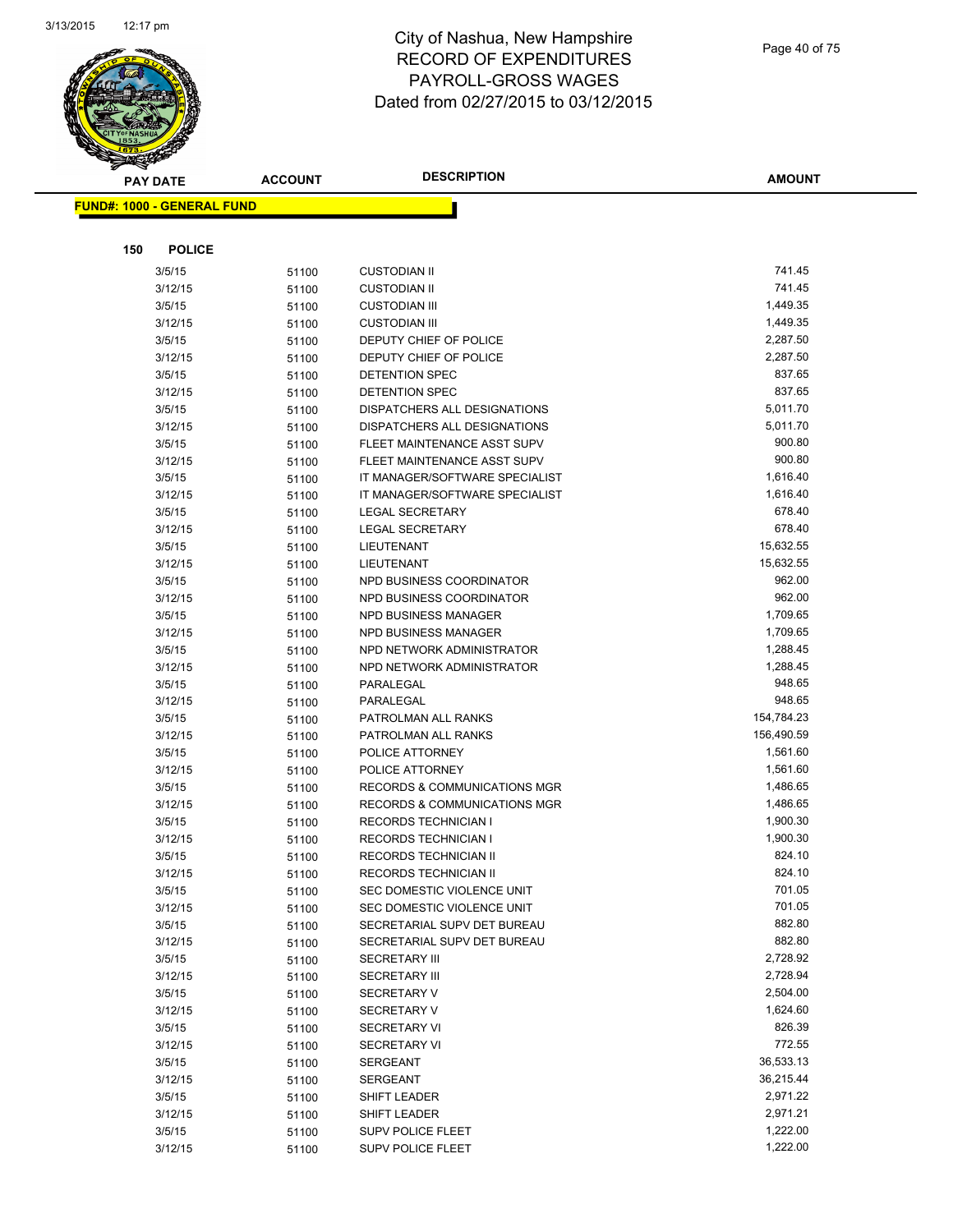# City of Nashua, New Hampshire
## RECORD OF EXPENDITURES
## PAYROLL-GROSS WAGES
## Dated from 02/27/2015 to 03/12/2015

**FUND#: 1000 - GENERAL FUND**

**150 POLICE**

| PAY DATE | ACCOUNT | DESCRIPTION | AMOUNT |
|---|---|---|---|
| 3/5/15 | 51100 | CUSTODIAN II | 741.45 |
| 3/12/15 | 51100 | CUSTODIAN II | 741.45 |
| 3/5/15 | 51100 | CUSTODIAN III | 1,449.35 |
| 3/12/15 | 51100 | CUSTODIAN III | 1,449.35 |
| 3/5/15 | 51100 | DEPUTY CHIEF OF POLICE | 2,287.50 |
| 3/12/15 | 51100 | DEPUTY CHIEF OF POLICE | 2,287.50 |
| 3/5/15 | 51100 | DETENTION SPEC | 837.65 |
| 3/12/15 | 51100 | DETENTION SPEC | 837.65 |
| 3/5/15 | 51100 | DISPATCHERS ALL DESIGNATIONS | 5,011.70 |
| 3/12/15 | 51100 | DISPATCHERS ALL DESIGNATIONS | 5,011.70 |
| 3/5/15 | 51100 | FLEET MAINTENANCE ASST SUPV | 900.80 |
| 3/12/15 | 51100 | FLEET MAINTENANCE ASST SUPV | 900.80 |
| 3/5/15 | 51100 | IT MANAGER/SOFTWARE SPECIALIST | 1,616.40 |
| 3/12/15 | 51100 | IT MANAGER/SOFTWARE SPECIALIST | 1,616.40 |
| 3/5/15 | 51100 | LEGAL SECRETARY | 678.40 |
| 3/12/15 | 51100 | LEGAL SECRETARY | 678.40 |
| 3/5/15 | 51100 | LIEUTENANT | 15,632.55 |
| 3/12/15 | 51100 | LIEUTENANT | 15,632.55 |
| 3/5/15 | 51100 | NPD BUSINESS COORDINATOR | 962.00 |
| 3/12/15 | 51100 | NPD BUSINESS COORDINATOR | 962.00 |
| 3/5/15 | 51100 | NPD BUSINESS MANAGER | 1,709.65 |
| 3/12/15 | 51100 | NPD BUSINESS MANAGER | 1,709.65 |
| 3/5/15 | 51100 | NPD NETWORK ADMINISTRATOR | 1,288.45 |
| 3/12/15 | 51100 | NPD NETWORK ADMINISTRATOR | 1,288.45 |
| 3/5/15 | 51100 | PARALEGAL | 948.65 |
| 3/12/15 | 51100 | PARALEGAL | 948.65 |
| 3/5/15 | 51100 | PATROLMAN ALL RANKS | 154,784.23 |
| 3/12/15 | 51100 | PATROLMAN ALL RANKS | 156,490.59 |
| 3/5/15 | 51100 | POLICE ATTORNEY | 1,561.60 |
| 3/12/15 | 51100 | POLICE ATTORNEY | 1,561.60 |
| 3/5/15 | 51100 | RECORDS & COMMUNICATIONS MGR | 1,486.65 |
| 3/12/15 | 51100 | RECORDS & COMMUNICATIONS MGR | 1,486.65 |
| 3/5/15 | 51100 | RECORDS TECHNICIAN I | 1,900.30 |
| 3/12/15 | 51100 | RECORDS TECHNICIAN I | 1,900.30 |
| 3/5/15 | 51100 | RECORDS TECHNICIAN II | 824.10 |
| 3/12/15 | 51100 | RECORDS TECHNICIAN II | 824.10 |
| 3/5/15 | 51100 | SEC DOMESTIC VIOLENCE UNIT | 701.05 |
| 3/12/15 | 51100 | SEC DOMESTIC VIOLENCE UNIT | 701.05 |
| 3/5/15 | 51100 | SECRETARIAL SUPV DET BUREAU | 882.80 |
| 3/12/15 | 51100 | SECRETARIAL SUPV DET BUREAU | 882.80 |
| 3/5/15 | 51100 | SECRETARY III | 2,728.92 |
| 3/12/15 | 51100 | SECRETARY III | 2,728.94 |
| 3/5/15 | 51100 | SECRETARY V | 2,504.00 |
| 3/12/15 | 51100 | SECRETARY V | 1,624.60 |
| 3/5/15 | 51100 | SECRETARY VI | 826.39 |
| 3/12/15 | 51100 | SECRETARY VI | 772.55 |
| 3/5/15 | 51100 | SERGEANT | 36,533.13 |
| 3/12/15 | 51100 | SERGEANT | 36,215.44 |
| 3/5/15 | 51100 | SHIFT LEADER | 2,971.22 |
| 3/12/15 | 51100 | SHIFT LEADER | 2,971.21 |
| 3/5/15 | 51100 | SUPV POLICE FLEET | 1,222.00 |
| 3/12/15 | 51100 | SUPV POLICE FLEET | 1,222.00 |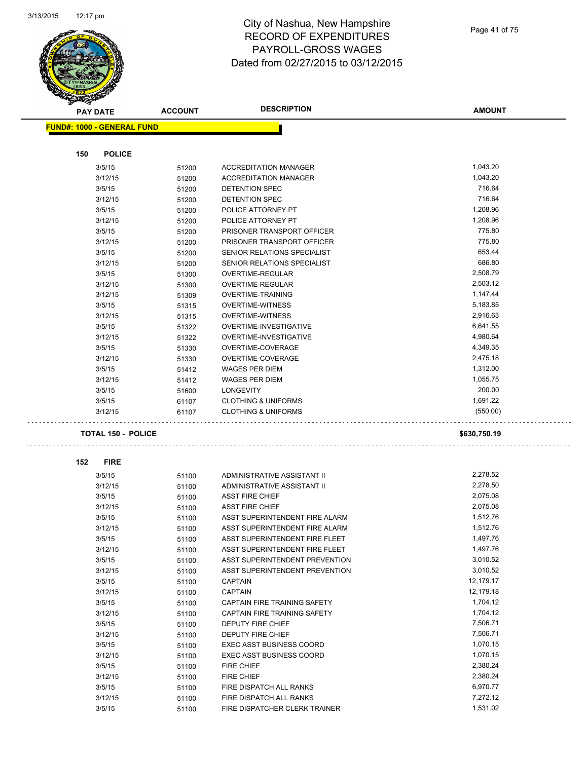# City of Nashua, New Hampshire
# RECORD OF EXPENDITURES
# PAYROLL-GROSS WAGES
# Dated from 02/27/2015 to 03/12/2015

**FUND#: 1000 - GENERAL FUND**

### 150 POLICE

| PAY DATE | ACCOUNT | DESCRIPTION | AMOUNT |
|---|---|---|---|
| 3/5/15 | 51200 | ACCREDITATION MANAGER | 1,043.20 |
| 3/12/15 | 51200 | ACCREDITATION MANAGER | 1,043.20 |
| 3/5/15 | 51200 | DETENTION SPEC | 716.64 |
| 3/12/15 | 51200 | DETENTION SPEC | 716.64 |
| 3/5/15 | 51200 | POLICE ATTORNEY PT | 1,208.96 |
| 3/12/15 | 51200 | POLICE ATTORNEY PT | 1,208.96 |
| 3/5/15 | 51200 | PRISONER TRANSPORT OFFICER | 775.80 |
| 3/12/15 | 51200 | PRISONER TRANSPORT OFFICER | 775.80 |
| 3/5/15 | 51200 | SENIOR RELATIONS SPECIALIST | 653.44 |
| 3/12/15 | 51200 | SENIOR RELATIONS SPECIALIST | 686.80 |
| 3/5/15 | 51300 | OVERTIME-REGULAR | 2,508.79 |
| 3/12/15 | 51300 | OVERTIME-REGULAR | 2,503.12 |
| 3/12/15 | 51309 | OVERTIME-TRAINING | 1,147.44 |
| 3/5/15 | 51315 | OVERTIME-WITNESS | 5,183.85 |
| 3/12/15 | 51315 | OVERTIME-WITNESS | 2,916.63 |
| 3/5/15 | 51322 | OVERTIME-INVESTIGATIVE | 6,641.55 |
| 3/12/15 | 51322 | OVERTIME-INVESTIGATIVE | 4,980.64 |
| 3/5/15 | 51330 | OVERTIME-COVERAGE | 4,349.35 |
| 3/12/15 | 51330 | OVERTIME-COVERAGE | 2,475.18 |
| 3/5/15 | 51412 | WAGES PER DIEM | 1,312.00 |
| 3/12/15 | 51412 | WAGES PER DIEM | 1,055.75 |
| 3/5/15 | 51600 | LONGEVITY | 200.00 |
| 3/5/15 | 61107 | CLOTHING & UNIFORMS | 1,691.22 |
| 3/12/15 | 61107 | CLOTHING & UNIFORMS | (550.00) |

**TOTAL 150 - POLICE** **$630,750.19**

### 152 FIRE

| PAY DATE | ACCOUNT | DESCRIPTION | AMOUNT |
|---|---|---|---|
| 3/5/15 | 51100 | ADMINISTRATIVE ASSISTANT II | 2,278.52 |
| 3/12/15 | 51100 | ADMINISTRATIVE ASSISTANT II | 2,278.50 |
| 3/5/15 | 51100 | ASST FIRE CHIEF | 2,075.08 |
| 3/12/15 | 51100 | ASST FIRE CHIEF | 2,075.08 |
| 3/5/15 | 51100 | ASST SUPERINTENDENT FIRE ALARM | 1,512.76 |
| 3/12/15 | 51100 | ASST SUPERINTENDENT FIRE ALARM | 1,512.76 |
| 3/5/15 | 51100 | ASST SUPERINTENDENT FIRE FLEET | 1,497.76 |
| 3/12/15 | 51100 | ASST SUPERINTENDENT FIRE FLEET | 1,497.76 |
| 3/5/15 | 51100 | ASST SUPERINTENDENT PREVENTION | 3,010.52 |
| 3/12/15 | 51100 | ASST SUPERINTENDENT PREVENTION | 3,010.52 |
| 3/5/15 | 51100 | CAPTAIN | 12,179.17 |
| 3/12/15 | 51100 | CAPTAIN | 12,179.18 |
| 3/5/15 | 51100 | CAPTAIN FIRE TRAINING SAFETY | 1,704.12 |
| 3/12/15 | 51100 | CAPTAIN FIRE TRAINING SAFETY | 1,704.12 |
| 3/5/15 | 51100 | DEPUTY FIRE CHIEF | 7,506.71 |
| 3/12/15 | 51100 | DEPUTY FIRE CHIEF | 7,506.71 |
| 3/5/15 | 51100 | EXEC ASST BUSINESS COORD | 1,070.15 |
| 3/12/15 | 51100 | EXEC ASST BUSINESS COORD | 1,070.15 |
| 3/5/15 | 51100 | FIRE CHIEF | 2,380.24 |
| 3/12/15 | 51100 | FIRE CHIEF | 2,380.24 |
| 3/5/15 | 51100 | FIRE DISPATCH ALL RANKS | 6,970.77 |
| 3/12/15 | 51100 | FIRE DISPATCH ALL RANKS | 7,272.12 |
| 3/5/15 | 51100 | FIRE DISPATCHER CLERK TRAINER | 1,531.02 |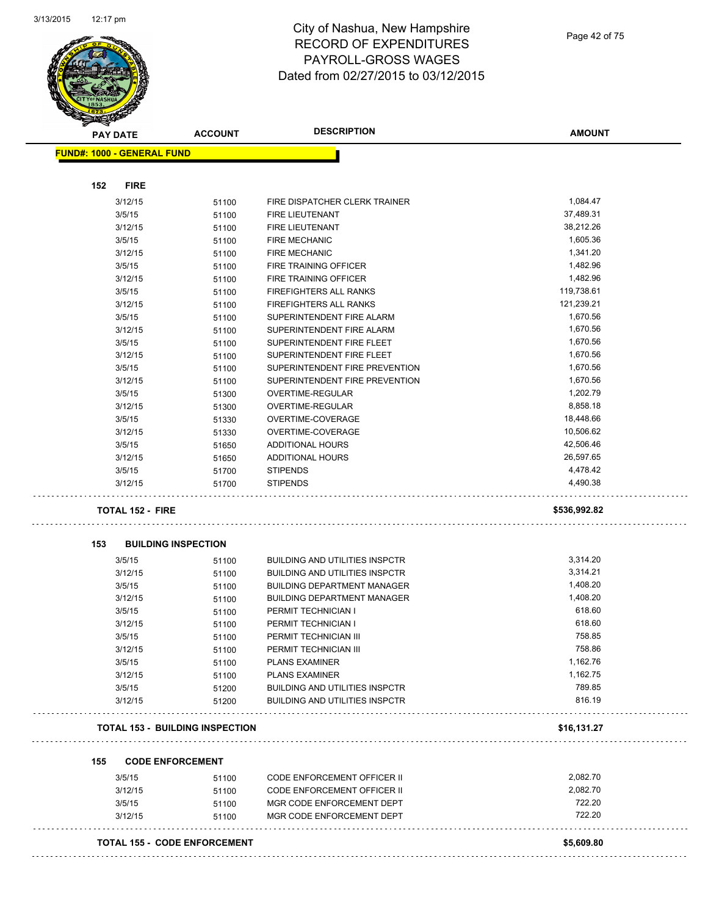# City of Nashua, New Hampshire
## RECORD OF EXPENDITURES
## PAYROLL-GROSS WAGES
## Dated from 02/27/2015 to 03/12/2015

3/13/2015 12:17 pm

**FUND#: 1000 - GENERAL FUND**

| PAY DATE | ACCOUNT | DESCRIPTION | AMOUNT |
|---|---|---|---|
| **152 FIRE** | | | |
| 3/12/15 | 51100 | FIRE DISPATCHER CLERK TRAINER | 1,084.47 |
| 3/5/15 | 51100 | FIRE LIEUTENANT | 37,489.31 |
| 3/12/15 | 51100 | FIRE LIEUTENANT | 38,212.26 |
| 3/5/15 | 51100 | FIRE MECHANIC | 1,605.36 |
| 3/12/15 | 51100 | FIRE MECHANIC | 1,341.20 |
| 3/5/15 | 51100 | FIRE TRAINING OFFICER | 1,482.96 |
| 3/12/15 | 51100 | FIRE TRAINING OFFICER | 1,482.96 |
| 3/5/15 | 51100 | FIREFIGHTERS ALL RANKS | 119,738.61 |
| 3/12/15 | 51100 | FIREFIGHTERS ALL RANKS | 121,239.21 |
| 3/5/15 | 51100 | SUPERINTENDENT FIRE ALARM | 1,670.56 |
| 3/12/15 | 51100 | SUPERINTENDENT FIRE ALARM | 1,670.56 |
| 3/5/15 | 51100 | SUPERINTENDENT FIRE FLEET | 1,670.56 |
| 3/12/15 | 51100 | SUPERINTENDENT FIRE FLEET | 1,670.56 |
| 3/5/15 | 51100 | SUPERINTENDENT FIRE PREVENTION | 1,670.56 |
| 3/12/15 | 51100 | SUPERINTENDENT FIRE PREVENTION | 1,670.56 |
| 3/5/15 | 51300 | OVERTIME-REGULAR | 1,202.79 |
| 3/12/15 | 51300 | OVERTIME-REGULAR | 8,858.18 |
| 3/5/15 | 51330 | OVERTIME-COVERAGE | 18,448.66 |
| 3/12/15 | 51330 | OVERTIME-COVERAGE | 10,506.62 |
| 3/5/15 | 51650 | ADDITIONAL HOURS | 42,506.46 |
| 3/12/15 | 51650 | ADDITIONAL HOURS | 26,597.65 |
| 3/5/15 | 51700 | STIPENDS | 4,478.42 |
| 3/12/15 | 51700 | STIPENDS | 4,490.38 |
| **TOTAL 152 - FIRE** | | | **$536,992.82** |
| **153 BUILDING INSPECTION** | | | |
| 3/5/15 | 51100 | BUILDING AND UTILITIES INSPCTR | 3,314.20 |
| 3/12/15 | 51100 | BUILDING AND UTILITIES INSPCTR | 3,314.21 |
| 3/5/15 | 51100 | BUILDING DEPARTMENT MANAGER | 1,408.20 |
| 3/12/15 | 51100 | BUILDING DEPARTMENT MANAGER | 1,408.20 |
| 3/5/15 | 51100 | PERMIT TECHNICIAN I | 618.60 |
| 3/12/15 | 51100 | PERMIT TECHNICIAN I | 618.60 |
| 3/5/15 | 51100 | PERMIT TECHNICIAN III | 758.85 |
| 3/12/15 | 51100 | PERMIT TECHNICIAN III | 758.86 |
| 3/5/15 | 51100 | PLANS EXAMINER | 1,162.76 |
| 3/12/15 | 51100 | PLANS EXAMINER | 1,162.75 |
| 3/5/15 | 51200 | BUILDING AND UTILITIES INSPCTR | 789.85 |
| 3/12/15 | 51200 | BUILDING AND UTILITIES INSPCTR | 816.19 |
| **TOTAL 153 - BUILDING INSPECTION** | | | **$16,131.27** |
| **155 CODE ENFORCEMENT** | | | |
| 3/5/15 | 51100 | CODE ENFORCEMENT OFFICER II | 2,082.70 |
| 3/12/15 | 51100 | CODE ENFORCEMENT OFFICER II | 2,082.70 |
| 3/5/15 | 51100 | MGR CODE ENFORCEMENT DEPT | 722.20 |
| 3/12/15 | 51100 | MGR CODE ENFORCEMENT DEPT | 722.20 |
| **TOTAL 155 - CODE ENFORCEMENT** | | | **$5,609.80** |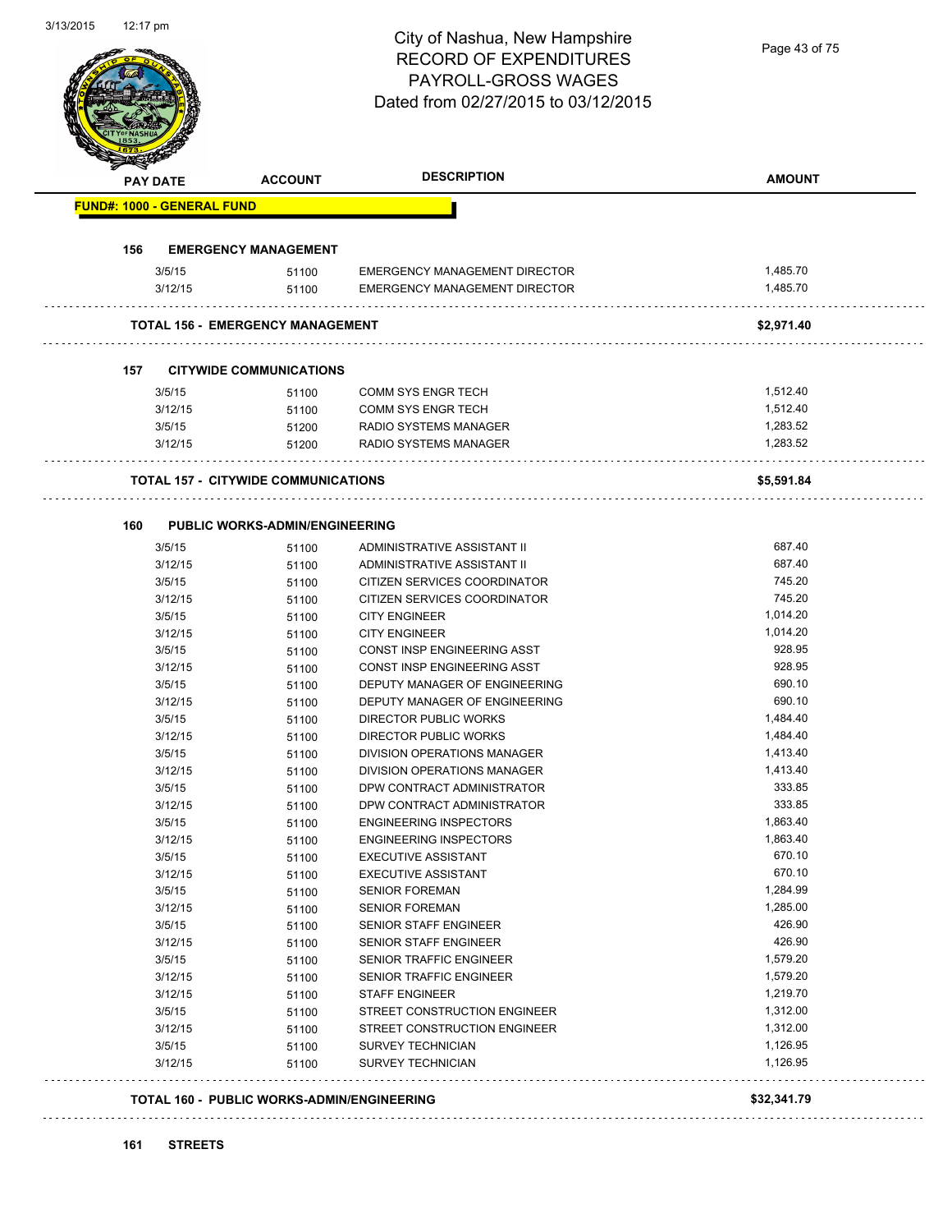City of Nashua, New Hampshire
RECORD OF EXPENDITURES
PAYROLL-GROSS WAGES
Dated from 02/27/2015 to 03/12/2015

| PAY DATE | ACCOUNT | DESCRIPTION | AMOUNT |
|---|---|---|---|
| **FUND#: 1000 - GENERAL FUND** | | | |
| **156 EMERGENCY MANAGEMENT** | | | |
| 3/5/15 | 51100 | EMERGENCY MANAGEMENT DIRECTOR | 1,485.70 |
| 3/12/15 | 51100 | EMERGENCY MANAGEMENT DIRECTOR | 1,485.70 |
| **TOTAL 156 - EMERGENCY MANAGEMENT** | | | **$2,971.40** |
| **157 CITYWIDE COMMUNICATIONS** | | | |
| 3/5/15 | 51100 | COMM SYS ENGR TECH | 1,512.40 |
| 3/12/15 | 51100 | COMM SYS ENGR TECH | 1,512.40 |
| 3/5/15 | 51200 | RADIO SYSTEMS MANAGER | 1,283.52 |
| 3/12/15 | 51200 | RADIO SYSTEMS MANAGER | 1,283.52 |
| **TOTAL 157 - CITYWIDE COMMUNICATIONS** | | | **$5,591.84** |
| **160 PUBLIC WORKS-ADMIN/ENGINEERING** | | | |
| 3/5/15 | 51100 | ADMINISTRATIVE ASSISTANT II | 687.40 |
| 3/12/15 | 51100 | ADMINISTRATIVE ASSISTANT II | 687.40 |
| 3/5/15 | 51100 | CITIZEN SERVICES COORDINATOR | 745.20 |
| 3/12/15 | 51100 | CITIZEN SERVICES COORDINATOR | 745.20 |
| 3/5/15 | 51100 | CITY ENGINEER | 1,014.20 |
| 3/12/15 | 51100 | CITY ENGINEER | 1,014.20 |
| 3/5/15 | 51100 | CONST INSP ENGINEERING ASST | 928.95 |
| 3/12/15 | 51100 | CONST INSP ENGINEERING ASST | 928.95 |
| 3/5/15 | 51100 | DEPUTY MANAGER OF ENGINEERING | 690.10 |
| 3/12/15 | 51100 | DEPUTY MANAGER OF ENGINEERING | 690.10 |
| 3/5/15 | 51100 | DIRECTOR PUBLIC WORKS | 1,484.40 |
| 3/12/15 | 51100 | DIRECTOR PUBLIC WORKS | 1,484.40 |
| 3/5/15 | 51100 | DIVISION OPERATIONS MANAGER | 1,413.40 |
| 3/12/15 | 51100 | DIVISION OPERATIONS MANAGER | 1,413.40 |
| 3/5/15 | 51100 | DPW CONTRACT ADMINISTRATOR | 333.85 |
| 3/12/15 | 51100 | DPW CONTRACT ADMINISTRATOR | 333.85 |
| 3/5/15 | 51100 | ENGINEERING INSPECTORS | 1,863.40 |
| 3/12/15 | 51100 | ENGINEERING INSPECTORS | 1,863.40 |
| 3/5/15 | 51100 | EXECUTIVE ASSISTANT | 670.10 |
| 3/12/15 | 51100 | EXECUTIVE ASSISTANT | 670.10 |
| 3/5/15 | 51100 | SENIOR FOREMAN | 1,284.99 |
| 3/12/15 | 51100 | SENIOR FOREMAN | 1,285.00 |
| 3/5/15 | 51100 | SENIOR STAFF ENGINEER | 426.90 |
| 3/12/15 | 51100 | SENIOR STAFF ENGINEER | 426.90 |
| 3/5/15 | 51100 | SENIOR TRAFFIC ENGINEER | 1,579.20 |
| 3/12/15 | 51100 | SENIOR TRAFFIC ENGINEER | 1,579.20 |
| 3/12/15 | 51100 | STAFF ENGINEER | 1,219.70 |
| 3/5/15 | 51100 | STREET CONSTRUCTION ENGINEER | 1,312.00 |
| 3/12/15 | 51100 | STREET CONSTRUCTION ENGINEER | 1,312.00 |
| 3/5/15 | 51100 | SURVEY TECHNICIAN | 1,126.95 |
| 3/12/15 | 51100 | SURVEY TECHNICIAN | 1,126.95 |
| **TOTAL 160 - PUBLIC WORKS-ADMIN/ENGINEERING** | | | **$32,341.79** |
| **161 STREETS** | | | |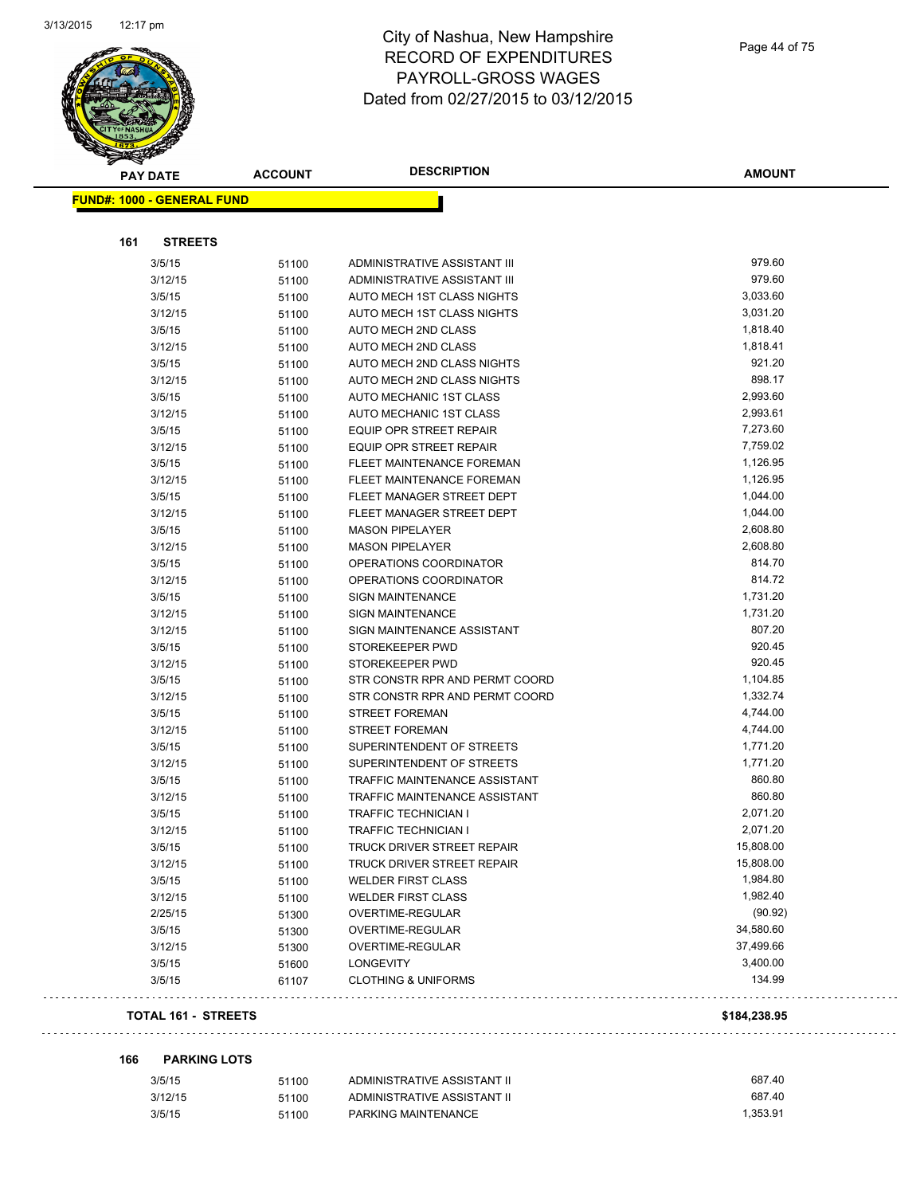# City of Nashua, New Hampshire
## RECORD OF EXPENDITURES
## PAYROLL-GROSS WAGES
## Dated from 02/27/2015 to 03/12/2015

3/13/2015 12:17 pm

| PAY DATE | ACCOUNT | DESCRIPTION | AMOUNT |
|---|---|---|---|
| **FUND#: 1000 - GENERAL FUND** | | | |
| **161 STREETS** | | | |
| 3/5/15 | 51100 | ADMINISTRATIVE ASSISTANT III | 979.60 |
| 3/12/15 | 51100 | ADMINISTRATIVE ASSISTANT III | 979.60 |
| 3/5/15 | 51100 | AUTO MECH 1ST CLASS NIGHTS | 3,033.60 |
| 3/12/15 | 51100 | AUTO MECH 1ST CLASS NIGHTS | 3,031.20 |
| 3/5/15 | 51100 | AUTO MECH 2ND CLASS | 1,818.40 |
| 3/12/15 | 51100 | AUTO MECH 2ND CLASS | 1,818.41 |
| 3/5/15 | 51100 | AUTO MECH 2ND CLASS NIGHTS | 921.20 |
| 3/12/15 | 51100 | AUTO MECH 2ND CLASS NIGHTS | 898.17 |
| 3/5/15 | 51100 | AUTO MECHANIC 1ST CLASS | 2,993.60 |
| 3/12/15 | 51100 | AUTO MECHANIC 1ST CLASS | 2,993.61 |
| 3/5/15 | 51100 | EQUIP OPR STREET REPAIR | 7,273.60 |
| 3/12/15 | 51100 | EQUIP OPR STREET REPAIR | 7,759.02 |
| 3/5/15 | 51100 | FLEET MAINTENANCE FOREMAN | 1,126.95 |
| 3/12/15 | 51100 | FLEET MAINTENANCE FOREMAN | 1,126.95 |
| 3/5/15 | 51100 | FLEET MANAGER STREET DEPT | 1,044.00 |
| 3/12/15 | 51100 | FLEET MANAGER STREET DEPT | 1,044.00 |
| 3/5/15 | 51100 | MASON PIPELAYER | 2,608.80 |
| 3/12/15 | 51100 | MASON PIPELAYER | 2,608.80 |
| 3/5/15 | 51100 | OPERATIONS COORDINATOR | 814.70 |
| 3/12/15 | 51100 | OPERATIONS COORDINATOR | 814.72 |
| 3/5/15 | 51100 | SIGN MAINTENANCE | 1,731.20 |
| 3/12/15 | 51100 | SIGN MAINTENANCE | 1,731.20 |
| 3/12/15 | 51100 | SIGN MAINTENANCE ASSISTANT | 807.20 |
| 3/5/15 | 51100 | STOREKEEPER PWD | 920.45 |
| 3/12/15 | 51100 | STOREKEEPER PWD | 920.45 |
| 3/5/15 | 51100 | STR CONSTR RPR AND PERMT COORD | 1,104.85 |
| 3/12/15 | 51100 | STR CONSTR RPR AND PERMT COORD | 1,332.74 |
| 3/5/15 | 51100 | STREET FOREMAN | 4,744.00 |
| 3/12/15 | 51100 | STREET FOREMAN | 4,744.00 |
| 3/5/15 | 51100 | SUPERINTENDENT OF STREETS | 1,771.20 |
| 3/12/15 | 51100 | SUPERINTENDENT OF STREETS | 1,771.20 |
| 3/5/15 | 51100 | TRAFFIC MAINTENANCE ASSISTANT | 860.80 |
| 3/12/15 | 51100 | TRAFFIC MAINTENANCE ASSISTANT | 860.80 |
| 3/5/15 | 51100 | TRAFFIC TECHNICIAN I | 2,071.20 |
| 3/12/15 | 51100 | TRAFFIC TECHNICIAN I | 2,071.20 |
| 3/5/15 | 51100 | TRUCK DRIVER STREET REPAIR | 15,808.00 |
| 3/12/15 | 51100 | TRUCK DRIVER STREET REPAIR | 15,808.00 |
| 3/5/15 | 51100 | WELDER FIRST CLASS | 1,984.80 |
| 3/12/15 | 51100 | WELDER FIRST CLASS | 1,982.40 |
| 2/25/15 | 51300 | OVERTIME-REGULAR | (90.92) |
| 3/5/15 | 51300 | OVERTIME-REGULAR | 34,580.60 |
| 3/12/15 | 51300 | OVERTIME-REGULAR | 37,499.66 |
| 3/5/15 | 51600 | LONGEVITY | 3,400.00 |
| 3/5/15 | 61107 | CLOTHING & UNIFORMS | 134.99 |
| **TOTAL 161 - STREETS** | | | **$184,238.95** |
| **166 PARKING LOTS** | | | |
| 3/5/15 | 51100 | ADMINISTRATIVE ASSISTANT II | 687.40 |
| 3/12/15 | 51100 | ADMINISTRATIVE ASSISTANT II | 687.40 |
| 3/5/15 | 51100 | PARKING MAINTENANCE | 1,353.91 |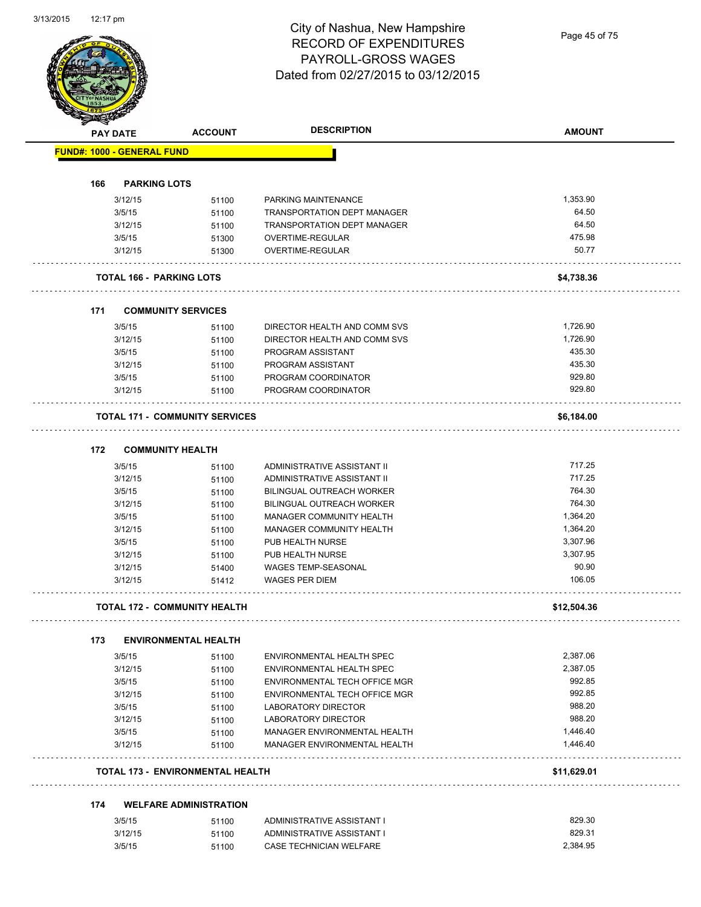# City of Nashua, New Hampshire
## RECORD OF EXPENDITURES
## PAYROLL-GROSS WAGES
### Dated from 02/27/2015 to 03/12/2015

**FUND#: 1000 - GENERAL FUND**

| PAY DATE | ACCOUNT | DESCRIPTION | AMOUNT |
|---|---|---|---|
| **166 PARKING LOTS** | | | |
| 3/12/15 | 51100 | PARKING MAINTENANCE | 1,353.90 |
| 3/5/15 | 51100 | TRANSPORTATION DEPT MANAGER | 64.50 |
| 3/12/15 | 51100 | TRANSPORTATION DEPT MANAGER | 64.50 |
| 3/5/15 | 51300 | OVERTIME-REGULAR | 475.98 |
| 3/12/15 | 51300 | OVERTIME-REGULAR | 50.77 |
| **TOTAL 166 - PARKING LOTS** | | | **$4,738.36** |
| **171 COMMUNITY SERVICES** | | | |
| 3/5/15 | 51100 | DIRECTOR HEALTH AND COMM SVS | 1,726.90 |
| 3/12/15 | 51100 | DIRECTOR HEALTH AND COMM SVS | 1,726.90 |
| 3/5/15 | 51100 | PROGRAM ASSISTANT | 435.30 |
| 3/12/15 | 51100 | PROGRAM ASSISTANT | 435.30 |
| 3/5/15 | 51100 | PROGRAM COORDINATOR | 929.80 |
| 3/12/15 | 51100 | PROGRAM COORDINATOR | 929.80 |
| **TOTAL 171 - COMMUNITY SERVICES** | | | **$6,184.00** |
| **172 COMMUNITY HEALTH** | | | |
| 3/5/15 | 51100 | ADMINISTRATIVE ASSISTANT II | 717.25 |
| 3/12/15 | 51100 | ADMINISTRATIVE ASSISTANT II | 717.25 |
| 3/5/15 | 51100 | BILINGUAL OUTREACH WORKER | 764.30 |
| 3/12/15 | 51100 | BILINGUAL OUTREACH WORKER | 764.30 |
| 3/5/15 | 51100 | MANAGER COMMUNITY HEALTH | 1,364.20 |
| 3/12/15 | 51100 | MANAGER COMMUNITY HEALTH | 1,364.20 |
| 3/5/15 | 51100 | PUB HEALTH NURSE | 3,307.96 |
| 3/12/15 | 51100 | PUB HEALTH NURSE | 3,307.95 |
| 3/12/15 | 51400 | WAGES TEMP-SEASONAL | 90.90 |
| 3/12/15 | 51412 | WAGES PER DIEM | 106.05 |
| **TOTAL 172 - COMMUNITY HEALTH** | | | **$12,504.36** |
| **173 ENVIRONMENTAL HEALTH** | | | |
| 3/5/15 | 51100 | ENVIRONMENTAL HEALTH SPEC | 2,387.06 |
| 3/12/15 | 51100 | ENVIRONMENTAL HEALTH SPEC | 2,387.05 |
| 3/5/15 | 51100 | ENVIRONMENTAL TECH OFFICE MGR | 992.85 |
| 3/12/15 | 51100 | ENVIRONMENTAL TECH OFFICE MGR | 992.85 |
| 3/5/15 | 51100 | LABORATORY DIRECTOR | 988.20 |
| 3/12/15 | 51100 | LABORATORY DIRECTOR | 988.20 |
| 3/5/15 | 51100 | MANAGER ENVIRONMENTAL HEALTH | 1,446.40 |
| 3/12/15 | 51100 | MANAGER ENVIRONMENTAL HEALTH | 1,446.40 |
| **TOTAL 173 - ENVIRONMENTAL HEALTH** | | | **$11,629.01** |
| **174 WELFARE ADMINISTRATION** | | | |
| 3/5/15 | 51100 | ADMINISTRATIVE ASSISTANT I | 829.30 |
| 3/12/15 | 51100 | ADMINISTRATIVE ASSISTANT I | 829.31 |
| 3/5/15 | 51100 | CASE TECHNICIAN WELFARE | 2,384.95 |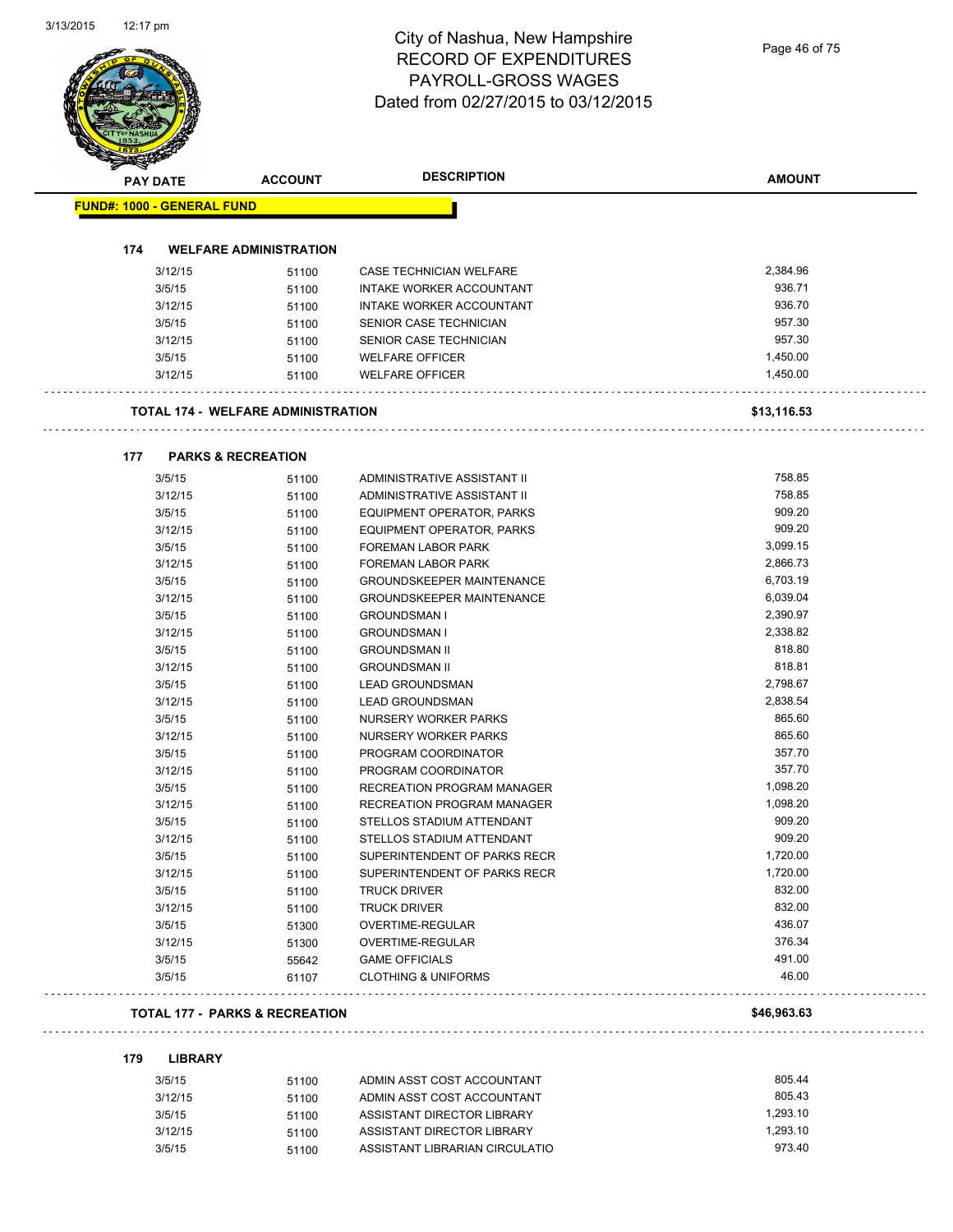# City of Nashua, New Hampshire
## RECORD OF EXPENDITURES
## PAYROLL-GROSS WAGES
## Dated from 02/27/2015 to 03/12/2015

| PAY DATE | ACCOUNT | DESCRIPTION | AMOUNT |
|---|---|---|---|
| **FUND#: 1000 - GENERAL FUND** | | | |
| **174 WELFARE ADMINISTRATION** | | | |
| 3/12/15 | 51100 | CASE TECHNICIAN WELFARE | 2,384.96 |
| 3/5/15 | 51100 | INTAKE WORKER ACCOUNTANT | 936.71 |
| 3/12/15 | 51100 | INTAKE WORKER ACCOUNTANT | 936.70 |
| 3/5/15 | 51100 | SENIOR CASE TECHNICIAN | 957.30 |
| 3/12/15 | 51100 | SENIOR CASE TECHNICIAN | 957.30 |
| 3/5/15 | 51100 | WELFARE OFFICER | 1,450.00 |
| 3/12/15 | 51100 | WELFARE OFFICER | 1,450.00 |
| **TOTAL 174 - WELFARE ADMINISTRATION** | | | **$13,116.53** |
| **177 PARKS & RECREATION** | | | |
| 3/5/15 | 51100 | ADMINISTRATIVE ASSISTANT II | 758.85 |
| 3/12/15 | 51100 | ADMINISTRATIVE ASSISTANT II | 758.85 |
| 3/5/15 | 51100 | EQUIPMENT OPERATOR, PARKS | 909.20 |
| 3/12/15 | 51100 | EQUIPMENT OPERATOR, PARKS | 909.20 |
| 3/5/15 | 51100 | FOREMAN LABOR PARK | 3,099.15 |
| 3/12/15 | 51100 | FOREMAN LABOR PARK | 2,866.73 |
| 3/5/15 | 51100 | GROUNDSKEEPER MAINTENANCE | 6,703.19 |
| 3/12/15 | 51100 | GROUNDSKEEPER MAINTENANCE | 6,039.04 |
| 3/5/15 | 51100 | GROUNDSMAN I | 2,390.97 |
| 3/12/15 | 51100 | GROUNDSMAN I | 2,338.82 |
| 3/5/15 | 51100 | GROUNDSMAN II | 818.80 |
| 3/12/15 | 51100 | GROUNDSMAN II | 818.81 |
| 3/5/15 | 51100 | LEAD GROUNDSMAN | 2,798.67 |
| 3/12/15 | 51100 | LEAD GROUNDSMAN | 2,838.54 |
| 3/5/15 | 51100 | NURSERY WORKER PARKS | 865.60 |
| 3/12/15 | 51100 | NURSERY WORKER PARKS | 865.60 |
| 3/5/15 | 51100 | PROGRAM COORDINATOR | 357.70 |
| 3/12/15 | 51100 | PROGRAM COORDINATOR | 357.70 |
| 3/5/15 | 51100 | RECREATION PROGRAM MANAGER | 1,098.20 |
| 3/12/15 | 51100 | RECREATION PROGRAM MANAGER | 1,098.20 |
| 3/5/15 | 51100 | STELLOS STADIUM ATTENDANT | 909.20 |
| 3/12/15 | 51100 | STELLOS STADIUM ATTENDANT | 909.20 |
| 3/5/15 | 51100 | SUPERINTENDENT OF PARKS RECR | 1,720.00 |
| 3/12/15 | 51100 | SUPERINTENDENT OF PARKS RECR | 1,720.00 |
| 3/5/15 | 51100 | TRUCK DRIVER | 832.00 |
| 3/12/15 | 51100 | TRUCK DRIVER | 832.00 |
| 3/5/15 | 51300 | OVERTIME-REGULAR | 436.07 |
| 3/12/15 | 51300 | OVERTIME-REGULAR | 376.34 |
| 3/5/15 | 55642 | GAME OFFICIALS | 491.00 |
| 3/5/15 | 61107 | CLOTHING & UNIFORMS | 46.00 |
| **TOTAL 177 - PARKS & RECREATION** | | | **$46,963.63** |
| **179 LIBRARY** | | | |
| 3/5/15 | 51100 | ADMIN ASST COST ACCOUNTANT | 805.44 |
| 3/12/15 | 51100 | ADMIN ASST COST ACCOUNTANT | 805.43 |
| 3/5/15 | 51100 | ASSISTANT DIRECTOR LIBRARY | 1,293.10 |
| 3/12/15 | 51100 | ASSISTANT DIRECTOR LIBRARY | 1,293.10 |
| 3/5/15 | 51100 | ASSISTANT LIBRARIAN CIRCULATIO | 973.40 |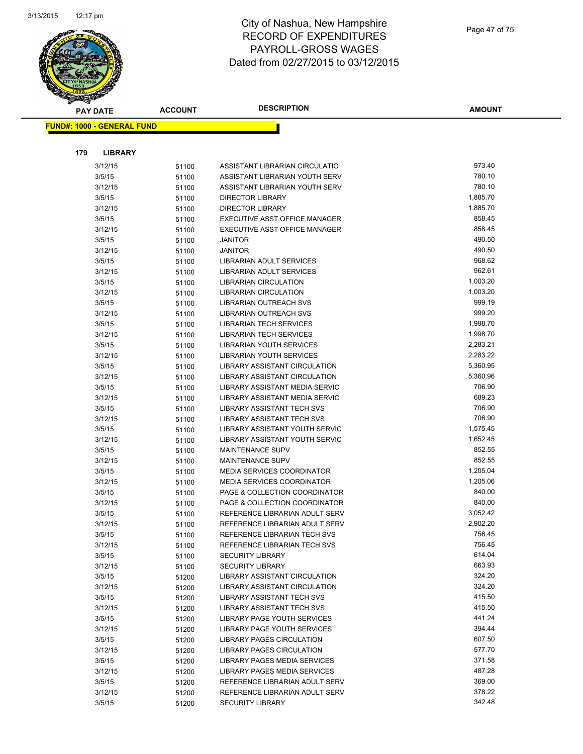# City of Nashua, New Hampshire
## RECORD OF EXPENDITURES
## PAYROLL-GROSS WAGES
## Dated from 02/27/2015 to 03/12/2015

| PAY DATE | ACCOUNT | DESCRIPTION | AMOUNT |
|---|---|---|---|

**FUND#: 1000 - GENERAL FUND**

**179 LIBRARY**

| PAY DATE | ACCOUNT | DESCRIPTION | AMOUNT |
|---|---|---|---|
| 3/12/15 | 51100 | ASSISTANT LIBRARIAN CIRCULATIO | 973.40 |
| 3/5/15 | 51100 | ASSISTANT LIBRARIAN YOUTH SERV | 780.10 |
| 3/12/15 | 51100 | ASSISTANT LIBRARIAN YOUTH SERV | 780.10 |
| 3/5/15 | 51100 | DIRECTOR LIBRARY | 1,885.70 |
| 3/12/15 | 51100 | DIRECTOR LIBRARY | 1,885.70 |
| 3/5/15 | 51100 | EXECUTIVE ASST OFFICE MANAGER | 858.45 |
| 3/12/15 | 51100 | EXECUTIVE ASST OFFICE MANAGER | 858.45 |
| 3/5/15 | 51100 | JANITOR | 490.50 |
| 3/12/15 | 51100 | JANITOR | 490.50 |
| 3/5/15 | 51100 | LIBRARIAN ADULT SERVICES | 968.62 |
| 3/12/15 | 51100 | LIBRARIAN ADULT SERVICES | 962.61 |
| 3/5/15 | 51100 | LIBRARIAN CIRCULATION | 1,003.20 |
| 3/12/15 | 51100 | LIBRARIAN CIRCULATION | 1,003.20 |
| 3/5/15 | 51100 | LIBRARIAN OUTREACH SVS | 999.19 |
| 3/12/15 | 51100 | LIBRARIAN OUTREACH SVS | 999.20 |
| 3/5/15 | 51100 | LIBRARIAN TECH SERVICES | 1,998.70 |
| 3/12/15 | 51100 | LIBRARIAN TECH SERVICES | 1,998.70 |
| 3/5/15 | 51100 | LIBRARIAN YOUTH SERVICES | 2,283.21 |
| 3/12/15 | 51100 | LIBRARIAN YOUTH SERVICES | 2,283.22 |
| 3/5/15 | 51100 | LIBRARY ASSISTANT CIRCULATION | 5,360.95 |
| 3/12/15 | 51100 | LIBRARY ASSISTANT CIRCULATION | 5,360.96 |
| 3/5/15 | 51100 | LIBRARY ASSISTANT MEDIA SERVIC | 706.90 |
| 3/12/15 | 51100 | LIBRARY ASSISTANT MEDIA SERVIC | 689.23 |
| 3/5/15 | 51100 | LIBRARY ASSISTANT TECH SVS | 706.90 |
| 3/12/15 | 51100 | LIBRARY ASSISTANT TECH SVS | 706.90 |
| 3/5/15 | 51100 | LIBRARY ASSISTANT YOUTH SERVIC | 1,575.45 |
| 3/12/15 | 51100 | LIBRARY ASSISTANT YOUTH SERVIC | 1,652.45 |
| 3/5/15 | 51100 | MAINTENANCE SUPV | 852.55 |
| 3/12/15 | 51100 | MAINTENANCE SUPV | 852.55 |
| 3/5/15 | 51100 | MEDIA SERVICES COORDINATOR | 1,205.04 |
| 3/12/15 | 51100 | MEDIA SERVICES COORDINATOR | 1,205.06 |
| 3/5/15 | 51100 | PAGE & COLLECTION COORDINATOR | 840.00 |
| 3/12/15 | 51100 | PAGE & COLLECTION COORDINATOR | 840.00 |
| 3/5/15 | 51100 | REFERENCE LIBRARIAN ADULT SERV | 3,052.42 |
| 3/12/15 | 51100 | REFERENCE LIBRARIAN ADULT SERV | 2,902.20 |
| 3/5/15 | 51100 | REFERENCE LIBRARIAN TECH SVS | 756.45 |
| 3/12/15 | 51100 | REFERENCE LIBRARIAN TECH SVS | 756.45 |
| 3/5/15 | 51100 | SECURITY LIBRARY | 614.04 |
| 3/12/15 | 51100 | SECURITY LIBRARY | 663.93 |
| 3/5/15 | 51200 | LIBRARY ASSISTANT CIRCULATION | 324.20 |
| 3/12/15 | 51200 | LIBRARY ASSISTANT CIRCULATION | 324.20 |
| 3/5/15 | 51200 | LIBRARY ASSISTANT TECH SVS | 415.50 |
| 3/12/15 | 51200 | LIBRARY ASSISTANT TECH SVS | 415.50 |
| 3/5/15 | 51200 | LIBRARY PAGE YOUTH SERVICES | 441.24 |
| 3/12/15 | 51200 | LIBRARY PAGE YOUTH SERVICES | 394.44 |
| 3/5/15 | 51200 | LIBRARY PAGES CIRCULATION | 607.50 |
| 3/12/15 | 51200 | LIBRARY PAGES CIRCULATION | 577.70 |
| 3/5/15 | 51200 | LIBRARY PAGES MEDIA SERVICES | 371.58 |
| 3/12/15 | 51200 | LIBRARY PAGES MEDIA SERVICES | 487.28 |
| 3/5/15 | 51200 | REFERENCE LIBRARIAN ADULT SERV | 369.00 |
| 3/12/15 | 51200 | REFERENCE LIBRARIAN ADULT SERV | 378.22 |
| 3/5/15 | 51200 | SECURITY LIBRARY | 342.48 |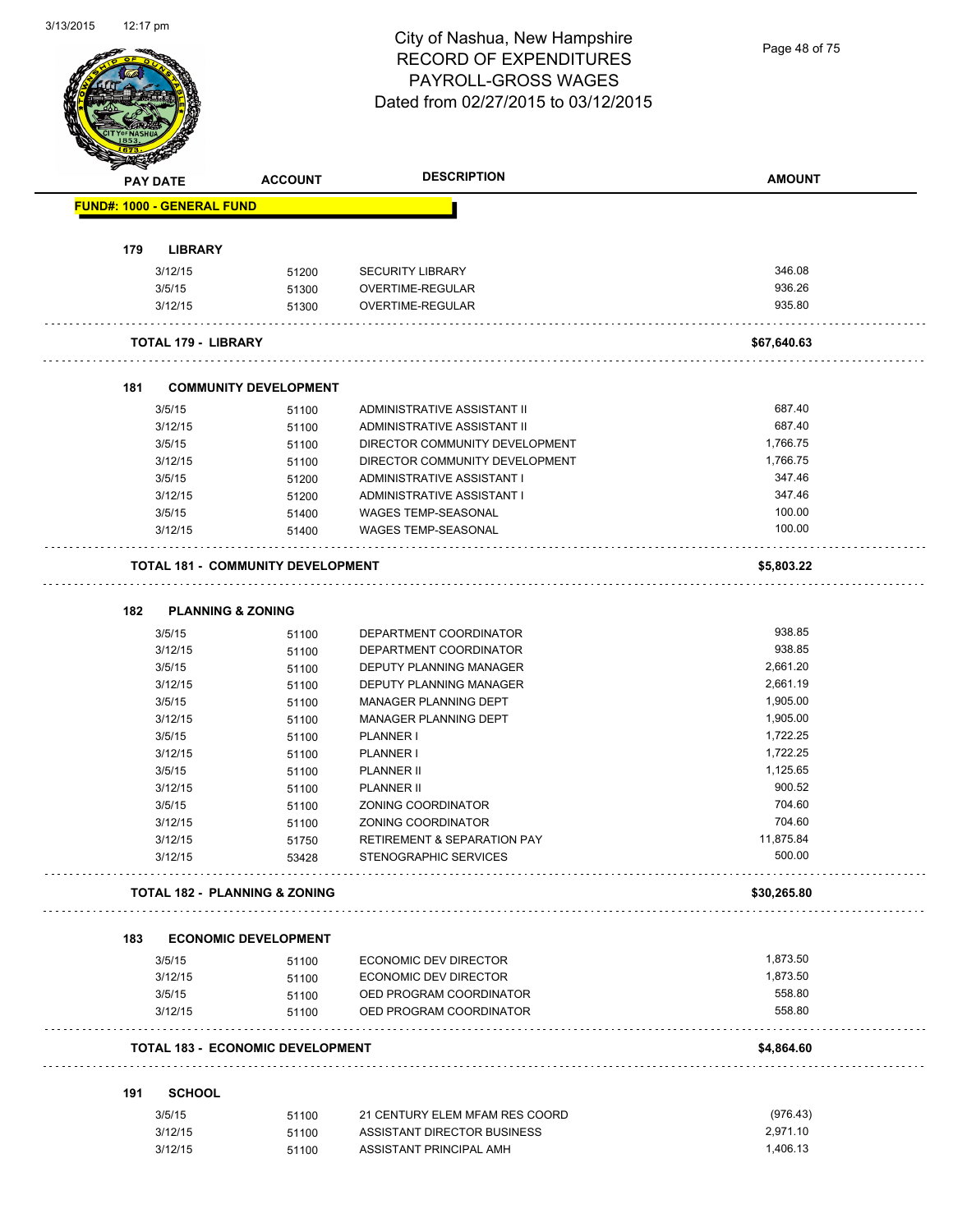# City of Nashua, New Hampshire
## RECORD OF EXPENDITURES
## PAYROLL-GROSS WAGES
## Dated from 02/27/2015 to 03/12/2015

| PAY DATE | ACCOUNT | DESCRIPTION | AMOUNT |
|---|---|---|---|
| **FUND#: 1000 - GENERAL FUND** | | | |
| **179 LIBRARY** | | | |
| 3/12/15 | 51200 | SECURITY LIBRARY | 346.08 |
| 3/5/15 | 51300 | OVERTIME-REGULAR | 936.26 |
| 3/12/15 | 51300 | OVERTIME-REGULAR | 935.80 |
| **TOTAL 179 - LIBRARY** | | | **$67,640.63** |
| **181 COMMUNITY DEVELOPMENT** | | | |
| 3/5/15 | 51100 | ADMINISTRATIVE ASSISTANT II | 687.40 |
| 3/12/15 | 51100 | ADMINISTRATIVE ASSISTANT II | 687.40 |
| 3/5/15 | 51100 | DIRECTOR COMMUNITY DEVELOPMENT | 1,766.75 |
| 3/12/15 | 51100 | DIRECTOR COMMUNITY DEVELOPMENT | 1,766.75 |
| 3/5/15 | 51200 | ADMINISTRATIVE ASSISTANT I | 347.46 |
| 3/12/15 | 51200 | ADMINISTRATIVE ASSISTANT I | 347.46 |
| 3/5/15 | 51400 | WAGES TEMP-SEASONAL | 100.00 |
| 3/12/15 | 51400 | WAGES TEMP-SEASONAL | 100.00 |
| **TOTAL 181 - COMMUNITY DEVELOPMENT** | | | **$5,803.22** |
| **182 PLANNING & ZONING** | | | |
| 3/5/15 | 51100 | DEPARTMENT COORDINATOR | 938.85 |
| 3/12/15 | 51100 | DEPARTMENT COORDINATOR | 938.85 |
| 3/5/15 | 51100 | DEPUTY PLANNING MANAGER | 2,661.20 |
| 3/12/15 | 51100 | DEPUTY PLANNING MANAGER | 2,661.19 |
| 3/5/15 | 51100 | MANAGER PLANNING DEPT | 1,905.00 |
| 3/12/15 | 51100 | MANAGER PLANNING DEPT | 1,905.00 |
| 3/5/15 | 51100 | PLANNER I | 1,722.25 |
| 3/12/15 | 51100 | PLANNER I | 1,722.25 |
| 3/5/15 | 51100 | PLANNER II | 1,125.65 |
| 3/12/15 | 51100 | PLANNER II | 900.52 |
| 3/5/15 | 51100 | ZONING COORDINATOR | 704.60 |
| 3/12/15 | 51100 | ZONING COORDINATOR | 704.60 |
| 3/12/15 | 51750 | RETIREMENT & SEPARATION PAY | 11,875.84 |
| 3/12/15 | 53428 | STENOGRAPHIC SERVICES | 500.00 |
| **TOTAL 182 - PLANNING & ZONING** | | | **$30,265.80** |
| **183 ECONOMIC DEVELOPMENT** | | | |
| 3/5/15 | 51100 | ECONOMIC DEV DIRECTOR | 1,873.50 |
| 3/12/15 | 51100 | ECONOMIC DEV DIRECTOR | 1,873.50 |
| 3/5/15 | 51100 | OED PROGRAM COORDINATOR | 558.80 |
| 3/12/15 | 51100 | OED PROGRAM COORDINATOR | 558.80 |
| **TOTAL 183 - ECONOMIC DEVELOPMENT** | | | **$4,864.60** |
| **191 SCHOOL** | | | |
| 3/5/15 | 51100 | 21 CENTURY ELEM MFAM RES COORD | (976.43) |
| 3/12/15 | 51100 | ASSISTANT DIRECTOR BUSINESS | 2,971.10 |
| 3/12/15 | 51100 | ASSISTANT PRINCIPAL AMH | 1,406.13 |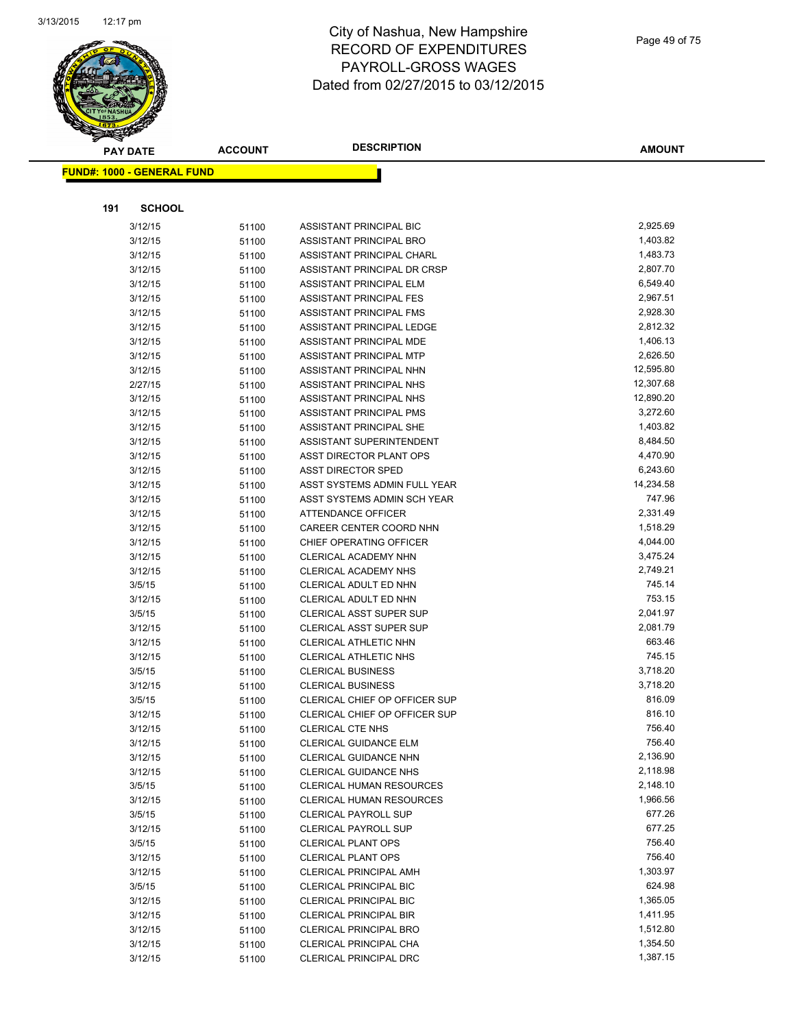# City of Nashua, New Hampshire
## RECORD OF EXPENDITURES
## PAYROLL-GROSS WAGES
## Dated from 02/27/2015 to 03/12/2015

**FUND#: 1000 - GENERAL FUND**

**191 SCHOOL**

| PAY DATE | ACCOUNT | DESCRIPTION | AMOUNT |
|---|---|---|---|
| 3/12/15 | 51100 | ASSISTANT PRINCIPAL BIC | 2,925.69 |
| 3/12/15 | 51100 | ASSISTANT PRINCIPAL BRO | 1,403.82 |
| 3/12/15 | 51100 | ASSISTANT PRINCIPAL CHARL | 1,483.73 |
| 3/12/15 | 51100 | ASSISTANT PRINCIPAL DR CRSP | 2,807.70 |
| 3/12/15 | 51100 | ASSISTANT PRINCIPAL ELM | 6,549.40 |
| 3/12/15 | 51100 | ASSISTANT PRINCIPAL FES | 2,967.51 |
| 3/12/15 | 51100 | ASSISTANT PRINCIPAL FMS | 2,928.30 |
| 3/12/15 | 51100 | ASSISTANT PRINCIPAL LEDGE | 2,812.32 |
| 3/12/15 | 51100 | ASSISTANT PRINCIPAL MDE | 1,406.13 |
| 3/12/15 | 51100 | ASSISTANT PRINCIPAL MTP | 2,626.50 |
| 3/12/15 | 51100 | ASSISTANT PRINCIPAL NHN | 12,595.80 |
| 2/27/15 | 51100 | ASSISTANT PRINCIPAL NHS | 12,307.68 |
| 3/12/15 | 51100 | ASSISTANT PRINCIPAL NHS | 12,890.20 |
| 3/12/15 | 51100 | ASSISTANT PRINCIPAL PMS | 3,272.60 |
| 3/12/15 | 51100 | ASSISTANT PRINCIPAL SHE | 1,403.82 |
| 3/12/15 | 51100 | ASSISTANT SUPERINTENDENT | 8,484.50 |
| 3/12/15 | 51100 | ASST DIRECTOR PLANT OPS | 4,470.90 |
| 3/12/15 | 51100 | ASST DIRECTOR SPED | 6,243.60 |
| 3/12/15 | 51100 | ASST SYSTEMS ADMIN FULL YEAR | 14,234.58 |
| 3/12/15 | 51100 | ASST SYSTEMS ADMIN SCH YEAR | 747.96 |
| 3/12/15 | 51100 | ATTENDANCE OFFICER | 2,331.49 |
| 3/12/15 | 51100 | CAREER CENTER COORD NHN | 1,518.29 |
| 3/12/15 | 51100 | CHIEF OPERATING OFFICER | 4,044.00 |
| 3/12/15 | 51100 | CLERICAL ACADEMY NHN | 3,475.24 |
| 3/12/15 | 51100 | CLERICAL ACADEMY NHS | 2,749.21 |
| 3/5/15 | 51100 | CLERICAL ADULT ED NHN | 745.14 |
| 3/12/15 | 51100 | CLERICAL ADULT ED NHN | 753.15 |
| 3/5/15 | 51100 | CLERICAL ASST SUPER SUP | 2,041.97 |
| 3/12/15 | 51100 | CLERICAL ASST SUPER SUP | 2,081.79 |
| 3/12/15 | 51100 | CLERICAL ATHLETIC NHN | 663.46 |
| 3/12/15 | 51100 | CLERICAL ATHLETIC NHS | 745.15 |
| 3/5/15 | 51100 | CLERICAL BUSINESS | 3,718.20 |
| 3/12/15 | 51100 | CLERICAL BUSINESS | 3,718.20 |
| 3/5/15 | 51100 | CLERICAL CHIEF OP OFFICER SUP | 816.09 |
| 3/12/15 | 51100 | CLERICAL CHIEF OP OFFICER SUP | 816.10 |
| 3/12/15 | 51100 | CLERICAL CTE NHS | 756.40 |
| 3/12/15 | 51100 | CLERICAL GUIDANCE ELM | 756.40 |
| 3/12/15 | 51100 | CLERICAL GUIDANCE NHN | 2,136.90 |
| 3/12/15 | 51100 | CLERICAL GUIDANCE NHS | 2,118.98 |
| 3/5/15 | 51100 | CLERICAL HUMAN RESOURCES | 2,148.10 |
| 3/12/15 | 51100 | CLERICAL HUMAN RESOURCES | 1,966.56 |
| 3/5/15 | 51100 | CLERICAL PAYROLL SUP | 677.26 |
| 3/12/15 | 51100 | CLERICAL PAYROLL SUP | 677.25 |
| 3/5/15 | 51100 | CLERICAL PLANT OPS | 756.40 |
| 3/12/15 | 51100 | CLERICAL PLANT OPS | 756.40 |
| 3/12/15 | 51100 | CLERICAL PRINCIPAL AMH | 1,303.97 |
| 3/5/15 | 51100 | CLERICAL PRINCIPAL BIC | 624.98 |
| 3/12/15 | 51100 | CLERICAL PRINCIPAL BIC | 1,365.05 |
| 3/12/15 | 51100 | CLERICAL PRINCIPAL BIR | 1,411.95 |
| 3/12/15 | 51100 | CLERICAL PRINCIPAL BRO | 1,512.80 |
| 3/12/15 | 51100 | CLERICAL PRINCIPAL CHA | 1,354.50 |
| 3/12/15 | 51100 | CLERICAL PRINCIPAL DRC | 1,387.15 |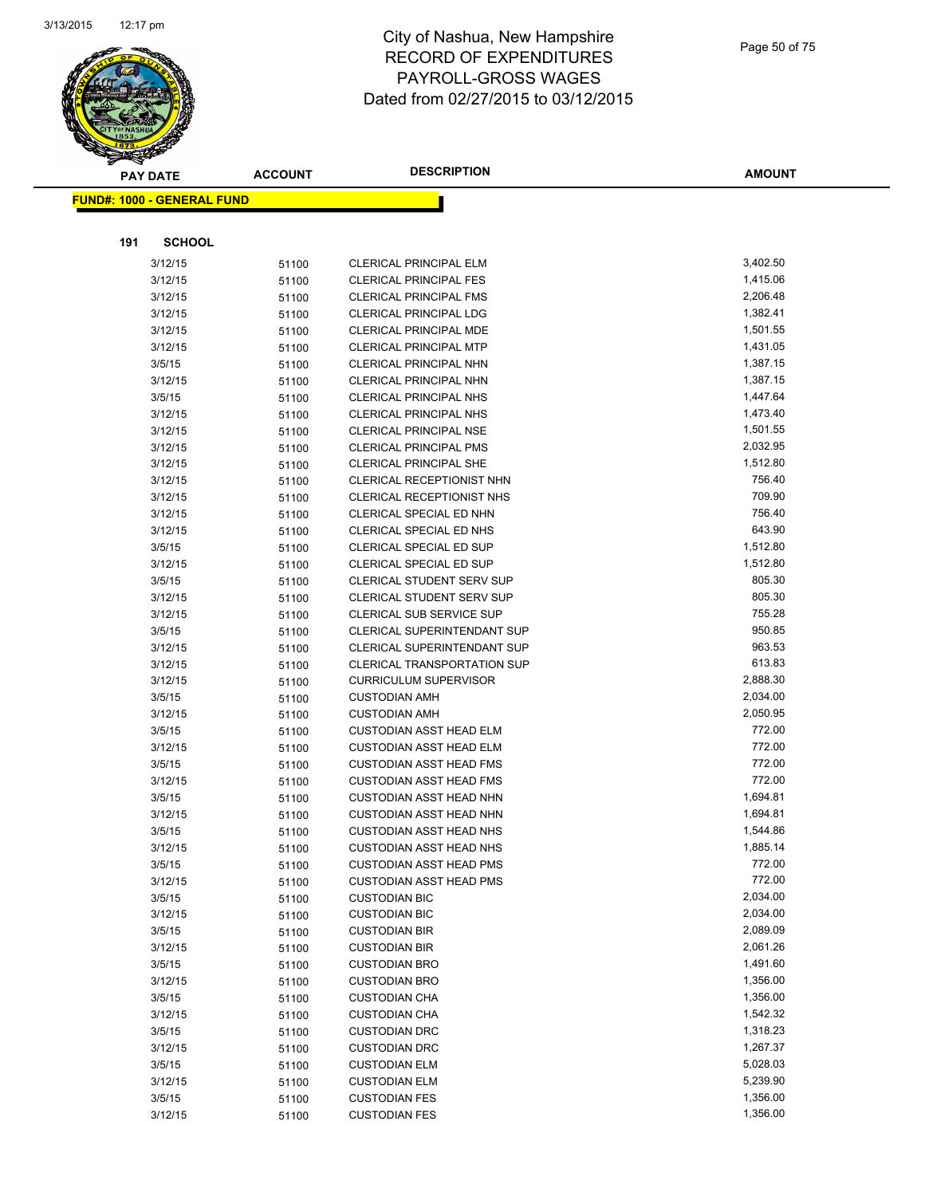# City of Nashua, New Hampshire
# RECORD OF EXPENDITURES
# PAYROLL-GROSS WAGES
# Dated from 02/27/2015 to 03/12/2015

**FUND#: 1000 - GENERAL FUND**

**191 SCHOOL**

| PAY DATE | ACCOUNT | DESCRIPTION | AMOUNT |
|---|---|---|---|
| 3/12/15 | 51100 | CLERICAL PRINCIPAL ELM | 3,402.50 |
| 3/12/15 | 51100 | CLERICAL PRINCIPAL FES | 1,415.06 |
| 3/12/15 | 51100 | CLERICAL PRINCIPAL FMS | 2,206.48 |
| 3/12/15 | 51100 | CLERICAL PRINCIPAL LDG | 1,382.41 |
| 3/12/15 | 51100 | CLERICAL PRINCIPAL MDE | 1,501.55 |
| 3/12/15 | 51100 | CLERICAL PRINCIPAL MTP | 1,431.05 |
| 3/5/15 | 51100 | CLERICAL PRINCIPAL NHN | 1,387.15 |
| 3/12/15 | 51100 | CLERICAL PRINCIPAL NHN | 1,387.15 |
| 3/5/15 | 51100 | CLERICAL PRINCIPAL NHS | 1,447.64 |
| 3/12/15 | 51100 | CLERICAL PRINCIPAL NHS | 1,473.40 |
| 3/12/15 | 51100 | CLERICAL PRINCIPAL NSE | 1,501.55 |
| 3/12/15 | 51100 | CLERICAL PRINCIPAL PMS | 2,032.95 |
| 3/12/15 | 51100 | CLERICAL PRINCIPAL SHE | 1,512.80 |
| 3/12/15 | 51100 | CLERICAL RECEPTIONIST NHN | 756.40 |
| 3/12/15 | 51100 | CLERICAL RECEPTIONIST NHS | 709.90 |
| 3/12/15 | 51100 | CLERICAL SPECIAL ED NHN | 756.40 |
| 3/12/15 | 51100 | CLERICAL SPECIAL ED NHS | 643.90 |
| 3/5/15 | 51100 | CLERICAL SPECIAL ED SUP | 1,512.80 |
| 3/12/15 | 51100 | CLERICAL SPECIAL ED SUP | 1,512.80 |
| 3/5/15 | 51100 | CLERICAL STUDENT SERV SUP | 805.30 |
| 3/12/15 | 51100 | CLERICAL STUDENT SERV SUP | 805.30 |
| 3/12/15 | 51100 | CLERICAL SUB SERVICE SUP | 755.28 |
| 3/5/15 | 51100 | CLERICAL SUPERINTENDANT SUP | 950.85 |
| 3/12/15 | 51100 | CLERICAL SUPERINTENDANT SUP | 963.53 |
| 3/12/15 | 51100 | CLERICAL TRANSPORTATION SUP | 613.83 |
| 3/12/15 | 51100 | CURRICULUM SUPERVISOR | 2,888.30 |
| 3/5/15 | 51100 | CUSTODIAN AMH | 2,034.00 |
| 3/12/15 | 51100 | CUSTODIAN AMH | 2,050.95 |
| 3/5/15 | 51100 | CUSTODIAN ASST HEAD ELM | 772.00 |
| 3/12/15 | 51100 | CUSTODIAN ASST HEAD ELM | 772.00 |
| 3/5/15 | 51100 | CUSTODIAN ASST HEAD FMS | 772.00 |
| 3/12/15 | 51100 | CUSTODIAN ASST HEAD FMS | 772.00 |
| 3/5/15 | 51100 | CUSTODIAN ASST HEAD NHN | 1,694.81 |
| 3/12/15 | 51100 | CUSTODIAN ASST HEAD NHN | 1,694.81 |
| 3/5/15 | 51100 | CUSTODIAN ASST HEAD NHS | 1,544.86 |
| 3/12/15 | 51100 | CUSTODIAN ASST HEAD NHS | 1,885.14 |
| 3/5/15 | 51100 | CUSTODIAN ASST HEAD PMS | 772.00 |
| 3/12/15 | 51100 | CUSTODIAN ASST HEAD PMS | 772.00 |
| 3/5/15 | 51100 | CUSTODIAN BIC | 2,034.00 |
| 3/12/15 | 51100 | CUSTODIAN BIC | 2,034.00 |
| 3/5/15 | 51100 | CUSTODIAN BIR | 2,089.09 |
| 3/12/15 | 51100 | CUSTODIAN BIR | 2,061.26 |
| 3/5/15 | 51100 | CUSTODIAN BRO | 1,491.60 |
| 3/12/15 | 51100 | CUSTODIAN BRO | 1,356.00 |
| 3/5/15 | 51100 | CUSTODIAN CHA | 1,356.00 |
| 3/12/15 | 51100 | CUSTODIAN CHA | 1,542.32 |
| 3/5/15 | 51100 | CUSTODIAN DRC | 1,318.23 |
| 3/12/15 | 51100 | CUSTODIAN DRC | 1,267.37 |
| 3/5/15 | 51100 | CUSTODIAN ELM | 5,028.03 |
| 3/12/15 | 51100 | CUSTODIAN ELM | 5,239.90 |
| 3/5/15 | 51100 | CUSTODIAN FES | 1,356.00 |
| 3/12/15 | 51100 | CUSTODIAN FES | 1,356.00 |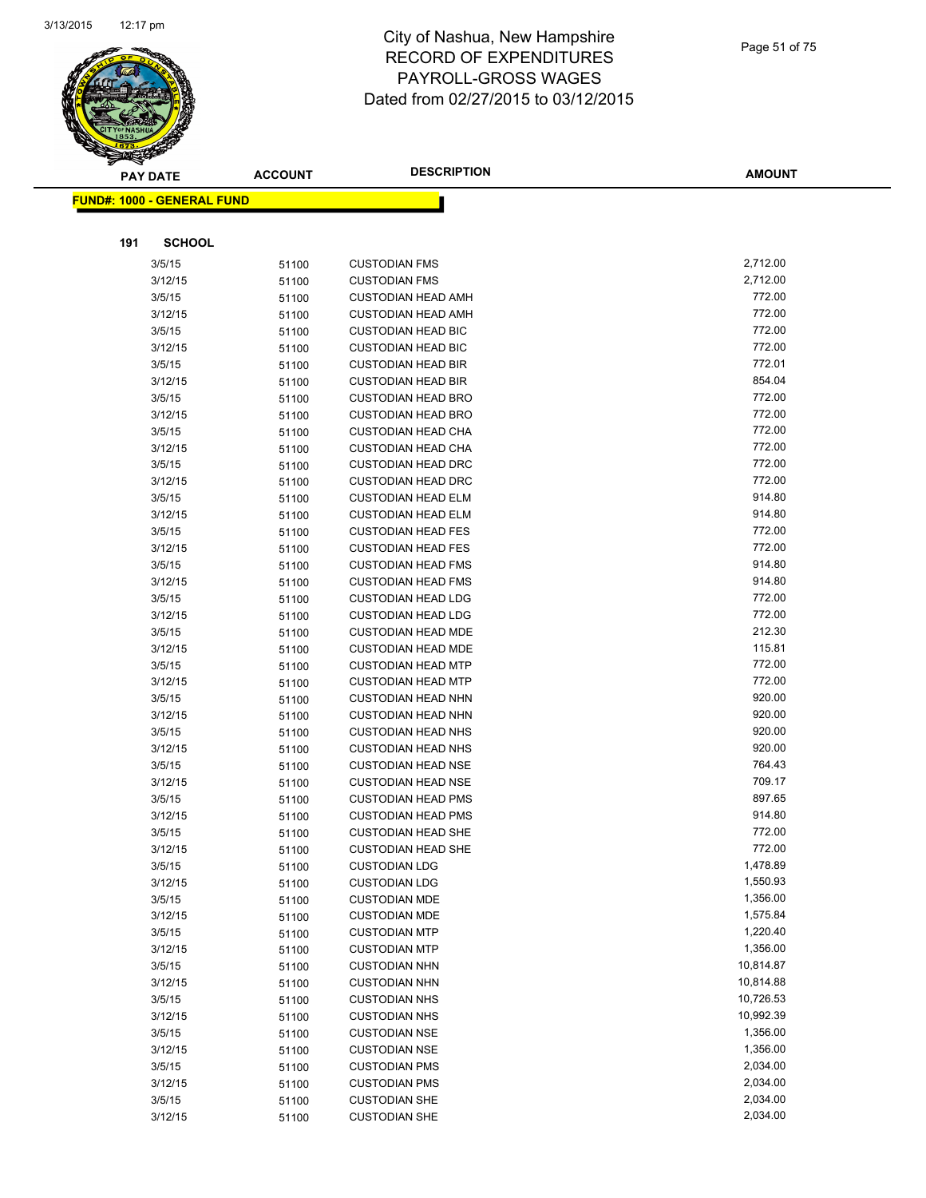# City of Nashua, New Hampshire
## RECORD OF EXPENDITURES
## PAYROLL-GROSS WAGES
## Dated from 02/27/2015 to 03/12/2015

**FUND#: 1000 - GENERAL FUND**

**191 SCHOOL**

| PAY DATE | ACCOUNT | DESCRIPTION | AMOUNT |
|---|---|---|---|
| 3/5/15 | 51100 | CUSTODIAN FMS | 2,712.00 |
| 3/12/15 | 51100 | CUSTODIAN FMS | 2,712.00 |
| 3/5/15 | 51100 | CUSTODIAN HEAD AMH | 772.00 |
| 3/12/15 | 51100 | CUSTODIAN HEAD AMH | 772.00 |
| 3/5/15 | 51100 | CUSTODIAN HEAD BIC | 772.00 |
| 3/12/15 | 51100 | CUSTODIAN HEAD BIC | 772.00 |
| 3/5/15 | 51100 | CUSTODIAN HEAD BIR | 772.01 |
| 3/12/15 | 51100 | CUSTODIAN HEAD BIR | 854.04 |
| 3/5/15 | 51100 | CUSTODIAN HEAD BRO | 772.00 |
| 3/12/15 | 51100 | CUSTODIAN HEAD BRO | 772.00 |
| 3/5/15 | 51100 | CUSTODIAN HEAD CHA | 772.00 |
| 3/12/15 | 51100 | CUSTODIAN HEAD CHA | 772.00 |
| 3/5/15 | 51100 | CUSTODIAN HEAD DRC | 772.00 |
| 3/12/15 | 51100 | CUSTODIAN HEAD DRC | 772.00 |
| 3/5/15 | 51100 | CUSTODIAN HEAD ELM | 914.80 |
| 3/12/15 | 51100 | CUSTODIAN HEAD ELM | 914.80 |
| 3/5/15 | 51100 | CUSTODIAN HEAD FES | 772.00 |
| 3/12/15 | 51100 | CUSTODIAN HEAD FES | 772.00 |
| 3/5/15 | 51100 | CUSTODIAN HEAD FMS | 914.80 |
| 3/12/15 | 51100 | CUSTODIAN HEAD FMS | 914.80 |
| 3/5/15 | 51100 | CUSTODIAN HEAD LDG | 772.00 |
| 3/12/15 | 51100 | CUSTODIAN HEAD LDG | 772.00 |
| 3/5/15 | 51100 | CUSTODIAN HEAD MDE | 212.30 |
| 3/12/15 | 51100 | CUSTODIAN HEAD MDE | 115.81 |
| 3/5/15 | 51100 | CUSTODIAN HEAD MTP | 772.00 |
| 3/12/15 | 51100 | CUSTODIAN HEAD MTP | 772.00 |
| 3/5/15 | 51100 | CUSTODIAN HEAD NHN | 920.00 |
| 3/12/15 | 51100 | CUSTODIAN HEAD NHN | 920.00 |
| 3/5/15 | 51100 | CUSTODIAN HEAD NHS | 920.00 |
| 3/12/15 | 51100 | CUSTODIAN HEAD NHS | 920.00 |
| 3/5/15 | 51100 | CUSTODIAN HEAD NSE | 764.43 |
| 3/12/15 | 51100 | CUSTODIAN HEAD NSE | 709.17 |
| 3/5/15 | 51100 | CUSTODIAN HEAD PMS | 897.65 |
| 3/12/15 | 51100 | CUSTODIAN HEAD PMS | 914.80 |
| 3/5/15 | 51100 | CUSTODIAN HEAD SHE | 772.00 |
| 3/12/15 | 51100 | CUSTODIAN HEAD SHE | 772.00 |
| 3/5/15 | 51100 | CUSTODIAN LDG | 1,478.89 |
| 3/12/15 | 51100 | CUSTODIAN LDG | 1,550.93 |
| 3/5/15 | 51100 | CUSTODIAN MDE | 1,356.00 |
| 3/12/15 | 51100 | CUSTODIAN MDE | 1,575.84 |
| 3/5/15 | 51100 | CUSTODIAN MTP | 1,220.40 |
| 3/12/15 | 51100 | CUSTODIAN MTP | 1,356.00 |
| 3/5/15 | 51100 | CUSTODIAN NHN | 10,814.87 |
| 3/12/15 | 51100 | CUSTODIAN NHN | 10,814.88 |
| 3/5/15 | 51100 | CUSTODIAN NHS | 10,726.53 |
| 3/12/15 | 51100 | CUSTODIAN NHS | 10,992.39 |
| 3/5/15 | 51100 | CUSTODIAN NSE | 1,356.00 |
| 3/12/15 | 51100 | CUSTODIAN NSE | 1,356.00 |
| 3/5/15 | 51100 | CUSTODIAN PMS | 2,034.00 |
| 3/12/15 | 51100 | CUSTODIAN PMS | 2,034.00 |
| 3/5/15 | 51100 | CUSTODIAN SHE | 2,034.00 |
| 3/12/15 | 51100 | CUSTODIAN SHE | 2,034.00 |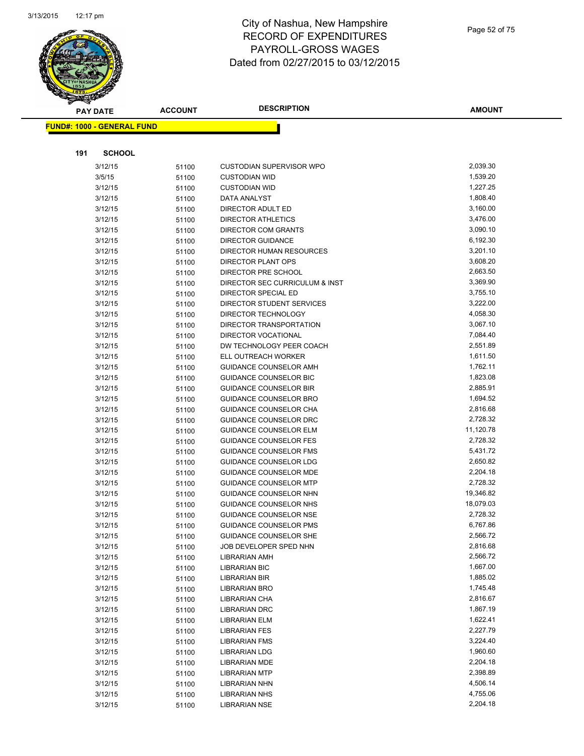# City of Nashua, New Hampshire
## RECORD OF EXPENDITURES
## PAYROLL-GROSS WAGES
## Dated from 02/27/2015 to 03/12/2015

**FUND#: 1000 - GENERAL FUND**

**191 SCHOOL**

| PAY DATE | ACCOUNT | DESCRIPTION | AMOUNT |
|---|---|---|---|
| 3/12/15 | 51100 | CUSTODIAN SUPERVISOR WPO | 2,039.30 |
| 3/5/15 | 51100 | CUSTODIAN WID | 1,539.20 |
| 3/12/15 | 51100 | CUSTODIAN WID | 1,227.25 |
| 3/12/15 | 51100 | DATA ANALYST | 1,808.40 |
| 3/12/15 | 51100 | DIRECTOR ADULT ED | 3,160.00 |
| 3/12/15 | 51100 | DIRECTOR ATHLETICS | 3,476.00 |
| 3/12/15 | 51100 | DIRECTOR COM GRANTS | 3,090.10 |
| 3/12/15 | 51100 | DIRECTOR GUIDANCE | 6,192.30 |
| 3/12/15 | 51100 | DIRECTOR HUMAN RESOURCES | 3,201.10 |
| 3/12/15 | 51100 | DIRECTOR PLANT OPS | 3,608.20 |
| 3/12/15 | 51100 | DIRECTOR PRE SCHOOL | 2,663.50 |
| 3/12/15 | 51100 | DIRECTOR SEC CURRICULUM & INST | 3,369.90 |
| 3/12/15 | 51100 | DIRECTOR SPECIAL ED | 3,755.10 |
| 3/12/15 | 51100 | DIRECTOR STUDENT SERVICES | 3,222.00 |
| 3/12/15 | 51100 | DIRECTOR TECHNOLOGY | 4,058.30 |
| 3/12/15 | 51100 | DIRECTOR TRANSPORTATION | 3,067.10 |
| 3/12/15 | 51100 | DIRECTOR VOCATIONAL | 7,084.40 |
| 3/12/15 | 51100 | DW TECHNOLOGY PEER COACH | 2,551.89 |
| 3/12/15 | 51100 | ELL OUTREACH WORKER | 1,611.50 |
| 3/12/15 | 51100 | GUIDANCE COUNSELOR AMH | 1,762.11 |
| 3/12/15 | 51100 | GUIDANCE COUNSELOR BIC | 1,823.08 |
| 3/12/15 | 51100 | GUIDANCE COUNSELOR BIR | 2,885.91 |
| 3/12/15 | 51100 | GUIDANCE COUNSELOR BRO | 1,694.52 |
| 3/12/15 | 51100 | GUIDANCE COUNSELOR CHA | 2,816.68 |
| 3/12/15 | 51100 | GUIDANCE COUNSELOR DRC | 2,728.32 |
| 3/12/15 | 51100 | GUIDANCE COUNSELOR ELM | 11,120.78 |
| 3/12/15 | 51100 | GUIDANCE COUNSELOR FES | 2,728.32 |
| 3/12/15 | 51100 | GUIDANCE COUNSELOR FMS | 5,431.72 |
| 3/12/15 | 51100 | GUIDANCE COUNSELOR LDG | 2,650.82 |
| 3/12/15 | 51100 | GUIDANCE COUNSELOR MDE | 2,204.18 |
| 3/12/15 | 51100 | GUIDANCE COUNSELOR MTP | 2,728.32 |
| 3/12/15 | 51100 | GUIDANCE COUNSELOR NHN | 19,346.82 |
| 3/12/15 | 51100 | GUIDANCE COUNSELOR NHS | 18,079.03 |
| 3/12/15 | 51100 | GUIDANCE COUNSELOR NSE | 2,728.32 |
| 3/12/15 | 51100 | GUIDANCE COUNSELOR PMS | 6,767.86 |
| 3/12/15 | 51100 | GUIDANCE COUNSELOR SHE | 2,566.72 |
| 3/12/15 | 51100 | JOB DEVELOPER SPED NHN | 2,816.68 |
| 3/12/15 | 51100 | LIBRARIAN AMH | 2,566.72 |
| 3/12/15 | 51100 | LIBRARIAN BIC | 1,667.00 |
| 3/12/15 | 51100 | LIBRARIAN BIR | 1,885.02 |
| 3/12/15 | 51100 | LIBRARIAN BRO | 1,745.48 |
| 3/12/15 | 51100 | LIBRARIAN CHA | 2,816.67 |
| 3/12/15 | 51100 | LIBRARIAN DRC | 1,867.19 |
| 3/12/15 | 51100 | LIBRARIAN ELM | 1,622.41 |
| 3/12/15 | 51100 | LIBRARIAN FES | 2,227.79 |
| 3/12/15 | 51100 | LIBRARIAN FMS | 3,224.40 |
| 3/12/15 | 51100 | LIBRARIAN LDG | 1,960.60 |
| 3/12/15 | 51100 | LIBRARIAN MDE | 2,204.18 |
| 3/12/15 | 51100 | LIBRARIAN MTP | 2,398.89 |
| 3/12/15 | 51100 | LIBRARIAN NHN | 4,506.14 |
| 3/12/15 | 51100 | LIBRARIAN NHS | 4,755.06 |
| 3/12/15 | 51100 | LIBRARIAN NSE | 2,204.18 |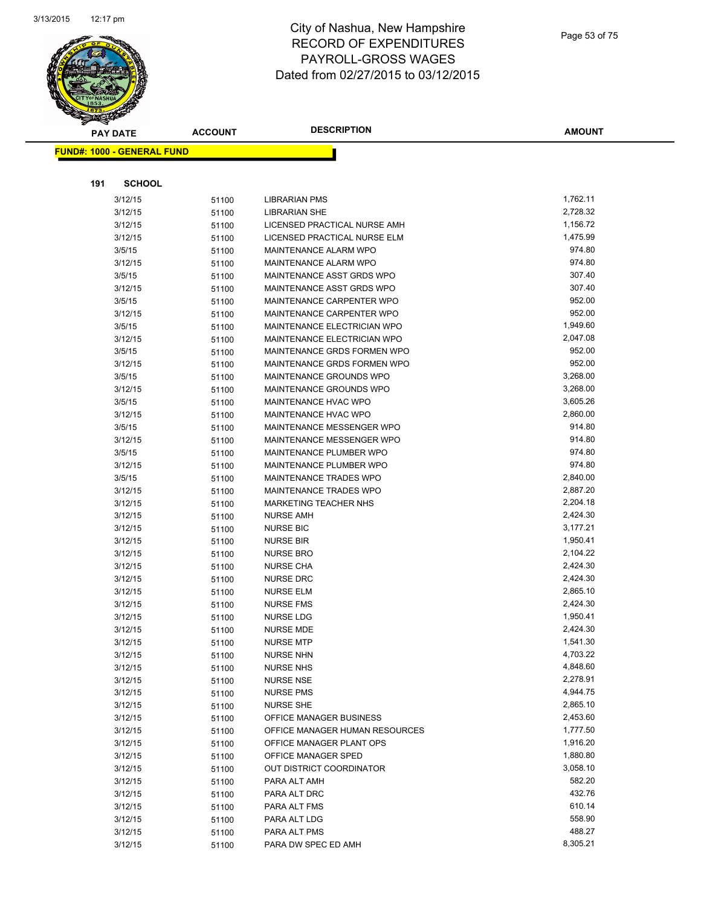# City of Nashua, New Hampshire
## RECORD OF EXPENDITURES
## PAYROLL-GROSS WAGES
## Dated from 02/27/2015 to 03/12/2015

| PAY DATE | ACCOUNT | DESCRIPTION | AMOUNT |
|---|---|---|---|

**FUND#: 1000 - GENERAL FUND**

**191 SCHOOL**

| PAY DATE | ACCOUNT | DESCRIPTION | AMOUNT |
|---|---|---|---|
| 3/12/15 | 51100 | LIBRARIAN PMS | 1,762.11 |
| 3/12/15 | 51100 | LIBRARIAN SHE | 2,728.32 |
| 3/12/15 | 51100 | LICENSED PRACTICAL NURSE AMH | 1,156.72 |
| 3/12/15 | 51100 | LICENSED PRACTICAL NURSE ELM | 1,475.99 |
| 3/5/15 | 51100 | MAINTENANCE ALARM WPO | 974.80 |
| 3/12/15 | 51100 | MAINTENANCE ALARM WPO | 974.80 |
| 3/5/15 | 51100 | MAINTENANCE ASST GRDS WPO | 307.40 |
| 3/12/15 | 51100 | MAINTENANCE ASST GRDS WPO | 307.40 |
| 3/5/15 | 51100 | MAINTENANCE CARPENTER WPO | 952.00 |
| 3/12/15 | 51100 | MAINTENANCE CARPENTER WPO | 952.00 |
| 3/5/15 | 51100 | MAINTENANCE ELECTRICIAN WPO | 1,949.60 |
| 3/12/15 | 51100 | MAINTENANCE ELECTRICIAN WPO | 2,047.08 |
| 3/5/15 | 51100 | MAINTENANCE GRDS FORMEN WPO | 952.00 |
| 3/12/15 | 51100 | MAINTENANCE GRDS FORMEN WPO | 952.00 |
| 3/5/15 | 51100 | MAINTENANCE GROUNDS WPO | 3,268.00 |
| 3/12/15 | 51100 | MAINTENANCE GROUNDS WPO | 3,268.00 |
| 3/5/15 | 51100 | MAINTENANCE HVAC WPO | 3,605.26 |
| 3/12/15 | 51100 | MAINTENANCE HVAC WPO | 2,860.00 |
| 3/5/15 | 51100 | MAINTENANCE MESSENGER WPO | 914.80 |
| 3/12/15 | 51100 | MAINTENANCE MESSENGER WPO | 914.80 |
| 3/5/15 | 51100 | MAINTENANCE PLUMBER WPO | 974.80 |
| 3/12/15 | 51100 | MAINTENANCE PLUMBER WPO | 974.80 |
| 3/5/15 | 51100 | MAINTENANCE TRADES WPO | 2,840.00 |
| 3/12/15 | 51100 | MAINTENANCE TRADES WPO | 2,887.20 |
| 3/12/15 | 51100 | MARKETING TEACHER NHS | 2,204.18 |
| 3/12/15 | 51100 | NURSE AMH | 2,424.30 |
| 3/12/15 | 51100 | NURSE BIC | 3,177.21 |
| 3/12/15 | 51100 | NURSE BIR | 1,950.41 |
| 3/12/15 | 51100 | NURSE BRO | 2,104.22 |
| 3/12/15 | 51100 | NURSE CHA | 2,424.30 |
| 3/12/15 | 51100 | NURSE DRC | 2,424.30 |
| 3/12/15 | 51100 | NURSE ELM | 2,865.10 |
| 3/12/15 | 51100 | NURSE FMS | 2,424.30 |
| 3/12/15 | 51100 | NURSE LDG | 1,950.41 |
| 3/12/15 | 51100 | NURSE MDE | 2,424.30 |
| 3/12/15 | 51100 | NURSE MTP | 1,541.30 |
| 3/12/15 | 51100 | NURSE NHN | 4,703.22 |
| 3/12/15 | 51100 | NURSE NHS | 4,848.60 |
| 3/12/15 | 51100 | NURSE NSE | 2,278.91 |
| 3/12/15 | 51100 | NURSE PMS | 4,944.75 |
| 3/12/15 | 51100 | NURSE SHE | 2,865.10 |
| 3/12/15 | 51100 | OFFICE MANAGER BUSINESS | 2,453.60 |
| 3/12/15 | 51100 | OFFICE MANAGER HUMAN RESOURCES | 1,777.50 |
| 3/12/15 | 51100 | OFFICE MANAGER PLANT OPS | 1,916.20 |
| 3/12/15 | 51100 | OFFICE MANAGER SPED | 1,880.80 |
| 3/12/15 | 51100 | OUT DISTRICT COORDINATOR | 3,058.10 |
| 3/12/15 | 51100 | PARA ALT AMH | 582.20 |
| 3/12/15 | 51100 | PARA ALT DRC | 432.76 |
| 3/12/15 | 51100 | PARA ALT FMS | 610.14 |
| 3/12/15 | 51100 | PARA ALT LDG | 558.90 |
| 3/12/15 | 51100 | PARA ALT PMS | 488.27 |
| 3/12/15 | 51100 | PARA DW SPEC ED AMH | 8,305.21 |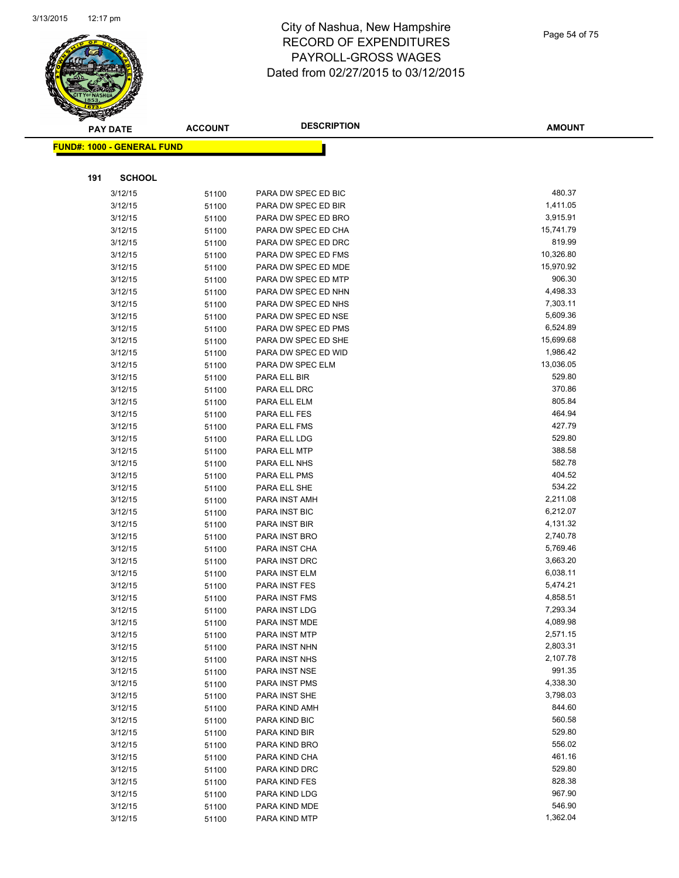# City of Nashua, New Hampshire
## RECORD OF EXPENDITURES
## PAYROLL-GROSS WAGES
## Dated from 02/27/2015 to 03/12/2015

**FUND#: 1000 - GENERAL FUND**

**191 SCHOOL**

| PAY DATE | ACCOUNT | DESCRIPTION | AMOUNT |
|---|---|---|---|
| 3/12/15 | 51100 | PARA DW SPEC ED BIC | 480.37 |
| 3/12/15 | 51100 | PARA DW SPEC ED BIR | 1,411.05 |
| 3/12/15 | 51100 | PARA DW SPEC ED BRO | 3,915.91 |
| 3/12/15 | 51100 | PARA DW SPEC ED CHA | 15,741.79 |
| 3/12/15 | 51100 | PARA DW SPEC ED DRC | 819.99 |
| 3/12/15 | 51100 | PARA DW SPEC ED FMS | 10,326.80 |
| 3/12/15 | 51100 | PARA DW SPEC ED MDE | 15,970.92 |
| 3/12/15 | 51100 | PARA DW SPEC ED MTP | 906.30 |
| 3/12/15 | 51100 | PARA DW SPEC ED NHN | 4,498.33 |
| 3/12/15 | 51100 | PARA DW SPEC ED NHS | 7,303.11 |
| 3/12/15 | 51100 | PARA DW SPEC ED NSE | 5,609.36 |
| 3/12/15 | 51100 | PARA DW SPEC ED PMS | 6,524.89 |
| 3/12/15 | 51100 | PARA DW SPEC ED SHE | 15,699.68 |
| 3/12/15 | 51100 | PARA DW SPEC ED WID | 1,986.42 |
| 3/12/15 | 51100 | PARA DW SPEC ELM | 13,036.05 |
| 3/12/15 | 51100 | PARA ELL BIR | 529.80 |
| 3/12/15 | 51100 | PARA ELL DRC | 370.86 |
| 3/12/15 | 51100 | PARA ELL ELM | 805.84 |
| 3/12/15 | 51100 | PARA ELL FES | 464.94 |
| 3/12/15 | 51100 | PARA ELL FMS | 427.79 |
| 3/12/15 | 51100 | PARA ELL LDG | 529.80 |
| 3/12/15 | 51100 | PARA ELL MTP | 388.58 |
| 3/12/15 | 51100 | PARA ELL NHS | 582.78 |
| 3/12/15 | 51100 | PARA ELL PMS | 404.52 |
| 3/12/15 | 51100 | PARA ELL SHE | 534.22 |
| 3/12/15 | 51100 | PARA INST AMH | 2,211.08 |
| 3/12/15 | 51100 | PARA INST BIC | 6,212.07 |
| 3/12/15 | 51100 | PARA INST BIR | 4,131.32 |
| 3/12/15 | 51100 | PARA INST BRO | 2,740.78 |
| 3/12/15 | 51100 | PARA INST CHA | 5,769.46 |
| 3/12/15 | 51100 | PARA INST DRC | 3,663.20 |
| 3/12/15 | 51100 | PARA INST ELM | 6,038.11 |
| 3/12/15 | 51100 | PARA INST FES | 5,474.21 |
| 3/12/15 | 51100 | PARA INST FMS | 4,858.51 |
| 3/12/15 | 51100 | PARA INST LDG | 7,293.34 |
| 3/12/15 | 51100 | PARA INST MDE | 4,089.98 |
| 3/12/15 | 51100 | PARA INST MTP | 2,571.15 |
| 3/12/15 | 51100 | PARA INST NHN | 2,803.31 |
| 3/12/15 | 51100 | PARA INST NHS | 2,107.78 |
| 3/12/15 | 51100 | PARA INST NSE | 991.35 |
| 3/12/15 | 51100 | PARA INST PMS | 4,338.30 |
| 3/12/15 | 51100 | PARA INST SHE | 3,798.03 |
| 3/12/15 | 51100 | PARA KIND AMH | 844.60 |
| 3/12/15 | 51100 | PARA KIND BIC | 560.58 |
| 3/12/15 | 51100 | PARA KIND BIR | 529.80 |
| 3/12/15 | 51100 | PARA KIND BRO | 556.02 |
| 3/12/15 | 51100 | PARA KIND CHA | 461.16 |
| 3/12/15 | 51100 | PARA KIND DRC | 529.80 |
| 3/12/15 | 51100 | PARA KIND FES | 828.38 |
| 3/12/15 | 51100 | PARA KIND LDG | 967.90 |
| 3/12/15 | 51100 | PARA KIND MDE | 546.90 |
| 3/12/15 | 51100 | PARA KIND MTP | 1,362.04 |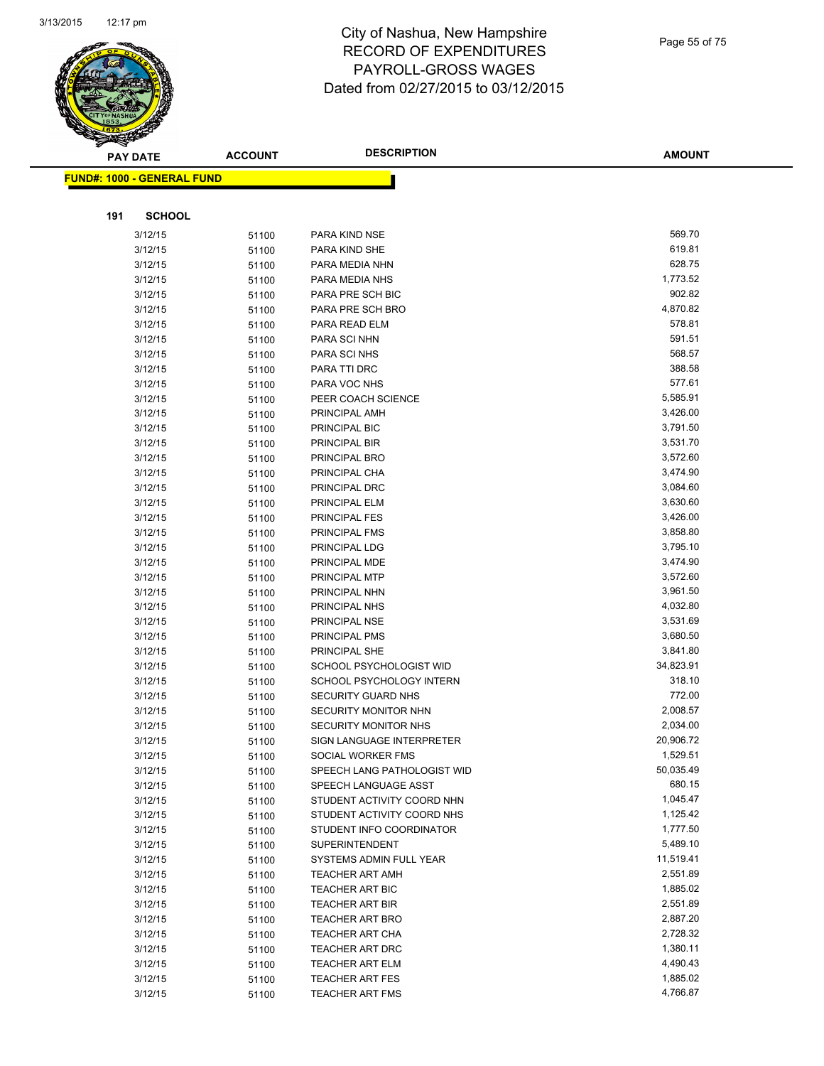# City of Nashua, New Hampshire
## RECORD OF EXPENDITURES
## PAYROLL-GROSS WAGES
## Dated from 02/27/2015 to 03/12/2015

**FUND#: 1000 - GENERAL FUND**

**191 SCHOOL**

| PAY DATE | ACCOUNT | DESCRIPTION | AMOUNT |
|---|---|---|---|
| 3/12/15 | 51100 | PARA KIND NSE | 569.70 |
| 3/12/15 | 51100 | PARA KIND SHE | 619.81 |
| 3/12/15 | 51100 | PARA MEDIA NHN | 628.75 |
| 3/12/15 | 51100 | PARA MEDIA NHS | 1,773.52 |
| 3/12/15 | 51100 | PARA PRE SCH BIC | 902.82 |
| 3/12/15 | 51100 | PARA PRE SCH BRO | 4,870.82 |
| 3/12/15 | 51100 | PARA READ ELM | 578.81 |
| 3/12/15 | 51100 | PARA SCI NHN | 591.51 |
| 3/12/15 | 51100 | PARA SCI NHS | 568.57 |
| 3/12/15 | 51100 | PARA TTI DRC | 388.58 |
| 3/12/15 | 51100 | PARA VOC NHS | 577.61 |
| 3/12/15 | 51100 | PEER COACH SCIENCE | 5,585.91 |
| 3/12/15 | 51100 | PRINCIPAL AMH | 3,426.00 |
| 3/12/15 | 51100 | PRINCIPAL BIC | 3,791.50 |
| 3/12/15 | 51100 | PRINCIPAL BIR | 3,531.70 |
| 3/12/15 | 51100 | PRINCIPAL BRO | 3,572.60 |
| 3/12/15 | 51100 | PRINCIPAL CHA | 3,474.90 |
| 3/12/15 | 51100 | PRINCIPAL DRC | 3,084.60 |
| 3/12/15 | 51100 | PRINCIPAL ELM | 3,630.60 |
| 3/12/15 | 51100 | PRINCIPAL FES | 3,426.00 |
| 3/12/15 | 51100 | PRINCIPAL FMS | 3,858.80 |
| 3/12/15 | 51100 | PRINCIPAL LDG | 3,795.10 |
| 3/12/15 | 51100 | PRINCIPAL MDE | 3,474.90 |
| 3/12/15 | 51100 | PRINCIPAL MTP | 3,572.60 |
| 3/12/15 | 51100 | PRINCIPAL NHN | 3,961.50 |
| 3/12/15 | 51100 | PRINCIPAL NHS | 4,032.80 |
| 3/12/15 | 51100 | PRINCIPAL NSE | 3,531.69 |
| 3/12/15 | 51100 | PRINCIPAL PMS | 3,680.50 |
| 3/12/15 | 51100 | PRINCIPAL SHE | 3,841.80 |
| 3/12/15 | 51100 | SCHOOL PSYCHOLOGIST WID | 34,823.91 |
| 3/12/15 | 51100 | SCHOOL PSYCHOLOGY INTERN | 318.10 |
| 3/12/15 | 51100 | SECURITY GUARD NHS | 772.00 |
| 3/12/15 | 51100 | SECURITY MONITOR NHN | 2,008.57 |
| 3/12/15 | 51100 | SECURITY MONITOR NHS | 2,034.00 |
| 3/12/15 | 51100 | SIGN LANGUAGE INTERPRETER | 20,906.72 |
| 3/12/15 | 51100 | SOCIAL WORKER FMS | 1,529.51 |
| 3/12/15 | 51100 | SPEECH LANG PATHOLOGIST WID | 50,035.49 |
| 3/12/15 | 51100 | SPEECH LANGUAGE ASST | 680.15 |
| 3/12/15 | 51100 | STUDENT ACTIVITY COORD NHN | 1,045.47 |
| 3/12/15 | 51100 | STUDENT ACTIVITY COORD NHS | 1,125.42 |
| 3/12/15 | 51100 | STUDENT INFO COORDINATOR | 1,777.50 |
| 3/12/15 | 51100 | SUPERINTENDENT | 5,489.10 |
| 3/12/15 | 51100 | SYSTEMS ADMIN FULL YEAR | 11,519.41 |
| 3/12/15 | 51100 | TEACHER ART AMH | 2,551.89 |
| 3/12/15 | 51100 | TEACHER ART BIC | 1,885.02 |
| 3/12/15 | 51100 | TEACHER ART BIR | 2,551.89 |
| 3/12/15 | 51100 | TEACHER ART BRO | 2,887.20 |
| 3/12/15 | 51100 | TEACHER ART CHA | 2,728.32 |
| 3/12/15 | 51100 | TEACHER ART DRC | 1,380.11 |
| 3/12/15 | 51100 | TEACHER ART ELM | 4,490.43 |
| 3/12/15 | 51100 | TEACHER ART FES | 1,885.02 |
| 3/12/15 | 51100 | TEACHER ART FMS | 4,766.87 |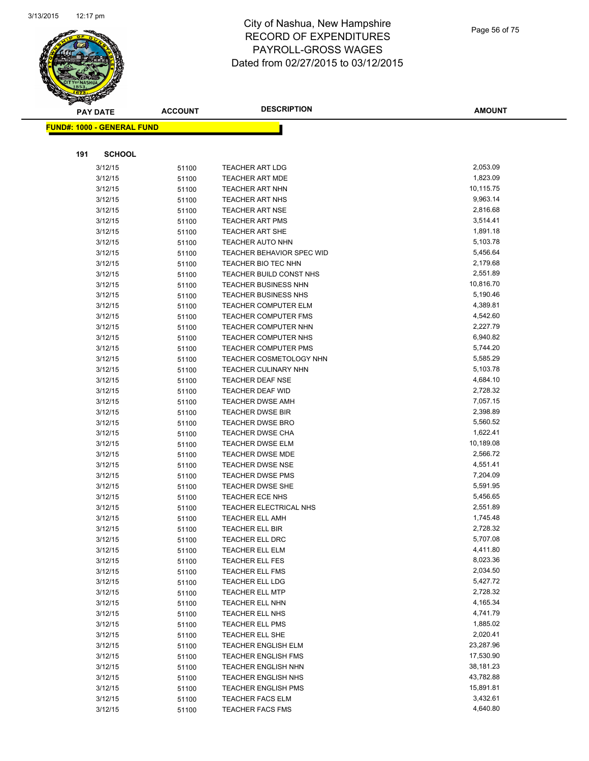# City of Nashua, New Hampshire
# RECORD OF EXPENDITURES
# PAYROLL-GROSS WAGES
# Dated from 02/27/2015 to 03/12/2015

| PAY DATE | ACCOUNT | DESCRIPTION | AMOUNT |
|---|---|---|---|

**FUND#: 1000 - GENERAL FUND**

**191 SCHOOL**

| PAY DATE | ACCOUNT | DESCRIPTION | AMOUNT |
|---|---|---|---|
| 3/12/15 | 51100 | TEACHER ART LDG | 2,053.09 |
| 3/12/15 | 51100 | TEACHER ART MDE | 1,823.09 |
| 3/12/15 | 51100 | TEACHER ART NHN | 10,115.75 |
| 3/12/15 | 51100 | TEACHER ART NHS | 9,963.14 |
| 3/12/15 | 51100 | TEACHER ART NSE | 2,816.68 |
| 3/12/15 | 51100 | TEACHER ART PMS | 3,514.41 |
| 3/12/15 | 51100 | TEACHER ART SHE | 1,891.18 |
| 3/12/15 | 51100 | TEACHER AUTO NHN | 5,103.78 |
| 3/12/15 | 51100 | TEACHER BEHAVIOR SPEC WID | 5,456.64 |
| 3/12/15 | 51100 | TEACHER BIO TEC NHN | 2,179.68 |
| 3/12/15 | 51100 | TEACHER BUILD CONST NHS | 2,551.89 |
| 3/12/15 | 51100 | TEACHER BUSINESS NHN | 10,816.70 |
| 3/12/15 | 51100 | TEACHER BUSINESS NHS | 5,190.46 |
| 3/12/15 | 51100 | TEACHER COMPUTER ELM | 4,389.81 |
| 3/12/15 | 51100 | TEACHER COMPUTER FMS | 4,542.60 |
| 3/12/15 | 51100 | TEACHER COMPUTER NHN | 2,227.79 |
| 3/12/15 | 51100 | TEACHER COMPUTER NHS | 6,940.82 |
| 3/12/15 | 51100 | TEACHER COMPUTER PMS | 5,744.20 |
| 3/12/15 | 51100 | TEACHER COSMETOLOGY NHN | 5,585.29 |
| 3/12/15 | 51100 | TEACHER CULINARY NHN | 5,103.78 |
| 3/12/15 | 51100 | TEACHER DEAF NSE | 4,684.10 |
| 3/12/15 | 51100 | TEACHER DEAF WID | 2,728.32 |
| 3/12/15 | 51100 | TEACHER DWSE AMH | 7,057.15 |
| 3/12/15 | 51100 | TEACHER DWSE BIR | 2,398.89 |
| 3/12/15 | 51100 | TEACHER DWSE BRO | 5,560.52 |
| 3/12/15 | 51100 | TEACHER DWSE CHA | 1,622.41 |
| 3/12/15 | 51100 | TEACHER DWSE ELM | 10,189.08 |
| 3/12/15 | 51100 | TEACHER DWSE MDE | 2,566.72 |
| 3/12/15 | 51100 | TEACHER DWSE NSE | 4,551.41 |
| 3/12/15 | 51100 | TEACHER DWSE PMS | 7,204.09 |
| 3/12/15 | 51100 | TEACHER DWSE SHE | 5,591.95 |
| 3/12/15 | 51100 | TEACHER ECE NHS | 5,456.65 |
| 3/12/15 | 51100 | TEACHER ELECTRICAL NHS | 2,551.89 |
| 3/12/15 | 51100 | TEACHER ELL AMH | 1,745.48 |
| 3/12/15 | 51100 | TEACHER ELL BIR | 2,728.32 |
| 3/12/15 | 51100 | TEACHER ELL DRC | 5,707.08 |
| 3/12/15 | 51100 | TEACHER ELL ELM | 4,411.80 |
| 3/12/15 | 51100 | TEACHER ELL FES | 8,023.36 |
| 3/12/15 | 51100 | TEACHER ELL FMS | 2,034.50 |
| 3/12/15 | 51100 | TEACHER ELL LDG | 5,427.72 |
| 3/12/15 | 51100 | TEACHER ELL MTP | 2,728.32 |
| 3/12/15 | 51100 | TEACHER ELL NHN | 4,165.34 |
| 3/12/15 | 51100 | TEACHER ELL NHS | 4,741.79 |
| 3/12/15 | 51100 | TEACHER ELL PMS | 1,885.02 |
| 3/12/15 | 51100 | TEACHER ELL SHE | 2,020.41 |
| 3/12/15 | 51100 | TEACHER ENGLISH ELM | 23,287.96 |
| 3/12/15 | 51100 | TEACHER ENGLISH FMS | 17,530.90 |
| 3/12/15 | 51100 | TEACHER ENGLISH NHN | 38,181.23 |
| 3/12/15 | 51100 | TEACHER ENGLISH NHS | 43,782.88 |
| 3/12/15 | 51100 | TEACHER ENGLISH PMS | 15,891.81 |
| 3/12/15 | 51100 | TEACHER FACS ELM | 3,432.61 |
| 3/12/15 | 51100 | TEACHER FACS FMS | 4,640.80 |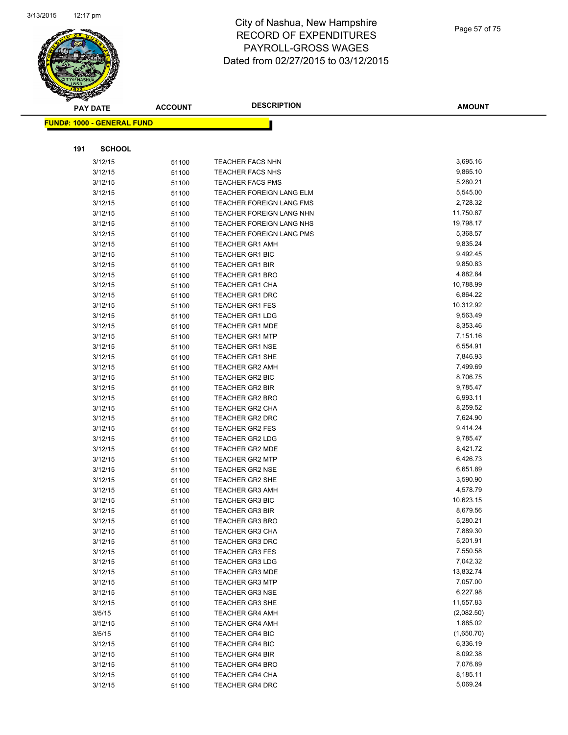# City of Nashua, New Hampshire
# RECORD OF EXPENDITURES
# PAYROLL-GROSS WAGES
# Dated from 02/27/2015 to 03/12/2015

**FUND#: 1000 - GENERAL FUND**

**191 SCHOOL**

| PAY DATE | ACCOUNT | DESCRIPTION | AMOUNT |
|---|---|---|---|
| 3/12/15 | 51100 | TEACHER FACS NHN | 3,695.16 |
| 3/12/15 | 51100 | TEACHER FACS NHS | 9,865.10 |
| 3/12/15 | 51100 | TEACHER FACS PMS | 5,280.21 |
| 3/12/15 | 51100 | TEACHER FOREIGN LANG ELM | 5,545.00 |
| 3/12/15 | 51100 | TEACHER FOREIGN LANG FMS | 2,728.32 |
| 3/12/15 | 51100 | TEACHER FOREIGN LANG NHN | 11,750.87 |
| 3/12/15 | 51100 | TEACHER FOREIGN LANG NHS | 19,798.17 |
| 3/12/15 | 51100 | TEACHER FOREIGN LANG PMS | 5,368.57 |
| 3/12/15 | 51100 | TEACHER GR1 AMH | 9,835.24 |
| 3/12/15 | 51100 | TEACHER GR1 BIC | 9,492.45 |
| 3/12/15 | 51100 | TEACHER GR1 BIR | 9,850.83 |
| 3/12/15 | 51100 | TEACHER GR1 BRO | 4,882.84 |
| 3/12/15 | 51100 | TEACHER GR1 CHA | 10,788.99 |
| 3/12/15 | 51100 | TEACHER GR1 DRC | 6,864.22 |
| 3/12/15 | 51100 | TEACHER GR1 FES | 10,312.92 |
| 3/12/15 | 51100 | TEACHER GR1 LDG | 9,563.49 |
| 3/12/15 | 51100 | TEACHER GR1 MDE | 8,353.46 |
| 3/12/15 | 51100 | TEACHER GR1 MTP | 7,151.16 |
| 3/12/15 | 51100 | TEACHER GR1 NSE | 6,554.91 |
| 3/12/15 | 51100 | TEACHER GR1 SHE | 7,846.93 |
| 3/12/15 | 51100 | TEACHER GR2 AMH | 7,499.69 |
| 3/12/15 | 51100 | TEACHER GR2 BIC | 8,706.75 |
| 3/12/15 | 51100 | TEACHER GR2 BIR | 9,785.47 |
| 3/12/15 | 51100 | TEACHER GR2 BRO | 6,993.11 |
| 3/12/15 | 51100 | TEACHER GR2 CHA | 8,259.52 |
| 3/12/15 | 51100 | TEACHER GR2 DRC | 7,624.90 |
| 3/12/15 | 51100 | TEACHER GR2 FES | 9,414.24 |
| 3/12/15 | 51100 | TEACHER GR2 LDG | 9,785.47 |
| 3/12/15 | 51100 | TEACHER GR2 MDE | 8,421.72 |
| 3/12/15 | 51100 | TEACHER GR2 MTP | 6,426.73 |
| 3/12/15 | 51100 | TEACHER GR2 NSE | 6,651.89 |
| 3/12/15 | 51100 | TEACHER GR2 SHE | 3,590.90 |
| 3/12/15 | 51100 | TEACHER GR3 AMH | 4,578.79 |
| 3/12/15 | 51100 | TEACHER GR3 BIC | 10,623.15 |
| 3/12/15 | 51100 | TEACHER GR3 BIR | 8,679.56 |
| 3/12/15 | 51100 | TEACHER GR3 BRO | 5,280.21 |
| 3/12/15 | 51100 | TEACHER GR3 CHA | 7,889.30 |
| 3/12/15 | 51100 | TEACHER GR3 DRC | 5,201.91 |
| 3/12/15 | 51100 | TEACHER GR3 FES | 7,550.58 |
| 3/12/15 | 51100 | TEACHER GR3 LDG | 7,042.32 |
| 3/12/15 | 51100 | TEACHER GR3 MDE | 13,832.74 |
| 3/12/15 | 51100 | TEACHER GR3 MTP | 7,057.00 |
| 3/12/15 | 51100 | TEACHER GR3 NSE | 6,227.98 |
| 3/12/15 | 51100 | TEACHER GR3 SHE | 11,557.83 |
| 3/5/15 | 51100 | TEACHER GR4 AMH | (2,082.50) |
| 3/12/15 | 51100 | TEACHER GR4 AMH | 1,885.02 |
| 3/5/15 | 51100 | TEACHER GR4 BIC | (1,650.70) |
| 3/12/15 | 51100 | TEACHER GR4 BIC | 6,336.19 |
| 3/12/15 | 51100 | TEACHER GR4 BIR | 8,092.38 |
| 3/12/15 | 51100 | TEACHER GR4 BRO | 7,076.89 |
| 3/12/15 | 51100 | TEACHER GR4 CHA | 8,185.11 |
| 3/12/15 | 51100 | TEACHER GR4 DRC | 5,069.24 |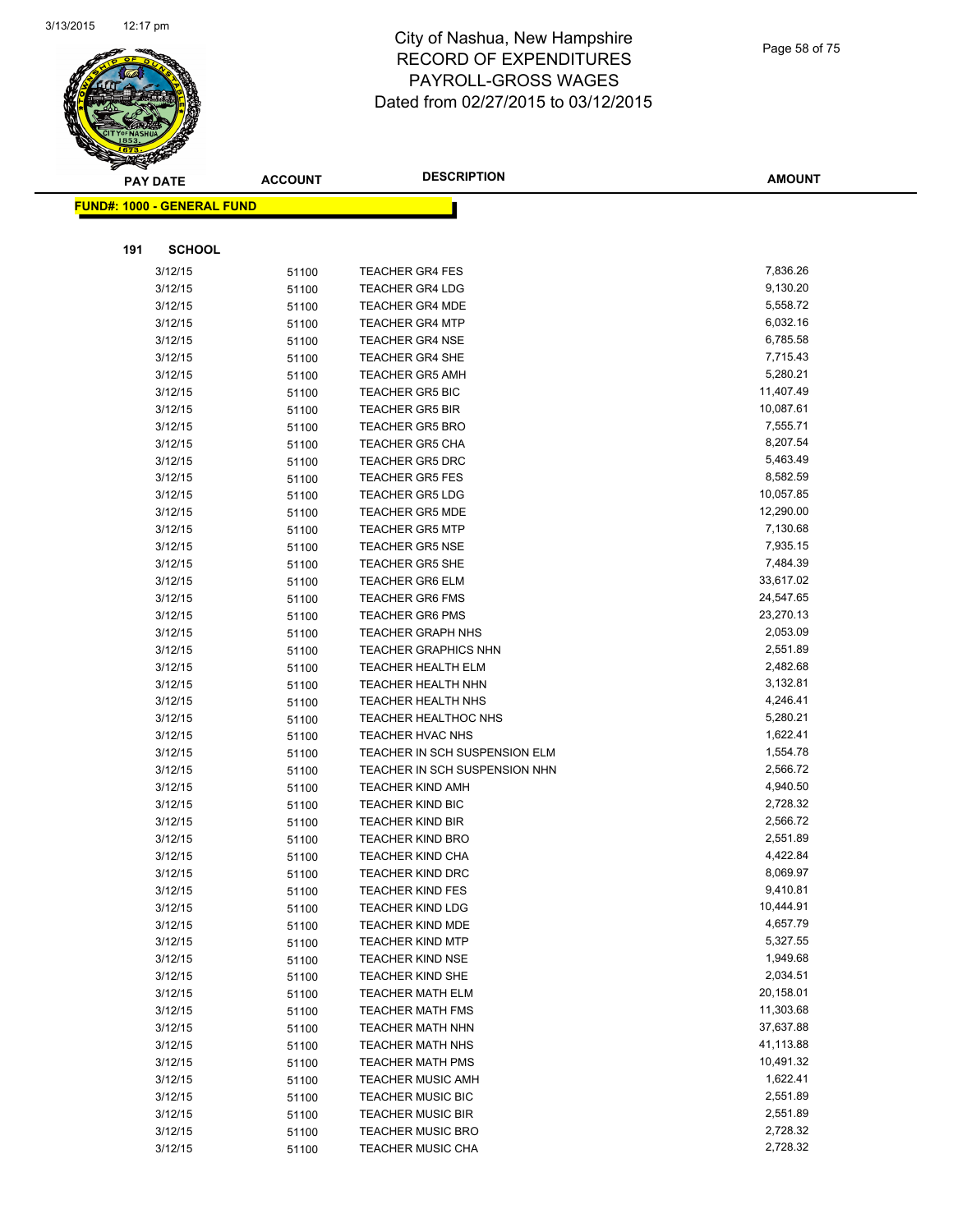# City of Nashua, New Hampshire
## RECORD OF EXPENDITURES
## PAYROLL-GROSS WAGES
## Dated from 02/27/2015 to 03/12/2015

**FUND#: 1000 - GENERAL FUND**

**191 SCHOOL**

| PAY DATE | ACCOUNT | DESCRIPTION | AMOUNT |
|---|---|---|---|
| 3/12/15 | 51100 | TEACHER GR4 FES | 7,836.26 |
| 3/12/15 | 51100 | TEACHER GR4 LDG | 9,130.20 |
| 3/12/15 | 51100 | TEACHER GR4 MDE | 5,558.72 |
| 3/12/15 | 51100 | TEACHER GR4 MTP | 6,032.16 |
| 3/12/15 | 51100 | TEACHER GR4 NSE | 6,785.58 |
| 3/12/15 | 51100 | TEACHER GR4 SHE | 7,715.43 |
| 3/12/15 | 51100 | TEACHER GR5 AMH | 5,280.21 |
| 3/12/15 | 51100 | TEACHER GR5 BIC | 11,407.49 |
| 3/12/15 | 51100 | TEACHER GR5 BIR | 10,087.61 |
| 3/12/15 | 51100 | TEACHER GR5 BRO | 7,555.71 |
| 3/12/15 | 51100 | TEACHER GR5 CHA | 8,207.54 |
| 3/12/15 | 51100 | TEACHER GR5 DRC | 5,463.49 |
| 3/12/15 | 51100 | TEACHER GR5 FES | 8,582.59 |
| 3/12/15 | 51100 | TEACHER GR5 LDG | 10,057.85 |
| 3/12/15 | 51100 | TEACHER GR5 MDE | 12,290.00 |
| 3/12/15 | 51100 | TEACHER GR5 MTP | 7,130.68 |
| 3/12/15 | 51100 | TEACHER GR5 NSE | 7,935.15 |
| 3/12/15 | 51100 | TEACHER GR5 SHE | 7,484.39 |
| 3/12/15 | 51100 | TEACHER GR6 ELM | 33,617.02 |
| 3/12/15 | 51100 | TEACHER GR6 FMS | 24,547.65 |
| 3/12/15 | 51100 | TEACHER GR6 PMS | 23,270.13 |
| 3/12/15 | 51100 | TEACHER GRAPH NHS | 2,053.09 |
| 3/12/15 | 51100 | TEACHER GRAPHICS NHN | 2,551.89 |
| 3/12/15 | 51100 | TEACHER HEALTH ELM | 2,482.68 |
| 3/12/15 | 51100 | TEACHER HEALTH NHN | 3,132.81 |
| 3/12/15 | 51100 | TEACHER HEALTH NHS | 4,246.41 |
| 3/12/15 | 51100 | TEACHER HEALTHOC NHS | 5,280.21 |
| 3/12/15 | 51100 | TEACHER HVAC NHS | 1,622.41 |
| 3/12/15 | 51100 | TEACHER IN SCH SUSPENSION ELM | 1,554.78 |
| 3/12/15 | 51100 | TEACHER IN SCH SUSPENSION NHN | 2,566.72 |
| 3/12/15 | 51100 | TEACHER KIND AMH | 4,940.50 |
| 3/12/15 | 51100 | TEACHER KIND BIC | 2,728.32 |
| 3/12/15 | 51100 | TEACHER KIND BIR | 2,566.72 |
| 3/12/15 | 51100 | TEACHER KIND BRO | 2,551.89 |
| 3/12/15 | 51100 | TEACHER KIND CHA | 4,422.84 |
| 3/12/15 | 51100 | TEACHER KIND DRC | 8,069.97 |
| 3/12/15 | 51100 | TEACHER KIND FES | 9,410.81 |
| 3/12/15 | 51100 | TEACHER KIND LDG | 10,444.91 |
| 3/12/15 | 51100 | TEACHER KIND MDE | 4,657.79 |
| 3/12/15 | 51100 | TEACHER KIND MTP | 5,327.55 |
| 3/12/15 | 51100 | TEACHER KIND NSE | 1,949.68 |
| 3/12/15 | 51100 | TEACHER KIND SHE | 2,034.51 |
| 3/12/15 | 51100 | TEACHER MATH ELM | 20,158.01 |
| 3/12/15 | 51100 | TEACHER MATH FMS | 11,303.68 |
| 3/12/15 | 51100 | TEACHER MATH NHN | 37,637.88 |
| 3/12/15 | 51100 | TEACHER MATH NHS | 41,113.88 |
| 3/12/15 | 51100 | TEACHER MATH PMS | 10,491.32 |
| 3/12/15 | 51100 | TEACHER MUSIC AMH | 1,622.41 |
| 3/12/15 | 51100 | TEACHER MUSIC BIC | 2,551.89 |
| 3/12/15 | 51100 | TEACHER MUSIC BIR | 2,551.89 |
| 3/12/15 | 51100 | TEACHER MUSIC BRO | 2,728.32 |
| 3/12/15 | 51100 | TEACHER MUSIC CHA | 2,728.32 |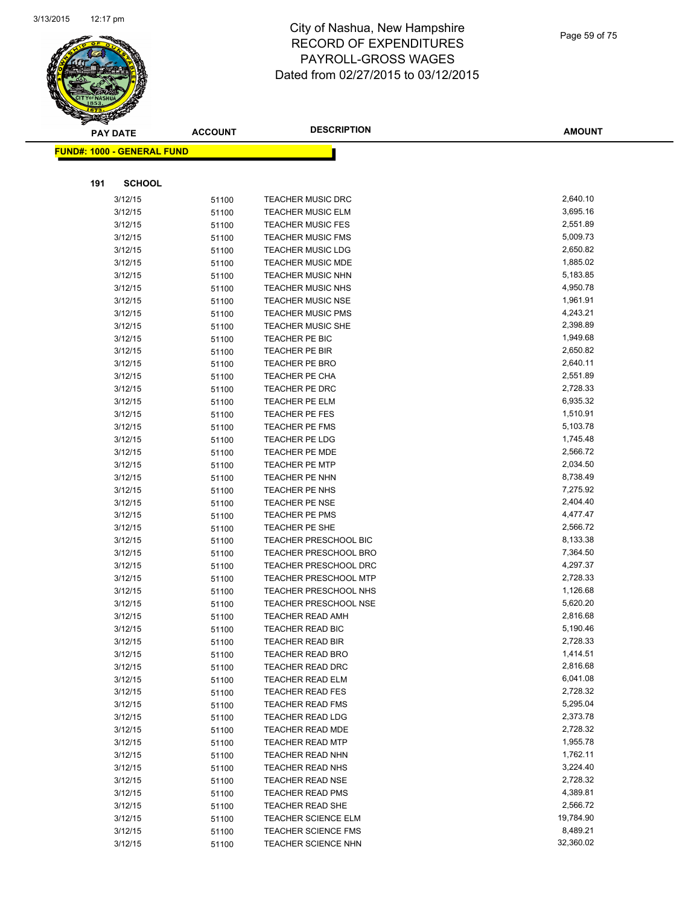# City of Nashua, New Hampshire
## RECORD OF EXPENDITURES
## PAYROLL-GROSS WAGES
## Dated from 02/27/2015 to 03/12/2015

**FUND#: 1000 - GENERAL FUND**

**191 SCHOOL**

| PAY DATE | ACCOUNT | DESCRIPTION | AMOUNT |
|---|---|---|---|
| 3/12/15 | 51100 | TEACHER MUSIC DRC | 2,640.10 |
| 3/12/15 | 51100 | TEACHER MUSIC ELM | 3,695.16 |
| 3/12/15 | 51100 | TEACHER MUSIC FES | 2,551.89 |
| 3/12/15 | 51100 | TEACHER MUSIC FMS | 5,009.73 |
| 3/12/15 | 51100 | TEACHER MUSIC LDG | 2,650.82 |
| 3/12/15 | 51100 | TEACHER MUSIC MDE | 1,885.02 |
| 3/12/15 | 51100 | TEACHER MUSIC NHN | 5,183.85 |
| 3/12/15 | 51100 | TEACHER MUSIC NHS | 4,950.78 |
| 3/12/15 | 51100 | TEACHER MUSIC NSE | 1,961.91 |
| 3/12/15 | 51100 | TEACHER MUSIC PMS | 4,243.21 |
| 3/12/15 | 51100 | TEACHER MUSIC SHE | 2,398.89 |
| 3/12/15 | 51100 | TEACHER PE BIC | 1,949.68 |
| 3/12/15 | 51100 | TEACHER PE BIR | 2,650.82 |
| 3/12/15 | 51100 | TEACHER PE BRO | 2,640.11 |
| 3/12/15 | 51100 | TEACHER PE CHA | 2,551.89 |
| 3/12/15 | 51100 | TEACHER PE DRC | 2,728.33 |
| 3/12/15 | 51100 | TEACHER PE ELM | 6,935.32 |
| 3/12/15 | 51100 | TEACHER PE FES | 1,510.91 |
| 3/12/15 | 51100 | TEACHER PE FMS | 5,103.78 |
| 3/12/15 | 51100 | TEACHER PE LDG | 1,745.48 |
| 3/12/15 | 51100 | TEACHER PE MDE | 2,566.72 |
| 3/12/15 | 51100 | TEACHER PE MTP | 2,034.50 |
| 3/12/15 | 51100 | TEACHER PE NHN | 8,738.49 |
| 3/12/15 | 51100 | TEACHER PE NHS | 7,275.92 |
| 3/12/15 | 51100 | TEACHER PE NSE | 2,404.40 |
| 3/12/15 | 51100 | TEACHER PE PMS | 4,477.47 |
| 3/12/15 | 51100 | TEACHER PE SHE | 2,566.72 |
| 3/12/15 | 51100 | TEACHER PRESCHOOL BIC | 8,133.38 |
| 3/12/15 | 51100 | TEACHER PRESCHOOL BRO | 7,364.50 |
| 3/12/15 | 51100 | TEACHER PRESCHOOL DRC | 4,297.37 |
| 3/12/15 | 51100 | TEACHER PRESCHOOL MTP | 2,728.33 |
| 3/12/15 | 51100 | TEACHER PRESCHOOL NHS | 1,126.68 |
| 3/12/15 | 51100 | TEACHER PRESCHOOL NSE | 5,620.20 |
| 3/12/15 | 51100 | TEACHER READ AMH | 2,816.68 |
| 3/12/15 | 51100 | TEACHER READ BIC | 5,190.46 |
| 3/12/15 | 51100 | TEACHER READ BIR | 2,728.33 |
| 3/12/15 | 51100 | TEACHER READ BRO | 1,414.51 |
| 3/12/15 | 51100 | TEACHER READ DRC | 2,816.68 |
| 3/12/15 | 51100 | TEACHER READ ELM | 6,041.08 |
| 3/12/15 | 51100 | TEACHER READ FES | 2,728.32 |
| 3/12/15 | 51100 | TEACHER READ FMS | 5,295.04 |
| 3/12/15 | 51100 | TEACHER READ LDG | 2,373.78 |
| 3/12/15 | 51100 | TEACHER READ MDE | 2,728.32 |
| 3/12/15 | 51100 | TEACHER READ MTP | 1,955.78 |
| 3/12/15 | 51100 | TEACHER READ NHN | 1,762.11 |
| 3/12/15 | 51100 | TEACHER READ NHS | 3,224.40 |
| 3/12/15 | 51100 | TEACHER READ NSE | 2,728.32 |
| 3/12/15 | 51100 | TEACHER READ PMS | 4,389.81 |
| 3/12/15 | 51100 | TEACHER READ SHE | 2,566.72 |
| 3/12/15 | 51100 | TEACHER SCIENCE ELM | 19,784.90 |
| 3/12/15 | 51100 | TEACHER SCIENCE FMS | 8,489.21 |
| 3/12/15 | 51100 | TEACHER SCIENCE NHN | 32,360.02 |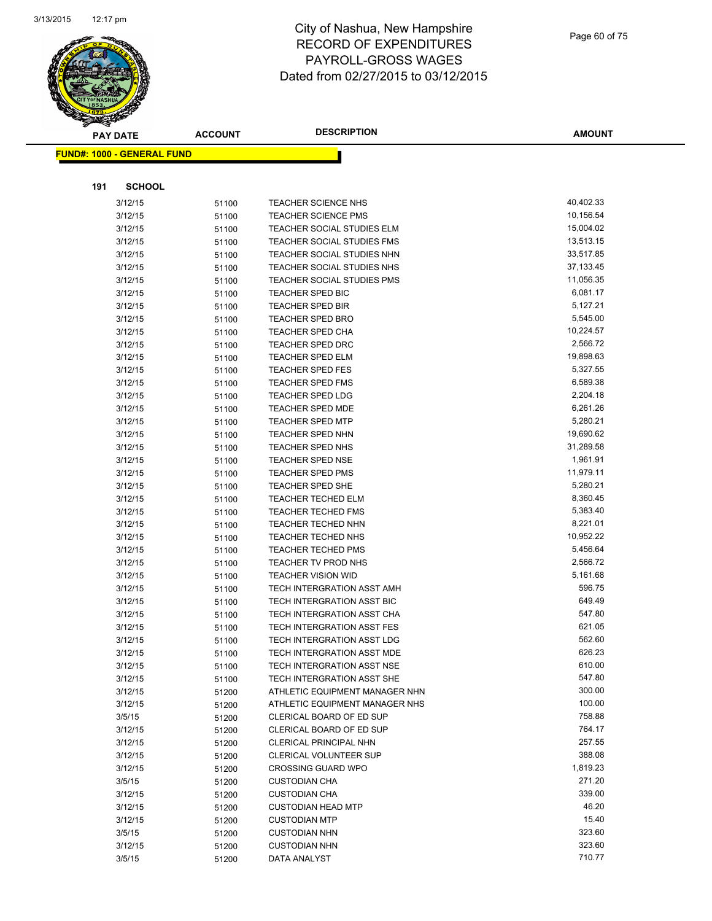# City of Nashua, New Hampshire
# RECORD OF EXPENDITURES
# PAYROLL-GROSS WAGES
# Dated from 02/27/2015 to 03/12/2015

| PAY DATE | ACCOUNT | DESCRIPTION | AMOUNT |
|---|---|---|---|

**FUND#: 1000 - GENERAL FUND**

**191 SCHOOL**

| PAY DATE | ACCOUNT | DESCRIPTION | AMOUNT |
|---|---|---|---|
| 3/12/15 | 51100 | TEACHER SCIENCE NHS | 40,402.33 |
| 3/12/15 | 51100 | TEACHER SCIENCE PMS | 10,156.54 |
| 3/12/15 | 51100 | TEACHER SOCIAL STUDIES ELM | 15,004.02 |
| 3/12/15 | 51100 | TEACHER SOCIAL STUDIES FMS | 13,513.15 |
| 3/12/15 | 51100 | TEACHER SOCIAL STUDIES NHN | 33,517.85 |
| 3/12/15 | 51100 | TEACHER SOCIAL STUDIES NHS | 37,133.45 |
| 3/12/15 | 51100 | TEACHER SOCIAL STUDIES PMS | 11,056.35 |
| 3/12/15 | 51100 | TEACHER SPED BIC | 6,081.17 |
| 3/12/15 | 51100 | TEACHER SPED BIR | 5,127.21 |
| 3/12/15 | 51100 | TEACHER SPED BRO | 5,545.00 |
| 3/12/15 | 51100 | TEACHER SPED CHA | 10,224.57 |
| 3/12/15 | 51100 | TEACHER SPED DRC | 2,566.72 |
| 3/12/15 | 51100 | TEACHER SPED ELM | 19,898.63 |
| 3/12/15 | 51100 | TEACHER SPED FES | 5,327.55 |
| 3/12/15 | 51100 | TEACHER SPED FMS | 6,589.38 |
| 3/12/15 | 51100 | TEACHER SPED LDG | 2,204.18 |
| 3/12/15 | 51100 | TEACHER SPED MDE | 6,261.26 |
| 3/12/15 | 51100 | TEACHER SPED MTP | 5,280.21 |
| 3/12/15 | 51100 | TEACHER SPED NHN | 19,690.62 |
| 3/12/15 | 51100 | TEACHER SPED NHS | 31,289.58 |
| 3/12/15 | 51100 | TEACHER SPED NSE | 1,961.91 |
| 3/12/15 | 51100 | TEACHER SPED PMS | 11,979.11 |
| 3/12/15 | 51100 | TEACHER SPED SHE | 5,280.21 |
| 3/12/15 | 51100 | TEACHER TECHED ELM | 8,360.45 |
| 3/12/15 | 51100 | TEACHER TECHED FMS | 5,383.40 |
| 3/12/15 | 51100 | TEACHER TECHED NHN | 8,221.01 |
| 3/12/15 | 51100 | TEACHER TECHED NHS | 10,952.22 |
| 3/12/15 | 51100 | TEACHER TECHED PMS | 5,456.64 |
| 3/12/15 | 51100 | TEACHER TV PROD NHS | 2,566.72 |
| 3/12/15 | 51100 | TEACHER VISION WID | 5,161.68 |
| 3/12/15 | 51100 | TECH INTERGRATION ASST AMH | 596.75 |
| 3/12/15 | 51100 | TECH INTERGRATION ASST BIC | 649.49 |
| 3/12/15 | 51100 | TECH INTERGRATION ASST CHA | 547.80 |
| 3/12/15 | 51100 | TECH INTERGRATION ASST FES | 621.05 |
| 3/12/15 | 51100 | TECH INTERGRATION ASST LDG | 562.60 |
| 3/12/15 | 51100 | TECH INTERGRATION ASST MDE | 626.23 |
| 3/12/15 | 51100 | TECH INTERGRATION ASST NSE | 610.00 |
| 3/12/15 | 51100 | TECH INTERGRATION ASST SHE | 547.80 |
| 3/12/15 | 51200 | ATHLETIC EQUIPMENT MANAGER NHN | 300.00 |
| 3/12/15 | 51200 | ATHLETIC EQUIPMENT MANAGER NHS | 100.00 |
| 3/5/15 | 51200 | CLERICAL BOARD OF ED SUP | 758.88 |
| 3/12/15 | 51200 | CLERICAL BOARD OF ED SUP | 764.17 |
| 3/12/15 | 51200 | CLERICAL PRINCIPAL NHN | 257.55 |
| 3/12/15 | 51200 | CLERICAL VOLUNTEER SUP | 388.08 |
| 3/12/15 | 51200 | CROSSING GUARD WPO | 1,819.23 |
| 3/5/15 | 51200 | CUSTODIAN CHA | 271.20 |
| 3/12/15 | 51200 | CUSTODIAN CHA | 339.00 |
| 3/12/15 | 51200 | CUSTODIAN HEAD MTP | 46.20 |
| 3/12/15 | 51200 | CUSTODIAN MTP | 15.40 |
| 3/5/15 | 51200 | CUSTODIAN NHN | 323.60 |
| 3/12/15 | 51200 | CUSTODIAN NHN | 323.60 |
| 3/5/15 | 51200 | DATA ANALYST | 710.77 |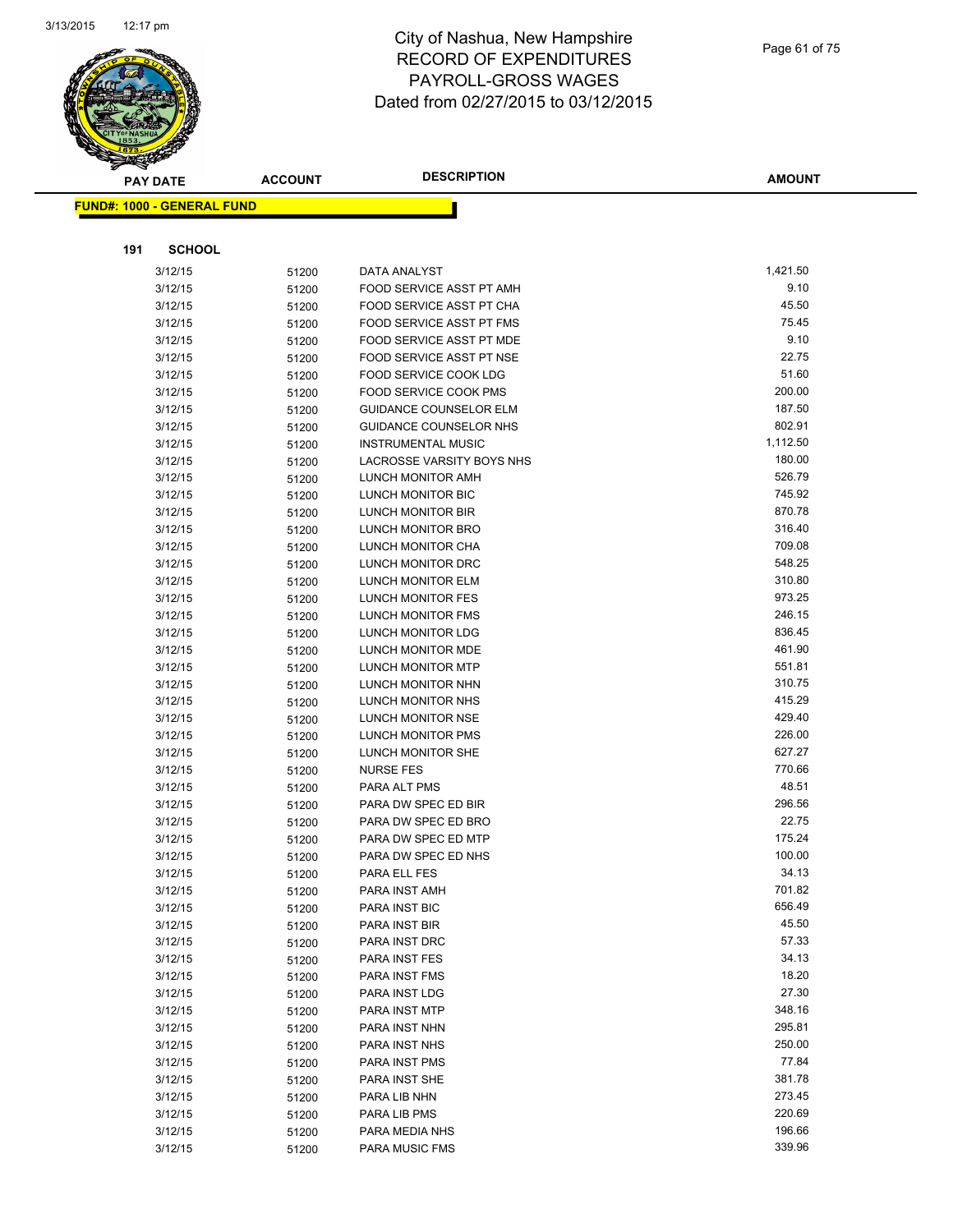# City of Nashua, New Hampshire
## RECORD OF EXPENDITURES
## PAYROLL-GROSS WAGES
## Dated from 02/27/2015 to 03/12/2015

| PAY DATE | ACCOUNT | DESCRIPTION | AMOUNT |
|---|---|---|---|

**FUND#: 1000 - GENERAL FUND**

**191 SCHOOL**

| PAY DATE | ACCOUNT | DESCRIPTION | AMOUNT |
|---|---|---|---|
| 3/12/15 | 51200 | DATA ANALYST | 1,421.50 |
| 3/12/15 | 51200 | FOOD SERVICE ASST PT AMH | 9.10 |
| 3/12/15 | 51200 | FOOD SERVICE ASST PT CHA | 45.50 |
| 3/12/15 | 51200 | FOOD SERVICE ASST PT FMS | 75.45 |
| 3/12/15 | 51200 | FOOD SERVICE ASST PT MDE | 9.10 |
| 3/12/15 | 51200 | FOOD SERVICE ASST PT NSE | 22.75 |
| 3/12/15 | 51200 | FOOD SERVICE COOK LDG | 51.60 |
| 3/12/15 | 51200 | FOOD SERVICE COOK PMS | 200.00 |
| 3/12/15 | 51200 | GUIDANCE COUNSELOR ELM | 187.50 |
| 3/12/15 | 51200 | GUIDANCE COUNSELOR NHS | 802.91 |
| 3/12/15 | 51200 | INSTRUMENTAL MUSIC | 1,112.50 |
| 3/12/15 | 51200 | LACROSSE VARSITY BOYS NHS | 180.00 |
| 3/12/15 | 51200 | LUNCH MONITOR AMH | 526.79 |
| 3/12/15 | 51200 | LUNCH MONITOR BIC | 745.92 |
| 3/12/15 | 51200 | LUNCH MONITOR BIR | 870.78 |
| 3/12/15 | 51200 | LUNCH MONITOR BRO | 316.40 |
| 3/12/15 | 51200 | LUNCH MONITOR CHA | 709.08 |
| 3/12/15 | 51200 | LUNCH MONITOR DRC | 548.25 |
| 3/12/15 | 51200 | LUNCH MONITOR ELM | 310.80 |
| 3/12/15 | 51200 | LUNCH MONITOR FES | 973.25 |
| 3/12/15 | 51200 | LUNCH MONITOR FMS | 246.15 |
| 3/12/15 | 51200 | LUNCH MONITOR LDG | 836.45 |
| 3/12/15 | 51200 | LUNCH MONITOR MDE | 461.90 |
| 3/12/15 | 51200 | LUNCH MONITOR MTP | 551.81 |
| 3/12/15 | 51200 | LUNCH MONITOR NHN | 310.75 |
| 3/12/15 | 51200 | LUNCH MONITOR NHS | 415.29 |
| 3/12/15 | 51200 | LUNCH MONITOR NSE | 429.40 |
| 3/12/15 | 51200 | LUNCH MONITOR PMS | 226.00 |
| 3/12/15 | 51200 | LUNCH MONITOR SHE | 627.27 |
| 3/12/15 | 51200 | NURSE FES | 770.66 |
| 3/12/15 | 51200 | PARA ALT PMS | 48.51 |
| 3/12/15 | 51200 | PARA DW SPEC ED BIR | 296.56 |
| 3/12/15 | 51200 | PARA DW SPEC ED BRO | 22.75 |
| 3/12/15 | 51200 | PARA DW SPEC ED MTP | 175.24 |
| 3/12/15 | 51200 | PARA DW SPEC ED NHS | 100.00 |
| 3/12/15 | 51200 | PARA ELL FES | 34.13 |
| 3/12/15 | 51200 | PARA INST AMH | 701.82 |
| 3/12/15 | 51200 | PARA INST BIC | 656.49 |
| 3/12/15 | 51200 | PARA INST BIR | 45.50 |
| 3/12/15 | 51200 | PARA INST DRC | 57.33 |
| 3/12/15 | 51200 | PARA INST FES | 34.13 |
| 3/12/15 | 51200 | PARA INST FMS | 18.20 |
| 3/12/15 | 51200 | PARA INST LDG | 27.30 |
| 3/12/15 | 51200 | PARA INST MTP | 348.16 |
| 3/12/15 | 51200 | PARA INST NHN | 295.81 |
| 3/12/15 | 51200 | PARA INST NHS | 250.00 |
| 3/12/15 | 51200 | PARA INST PMS | 77.84 |
| 3/12/15 | 51200 | PARA INST SHE | 381.78 |
| 3/12/15 | 51200 | PARA LIB NHN | 273.45 |
| 3/12/15 | 51200 | PARA LIB PMS | 220.69 |
| 3/12/15 | 51200 | PARA MEDIA NHS | 196.66 |
| 3/12/15 | 51200 | PARA MUSIC FMS | 339.96 |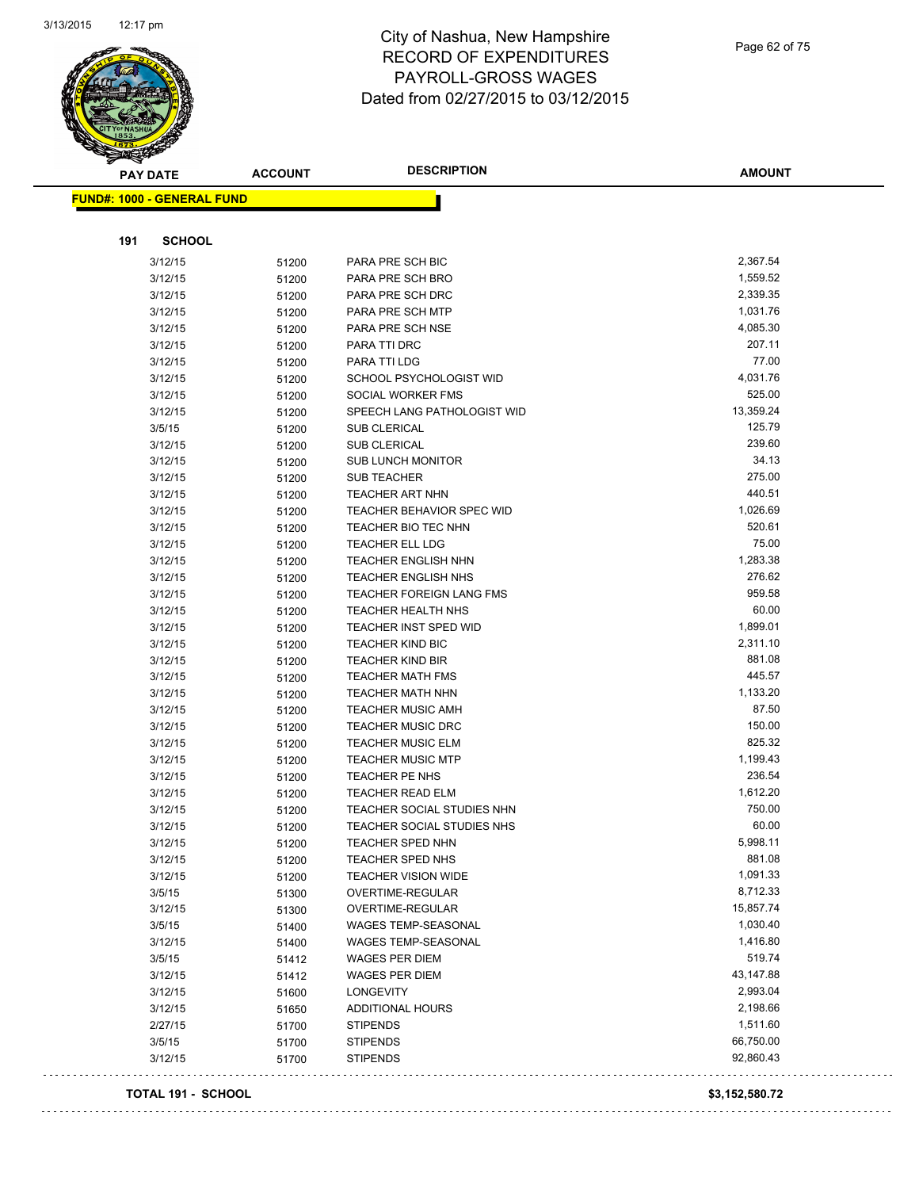# City of Nashua, New Hampshire
# RECORD OF EXPENDITURES
# PAYROLL-GROSS WAGES
# Dated from 02/27/2015 to 03/12/2015

**FUND#: 1000 - GENERAL FUND**

**191 SCHOOL**

| PAY DATE | ACCOUNT | DESCRIPTION | AMOUNT |
|---|---|---|---|
| 3/12/15 | 51200 | PARA PRE SCH BIC | 2,367.54 |
| 3/12/15 | 51200 | PARA PRE SCH BRO | 1,559.52 |
| 3/12/15 | 51200 | PARA PRE SCH DRC | 2,339.35 |
| 3/12/15 | 51200 | PARA PRE SCH MTP | 1,031.76 |
| 3/12/15 | 51200 | PARA PRE SCH NSE | 4,085.30 |
| 3/12/15 | 51200 | PARA TTI DRC | 207.11 |
| 3/12/15 | 51200 | PARA TTI LDG | 77.00 |
| 3/12/15 | 51200 | SCHOOL PSYCHOLOGIST WID | 4,031.76 |
| 3/12/15 | 51200 | SOCIAL WORKER FMS | 525.00 |
| 3/12/15 | 51200 | SPEECH LANG PATHOLOGIST WID | 13,359.24 |
| 3/5/15 | 51200 | SUB CLERICAL | 125.79 |
| 3/12/15 | 51200 | SUB CLERICAL | 239.60 |
| 3/12/15 | 51200 | SUB LUNCH MONITOR | 34.13 |
| 3/12/15 | 51200 | SUB TEACHER | 275.00 |
| 3/12/15 | 51200 | TEACHER ART NHN | 440.51 |
| 3/12/15 | 51200 | TEACHER BEHAVIOR SPEC WID | 1,026.69 |
| 3/12/15 | 51200 | TEACHER BIO TEC NHN | 520.61 |
| 3/12/15 | 51200 | TEACHER ELL LDG | 75.00 |
| 3/12/15 | 51200 | TEACHER ENGLISH NHN | 1,283.38 |
| 3/12/15 | 51200 | TEACHER ENGLISH NHS | 276.62 |
| 3/12/15 | 51200 | TEACHER FOREIGN LANG FMS | 959.58 |
| 3/12/15 | 51200 | TEACHER HEALTH NHS | 60.00 |
| 3/12/15 | 51200 | TEACHER INST SPED WID | 1,899.01 |
| 3/12/15 | 51200 | TEACHER KIND BIC | 2,311.10 |
| 3/12/15 | 51200 | TEACHER KIND BIR | 881.08 |
| 3/12/15 | 51200 | TEACHER MATH FMS | 445.57 |
| 3/12/15 | 51200 | TEACHER MATH NHN | 1,133.20 |
| 3/12/15 | 51200 | TEACHER MUSIC AMH | 87.50 |
| 3/12/15 | 51200 | TEACHER MUSIC DRC | 150.00 |
| 3/12/15 | 51200 | TEACHER MUSIC ELM | 825.32 |
| 3/12/15 | 51200 | TEACHER MUSIC MTP | 1,199.43 |
| 3/12/15 | 51200 | TEACHER PE NHS | 236.54 |
| 3/12/15 | 51200 | TEACHER READ ELM | 1,612.20 |
| 3/12/15 | 51200 | TEACHER SOCIAL STUDIES NHN | 750.00 |
| 3/12/15 | 51200 | TEACHER SOCIAL STUDIES NHS | 60.00 |
| 3/12/15 | 51200 | TEACHER SPED NHN | 5,998.11 |
| 3/12/15 | 51200 | TEACHER SPED NHS | 881.08 |
| 3/12/15 | 51200 | TEACHER VISION WIDE | 1,091.33 |
| 3/5/15 | 51300 | OVERTIME-REGULAR | 8,712.33 |
| 3/12/15 | 51300 | OVERTIME-REGULAR | 15,857.74 |
| 3/5/15 | 51400 | WAGES TEMP-SEASONAL | 1,030.40 |
| 3/12/15 | 51400 | WAGES TEMP-SEASONAL | 1,416.80 |
| 3/5/15 | 51412 | WAGES PER DIEM | 519.74 |
| 3/12/15 | 51412 | WAGES PER DIEM | 43,147.88 |
| 3/12/15 | 51600 | LONGEVITY | 2,993.04 |
| 3/12/15 | 51650 | ADDITIONAL HOURS | 2,198.66 |
| 2/27/15 | 51700 | STIPENDS | 1,511.60 |
| 3/5/15 | 51700 | STIPENDS | 66,750.00 |
| 3/12/15 | 51700 | STIPENDS | 92,860.43 |

**TOTAL 191 - SCHOOL** **$3,152,580.72**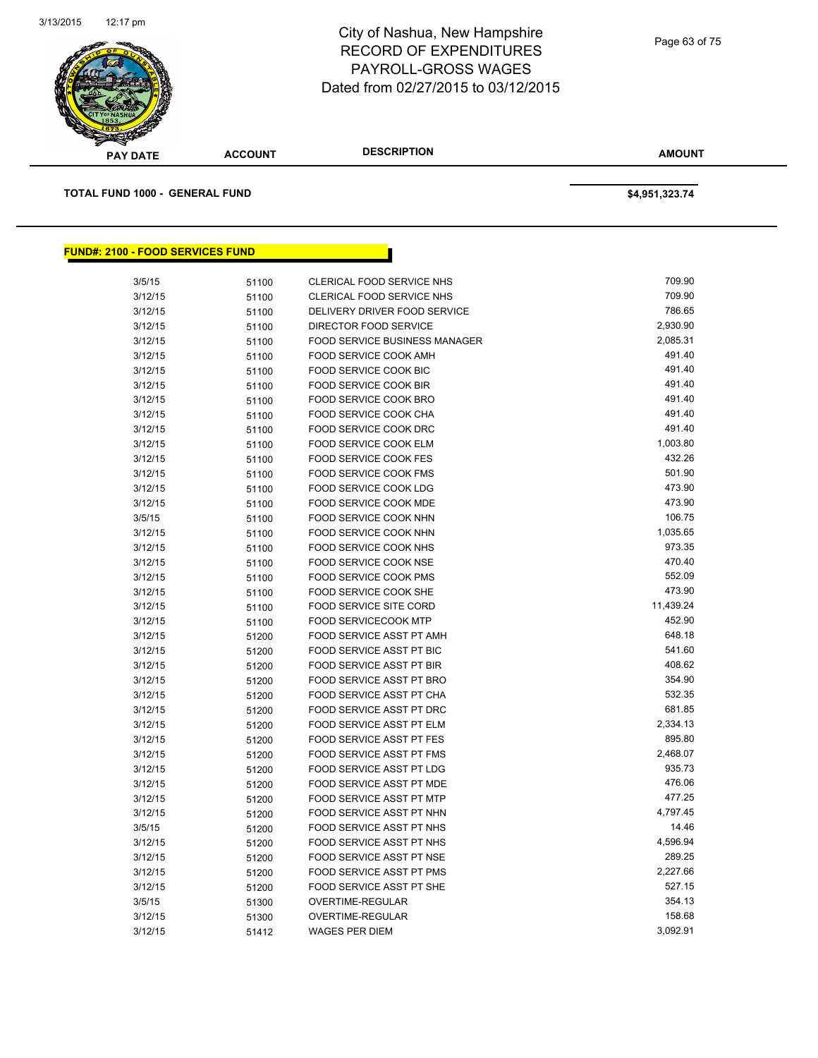# City of Nashua, New Hampshire
## RECORD OF EXPENDITURES
## PAYROLL-GROSS WAGES
## Dated from 02/27/2015 to 03/12/2015

| PAY DATE | ACCOUNT | DESCRIPTION | AMOUNT |
|---|---|---|---|

**TOTAL FUND 1000 - GENERAL FUND** **$4,951,323.74**

**FUND#: 2100 - FOOD SERVICES FUND**

| PAY DATE | ACCOUNT | DESCRIPTION | AMOUNT |
|---|---|---|---|
| 3/5/15 | 51100 | CLERICAL FOOD SERVICE NHS | 709.90 |
| 3/12/15 | 51100 | CLERICAL FOOD SERVICE NHS | 709.90 |
| 3/12/15 | 51100 | DELIVERY DRIVER FOOD SERVICE | 786.65 |
| 3/12/15 | 51100 | DIRECTOR FOOD SERVICE | 2,930.90 |
| 3/12/15 | 51100 | FOOD SERVICE BUSINESS MANAGER | 2,085.31 |
| 3/12/15 | 51100 | FOOD SERVICE COOK AMH | 491.40 |
| 3/12/15 | 51100 | FOOD SERVICE COOK BIC | 491.40 |
| 3/12/15 | 51100 | FOOD SERVICE COOK BIR | 491.40 |
| 3/12/15 | 51100 | FOOD SERVICE COOK BRO | 491.40 |
| 3/12/15 | 51100 | FOOD SERVICE COOK CHA | 491.40 |
| 3/12/15 | 51100 | FOOD SERVICE COOK DRC | 491.40 |
| 3/12/15 | 51100 | FOOD SERVICE COOK ELM | 1,003.80 |
| 3/12/15 | 51100 | FOOD SERVICE COOK FES | 432.26 |
| 3/12/15 | 51100 | FOOD SERVICE COOK FMS | 501.90 |
| 3/12/15 | 51100 | FOOD SERVICE COOK LDG | 473.90 |
| 3/12/15 | 51100 | FOOD SERVICE COOK MDE | 473.90 |
| 3/5/15 | 51100 | FOOD SERVICE COOK NHN | 106.75 |
| 3/12/15 | 51100 | FOOD SERVICE COOK NHN | 1,035.65 |
| 3/12/15 | 51100 | FOOD SERVICE COOK NHS | 973.35 |
| 3/12/15 | 51100 | FOOD SERVICE COOK NSE | 470.40 |
| 3/12/15 | 51100 | FOOD SERVICE COOK PMS | 552.09 |
| 3/12/15 | 51100 | FOOD SERVICE COOK SHE | 473.90 |
| 3/12/15 | 51100 | FOOD SERVICE SITE CORD | 11,439.24 |
| 3/12/15 | 51100 | FOOD SERVICECOOK MTP | 452.90 |
| 3/12/15 | 51200 | FOOD SERVICE ASST PT AMH | 648.18 |
| 3/12/15 | 51200 | FOOD SERVICE ASST PT BIC | 541.60 |
| 3/12/15 | 51200 | FOOD SERVICE ASST PT BIR | 408.62 |
| 3/12/15 | 51200 | FOOD SERVICE ASST PT BRO | 354.90 |
| 3/12/15 | 51200 | FOOD SERVICE ASST PT CHA | 532.35 |
| 3/12/15 | 51200 | FOOD SERVICE ASST PT DRC | 681.85 |
| 3/12/15 | 51200 | FOOD SERVICE ASST PT ELM | 2,334.13 |
| 3/12/15 | 51200 | FOOD SERVICE ASST PT FES | 895.80 |
| 3/12/15 | 51200 | FOOD SERVICE ASST PT FMS | 2,468.07 |
| 3/12/15 | 51200 | FOOD SERVICE ASST PT LDG | 935.73 |
| 3/12/15 | 51200 | FOOD SERVICE ASST PT MDE | 476.06 |
| 3/12/15 | 51200 | FOOD SERVICE ASST PT MTP | 477.25 |
| 3/12/15 | 51200 | FOOD SERVICE ASST PT NHN | 4,797.45 |
| 3/5/15 | 51200 | FOOD SERVICE ASST PT NHS | 14.46 |
| 3/12/15 | 51200 | FOOD SERVICE ASST PT NHS | 4,596.94 |
| 3/12/15 | 51200 | FOOD SERVICE ASST PT NSE | 289.25 |
| 3/12/15 | 51200 | FOOD SERVICE ASST PT PMS | 2,227.66 |
| 3/12/15 | 51200 | FOOD SERVICE ASST PT SHE | 527.15 |
| 3/5/15 | 51300 | OVERTIME-REGULAR | 354.13 |
| 3/12/15 | 51300 | OVERTIME-REGULAR | 158.68 |
| 3/12/15 | 51412 | WAGES PER DIEM | 3,092.91 |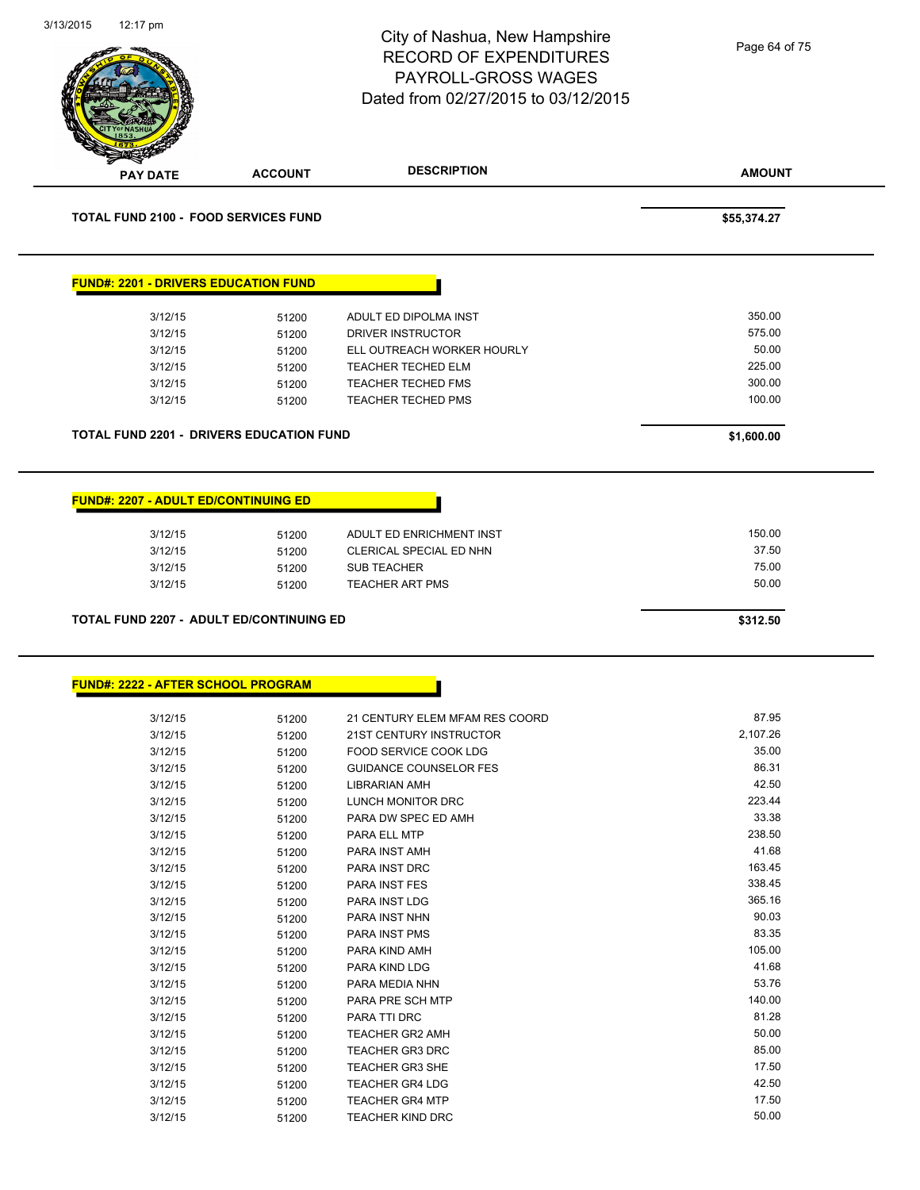# City of Nashua, New Hampshire
# RECORD OF EXPENDITURES
# PAYROLL-GROSS WAGES
# Dated from 02/27/2015 to 03/12/2015

| PAY DATE | ACCOUNT | DESCRIPTION | AMOUNT |
|---|---|---|---|

**TOTAL FUND 2100 - FOOD SERVICES FUND** **$55,374.27**

## FUND#: 2201 - DRIVERS EDUCATION FUND

| PAY DATE | ACCOUNT | DESCRIPTION | AMOUNT |
|---|---|---|---|
| 3/12/15 | 51200 | ADULT ED DIPOLMA INST | 350.00 |
| 3/12/15 | 51200 | DRIVER INSTRUCTOR | 575.00 |
| 3/12/15 | 51200 | ELL OUTREACH WORKER HOURLY | 50.00 |
| 3/12/15 | 51200 | TEACHER TECHED ELM | 225.00 |
| 3/12/15 | 51200 | TEACHER TECHED FMS | 300.00 |
| 3/12/15 | 51200 | TEACHER TECHED PMS | 100.00 |

**TOTAL FUND 2201 - DRIVERS EDUCATION FUND** **$1,600.00**

## FUND#: 2207 - ADULT ED/CONTINUING ED

| PAY DATE | ACCOUNT | DESCRIPTION | AMOUNT |
|---|---|---|---|
| 3/12/15 | 51200 | ADULT ED ENRICHMENT INST | 150.00 |
| 3/12/15 | 51200 | CLERICAL SPECIAL ED NHN | 37.50 |
| 3/12/15 | 51200 | SUB TEACHER | 75.00 |
| 3/12/15 | 51200 | TEACHER ART PMS | 50.00 |

**TOTAL FUND 2207 - ADULT ED/CONTINUING ED** **$312.50**

## FUND#: 2222 - AFTER SCHOOL PROGRAM

| PAY DATE | ACCOUNT | DESCRIPTION | AMOUNT |
|---|---|---|---|
| 3/12/15 | 51200 | 21 CENTURY ELEM MFAM RES COORD | 87.95 |
| 3/12/15 | 51200 | 21ST CENTURY INSTRUCTOR | 2,107.26 |
| 3/12/15 | 51200 | FOOD SERVICE COOK LDG | 35.00 |
| 3/12/15 | 51200 | GUIDANCE COUNSELOR FES | 86.31 |
| 3/12/15 | 51200 | LIBRARIAN AMH | 42.50 |
| 3/12/15 | 51200 | LUNCH MONITOR DRC | 223.44 |
| 3/12/15 | 51200 | PARA DW SPEC ED AMH | 33.38 |
| 3/12/15 | 51200 | PARA ELL MTP | 238.50 |
| 3/12/15 | 51200 | PARA INST AMH | 41.68 |
| 3/12/15 | 51200 | PARA INST DRC | 163.45 |
| 3/12/15 | 51200 | PARA INST FES | 338.45 |
| 3/12/15 | 51200 | PARA INST LDG | 365.16 |
| 3/12/15 | 51200 | PARA INST NHN | 90.03 |
| 3/12/15 | 51200 | PARA INST PMS | 83.35 |
| 3/12/15 | 51200 | PARA KIND AMH | 105.00 |
| 3/12/15 | 51200 | PARA KIND LDG | 41.68 |
| 3/12/15 | 51200 | PARA MEDIA NHN | 53.76 |
| 3/12/15 | 51200 | PARA PRE SCH MTP | 140.00 |
| 3/12/15 | 51200 | PARA TTI DRC | 81.28 |
| 3/12/15 | 51200 | TEACHER GR2 AMH | 50.00 |
| 3/12/15 | 51200 | TEACHER GR3 DRC | 85.00 |
| 3/12/15 | 51200 | TEACHER GR3 SHE | 17.50 |
| 3/12/15 | 51200 | TEACHER GR4 LDG | 42.50 |
| 3/12/15 | 51200 | TEACHER GR4 MTP | 17.50 |
| 3/12/15 | 51200 | TEACHER KIND DRC | 50.00 |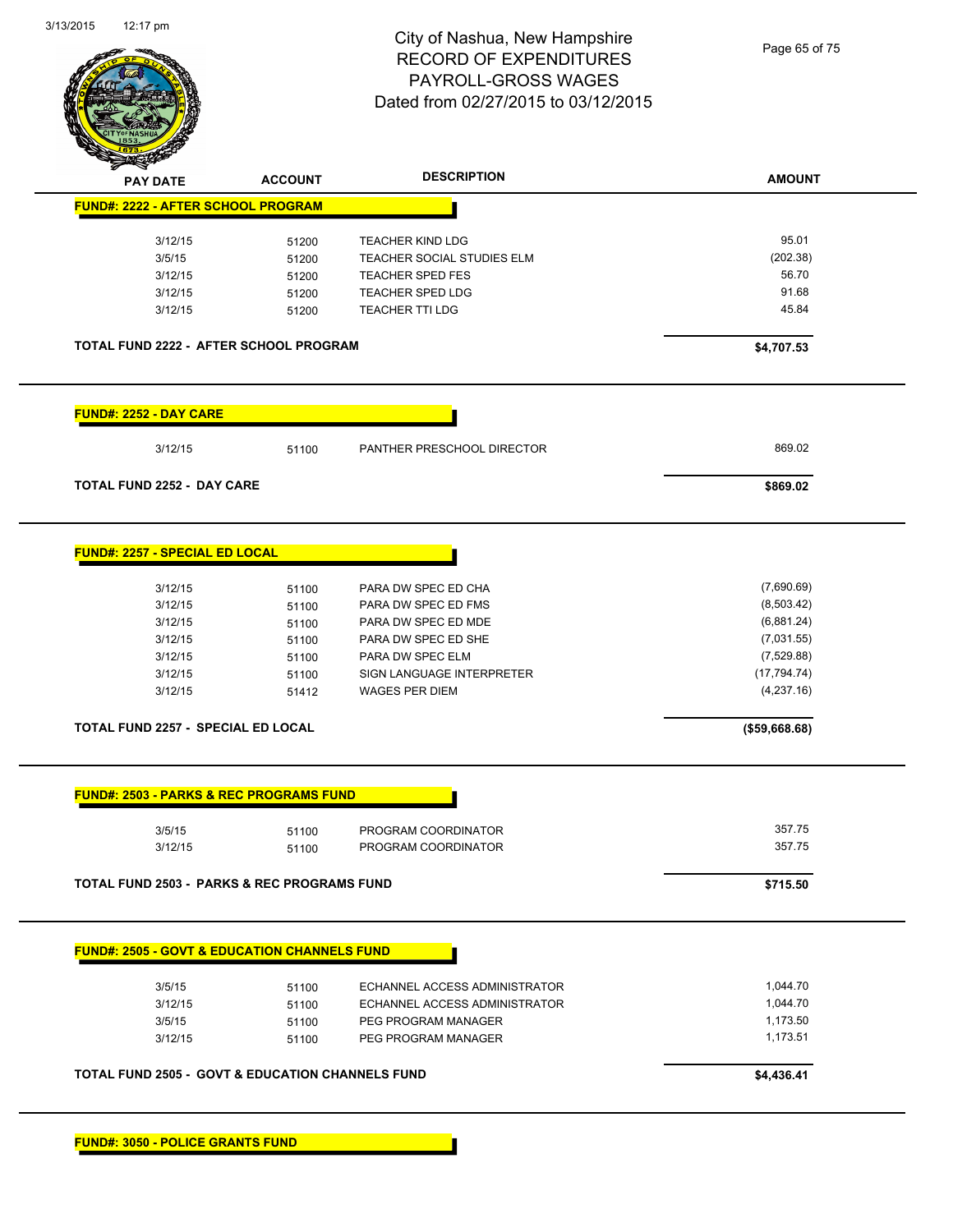# City of Nashua, New Hampshire
# RECORD OF EXPENDITURES
# PAYROLL-GROSS WAGES
# Dated from 02/27/2015 to 03/12/2015

| PAY DATE | ACCOUNT | DESCRIPTION | AMOUNT |
|---|---|---|---|
| **FUND#: 2222 - AFTER SCHOOL PROGRAM** | | | |
| 3/12/15 | 51200 | TEACHER KIND LDG | 95.01 |
| 3/5/15 | 51200 | TEACHER SOCIAL STUDIES ELM | (202.38) |
| 3/12/15 | 51200 | TEACHER SPED FES | 56.70 |
| 3/12/15 | 51200 | TEACHER SPED LDG | 91.68 |
| 3/12/15 | 51200 | TEACHER TTI LDG | 45.84 |
| **TOTAL FUND 2222 - AFTER SCHOOL PROGRAM** | | | **$4,707.53** |
| **FUND#: 2252 - DAY CARE** | | | |
| 3/12/15 | 51100 | PANTHER PRESCHOOL DIRECTOR | 869.02 |
| **TOTAL FUND 2252 - DAY CARE** | | | **$869.02** |
| **FUND#: 2257 - SPECIAL ED LOCAL** | | | |
| 3/12/15 | 51100 | PARA DW SPEC ED CHA | (7,690.69) |
| 3/12/15 | 51100 | PARA DW SPEC ED FMS | (8,503.42) |
| 3/12/15 | 51100 | PARA DW SPEC ED MDE | (6,881.24) |
| 3/12/15 | 51100 | PARA DW SPEC ED SHE | (7,031.55) |
| 3/12/15 | 51100 | PARA DW SPEC ELM | (7,529.88) |
| 3/12/15 | 51100 | SIGN LANGUAGE INTERPRETER | (17,794.74) |
| 3/12/15 | 51412 | WAGES PER DIEM | (4,237.16) |
| **TOTAL FUND 2257 - SPECIAL ED LOCAL** | | | **($59,668.68)** |
| **FUND#: 2503 - PARKS & REC PROGRAMS FUND** | | | |
| 3/5/15 | 51100 | PROGRAM COORDINATOR | 357.75 |
| 3/12/15 | 51100 | PROGRAM COORDINATOR | 357.75 |
| **TOTAL FUND 2503 - PARKS & REC PROGRAMS FUND** | | | **$715.50** |
| **FUND#: 2505 - GOVT & EDUCATION CHANNELS FUND** | | | |
| 3/5/15 | 51100 | ECHANNEL ACCESS ADMINISTRATOR | 1,044.70 |
| 3/12/15 | 51100 | ECHANNEL ACCESS ADMINISTRATOR | 1,044.70 |
| 3/5/15 | 51100 | PEG PROGRAM MANAGER | 1,173.50 |
| 3/12/15 | 51100 | PEG PROGRAM MANAGER | 1,173.51 |
| **TOTAL FUND 2505 - GOVT & EDUCATION CHANNELS FUND** | | | **$4,436.41** |

**FUND#: 3050 - POLICE GRANTS FUND**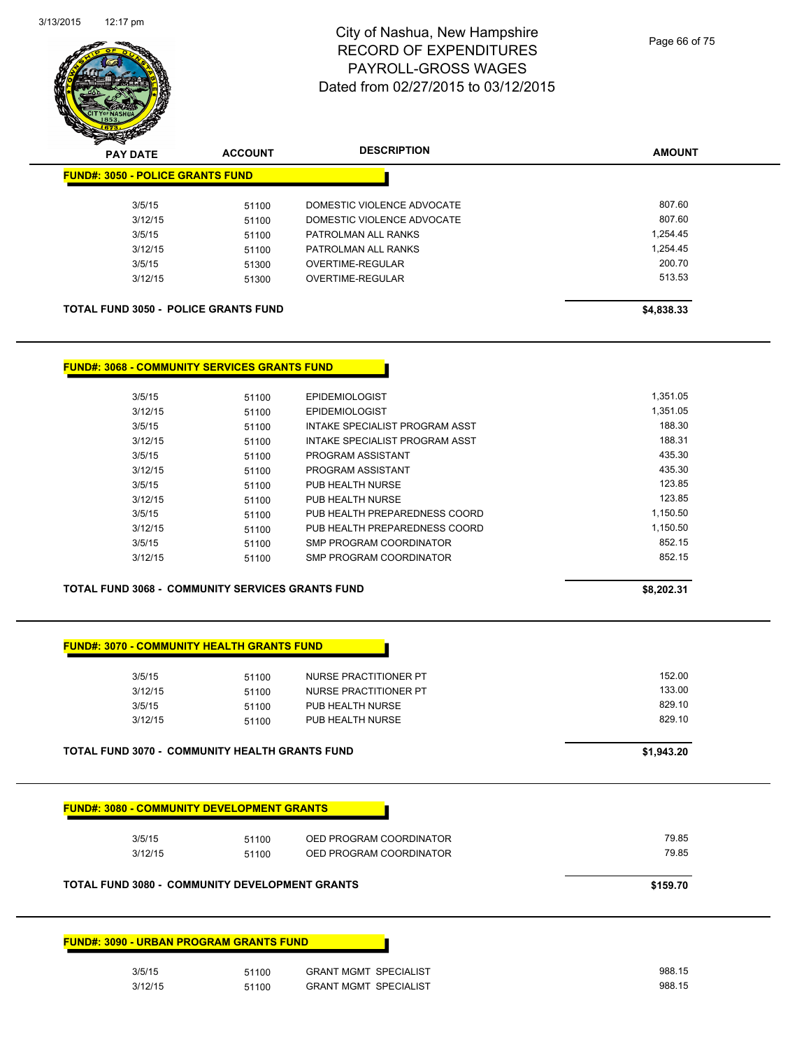City of Nashua, New Hampshire
RECORD OF EXPENDITURES
PAYROLL-GROSS WAGES
Dated from 02/27/2015 to 03/12/2015

| PAY DATE | ACCOUNT | DESCRIPTION | AMOUNT |
|---|---|---|---|
| **FUND#: 3050 - POLICE GRANTS FUND** | | | |
| 3/5/15 | 51100 | DOMESTIC VIOLENCE ADVOCATE | 807.60 |
| 3/12/15 | 51100 | DOMESTIC VIOLENCE ADVOCATE | 807.60 |
| 3/5/15 | 51100 | PATROLMAN ALL RANKS | 1,254.45 |
| 3/12/15 | 51100 | PATROLMAN ALL RANKS | 1,254.45 |
| 3/5/15 | 51300 | OVERTIME-REGULAR | 200.70 |
| 3/12/15 | 51300 | OVERTIME-REGULAR | 513.53 |
| **TOTAL FUND 3050 - POLICE GRANTS FUND** | | | **$4,838.33** |
| **FUND#: 3068 - COMMUNITY SERVICES GRANTS FUND** | | | |
| 3/5/15 | 51100 | EPIDEMIOLOGIST | 1,351.05 |
| 3/12/15 | 51100 | EPIDEMIOLOGIST | 1,351.05 |
| 3/5/15 | 51100 | INTAKE SPECIALIST PROGRAM ASST | 188.30 |
| 3/12/15 | 51100 | INTAKE SPECIALIST PROGRAM ASST | 188.31 |
| 3/5/15 | 51100 | PROGRAM ASSISTANT | 435.30 |
| 3/12/15 | 51100 | PROGRAM ASSISTANT | 435.30 |
| 3/5/15 | 51100 | PUB HEALTH NURSE | 123.85 |
| 3/12/15 | 51100 | PUB HEALTH NURSE | 123.85 |
| 3/5/15 | 51100 | PUB HEALTH PREPAREDNESS COORD | 1,150.50 |
| 3/12/15 | 51100 | PUB HEALTH PREPAREDNESS COORD | 1,150.50 |
| 3/5/15 | 51100 | SMP PROGRAM COORDINATOR | 852.15 |
| 3/12/15 | 51100 | SMP PROGRAM COORDINATOR | 852.15 |
| **TOTAL FUND 3068 - COMMUNITY SERVICES GRANTS FUND** | | | **$8,202.31** |
| **FUND#: 3070 - COMMUNITY HEALTH GRANTS FUND** | | | |
| 3/5/15 | 51100 | NURSE PRACTITIONER PT | 152.00 |
| 3/12/15 | 51100 | NURSE PRACTITIONER PT | 133.00 |
| 3/5/15 | 51100 | PUB HEALTH NURSE | 829.10 |
| 3/12/15 | 51100 | PUB HEALTH NURSE | 829.10 |
| **TOTAL FUND 3070 - COMMUNITY HEALTH GRANTS FUND** | | | **$1,943.20** |
| **FUND#: 3080 - COMMUNITY DEVELOPMENT GRANTS** | | | |
| 3/5/15 | 51100 | OED PROGRAM COORDINATOR | 79.85 |
| 3/12/15 | 51100 | OED PROGRAM COORDINATOR | 79.85 |
| **TOTAL FUND 3080 - COMMUNITY DEVELOPMENT GRANTS** | | | **$159.70** |
| **FUND#: 3090 - URBAN PROGRAM GRANTS FUND** | | | |
| 3/5/15 | 51100 | GRANT MGMT SPECIALIST | 988.15 |
| 3/12/15 | 51100 | GRANT MGMT SPECIALIST | 988.15 |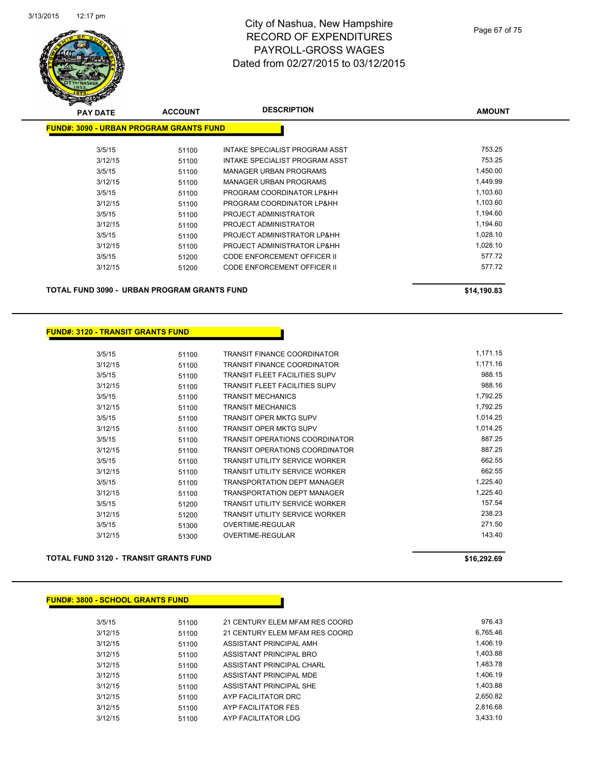# City of Nashua, New Hampshire
# RECORD OF EXPENDITURES
# PAYROLL-GROSS WAGES
# Dated from 02/27/2015 to 03/12/2015

3/13/2015 12:17 pm

## FUND#: 3090 - URBAN PROGRAM GRANTS FUND

| PAY DATE | ACCOUNT | DESCRIPTION | AMOUNT |
|---|---|---|---|
| 3/5/15 | 51100 | INTAKE SPECIALIST PROGRAM ASST | 753.25 |
| 3/12/15 | 51100 | INTAKE SPECIALIST PROGRAM ASST | 753.25 |
| 3/5/15 | 51100 | MANAGER URBAN PROGRAMS | 1,450.00 |
| 3/12/15 | 51100 | MANAGER URBAN PROGRAMS | 1,449.99 |
| 3/5/15 | 51100 | PROGRAM COORDINATOR LP&HH | 1,103.60 |
| 3/12/15 | 51100 | PROGRAM COORDINATOR LP&HH | 1,103.60 |
| 3/5/15 | 51100 | PROJECT ADMINISTRATOR | 1,194.60 |
| 3/12/15 | 51100 | PROJECT ADMINISTRATOR | 1,194.60 |
| 3/5/15 | 51100 | PROJECT ADMINISTRATOR LP&HH | 1,028.10 |
| 3/12/15 | 51100 | PROJECT ADMINISTRATOR LP&HH | 1,028.10 |
| 3/5/15 | 51200 | CODE ENFORCEMENT OFFICER II | 577.72 |
| 3/12/15 | 51200 | CODE ENFORCEMENT OFFICER II | 577.72 |

**TOTAL FUND 3090 - URBAN PROGRAM GRANTS FUND** **$14,190.83**

## FUND#: 3120 - TRANSIT GRANTS FUND

| PAY DATE | ACCOUNT | DESCRIPTION | AMOUNT |
|---|---|---|---|
| 3/5/15 | 51100 | TRANSIT FINANCE COORDINATOR | 1,171.15 |
| 3/12/15 | 51100 | TRANSIT FINANCE COORDINATOR | 1,171.16 |
| 3/5/15 | 51100 | TRANSIT FLEET FACILITIES SUPV | 988.15 |
| 3/12/15 | 51100 | TRANSIT FLEET FACILITIES SUPV | 988.16 |
| 3/5/15 | 51100 | TRANSIT MECHANICS | 1,792.25 |
| 3/12/15 | 51100 | TRANSIT MECHANICS | 1,792.25 |
| 3/5/15 | 51100 | TRANSIT OPER MKTG SUPV | 1,014.25 |
| 3/12/15 | 51100 | TRANSIT OPER MKTG SUPV | 1,014.25 |
| 3/5/15 | 51100 | TRANSIT OPERATIONS COORDINATOR | 887.25 |
| 3/12/15 | 51100 | TRANSIT OPERATIONS COORDINATOR | 887.25 |
| 3/5/15 | 51100 | TRANSIT UTILITY SERVICE WORKER | 662.55 |
| 3/12/15 | 51100 | TRANSIT UTILITY SERVICE WORKER | 662.55 |
| 3/5/15 | 51100 | TRANSPORTATION DEPT MANAGER | 1,225.40 |
| 3/12/15 | 51100 | TRANSPORTATION DEPT MANAGER | 1,225.40 |
| 3/5/15 | 51200 | TRANSIT UTILITY SERVICE WORKER | 157.54 |
| 3/12/15 | 51200 | TRANSIT UTILITY SERVICE WORKER | 238.23 |
| 3/5/15 | 51300 | OVERTIME-REGULAR | 271.50 |
| 3/12/15 | 51300 | OVERTIME-REGULAR | 143.40 |

**TOTAL FUND 3120 - TRANSIT GRANTS FUND** **$16,292.69**

## FUND#: 3800 - SCHOOL GRANTS FUND

| PAY DATE | ACCOUNT | DESCRIPTION | AMOUNT |
|---|---|---|---|
| 3/5/15 | 51100 | 21 CENTURY ELEM MFAM RES COORD | 976.43 |
| 3/12/15 | 51100 | 21 CENTURY ELEM MFAM RES COORD | 6,765.46 |
| 3/12/15 | 51100 | ASSISTANT PRINCIPAL AMH | 1,406.19 |
| 3/12/15 | 51100 | ASSISTANT PRINCIPAL BRO | 1,403.88 |
| 3/12/15 | 51100 | ASSISTANT PRINCIPAL CHARL | 1,483.78 |
| 3/12/15 | 51100 | ASSISTANT PRINCIPAL MDE | 1,406.19 |
| 3/12/15 | 51100 | ASSISTANT PRINCIPAL SHE | 1,403.88 |
| 3/12/15 | 51100 | AYP FACILITATOR DRC | 2,650.82 |
| 3/12/15 | 51100 | AYP FACILITATOR FES | 2,816.68 |
| 3/12/15 | 51100 | AYP FACILITATOR LDG | 3,433.10 |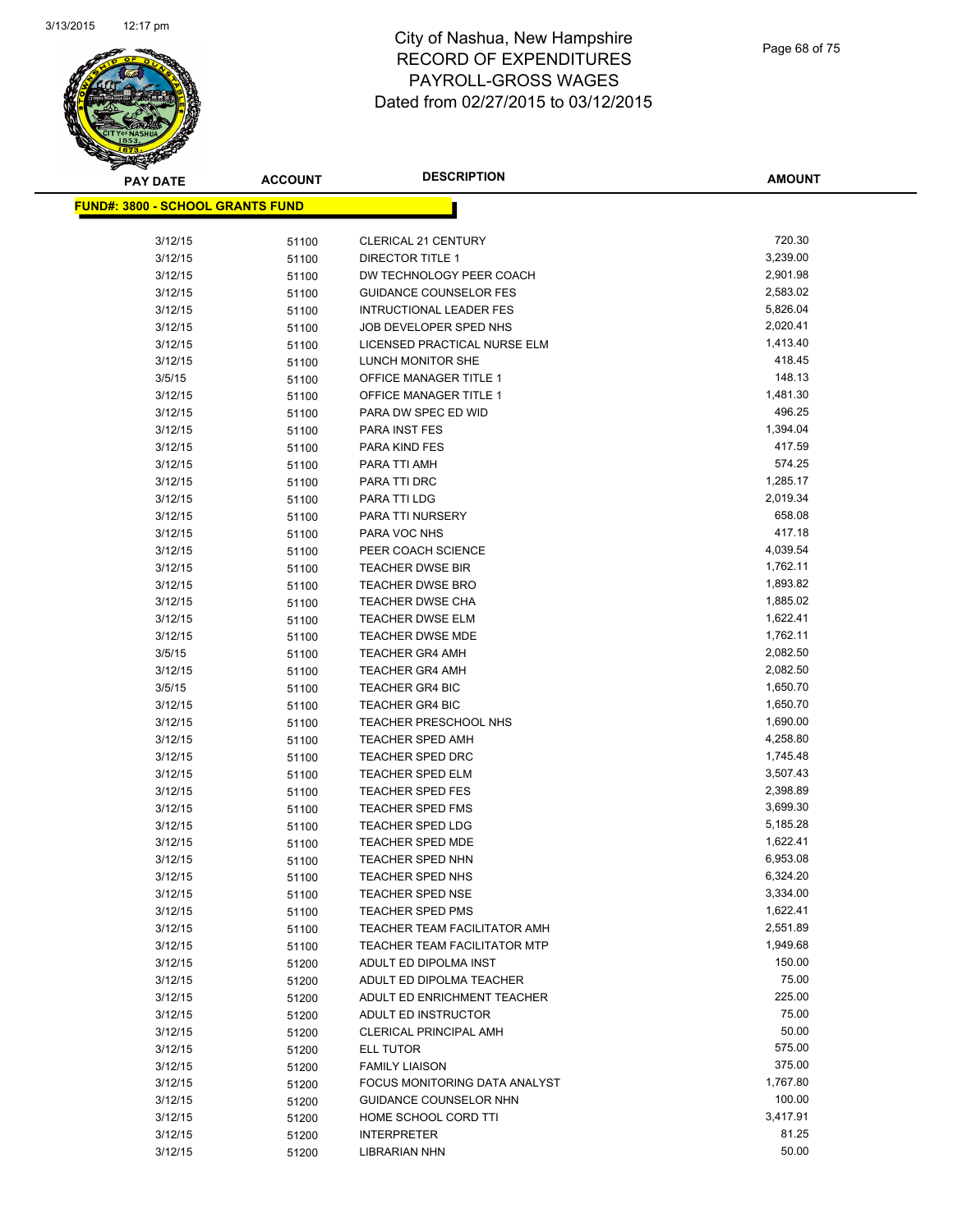# City of Nashua, New Hampshire
## RECORD OF EXPENDITURES
## PAYROLL-GROSS WAGES
## Dated from 02/27/2015 to 03/12/2015

**FUND#: 3800 - SCHOOL GRANTS FUND**

| PAY DATE | ACCOUNT | DESCRIPTION | AMOUNT |
|---|---|---|---|
| 3/12/15 | 51100 | CLERICAL 21 CENTURY | 720.30 |
| 3/12/15 | 51100 | DIRECTOR TITLE 1 | 3,239.00 |
| 3/12/15 | 51100 | DW TECHNOLOGY PEER COACH | 2,901.98 |
| 3/12/15 | 51100 | GUIDANCE COUNSELOR FES | 2,583.02 |
| 3/12/15 | 51100 | INTRUCTIONAL LEADER FES | 5,826.04 |
| 3/12/15 | 51100 | JOB DEVELOPER SPED NHS | 2,020.41 |
| 3/12/15 | 51100 | LICENSED PRACTICAL NURSE ELM | 1,413.40 |
| 3/12/15 | 51100 | LUNCH MONITOR SHE | 418.45 |
| 3/5/15 | 51100 | OFFICE MANAGER TITLE 1 | 148.13 |
| 3/12/15 | 51100 | OFFICE MANAGER TITLE 1 | 1,481.30 |
| 3/12/15 | 51100 | PARA DW SPEC ED WID | 496.25 |
| 3/12/15 | 51100 | PARA INST FES | 1,394.04 |
| 3/12/15 | 51100 | PARA KIND FES | 417.59 |
| 3/12/15 | 51100 | PARA TTI AMH | 574.25 |
| 3/12/15 | 51100 | PARA TTI DRC | 1,285.17 |
| 3/12/15 | 51100 | PARA TTI LDG | 2,019.34 |
| 3/12/15 | 51100 | PARA TTI NURSERY | 658.08 |
| 3/12/15 | 51100 | PARA VOC NHS | 417.18 |
| 3/12/15 | 51100 | PEER COACH SCIENCE | 4,039.54 |
| 3/12/15 | 51100 | TEACHER DWSE BIR | 1,762.11 |
| 3/12/15 | 51100 | TEACHER DWSE BRO | 1,893.82 |
| 3/12/15 | 51100 | TEACHER DWSE CHA | 1,885.02 |
| 3/12/15 | 51100 | TEACHER DWSE ELM | 1,622.41 |
| 3/12/15 | 51100 | TEACHER DWSE MDE | 1,762.11 |
| 3/5/15 | 51100 | TEACHER GR4 AMH | 2,082.50 |
| 3/12/15 | 51100 | TEACHER GR4 AMH | 2,082.50 |
| 3/5/15 | 51100 | TEACHER GR4 BIC | 1,650.70 |
| 3/12/15 | 51100 | TEACHER GR4 BIC | 1,650.70 |
| 3/12/15 | 51100 | TEACHER PRESCHOOL NHS | 1,690.00 |
| 3/12/15 | 51100 | TEACHER SPED AMH | 4,258.80 |
| 3/12/15 | 51100 | TEACHER SPED DRC | 1,745.48 |
| 3/12/15 | 51100 | TEACHER SPED ELM | 3,507.43 |
| 3/12/15 | 51100 | TEACHER SPED FES | 2,398.89 |
| 3/12/15 | 51100 | TEACHER SPED FMS | 3,699.30 |
| 3/12/15 | 51100 | TEACHER SPED LDG | 5,185.28 |
| 3/12/15 | 51100 | TEACHER SPED MDE | 1,622.41 |
| 3/12/15 | 51100 | TEACHER SPED NHN | 6,953.08 |
| 3/12/15 | 51100 | TEACHER SPED NHS | 6,324.20 |
| 3/12/15 | 51100 | TEACHER SPED NSE | 3,334.00 |
| 3/12/15 | 51100 | TEACHER SPED PMS | 1,622.41 |
| 3/12/15 | 51100 | TEACHER TEAM FACILITATOR AMH | 2,551.89 |
| 3/12/15 | 51100 | TEACHER TEAM FACILITATOR MTP | 1,949.68 |
| 3/12/15 | 51200 | ADULT ED DIPOLMA INST | 150.00 |
| 3/12/15 | 51200 | ADULT ED DIPOLMA TEACHER | 75.00 |
| 3/12/15 | 51200 | ADULT ED ENRICHMENT TEACHER | 225.00 |
| 3/12/15 | 51200 | ADULT ED INSTRUCTOR | 75.00 |
| 3/12/15 | 51200 | CLERICAL PRINCIPAL AMH | 50.00 |
| 3/12/15 | 51200 | ELL TUTOR | 575.00 |
| 3/12/15 | 51200 | FAMILY LIAISON | 375.00 |
| 3/12/15 | 51200 | FOCUS MONITORING DATA ANALYST | 1,767.80 |
| 3/12/15 | 51200 | GUIDANCE COUNSELOR NHN | 100.00 |
| 3/12/15 | 51200 | HOME SCHOOL CORD TTI | 3,417.91 |
| 3/12/15 | 51200 | INTERPRETER | 81.25 |
| 3/12/15 | 51200 | LIBRARIAN NHN | 50.00 |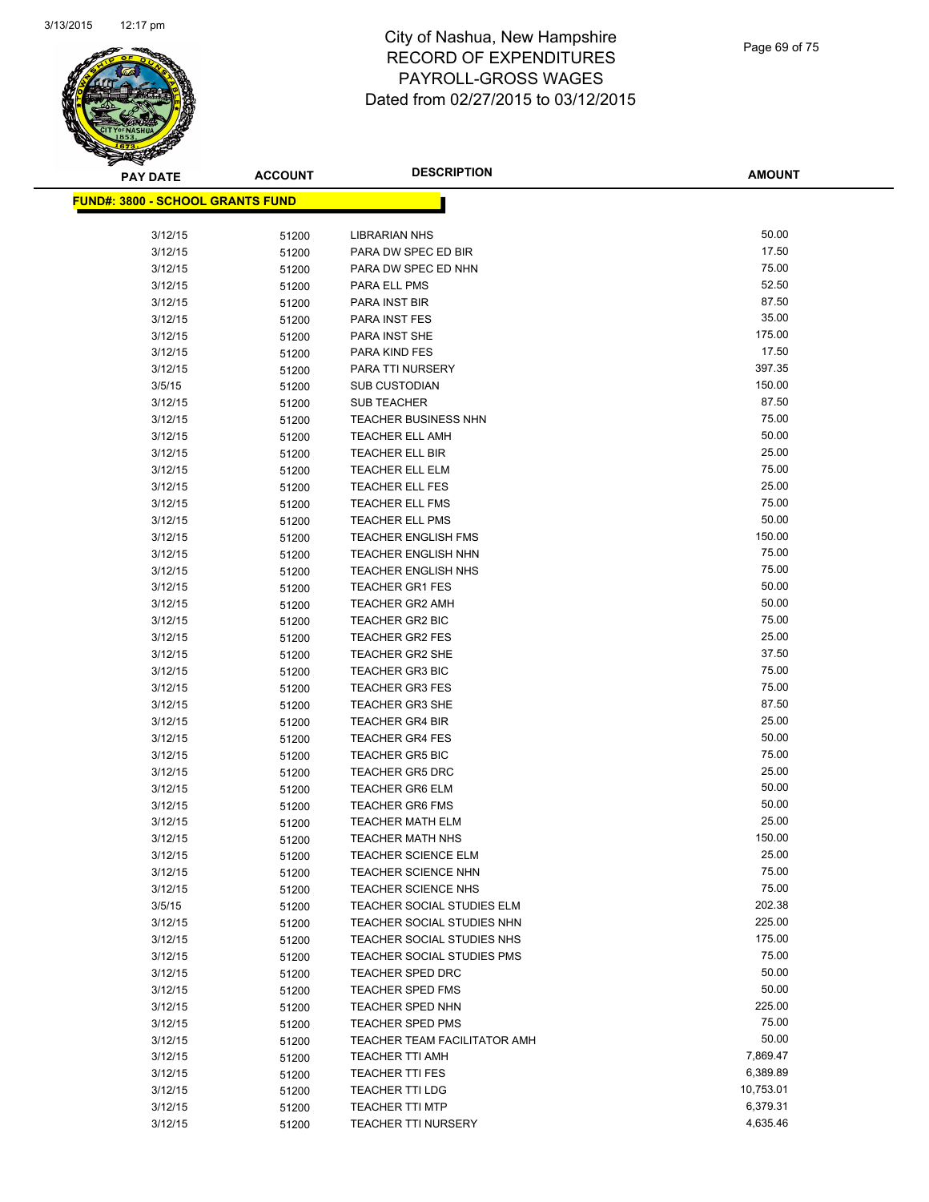# City of Nashua, New Hampshire
# RECORD OF EXPENDITURES
# PAYROLL-GROSS WAGES
# Dated from 02/27/2015 to 03/12/2015

3/13/2015 12:17 pm

**FUND#: 3800 - SCHOOL GRANTS FUND**

| PAY DATE | ACCOUNT | DESCRIPTION | AMOUNT |
|---|---|---|---|
| 3/12/15 | 51200 | LIBRARIAN NHS | 50.00 |
| 3/12/15 | 51200 | PARA DW SPEC ED BIR | 17.50 |
| 3/12/15 | 51200 | PARA DW SPEC ED NHN | 75.00 |
| 3/12/15 | 51200 | PARA ELL PMS | 52.50 |
| 3/12/15 | 51200 | PARA INST BIR | 87.50 |
| 3/12/15 | 51200 | PARA INST FES | 35.00 |
| 3/12/15 | 51200 | PARA INST SHE | 175.00 |
| 3/12/15 | 51200 | PARA KIND FES | 17.50 |
| 3/12/15 | 51200 | PARA TTI NURSERY | 397.35 |
| 3/5/15 | 51200 | SUB CUSTODIAN | 150.00 |
| 3/12/15 | 51200 | SUB TEACHER | 87.50 |
| 3/12/15 | 51200 | TEACHER BUSINESS NHN | 75.00 |
| 3/12/15 | 51200 | TEACHER ELL AMH | 50.00 |
| 3/12/15 | 51200 | TEACHER ELL BIR | 25.00 |
| 3/12/15 | 51200 | TEACHER ELL ELM | 75.00 |
| 3/12/15 | 51200 | TEACHER ELL FES | 25.00 |
| 3/12/15 | 51200 | TEACHER ELL FMS | 75.00 |
| 3/12/15 | 51200 | TEACHER ELL PMS | 50.00 |
| 3/12/15 | 51200 | TEACHER ENGLISH FMS | 150.00 |
| 3/12/15 | 51200 | TEACHER ENGLISH NHN | 75.00 |
| 3/12/15 | 51200 | TEACHER ENGLISH NHS | 75.00 |
| 3/12/15 | 51200 | TEACHER GR1 FES | 50.00 |
| 3/12/15 | 51200 | TEACHER GR2 AMH | 50.00 |
| 3/12/15 | 51200 | TEACHER GR2 BIC | 75.00 |
| 3/12/15 | 51200 | TEACHER GR2 FES | 25.00 |
| 3/12/15 | 51200 | TEACHER GR2 SHE | 37.50 |
| 3/12/15 | 51200 | TEACHER GR3 BIC | 75.00 |
| 3/12/15 | 51200 | TEACHER GR3 FES | 75.00 |
| 3/12/15 | 51200 | TEACHER GR3 SHE | 87.50 |
| 3/12/15 | 51200 | TEACHER GR4 BIR | 25.00 |
| 3/12/15 | 51200 | TEACHER GR4 FES | 50.00 |
| 3/12/15 | 51200 | TEACHER GR5 BIC | 75.00 |
| 3/12/15 | 51200 | TEACHER GR5 DRC | 25.00 |
| 3/12/15 | 51200 | TEACHER GR6 ELM | 50.00 |
| 3/12/15 | 51200 | TEACHER GR6 FMS | 50.00 |
| 3/12/15 | 51200 | TEACHER MATH ELM | 25.00 |
| 3/12/15 | 51200 | TEACHER MATH NHS | 150.00 |
| 3/12/15 | 51200 | TEACHER SCIENCE ELM | 25.00 |
| 3/12/15 | 51200 | TEACHER SCIENCE NHN | 75.00 |
| 3/12/15 | 51200 | TEACHER SCIENCE NHS | 75.00 |
| 3/5/15 | 51200 | TEACHER SOCIAL STUDIES ELM | 202.38 |
| 3/12/15 | 51200 | TEACHER SOCIAL STUDIES NHN | 225.00 |
| 3/12/15 | 51200 | TEACHER SOCIAL STUDIES NHS | 175.00 |
| 3/12/15 | 51200 | TEACHER SOCIAL STUDIES PMS | 75.00 |
| 3/12/15 | 51200 | TEACHER SPED DRC | 50.00 |
| 3/12/15 | 51200 | TEACHER SPED FMS | 50.00 |
| 3/12/15 | 51200 | TEACHER SPED NHN | 225.00 |
| 3/12/15 | 51200 | TEACHER SPED PMS | 75.00 |
| 3/12/15 | 51200 | TEACHER TEAM FACILITATOR AMH | 50.00 |
| 3/12/15 | 51200 | TEACHER TTI AMH | 7,869.47 |
| 3/12/15 | 51200 | TEACHER TTI FES | 6,389.89 |
| 3/12/15 | 51200 | TEACHER TTI LDG | 10,753.01 |
| 3/12/15 | 51200 | TEACHER TTI MTP | 6,379.31 |
| 3/12/15 | 51200 | TEACHER TTI NURSERY | 4,635.46 |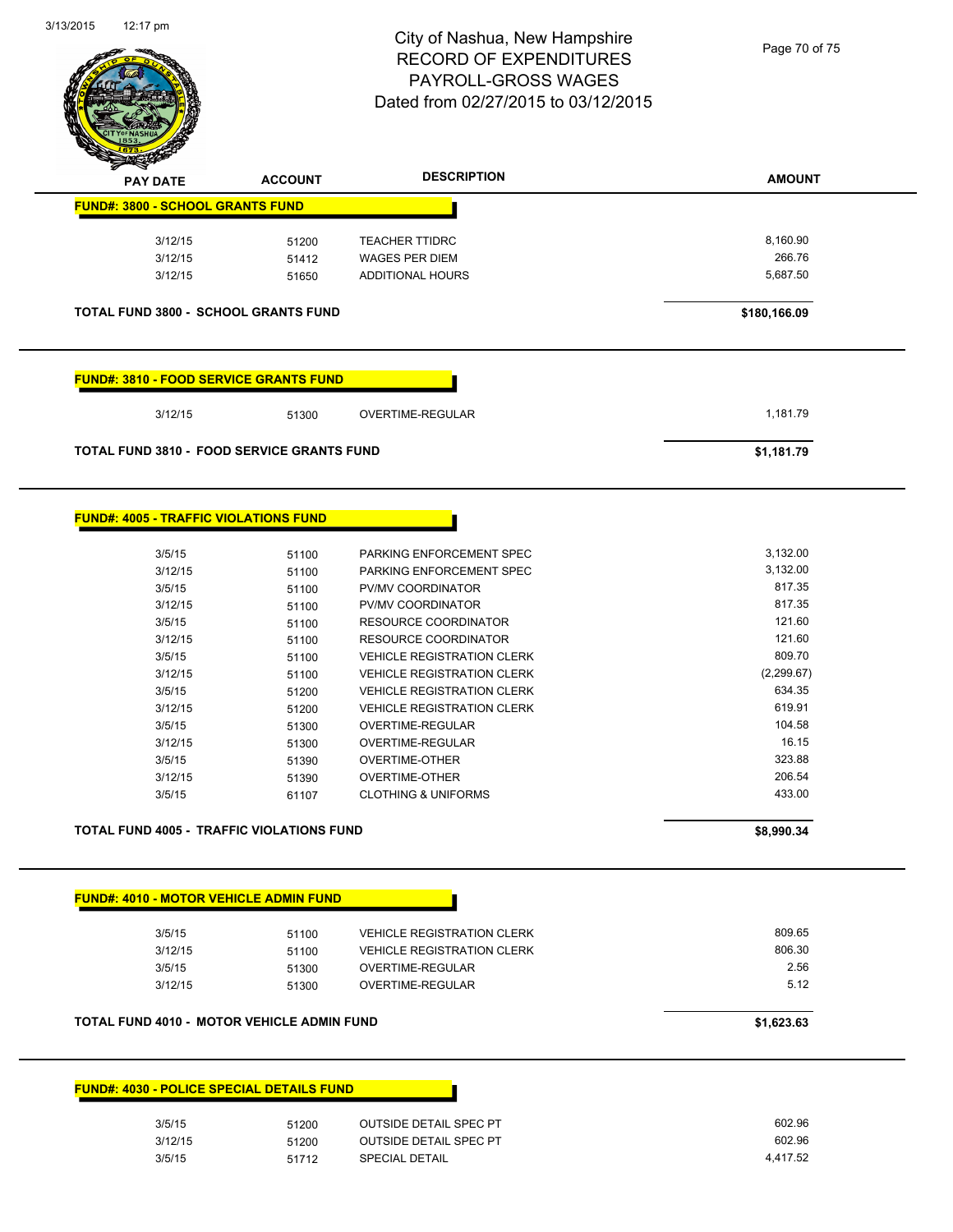# City of Nashua, New Hampshire
## RECORD OF EXPENDITURES
## PAYROLL-GROSS WAGES
## Dated from 02/27/2015 to 03/12/2015

| PAY DATE | ACCOUNT | DESCRIPTION | AMOUNT |
|---|---|---|---|
| **FUND#: 3800 - SCHOOL GRANTS FUND** | | | |
| 3/12/15 | 51200 | TEACHER TTIDRC | 8,160.90 |
| 3/12/15 | 51412 | WAGES PER DIEM | 266.76 |
| 3/12/15 | 51650 | ADDITIONAL HOURS | 5,687.50 |
| **TOTAL FUND 3800 - SCHOOL GRANTS FUND** | | | **$180,166.09** |
| **FUND#: 3810 - FOOD SERVICE GRANTS FUND** | | | |
| 3/12/15 | 51300 | OVERTIME-REGULAR | 1,181.79 |
| **TOTAL FUND 3810 - FOOD SERVICE GRANTS FUND** | | | **$1,181.79** |
| **FUND#: 4005 - TRAFFIC VIOLATIONS FUND** | | | |
| 3/5/15 | 51100 | PARKING ENFORCEMENT SPEC | 3,132.00 |
| 3/12/15 | 51100 | PARKING ENFORCEMENT SPEC | 3,132.00 |
| 3/5/15 | 51100 | PV/MV COORDINATOR | 817.35 |
| 3/12/15 | 51100 | PV/MV COORDINATOR | 817.35 |
| 3/5/15 | 51100 | RESOURCE COORDINATOR | 121.60 |
| 3/12/15 | 51100 | RESOURCE COORDINATOR | 121.60 |
| 3/5/15 | 51100 | VEHICLE REGISTRATION CLERK | 809.70 |
| 3/12/15 | 51100 | VEHICLE REGISTRATION CLERK | (2,299.67) |
| 3/5/15 | 51200 | VEHICLE REGISTRATION CLERK | 634.35 |
| 3/12/15 | 51200 | VEHICLE REGISTRATION CLERK | 619.91 |
| 3/5/15 | 51300 | OVERTIME-REGULAR | 104.58 |
| 3/12/15 | 51300 | OVERTIME-REGULAR | 16.15 |
| 3/5/15 | 51390 | OVERTIME-OTHER | 323.88 |
| 3/12/15 | 51390 | OVERTIME-OTHER | 206.54 |
| 3/5/15 | 61107 | CLOTHING & UNIFORMS | 433.00 |
| **TOTAL FUND 4005 - TRAFFIC VIOLATIONS FUND** | | | **$8,990.34** |
| **FUND#: 4010 - MOTOR VEHICLE ADMIN FUND** | | | |
| 3/5/15 | 51100 | VEHICLE REGISTRATION CLERK | 809.65 |
| 3/12/15 | 51100 | VEHICLE REGISTRATION CLERK | 806.30 |
| 3/5/15 | 51300 | OVERTIME-REGULAR | 2.56 |
| 3/12/15 | 51300 | OVERTIME-REGULAR | 5.12 |
| **TOTAL FUND 4010 - MOTOR VEHICLE ADMIN FUND** | | | **$1,623.63** |
| **FUND#: 4030 - POLICE SPECIAL DETAILS FUND** | | | |
| 3/5/15 | 51200 | OUTSIDE DETAIL SPEC PT | 602.96 |
| 3/12/15 | 51200 | OUTSIDE DETAIL SPEC PT | 602.96 |
| 3/5/15 | 51712 | SPECIAL DETAIL | 4,417.52 |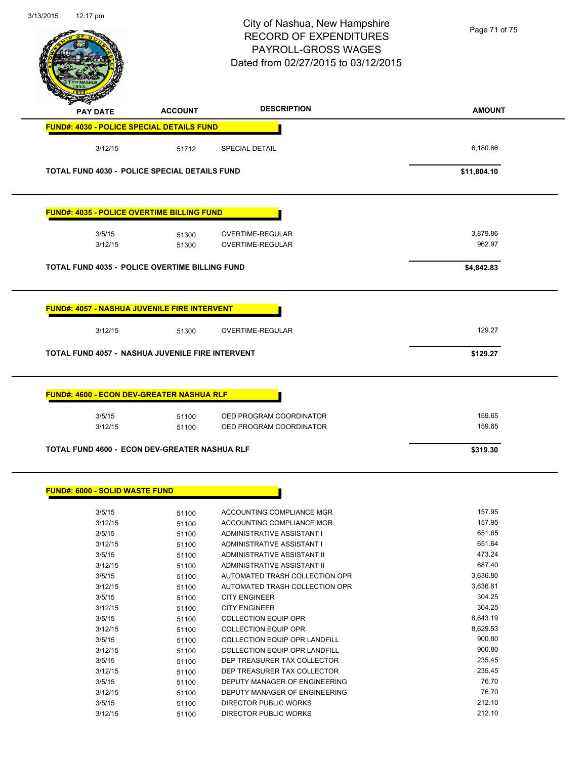City of Nashua, New Hampshire
RECORD OF EXPENDITURES
PAYROLL-GROSS WAGES
Dated from 02/27/2015 to 03/12/2015

| PAY DATE | ACCOUNT | DESCRIPTION | AMOUNT |
|---|---|---|---|
| **FUND#: 4030 - POLICE SPECIAL DETAILS FUND** | | | |
| 3/12/15 | 51712 | SPECIAL DETAIL | 6,180.66 |
| **TOTAL FUND 4030 - POLICE SPECIAL DETAILS FUND** | | | **$11,804.10** |
| **FUND#: 4035 - POLICE OVERTIME BILLING FUND** | | | |
| 3/5/15 | 51300 | OVERTIME-REGULAR | 3,879.86 |
| 3/12/15 | 51300 | OVERTIME-REGULAR | 962.97 |
| **TOTAL FUND 4035 - POLICE OVERTIME BILLING FUND** | | | **$4,842.83** |
| **FUND#: 4057 - NASHUA JUVENILE FIRE INTERVENT** | | | |
| 3/12/15 | 51300 | OVERTIME-REGULAR | 129.27 |
| **TOTAL FUND 4057 - NASHUA JUVENILE FIRE INTERVENT** | | | **$129.27** |
| **FUND#: 4600 - ECON DEV-GREATER NASHUA RLF** | | | |
| 3/5/15 | 51100 | OED PROGRAM COORDINATOR | 159.65 |
| 3/12/15 | 51100 | OED PROGRAM COORDINATOR | 159.65 |
| **TOTAL FUND 4600 - ECON DEV-GREATER NASHUA RLF** | | | **$319.30** |
| **FUND#: 6000 - SOLID WASTE FUND** | | | |
| 3/5/15 | 51100 | ACCOUNTING COMPLIANCE MGR | 157.95 |
| 3/12/15 | 51100 | ACCOUNTING COMPLIANCE MGR | 157.95 |
| 3/5/15 | 51100 | ADMINISTRATIVE ASSISTANT I | 651.65 |
| 3/12/15 | 51100 | ADMINISTRATIVE ASSISTANT I | 651.64 |
| 3/5/15 | 51100 | ADMINISTRATIVE ASSISTANT II | 473.24 |
| 3/12/15 | 51100 | ADMINISTRATIVE ASSISTANT II | 687.40 |
| 3/5/15 | 51100 | AUTOMATED TRASH COLLECTION OPR | 3,636.80 |
| 3/12/15 | 51100 | AUTOMATED TRASH COLLECTION OPR | 3,636.81 |
| 3/5/15 | 51100 | CITY ENGINEER | 304.25 |
| 3/12/15 | 51100 | CITY ENGINEER | 304.25 |
| 3/5/15 | 51100 | COLLECTION EQUIP OPR | 8,643.19 |
| 3/12/15 | 51100 | COLLECTION EQUIP OPR | 8,629.53 |
| 3/5/15 | 51100 | COLLECTION EQUIP OPR LANDFILL | 900.80 |
| 3/12/15 | 51100 | COLLECTION EQUIP OPR LANDFILL | 900.80 |
| 3/5/15 | 51100 | DEP TREASURER TAX COLLECTOR | 235.45 |
| 3/12/15 | 51100 | DEP TREASURER TAX COLLECTOR | 235.45 |
| 3/5/15 | 51100 | DEPUTY MANAGER OF ENGINEERING | 76.70 |
| 3/12/15 | 51100 | DEPUTY MANAGER OF ENGINEERING | 76.70 |
| 3/5/15 | 51100 | DIRECTOR PUBLIC WORKS | 212.10 |
| 3/12/15 | 51100 | DIRECTOR PUBLIC WORKS | 212.10 |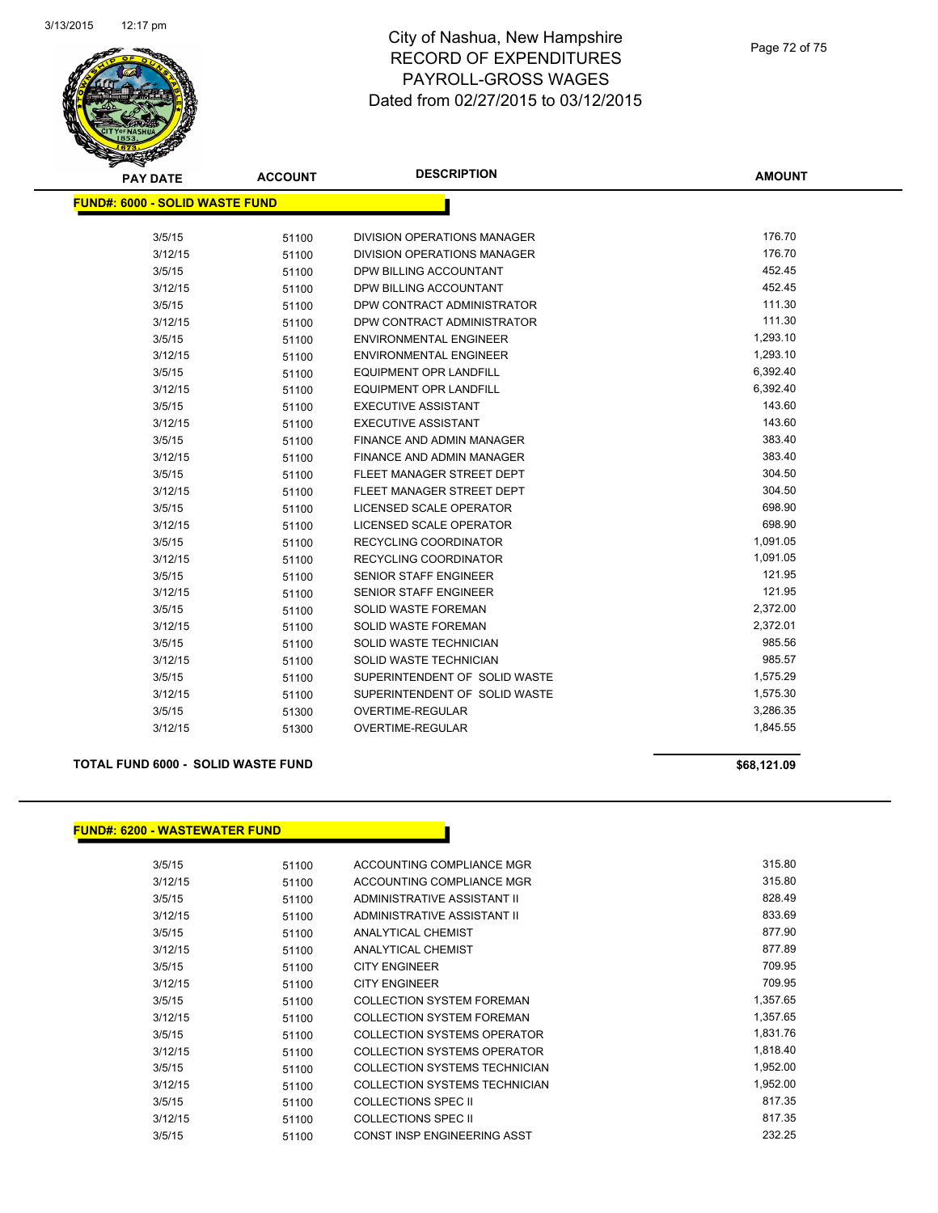# City of Nashua, New Hampshire
## RECORD OF EXPENDITURES
## PAYROLL-GROSS WAGES
## Dated from 02/27/2015 to 03/12/2015

**FUND#: 6000 - SOLID WASTE FUND**

| PAY DATE | ACCOUNT | DESCRIPTION | AMOUNT |
|---|---|---|---|
| 3/5/15 | 51100 | DIVISION OPERATIONS MANAGER | 176.70 |
| 3/12/15 | 51100 | DIVISION OPERATIONS MANAGER | 176.70 |
| 3/5/15 | 51100 | DPW BILLING ACCOUNTANT | 452.45 |
| 3/12/15 | 51100 | DPW BILLING ACCOUNTANT | 452.45 |
| 3/5/15 | 51100 | DPW CONTRACT ADMINISTRATOR | 111.30 |
| 3/12/15 | 51100 | DPW CONTRACT ADMINISTRATOR | 111.30 |
| 3/5/15 | 51100 | ENVIRONMENTAL ENGINEER | 1,293.10 |
| 3/12/15 | 51100 | ENVIRONMENTAL ENGINEER | 1,293.10 |
| 3/5/15 | 51100 | EQUIPMENT OPR LANDFILL | 6,392.40 |
| 3/12/15 | 51100 | EQUIPMENT OPR LANDFILL | 6,392.40 |
| 3/5/15 | 51100 | EXECUTIVE ASSISTANT | 143.60 |
| 3/12/15 | 51100 | EXECUTIVE ASSISTANT | 143.60 |
| 3/5/15 | 51100 | FINANCE AND ADMIN MANAGER | 383.40 |
| 3/12/15 | 51100 | FINANCE AND ADMIN MANAGER | 383.40 |
| 3/5/15 | 51100 | FLEET MANAGER STREET DEPT | 304.50 |
| 3/12/15 | 51100 | FLEET MANAGER STREET DEPT | 304.50 |
| 3/5/15 | 51100 | LICENSED SCALE OPERATOR | 698.90 |
| 3/12/15 | 51100 | LICENSED SCALE OPERATOR | 698.90 |
| 3/5/15 | 51100 | RECYCLING COORDINATOR | 1,091.05 |
| 3/12/15 | 51100 | RECYCLING COORDINATOR | 1,091.05 |
| 3/5/15 | 51100 | SENIOR STAFF ENGINEER | 121.95 |
| 3/12/15 | 51100 | SENIOR STAFF ENGINEER | 121.95 |
| 3/5/15 | 51100 | SOLID WASTE FOREMAN | 2,372.00 |
| 3/12/15 | 51100 | SOLID WASTE FOREMAN | 2,372.01 |
| 3/5/15 | 51100 | SOLID WASTE TECHNICIAN | 985.56 |
| 3/12/15 | 51100 | SOLID WASTE TECHNICIAN | 985.57 |
| 3/5/15 | 51100 | SUPERINTENDENT OF SOLID WASTE | 1,575.29 |
| 3/12/15 | 51100 | SUPERINTENDENT OF SOLID WASTE | 1,575.30 |
| 3/5/15 | 51300 | OVERTIME-REGULAR | 3,286.35 |
| 3/12/15 | 51300 | OVERTIME-REGULAR | 1,845.55 |

**TOTAL FUND 6000 - SOLID WASTE FUND** **$68,121.09**

**FUND#: 6200 - WASTEWATER FUND**

| PAY DATE | ACCOUNT | DESCRIPTION | AMOUNT |
|---|---|---|---|
| 3/5/15 | 51100 | ACCOUNTING COMPLIANCE MGR | 315.80 |
| 3/12/15 | 51100 | ACCOUNTING COMPLIANCE MGR | 315.80 |
| 3/5/15 | 51100 | ADMINISTRATIVE ASSISTANT II | 828.49 |
| 3/12/15 | 51100 | ADMINISTRATIVE ASSISTANT II | 833.69 |
| 3/5/15 | 51100 | ANALYTICAL CHEMIST | 877.90 |
| 3/12/15 | 51100 | ANALYTICAL CHEMIST | 877.89 |
| 3/5/15 | 51100 | CITY ENGINEER | 709.95 |
| 3/12/15 | 51100 | CITY ENGINEER | 709.95 |
| 3/5/15 | 51100 | COLLECTION SYSTEM FOREMAN | 1,357.65 |
| 3/12/15 | 51100 | COLLECTION SYSTEM FOREMAN | 1,357.65 |
| 3/5/15 | 51100 | COLLECTION SYSTEMS OPERATOR | 1,831.76 |
| 3/12/15 | 51100 | COLLECTION SYSTEMS OPERATOR | 1,818.40 |
| 3/5/15 | 51100 | COLLECTION SYSTEMS TECHNICIAN | 1,952.00 |
| 3/12/15 | 51100 | COLLECTION SYSTEMS TECHNICIAN | 1,952.00 |
| 3/5/15 | 51100 | COLLECTIONS SPEC II | 817.35 |
| 3/12/15 | 51100 | COLLECTIONS SPEC II | 817.35 |
| 3/5/15 | 51100 | CONST INSP ENGINEERING ASST | 232.25 |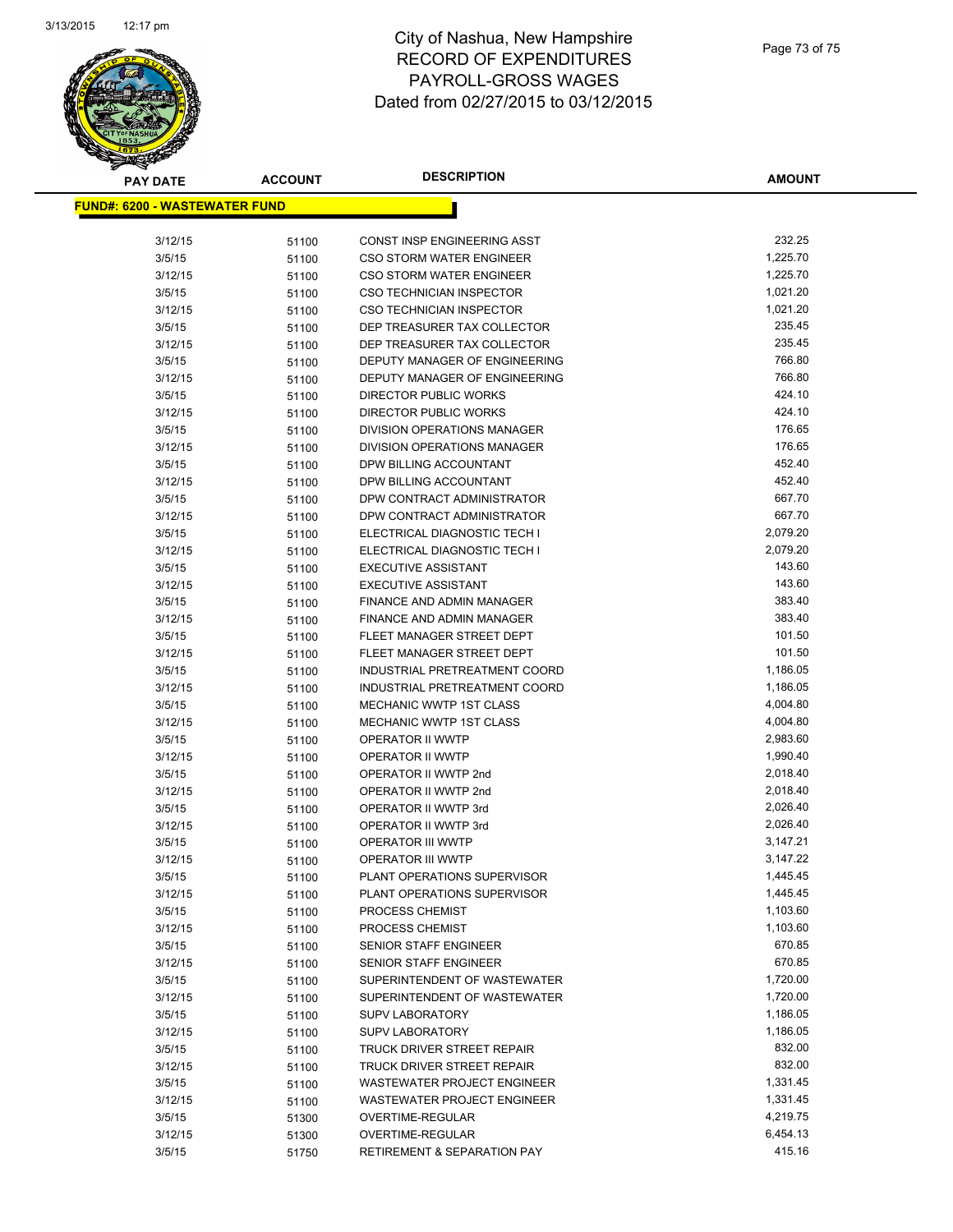# City of Nashua, New Hampshire
# RECORD OF EXPENDITURES
# PAYROLL-GROSS WAGES
# Dated from 02/27/2015 to 03/12/2015

**FUND#: 6200 - WASTEWATER FUND**

| PAY DATE | ACCOUNT | DESCRIPTION | AMOUNT |
|---|---|---|---|
| 3/12/15 | 51100 | CONST INSP ENGINEERING ASST | 232.25 |
| 3/5/15 | 51100 | CSO STORM WATER ENGINEER | 1,225.70 |
| 3/12/15 | 51100 | CSO STORM WATER ENGINEER | 1,225.70 |
| 3/5/15 | 51100 | CSO TECHNICIAN INSPECTOR | 1,021.20 |
| 3/12/15 | 51100 | CSO TECHNICIAN INSPECTOR | 1,021.20 |
| 3/5/15 | 51100 | DEP TREASURER TAX COLLECTOR | 235.45 |
| 3/12/15 | 51100 | DEP TREASURER TAX COLLECTOR | 235.45 |
| 3/5/15 | 51100 | DEPUTY MANAGER OF ENGINEERING | 766.80 |
| 3/12/15 | 51100 | DEPUTY MANAGER OF ENGINEERING | 766.80 |
| 3/5/15 | 51100 | DIRECTOR PUBLIC WORKS | 424.10 |
| 3/12/15 | 51100 | DIRECTOR PUBLIC WORKS | 424.10 |
| 3/5/15 | 51100 | DIVISION OPERATIONS MANAGER | 176.65 |
| 3/12/15 | 51100 | DIVISION OPERATIONS MANAGER | 176.65 |
| 3/5/15 | 51100 | DPW BILLING ACCOUNTANT | 452.40 |
| 3/12/15 | 51100 | DPW BILLING ACCOUNTANT | 452.40 |
| 3/5/15 | 51100 | DPW CONTRACT ADMINISTRATOR | 667.70 |
| 3/12/15 | 51100 | DPW CONTRACT ADMINISTRATOR | 667.70 |
| 3/5/15 | 51100 | ELECTRICAL DIAGNOSTIC TECH I | 2,079.20 |
| 3/12/15 | 51100 | ELECTRICAL DIAGNOSTIC TECH I | 2,079.20 |
| 3/5/15 | 51100 | EXECUTIVE ASSISTANT | 143.60 |
| 3/12/15 | 51100 | EXECUTIVE ASSISTANT | 143.60 |
| 3/5/15 | 51100 | FINANCE AND ADMIN MANAGER | 383.40 |
| 3/12/15 | 51100 | FINANCE AND ADMIN MANAGER | 383.40 |
| 3/5/15 | 51100 | FLEET MANAGER STREET DEPT | 101.50 |
| 3/12/15 | 51100 | FLEET MANAGER STREET DEPT | 101.50 |
| 3/5/15 | 51100 | INDUSTRIAL PRETREATMENT COORD | 1,186.05 |
| 3/12/15 | 51100 | INDUSTRIAL PRETREATMENT COORD | 1,186.05 |
| 3/5/15 | 51100 | MECHANIC WWTP 1ST CLASS | 4,004.80 |
| 3/12/15 | 51100 | MECHANIC WWTP 1ST CLASS | 4,004.80 |
| 3/5/15 | 51100 | OPERATOR II WWTP | 2,983.60 |
| 3/12/15 | 51100 | OPERATOR II WWTP | 1,990.40 |
| 3/5/15 | 51100 | OPERATOR II WWTP 2nd | 2,018.40 |
| 3/12/15 | 51100 | OPERATOR II WWTP 2nd | 2,018.40 |
| 3/5/15 | 51100 | OPERATOR II WWTP 3rd | 2,026.40 |
| 3/12/15 | 51100 | OPERATOR II WWTP 3rd | 2,026.40 |
| 3/5/15 | 51100 | OPERATOR III WWTP | 3,147.21 |
| 3/12/15 | 51100 | OPERATOR III WWTP | 3,147.22 |
| 3/5/15 | 51100 | PLANT OPERATIONS SUPERVISOR | 1,445.45 |
| 3/12/15 | 51100 | PLANT OPERATIONS SUPERVISOR | 1,445.45 |
| 3/5/15 | 51100 | PROCESS CHEMIST | 1,103.60 |
| 3/12/15 | 51100 | PROCESS CHEMIST | 1,103.60 |
| 3/5/15 | 51100 | SENIOR STAFF ENGINEER | 670.85 |
| 3/12/15 | 51100 | SENIOR STAFF ENGINEER | 670.85 |
| 3/5/15 | 51100 | SUPERINTENDENT OF WASTEWATER | 1,720.00 |
| 3/12/15 | 51100 | SUPERINTENDENT OF WASTEWATER | 1,720.00 |
| 3/5/15 | 51100 | SUPV LABORATORY | 1,186.05 |
| 3/12/15 | 51100 | SUPV LABORATORY | 1,186.05 |
| 3/5/15 | 51100 | TRUCK DRIVER STREET REPAIR | 832.00 |
| 3/12/15 | 51100 | TRUCK DRIVER STREET REPAIR | 832.00 |
| 3/5/15 | 51100 | WASTEWATER PROJECT ENGINEER | 1,331.45 |
| 3/12/15 | 51100 | WASTEWATER PROJECT ENGINEER | 1,331.45 |
| 3/5/15 | 51300 | OVERTIME-REGULAR | 4,219.75 |
| 3/12/15 | 51300 | OVERTIME-REGULAR | 6,454.13 |
| 3/5/15 | 51750 | RETIREMENT & SEPARATION PAY | 415.16 |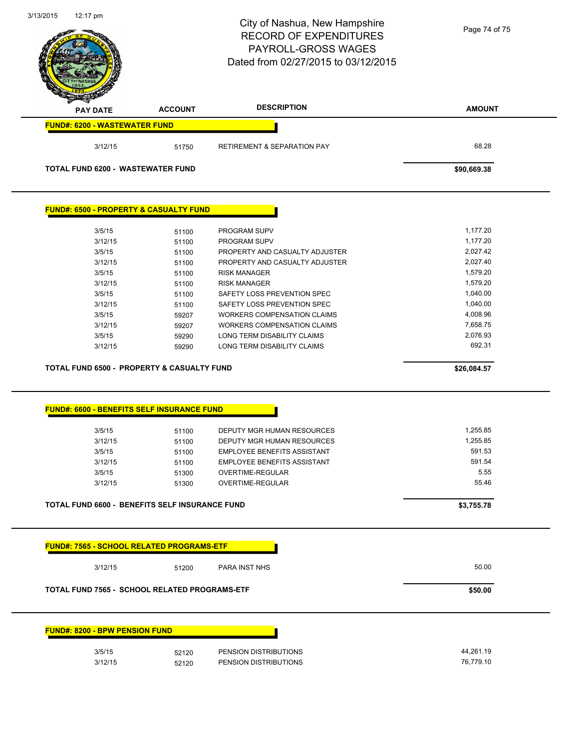# City of Nashua, New Hampshire
## RECORD OF EXPENDITURES
## PAYROLL-GROSS WAGES
## Dated from 02/27/2015 to 03/12/2015

| PAY DATE | ACCOUNT | DESCRIPTION | AMOUNT |
|---|---|---|---|
| **FUND#: 6200 - WASTEWATER FUND** | | | |
| 3/12/15 | 51750 | RETIREMENT & SEPARATION PAY | 68.28 |
| **TOTAL FUND 6200 - WASTEWATER FUND** | | | **$90,669.38** |

| PAY DATE | ACCOUNT | DESCRIPTION | AMOUNT |
|---|---|---|---|
| **FUND#: 6500 - PROPERTY & CASUALTY FUND** | | | |
| 3/5/15 | 51100 | PROGRAM SUPV | 1,177.20 |
| 3/12/15 | 51100 | PROGRAM SUPV | 1,177.20 |
| 3/5/15 | 51100 | PROPERTY AND CASUALTY ADJUSTER | 2,027.42 |
| 3/12/15 | 51100 | PROPERTY AND CASUALTY ADJUSTER | 2,027.40 |
| 3/5/15 | 51100 | RISK MANAGER | 1,579.20 |
| 3/12/15 | 51100 | RISK MANAGER | 1,579.20 |
| 3/5/15 | 51100 | SAFETY LOSS PREVENTION SPEC | 1,040.00 |
| 3/12/15 | 51100 | SAFETY LOSS PREVENTION SPEC | 1,040.00 |
| 3/5/15 | 59207 | WORKERS COMPENSATION CLAIMS | 4,008.96 |
| 3/12/15 | 59207 | WORKERS COMPENSATION CLAIMS | 7,658.75 |
| 3/5/15 | 59290 | LONG TERM DISABILITY CLAIMS | 2,076.93 |
| 3/12/15 | 59290 | LONG TERM DISABILITY CLAIMS | 692.31 |
| **TOTAL FUND 6500 - PROPERTY & CASUALTY FUND** | | | **$26,084.57** |

| PAY DATE | ACCOUNT | DESCRIPTION | AMOUNT |
|---|---|---|---|
| **FUND#: 6600 - BENEFITS SELF INSURANCE FUND** | | | |
| 3/5/15 | 51100 | DEPUTY MGR HUMAN RESOURCES | 1,255.85 |
| 3/12/15 | 51100 | DEPUTY MGR HUMAN RESOURCES | 1,255.85 |
| 3/5/15 | 51100 | EMPLOYEE BENEFITS ASSISTANT | 591.53 |
| 3/12/15 | 51100 | EMPLOYEE BENEFITS ASSISTANT | 591.54 |
| 3/5/15 | 51300 | OVERTIME-REGULAR | 5.55 |
| 3/12/15 | 51300 | OVERTIME-REGULAR | 55.46 |
| **TOTAL FUND 6600 - BENEFITS SELF INSURANCE FUND** | | | **$3,755.78** |

| PAY DATE | ACCOUNT | DESCRIPTION | AMOUNT |
|---|---|---|---|
| **FUND#: 7565 - SCHOOL RELATED PROGRAMS-ETF** | | | |
| 3/12/15 | 51200 | PARA INST NHS | 50.00 |
| **TOTAL FUND 7565 - SCHOOL RELATED PROGRAMS-ETF** | | | **$50.00** |

| PAY DATE | ACCOUNT | DESCRIPTION | AMOUNT |
|---|---|---|---|
| **FUND#: 8200 - BPW PENSION FUND** | | | |
| 3/5/15 | 52120 | PENSION DISTRIBUTIONS | 44,261.19 |
| 3/12/15 | 52120 | PENSION DISTRIBUTIONS | 76,779.10 |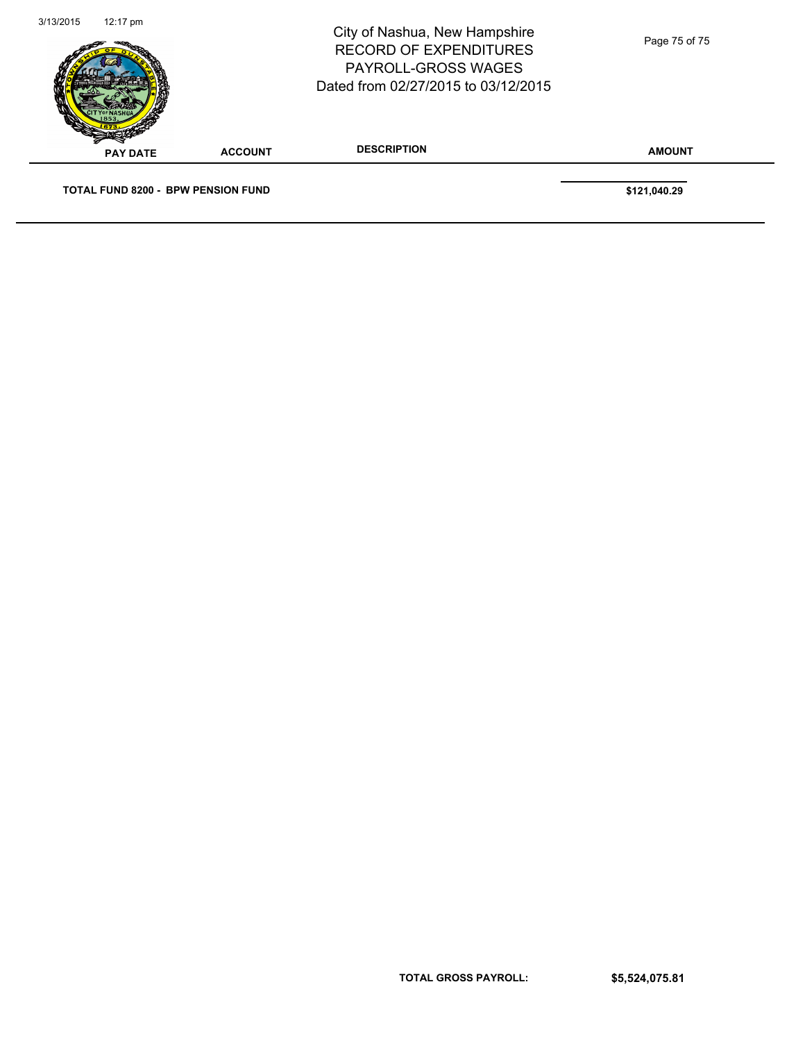| PAY DATE | ACCOUNT | DESCRIPTION | AMOUNT |
| --- | --- | --- | --- |
| **TOTAL FUND 8200 - BPW PENSION FUND** | | | **$121,040.29** |

**TOTAL GROSS PAYROLL:** **$5,524,075.81**